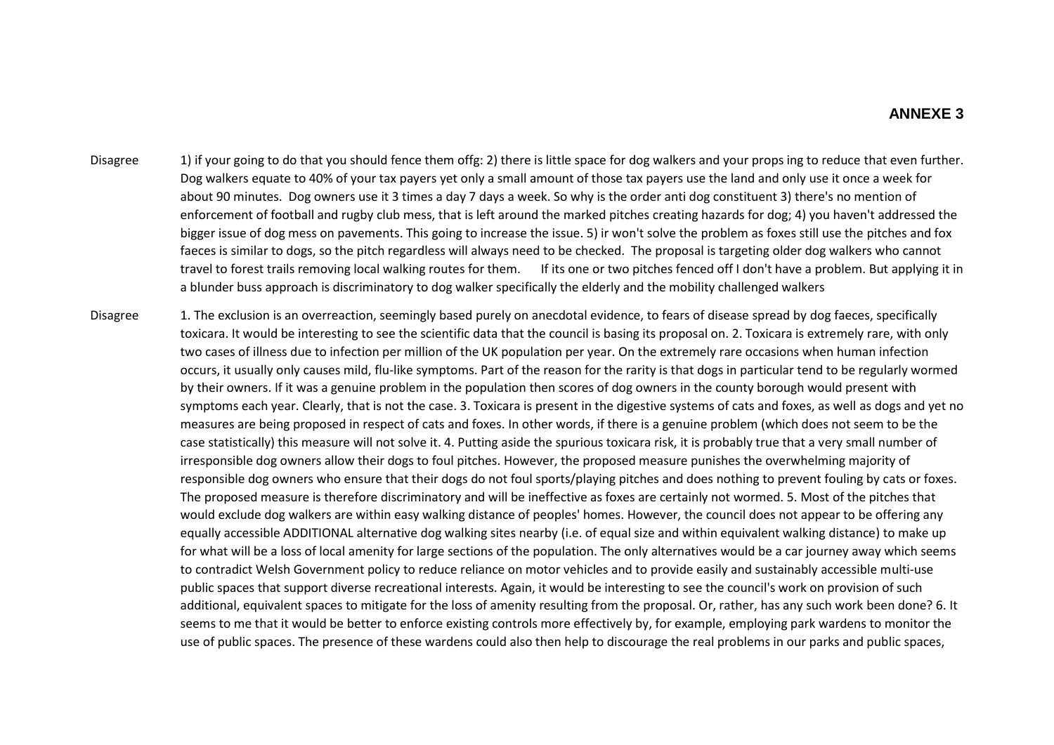## ANNEXE 3

| | |
|---|---|
| Disagree | 1) if your going to do that you should fence them offg: 2) there is little space for dog walkers and your props ing to reduce that even further. Dog walkers equate to 40% of your tax payers yet only a small amount of those tax payers use the land and only use it once a week for about 90 minutes. Dog owners use it 3 times a day 7 days a week. So why is the order anti dog constituent 3) there's no mention of enforcement of football and rugby club mess, that is left around the marked pitches creating hazards for dog; 4) you haven't addressed the bigger issue of dog mess on pavements. This going to increase the issue. 5) ir won't solve the problem as foxes still use the pitches and fox faeces is similar to dogs, so the pitch regardless will always need to be checked. The proposal is targeting older dog walkers who cannot travel to forest trails removing local walking routes for them. If its one or two pitches fenced off I don't have a problem. But applying it in a blunder buss approach is discriminatory to dog walker specifically the elderly and the mobility challenged walkers |
| Disagree | 1. The exclusion is an overreaction, seemingly based purely on anecdotal evidence, to fears of disease spread by dog faeces, specifically toxicara. It would be interesting to see the scientific data that the council is basing its proposal on. 2. Toxicara is extremely rare, with only two cases of illness due to infection per million of the UK population per year. On the extremely rare occasions when human infection occurs, it usually only causes mild, flu-like symptoms. Part of the reason for the rarity is that dogs in particular tend to be regularly wormed by their owners. If it was a genuine problem in the population then scores of dog owners in the county borough would present with symptoms each year. Clearly, that is not the case. 3. Toxicara is present in the digestive systems of cats and foxes, as well as dogs and yet no measures are being proposed in respect of cats and foxes. In other words, if there is a genuine problem (which does not seem to be the case statistically) this measure will not solve it. 4. Putting aside the spurious toxicara risk, it is probably true that a very small number of irresponsible dog owners allow their dogs to foul pitches. However, the proposed measure punishes the overwhelming majority of responsible dog owners who ensure that their dogs do not foul sports/playing pitches and does nothing to prevent fouling by cats or foxes. The proposed measure is therefore discriminatory and will be ineffective as foxes are certainly not wormed. 5. Most of the pitches that would exclude dog walkers are within easy walking distance of peoples' homes. However, the council does not appear to be offering any equally accessible ADDITIONAL alternative dog walking sites nearby (i.e. of equal size and within equivalent walking distance) to make up for what will be a loss of local amenity for large sections of the population. The only alternatives would be a car journey away which seems to contradict Welsh Government policy to reduce reliance on motor vehicles and to provide easily and sustainably accessible multi-use public spaces that support diverse recreational interests. Again, it would be interesting to see the council's work on provision of such additional, equivalent spaces to mitigate for the loss of amenity resulting from the proposal. Or, rather, has any such work been done? 6. It seems to me that it would be better to enforce existing controls more effectively by, for example, employing park wardens to monitor the use of public spaces. The presence of these wardens could also then help to discourage the real problems in our parks and public spaces, |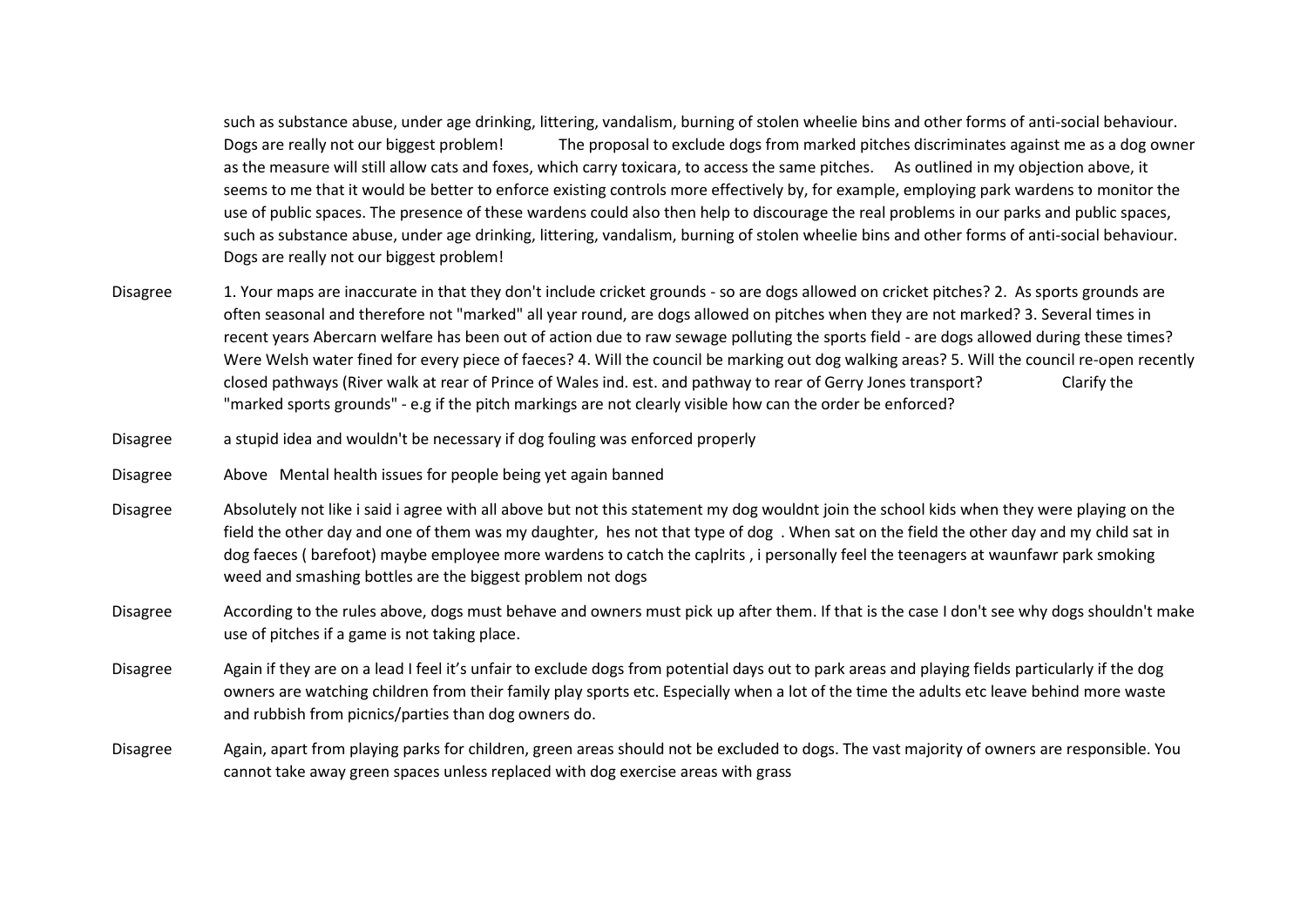|  |  |
| --- | --- |
|  | such as substance abuse, under age drinking, littering, vandalism, burning of stolen wheelie bins and other forms of anti-social behaviour. Dogs are really not our biggest problem! The proposal to exclude dogs from marked pitches discriminates against me as a dog owner as the measure will still allow cats and foxes, which carry toxicara, to access the same pitches. As outlined in my objection above, it seems to me that it would be better to enforce existing controls more effectively by, for example, employing park wardens to monitor the use of public spaces. The presence of these wardens could also then help to discourage the real problems in our parks and public spaces, such as substance abuse, under age drinking, littering, vandalism, burning of stolen wheelie bins and other forms of anti-social behaviour. Dogs are really not our biggest problem! |
| Disagree | 1. Your maps are inaccurate in that they don't include cricket grounds - so are dogs allowed on cricket pitches? 2. As sports grounds are often seasonal and therefore not "marked" all year round, are dogs allowed on pitches when they are not marked? 3. Several times in recent years Abercarn welfare has been out of action due to raw sewage polluting the sports field - are dogs allowed during these times? Were Welsh water fined for every piece of faeces? 4. Will the council be marking out dog walking areas? 5. Will the council re-open recently closed pathways (River walk at rear of Prince of Wales ind. est. and pathway to rear of Gerry Jones transport? Clarify the "marked sports grounds" - e.g if the pitch markings are not clearly visible how can the order be enforced? |
| Disagree | a stupid idea and wouldn't be necessary if dog fouling was enforced properly |
| Disagree | Above Mental health issues for people being yet again banned |
| Disagree | Absolutely not like i said i agree with all above but not this statement my dog wouldnt join the school kids when they were playing on the field the other day and one of them was my daughter, hes not that type of dog . When sat on the field the other day and my child sat in dog faeces ( barefoot) maybe employee more wardens to catch the caplrits , i personally feel the teenagers at waunfawr park smoking weed and smashing bottles are the biggest problem not dogs |
| Disagree | According to the rules above, dogs must behave and owners must pick up after them. If that is the case I don't see why dogs shouldn't make use of pitches if a game is not taking place. |
| Disagree | Again if they are on a lead I feel it's unfair to exclude dogs from potential days out to park areas and playing fields particularly if the dog owners are watching children from their family play sports etc. Especially when a lot of the time the adults etc leave behind more waste and rubbish from picnics/parties than dog owners do. |
| Disagree | Again, apart from playing parks for children, green areas should not be excluded to dogs. The vast majority of owners are responsible. You cannot take away green spaces unless replaced with dog exercise areas with grass |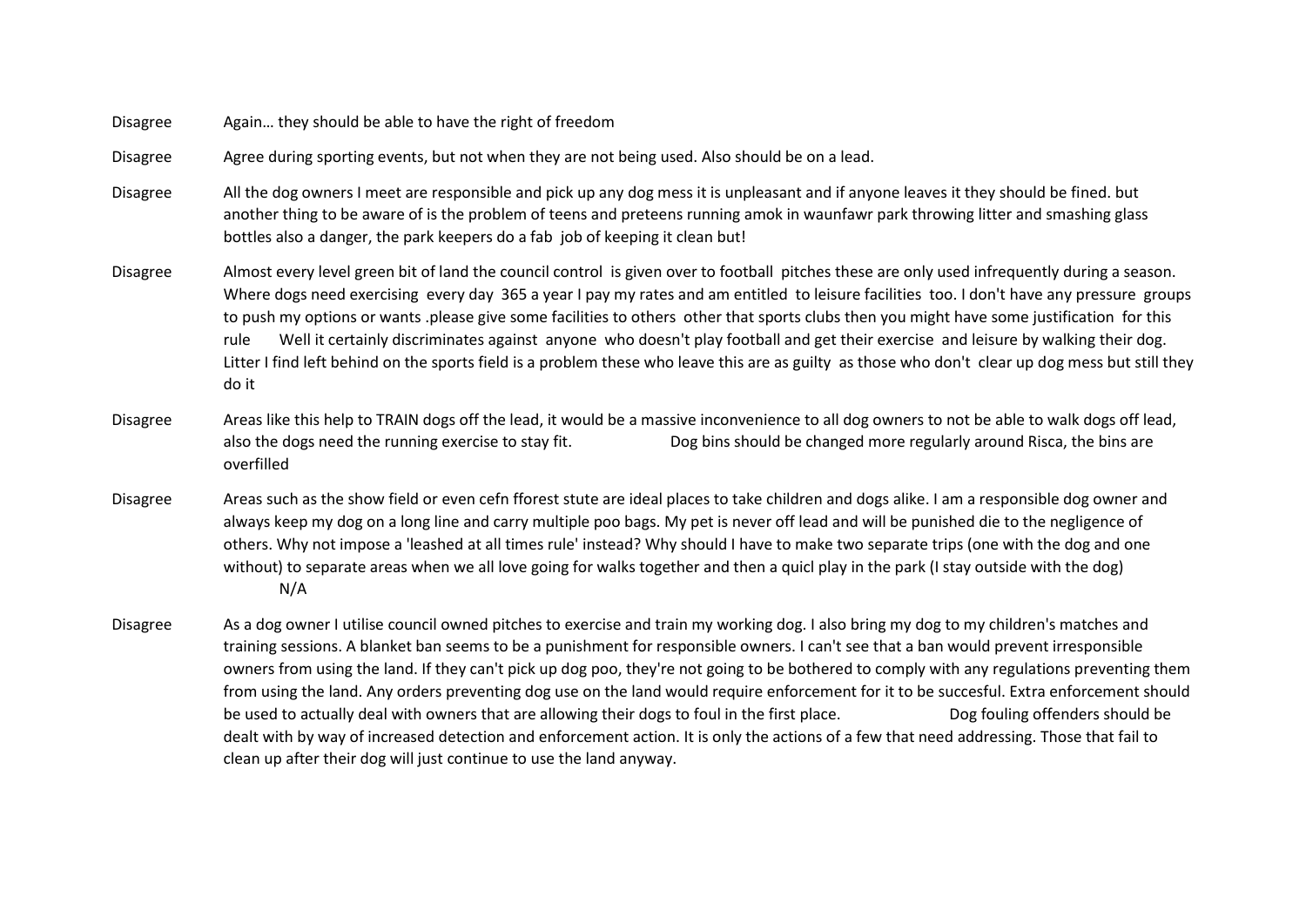| | |
|---|---|
| Disagree | Again… they should be able to have the right of freedom |
| Disagree | Agree during sporting events, but not when they are not being used. Also should be on a lead. |
| Disagree | All the dog owners I meet are responsible and pick up any dog mess it is unpleasant and if anyone leaves it they should be fined. but another thing to be aware of is the problem of teens and preteens running amok in waunfawr park throwing litter and smashing glass bottles also a danger, the park keepers do a fab job of keeping it clean but! |
| Disagree | Almost every level green bit of land the council control is given over to football pitches these are only used infrequently during a season. Where dogs need exercising every day 365 a year I pay my rates and am entitled to leisure facilities too. I don't have any pressure groups to push my options or wants .please give some facilities to others other that sports clubs then you might have some justification for this rule Well it certainly discriminates against anyone who doesn't play football and get their exercise and leisure by walking their dog. Litter I find left behind on the sports field is a problem these who leave this are as guilty as those who don't clear up dog mess but still they do it |
| Disagree | Areas like this help to TRAIN dogs off the lead, it would be a massive inconvenience to all dog owners to not be able to walk dogs off lead, also the dogs need the running exercise to stay fit. Dog bins should be changed more regularly around Risca, the bins are overfilled |
| Disagree | Areas such as the show field or even cefn fforest stute are ideal places to take children and dogs alike. I am a responsible dog owner and always keep my dog on a long line and carry multiple poo bags. My pet is never off lead and will be punished die to the negligence of others. Why not impose a 'leashed at all times rule' instead? Why should I have to make two separate trips (one with the dog and one without) to separate areas when we all love going for walks together and then a quicl play in the park (I stay outside with the dog) N/A |
| Disagree | As a dog owner I utilise council owned pitches to exercise and train my working dog. I also bring my dog to my children's matches and training sessions. A blanket ban seems to be a punishment for responsible owners. I can't see that a ban would prevent irresponsible owners from using the land. If they can't pick up dog poo, they're not going to be bothered to comply with any regulations preventing them from using the land. Any orders preventing dog use on the land would require enforcement for it to be succesful. Extra enforcement should be used to actually deal with owners that are allowing their dogs to foul in the first place. Dog fouling offenders should be dealt with by way of increased detection and enforcement action. It is only the actions of a few that need addressing. Those that fail to clean up after their dog will just continue to use the land anyway. |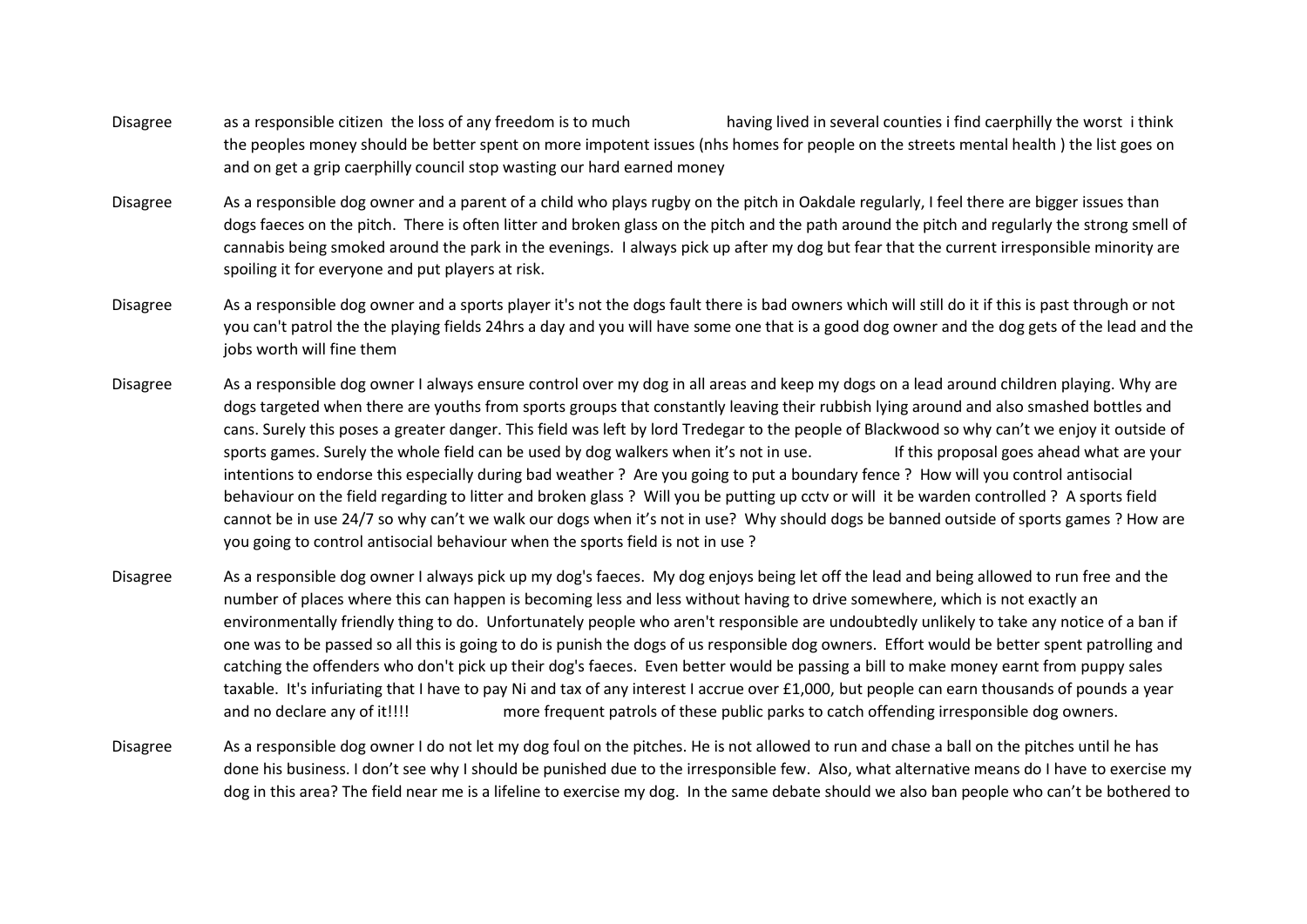| | |
|---|---|
| Disagree | as a responsible citizen the loss of any freedom is to much having lived in several counties i find caerphilly the worst i think the peoples money should be better spent on more impotent issues (nhs homes for people on the streets mental health ) the list goes on and on get a grip caerphilly council stop wasting our hard earned money |
| Disagree | As a responsible dog owner and a parent of a child who plays rugby on the pitch in Oakdale regularly, I feel there are bigger issues than dogs faeces on the pitch. There is often litter and broken glass on the pitch and the path around the pitch and regularly the strong smell of cannabis being smoked around the park in the evenings. I always pick up after my dog but fear that the current irresponsible minority are spoiling it for everyone and put players at risk. |
| Disagree | As a responsible dog owner and a sports player it's not the dogs fault there is bad owners which will still do it if this is past through or not you can't patrol the the playing fields 24hrs a day and you will have some one that is a good dog owner and the dog gets of the lead and the jobs worth will fine them |
| Disagree | As a responsible dog owner I always ensure control over my dog in all areas and keep my dogs on a lead around children playing. Why are dogs targeted when there are youths from sports groups that constantly leaving their rubbish lying around and also smashed bottles and cans. Surely this poses a greater danger. This field was left by lord Tredegar to the people of Blackwood so why can't we enjoy it outside of sports games. Surely the whole field can be used by dog walkers when it's not in use. If this proposal goes ahead what are your intentions to endorse this especially during bad weather ? Are you going to put a boundary fence ? How will you control antisocial behaviour on the field regarding to litter and broken glass ? Will you be putting up cctv or will it be warden controlled ? A sports field cannot be in use 24/7 so why can't we walk our dogs when it's not in use? Why should dogs be banned outside of sports games ? How are you going to control antisocial behaviour when the sports field is not in use ? |
| Disagree | As a responsible dog owner I always pick up my dog's faeces. My dog enjoys being let off the lead and being allowed to run free and the number of places where this can happen is becoming less and less without having to drive somewhere, which is not exactly an environmentally friendly thing to do. Unfortunately people who aren't responsible are undoubtedly unlikely to take any notice of a ban if one was to be passed so all this is going to do is punish the dogs of us responsible dog owners. Effort would be better spent patrolling and catching the offenders who don't pick up their dog's faeces. Even better would be passing a bill to make money earnt from puppy sales taxable. It's infuriating that I have to pay Ni and tax of any interest I accrue over £1,000, but people can earn thousands of pounds a year and no declare any of it!!!! more frequent patrols of these public parks to catch offending irresponsible dog owners. |
| Disagree | As a responsible dog owner I do not let my dog foul on the pitches. He is not allowed to run and chase a ball on the pitches until he has done his business. I don't see why I should be punished due to the irresponsible few. Also, what alternative means do I have to exercise my dog in this area? The field near me is a lifeline to exercise my dog. In the same debate should we also ban people who can't be bothered to |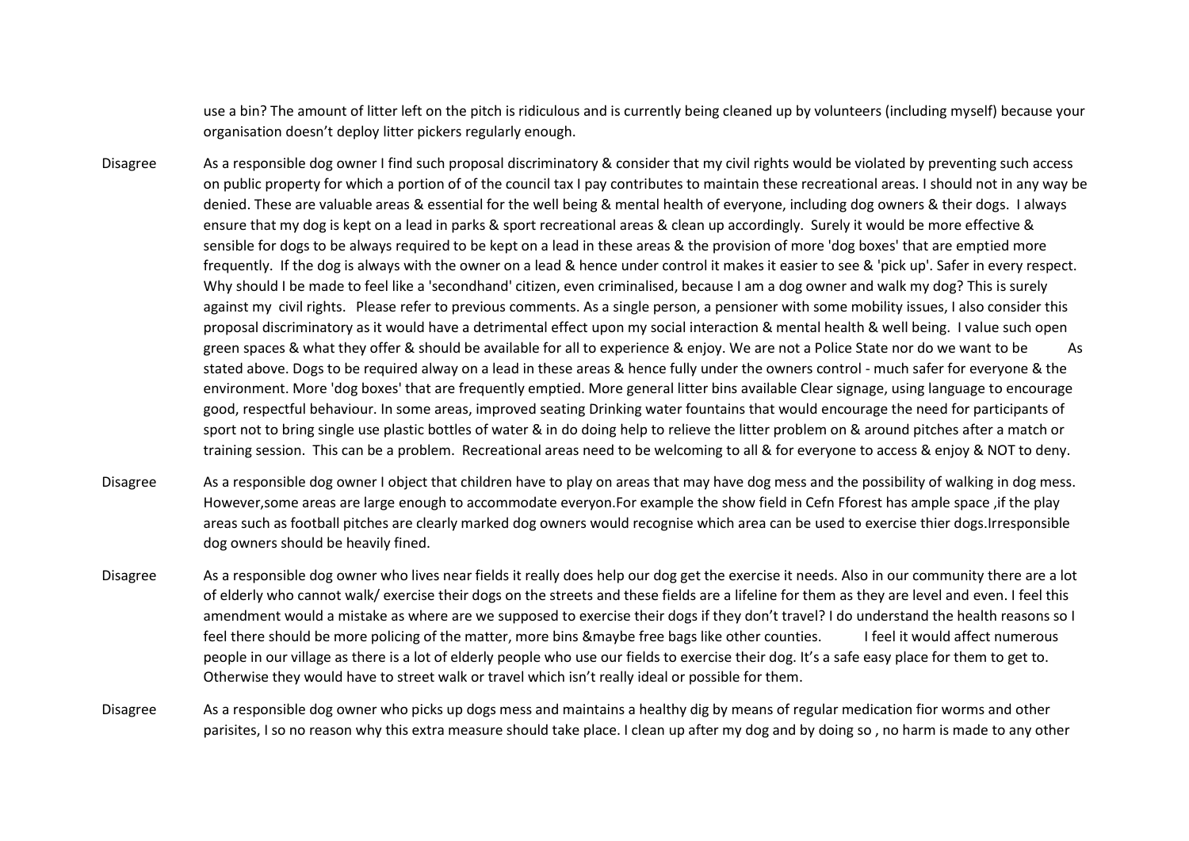|  | use a bin? The amount of litter left on the pitch is ridiculous and is currently being cleaned up by volunteers (including myself) because your organisation doesn't deploy litter pickers regularly enough. |
|---|---|
| Disagree | As a responsible dog owner I find such proposal discriminatory & consider that my civil rights would be violated by preventing such access on public property for which a portion of of the council tax I pay contributes to maintain these recreational areas. I should not in any way be denied. These are valuable areas & essential for the well being & mental health of everyone, including dog owners & their dogs. I always ensure that my dog is kept on a lead in parks & sport recreational areas & clean up accordingly. Surely it would be more effective & sensible for dogs to be always required to be kept on a lead in these areas & the provision of more 'dog boxes' that are emptied more frequently. If the dog is always with the owner on a lead & hence under control it makes it easier to see & 'pick up'. Safer in every respect. Why should I be made to feel like a 'secondhand' citizen, even criminalised, because I am a dog owner and walk my dog? This is surely against my civil rights. Please refer to previous comments. As a single person, a pensioner with some mobility issues, I also consider this proposal discriminatory as it would have a detrimental effect upon my social interaction & mental health & well being. I value such open green spaces & what they offer & should be available for all to experience & enjoy. We are not a Police State nor do we want to be As stated above. Dogs to be required alway on a lead in these areas & hence fully under the owners control - much safer for everyone & the environment. More 'dog boxes' that are frequently emptied. More general litter bins available Clear signage, using language to encourage good, respectful behaviour. In some areas, improved seating Drinking water fountains that would encourage the need for participants of sport not to bring single use plastic bottles of water & in do doing help to relieve the litter problem on & around pitches after a match or training session. This can be a problem. Recreational areas need to be welcoming to all & for everyone to access & enjoy & NOT to deny. |
| Disagree | As a responsible dog owner I object that children have to play on areas that may have dog mess and the possibility of walking in dog mess. However,some areas are large enough to accommodate everyon.For example the show field in Cefn Fforest has ample space ,if the play areas such as football pitches are clearly marked dog owners would recognise which area can be used to exercise thier dogs.Irresponsible dog owners should be heavily fined. |
| Disagree | As a responsible dog owner who lives near fields it really does help our dog get the exercise it needs. Also in our community there are a lot of elderly who cannot walk/ exercise their dogs on the streets and these fields are a lifeline for them as they are level and even. I feel this amendment would a mistake as where are we supposed to exercise their dogs if they don't travel? I do understand the health reasons so I feel there should be more policing of the matter, more bins &maybe free bags like other counties. I feel it would affect numerous people in our village as there is a lot of elderly people who use our fields to exercise their dog. It's a safe easy place for them to get to. Otherwise they would have to street walk or travel which isn't really ideal or possible for them. |
| Disagree | As a responsible dog owner who picks up dogs mess and maintains a healthy dig by means of regular medication fior worms and other parisites, I so no reason why this extra measure should take place. I clean up after my dog and by doing so , no harm is made to any other |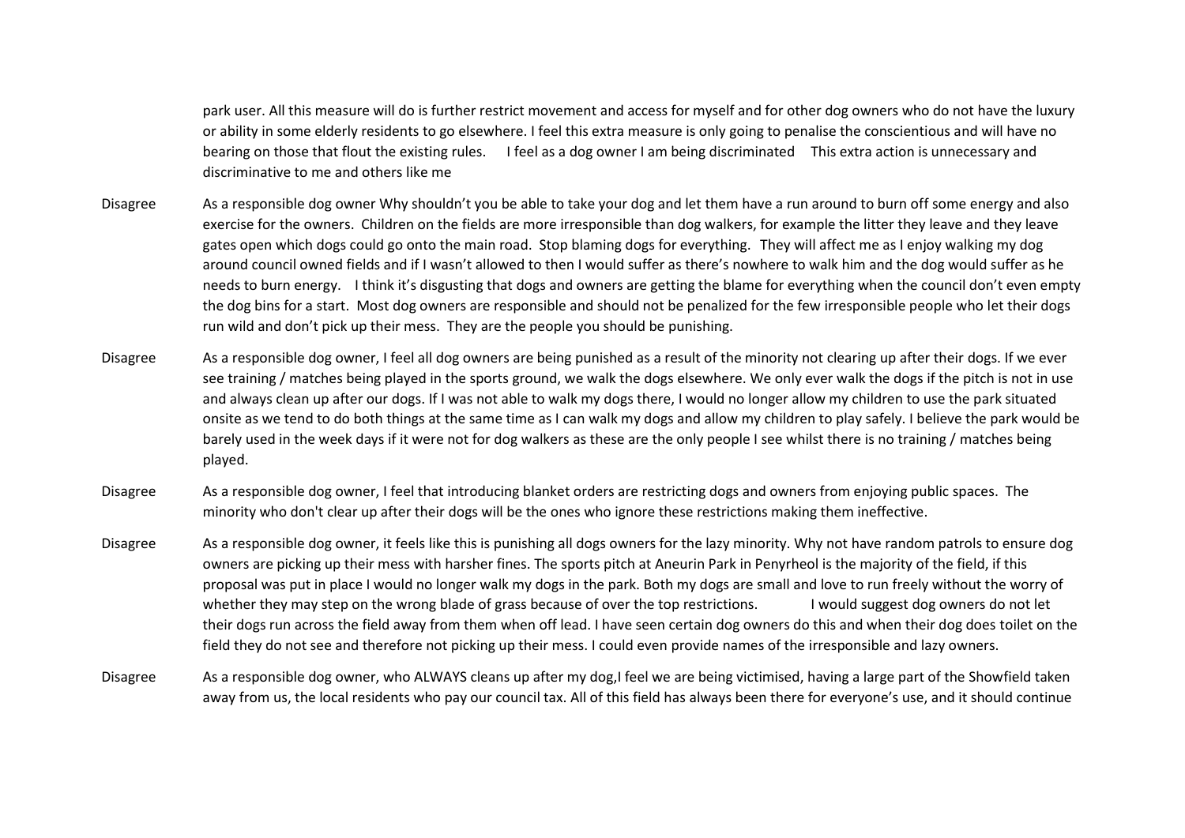|  |  |
|---|---|
|  | park user. All this measure will do is further restrict movement and access for myself and for other dog owners who do not have the luxury or ability in some elderly residents to go elsewhere. I feel this extra measure is only going to penalise the conscientious and will have no bearing on those that flout the existing rules. I feel as a dog owner I am being discriminated This extra action is unnecessary and discriminative to me and others like me |
| Disagree | As a responsible dog owner Why shouldn't you be able to take your dog and let them have a run around to burn off some energy and also exercise for the owners. Children on the fields are more irresponsible than dog walkers, for example the litter they leave and they leave gates open which dogs could go onto the main road. Stop blaming dogs for everything. They will affect me as I enjoy walking my dog around council owned fields and if I wasn't allowed to then I would suffer as there's nowhere to walk him and the dog would suffer as he needs to burn energy. I think it's disgusting that dogs and owners are getting the blame for everything when the council don't even empty the dog bins for a start. Most dog owners are responsible and should not be penalized for the few irresponsible people who let their dogs run wild and don't pick up their mess. They are the people you should be punishing. |
| Disagree | As a responsible dog owner, I feel all dog owners are being punished as a result of the minority not clearing up after their dogs. If we ever see training / matches being played in the sports ground, we walk the dogs elsewhere. We only ever walk the dogs if the pitch is not in use and always clean up after our dogs. If I was not able to walk my dogs there, I would no longer allow my children to use the park situated onsite as we tend to do both things at the same time as I can walk my dogs and allow my children to play safely. I believe the park would be barely used in the week days if it were not for dog walkers as these are the only people I see whilst there is no training / matches being played. |
| Disagree | As a responsible dog owner, I feel that introducing blanket orders are restricting dogs and owners from enjoying public spaces. The minority who don't clear up after their dogs will be the ones who ignore these restrictions making them ineffective. |
| Disagree | As a responsible dog owner, it feels like this is punishing all dogs owners for the lazy minority. Why not have random patrols to ensure dog owners are picking up their mess with harsher fines. The sports pitch at Aneurin Park in Penyrheol is the majority of the field, if this proposal was put in place I would no longer walk my dogs in the park. Both my dogs are small and love to run freely without the worry of whether they may step on the wrong blade of grass because of over the top restrictions. I would suggest dog owners do not let their dogs run across the field away from them when off lead. I have seen certain dog owners do this and when their dog does toilet on the field they do not see and therefore not picking up their mess. I could even provide names of the irresponsible and lazy owners. |
| Disagree | As a responsible dog owner, who ALWAYS cleans up after my dog,I feel we are being victimised, having a large part of the Showfield taken away from us, the local residents who pay our council tax. All of this field has always been there for everyone's use, and it should continue |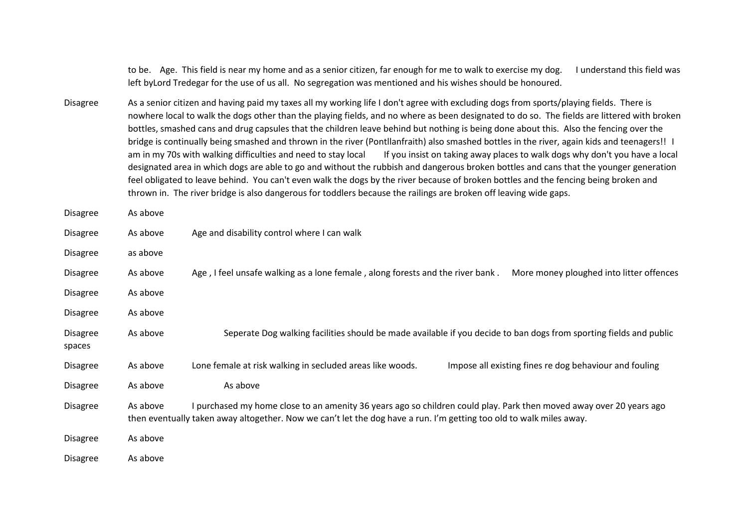to be. Age. This field is near my home and as a senior citizen, far enough for me to walk to exercise my dog. I understand this field was left byLord Tredegar for the use of us all. No segregation was mentioned and his wishes should be honoured.

| | | | |
|---|---|---|---|
| Disagree | As a senior citizen and having paid my taxes all my working life I don't agree with excluding dogs from sports/playing fields. There is nowhere local to walk the dogs other than the playing fields, and no where as been designated to do so. The fields are littered with broken bottles, smashed cans and drug capsules that the children leave behind but nothing is being done about this. Also the fencing over the bridge is continually being smashed and thrown in the river (Pontllanfraith) also smashed bottles in the river, again kids and teenagers!! I am in my 70s with walking difficulties and need to stay local If you insist on taking away places to walk dogs why don't you have a local designated area in which dogs are able to go and without the rubbish and dangerous broken bottles and cans that the younger generation feel obligated to leave behind. You can't even walk the dogs by the river because of broken bottles and the fencing being broken and thrown in. The river bridge is also dangerous for toddlers because the railings are broken off leaving wide gaps. | | |
| Disagree | As above | | |
| Disagree | As above | Age and disability control where I can walk | |
| Disagree | as above | | |
| Disagree | As above | Age , I feel unsafe walking as a lone female , along forests and the river bank . | More money ploughed into litter offences |
| Disagree | As above | | |
| Disagree | As above | | |
| Disagree | As above | | Seperate Dog walking facilities should be made available if you decide to ban dogs from sporting fields and public spaces |
| Disagree | As above | Lone female at risk walking in secluded areas like woods. | Impose all existing fines re dog behaviour and fouling |
| Disagree | As above | | As above |
| Disagree | As above | I purchased my home close to an amenity 36 years ago so children could play. Park then moved away over 20 years ago then eventually taken away altogether. Now we can't let the dog have a run. I'm getting too old to walk miles away. | |
| Disagree | As above | | |
| Disagree | As above | | |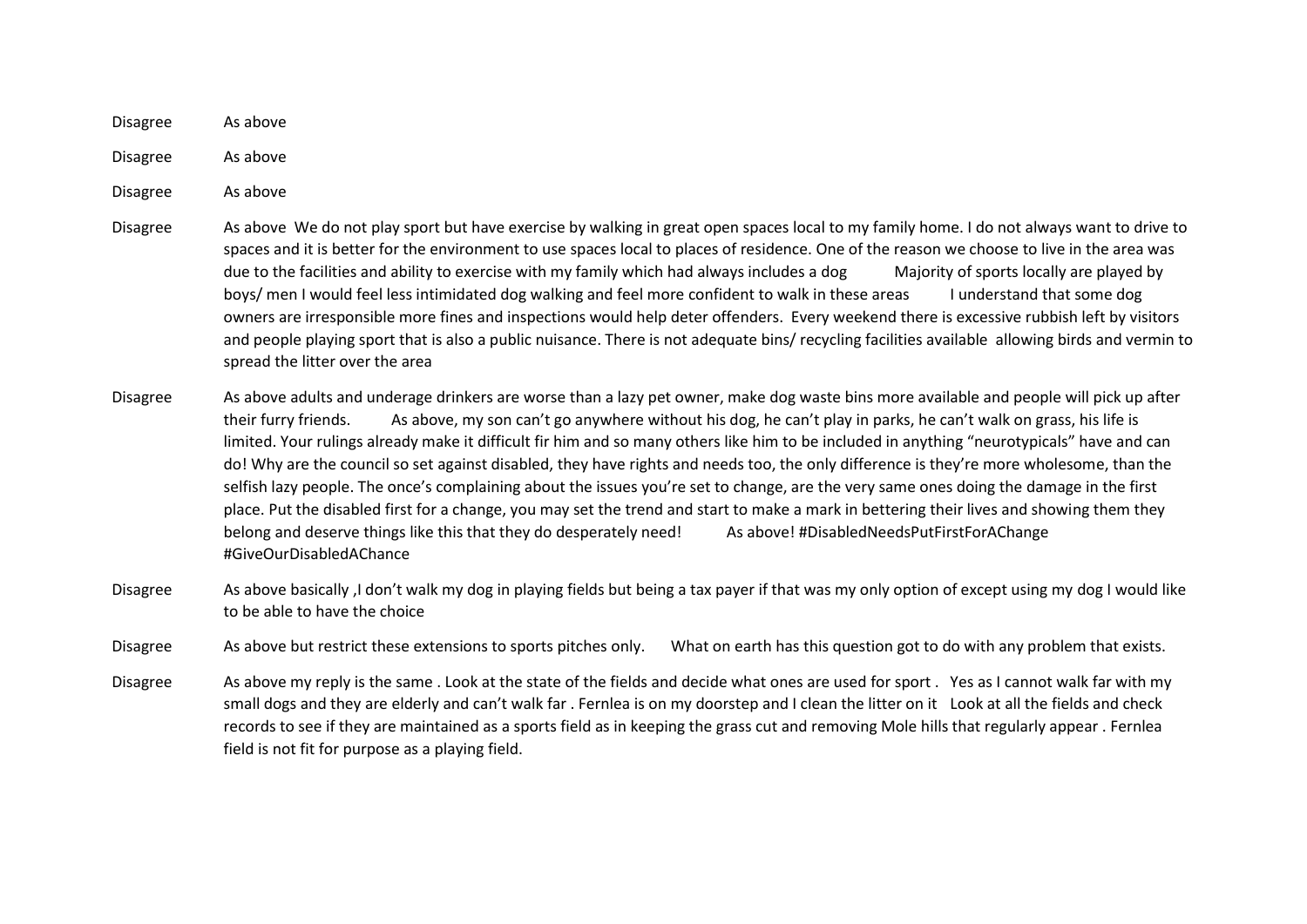| | |
|---|---|
| Disagree | As above |
| Disagree | As above |
| Disagree | As above |
| Disagree | As above We do not play sport but have exercise by walking in great open spaces local to my family home. I do not always want to drive to spaces and it is better for the environment to use spaces local to places of residence. One of the reason we choose to live in the area was due to the facilities and ability to exercise with my family which had always includes a dog Majority of sports locally are played by boys/ men I would feel less intimidated dog walking and feel more confident to walk in these areas I understand that some dog owners are irresponsible more fines and inspections would help deter offenders. Every weekend there is excessive rubbish left by visitors and people playing sport that is also a public nuisance. There is not adequate bins/ recycling facilities available allowing birds and vermin to spread the litter over the area |
| Disagree | As above adults and underage drinkers are worse than a lazy pet owner, make dog waste bins more available and people will pick up after their furry friends. As above, my son can't go anywhere without his dog, he can't play in parks, he can't walk on grass, his life is limited. Your rulings already make it difficult fir him and so many others like him to be included in anything "neurotypicals" have and can do! Why are the council so set against disabled, they have rights and needs too, the only difference is they're more wholesome, than the selfish lazy people. The once's complaining about the issues you're set to change, are the very same ones doing the damage in the first place. Put the disabled first for a change, you may set the trend and start to make a mark in bettering their lives and showing them they belong and deserve things like this that they do desperately need! As above! #DisabledNeedsPutFirstForAChange #GiveOurDisabledAChance |
| Disagree | As above basically ,I don't walk my dog in playing fields but being a tax payer if that was my only option of except using my dog I would like to be able to have the choice |
| Disagree | As above but restrict these extensions to sports pitches only. What on earth has this question got to do with any problem that exists. |
| Disagree | As above my reply is the same . Look at the state of the fields and decide what ones are used for sport . Yes as I cannot walk far with my small dogs and they are elderly and can't walk far . Fernlea is on my doorstep and I clean the litter on it Look at all the fields and check records to see if they are maintained as a sports field as in keeping the grass cut and removing Mole hills that regularly appear . Fernlea field is not fit for purpose as a playing field. |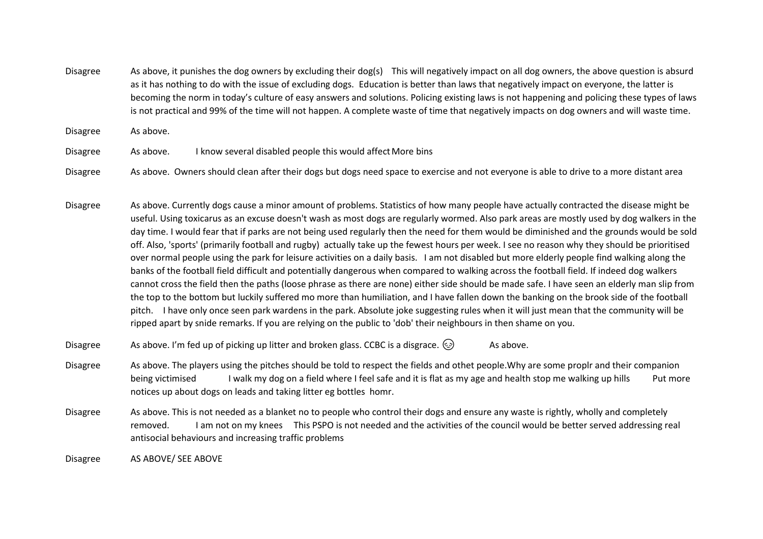| | |
|---|---|
| Disagree | As above, it punishes the dog owners by excluding their dog(s) This will negatively impact on all dog owners, the above question is absurd as it has nothing to do with the issue of excluding dogs. Education is better than laws that negatively impact on everyone, the latter is becoming the norm in today's culture of easy answers and solutions. Policing existing laws is not happening and policing these types of laws is not practical and 99% of the time will not happen. A complete waste of time that negatively impacts on dog owners and will waste time. |
| Disagree | As above. |
| Disagree | As above. I know several disabled people this would affect More bins |
| Disagree | As above. Owners should clean after their dogs but dogs need space to exercise and not everyone is able to drive to a more distant area |
| Disagree | As above. Currently dogs cause a minor amount of problems. Statistics of how many people have actually contracted the disease might be useful. Using toxicarus as an excuse doesn't wash as most dogs are regularly wormed. Also park areas are mostly used by dog walkers in the day time. I would fear that if parks are not being used regularly then the need for them would be diminished and the grounds would be sold off. Also, 'sports' (primarily football and rugby) actually take up the fewest hours per week. I see no reason why they should be prioritised over normal people using the park for leisure activities on a daily basis. I am not disabled but more elderly people find walking along the banks of the football field difficult and potentially dangerous when compared to walking across the football field. If indeed dog walkers cannot cross the field then the paths (loose phrase as there are none) either side should be made safe. I have seen an elderly man slip from the top to the bottom but luckily suffered mo more than humiliation, and I have fallen down the banking on the brook side of the football pitch. I have only once seen park wardens in the park. Absolute joke suggesting rules when it will just mean that the community will be ripped apart by snide remarks. If you are relying on the public to 'dob' their neighbours in then shame on you. |
| Disagree | As above. I'm fed up of picking up litter and broken glass. CCBC is a disgrace. 😔 As above. |
| Disagree | As above. The players using the pitches should be told to respect the fields and othet people.Why are some proplr and their companion being victimised I walk my dog on a field where I feel safe and it is flat as my age and health stop me walking up hills Put more notices up about dogs on leads and taking litter eg bottles homr. |
| Disagree | As above. This is not needed as a blanket no to people who control their dogs and ensure any waste is rightly, wholly and completely removed. I am not on my knees This PSPO is not needed and the activities of the council would be better served addressing real antisocial behaviours and increasing traffic problems |
| Disagree | AS ABOVE/ SEE ABOVE |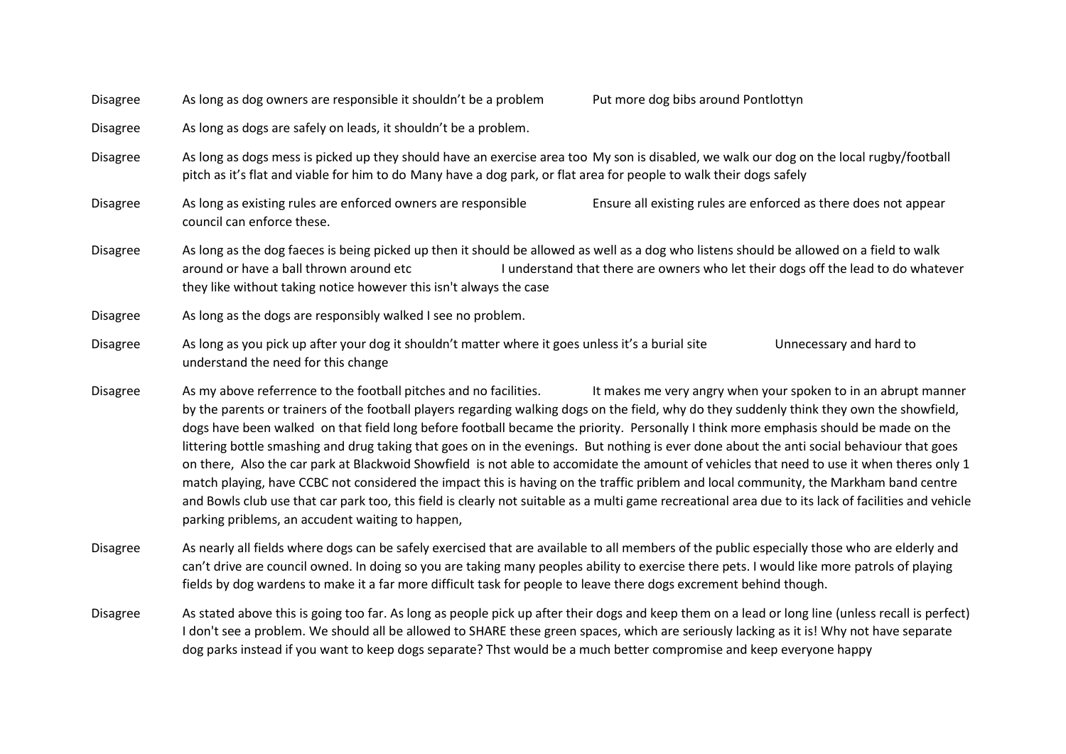| | | |
|---|---|---|
| Disagree | As long as dog owners are responsible it shouldn't be a problem | Put more dog bibs around Pontlottyn |
| Disagree | As long as dogs are safely on leads, it shouldn't be a problem. | |
| Disagree | As long as dogs mess is picked up they should have an exercise area too | My son is disabled, we walk our dog on the local rugby/football pitch as it's flat and viable for him to do Many have a dog park, or flat area for people to walk their dogs safely |
| Disagree | As long as existing rules are enforced owners are responsible | Ensure all existing rules are enforced as there does not appear council can enforce these. |
| Disagree | As long as the dog faeces is being picked up then it should be allowed as well as a dog who listens should be allowed on a field to walk around or have a ball thrown around etc | I understand that there are owners who let their dogs off the lead to do whatever they like without taking notice however this isn't always the case |
| Disagree | As long as the dogs are responsibly walked I see no problem. | |
| Disagree | As long as you pick up after your dog it shouldn't matter where it goes unless it's a burial site | Unnecessary and hard to understand the need for this change |
| Disagree | As my above referrence to the football pitches and no facilities. | It makes me very angry when your spoken to in an abrupt manner by the parents or trainers of the football players regarding walking dogs on the field, why do they suddenly think they own the showfield, dogs have been walked on that field long before football became the priority. Personally I think more emphasis should be made on the littering bottle smashing and drug taking that goes on in the evenings. But nothing is ever done about the anti social behaviour that goes on there, Also the car park at Blackwoid Showfield is not able to accomidate the amount of vehicles that need to use it when theres only 1 match playing, have CCBC not considered the impact this is having on the traffic priblem and local community, the Markham band centre and Bowls club use that car park too, this field is clearly not suitable as a multi game recreational area due to its lack of facilities and vehicle parking priblems, an accudent waiting to happen, |
| Disagree | As nearly all fields where dogs can be safely exercised that are available to all members of the public especially those who are elderly and can't drive are council owned. In doing so you are taking many peoples ability to exercise there pets. I would like more patrols of playing fields by dog wardens to make it a far more difficult task for people to leave there dogs excrement behind though. | |
| Disagree | As stated above this is going too far. As long as people pick up after their dogs and keep them on a lead or long line (unless recall is perfect) I don't see a problem. We should all be allowed to SHARE these green spaces, which are seriously lacking as it is! Why not have separate dog parks instead if you want to keep dogs separate? Thst would be a much better compromise and keep everyone happy | |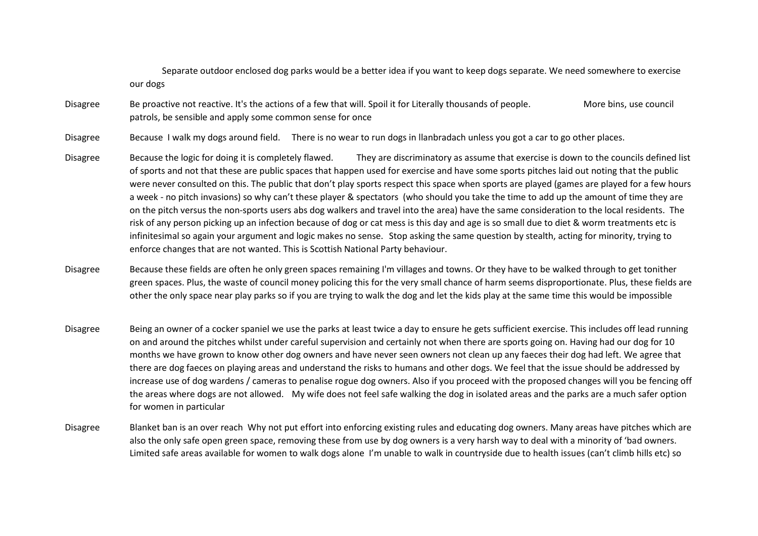|  | Separate outdoor enclosed dog parks would be a better idea if you want to keep dogs separate. We need somewhere to exercise our dogs |
|---|---|
| Disagree | Be proactive not reactive. It's the actions of a few that will. Spoil it for Literally thousands of people. More bins, use council patrols, be sensible and apply some common sense for once |
| Disagree | Because I walk my dogs around field. There is no wear to run dogs in llanbradach unless you got a car to go other places. |
| Disagree | Because the logic for doing it is completely flawed. They are discriminatory as assume that exercise is down to the councils defined list of sports and not that these are public spaces that happen used for exercise and have some sports pitches laid out noting that the public were never consulted on this. The public that don't play sports respect this space when sports are played (games are played for a few hours a week - no pitch invasions) so why can't these player & spectators (who should you take the time to add up the amount of time they are on the pitch versus the non-sports users abs dog walkers and travel into the area) have the same consideration to the local residents. The risk of any person picking up an infection because of dog or cat mess is this day and age is so small due to diet & worm treatments etc is infinitesimal so again your argument and logic makes no sense. Stop asking the same question by stealth, acting for minority, trying to enforce changes that are not wanted. This is Scottish National Party behaviour. |
| Disagree | Because these fields are often he only green spaces remaining I'm villages and towns. Or they have to be walked through to get tonither green spaces. Plus, the waste of council money policing this for the very small chance of harm seems disproportionate. Plus, these fields are other the only space near play parks so if you are trying to walk the dog and let the kids play at the same time this would be impossible |
| Disagree | Being an owner of a cocker spaniel we use the parks at least twice a day to ensure he gets sufficient exercise. This includes off lead running on and around the pitches whilst under careful supervision and certainly not when there are sports going on. Having had our dog for 10 months we have grown to know other dog owners and have never seen owners not clean up any faeces their dog had left. We agree that there are dog faeces on playing areas and understand the risks to humans and other dogs. We feel that the issue should be addressed by increase use of dog wardens / cameras to penalise rogue dog owners. Also if you proceed with the proposed changes will you be fencing off the areas where dogs are not allowed. My wife does not feel safe walking the dog in isolated areas and the parks are a much safer option for women in particular |
| Disagree | Blanket ban is an over reach Why not put effort into enforcing existing rules and educating dog owners. Many areas have pitches which are also the only safe open green space, removing these from use by dog owners is a very harsh way to deal with a minority of 'bad owners. Limited safe areas available for women to walk dogs alone I'm unable to walk in countryside due to health issues (can't climb hills etc) so |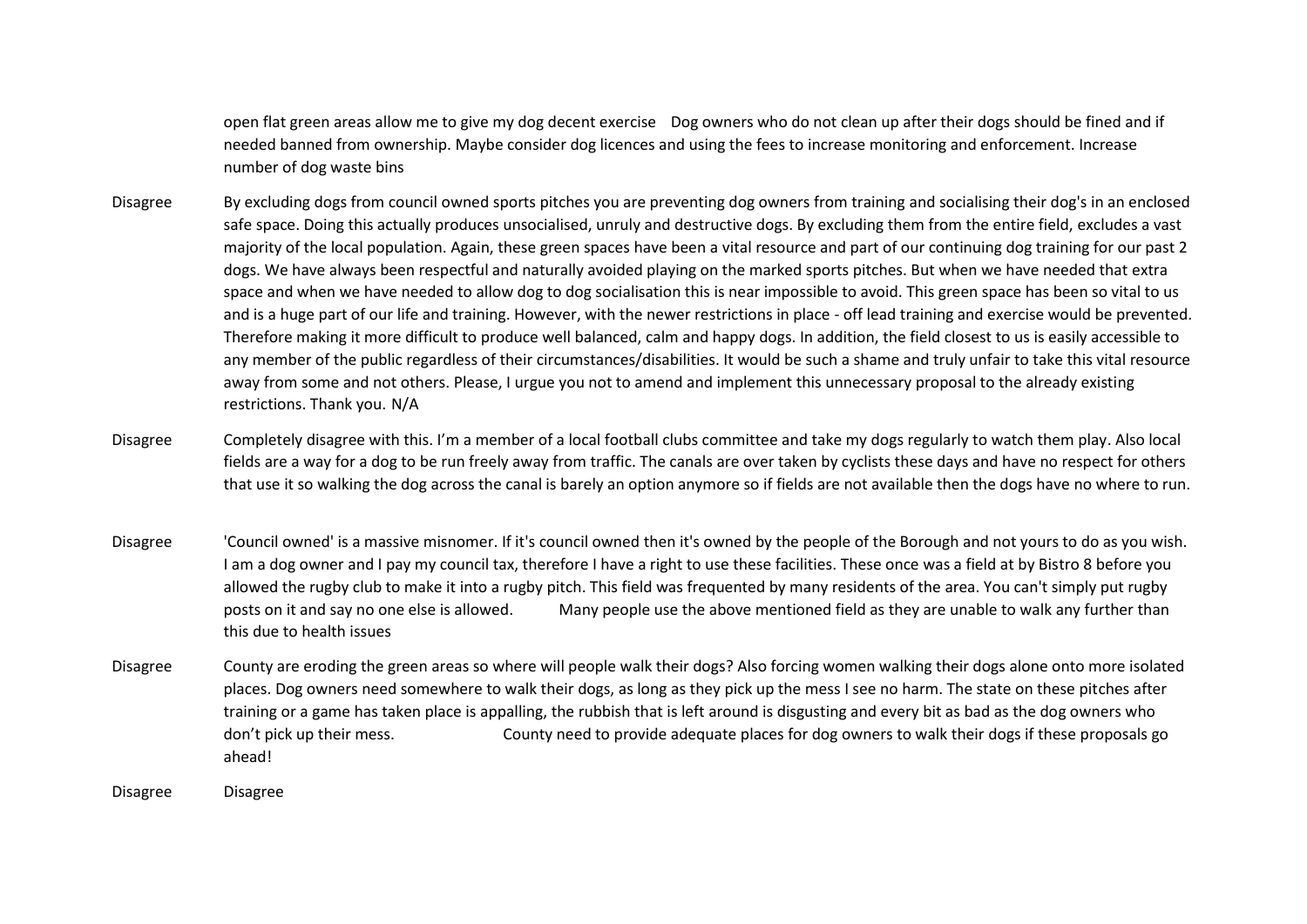| | | |
|---|---|---|
| | open flat green areas allow me to give my dog decent exercise | Dog owners who do not clean up after their dogs should be fined and if needed banned from ownership. Maybe consider dog licences and using the fees to increase monitoring and enforcement. Increase number of dog waste bins |
| Disagree | By excluding dogs from council owned sports pitches you are preventing dog owners from training and socialising their dog's in an enclosed safe space. Doing this actually produces unsocialised, unruly and destructive dogs. By excluding them from the entire field, excludes a vast majority of the local population. Again, these green spaces have been a vital resource and part of our continuing dog training for our past 2 dogs. We have always been respectful and naturally avoided playing on the marked sports pitches. But when we have needed that extra space and when we have needed to allow dog to dog socialisation this is near impossible to avoid. This green space has been so vital to us and is a huge part of our life and training. However, with the newer restrictions in place - off lead training and exercise would be prevented. Therefore making it more difficult to produce well balanced, calm and happy dogs. In addition, the field closest to us is easily accessible to any member of the public regardless of their circumstances/disabilities. It would be such a shame and truly unfair to take this vital resource away from some and not others. Please, I urgue you not to amend and implement this unnecessary proposal to the already existing restrictions. Thank you. | N/A |
| Disagree | Completely disagree with this. I'm a member of a local football clubs committee and take my dogs regularly to watch them play. Also local fields are a way for a dog to be run freely away from traffic. The canals are over taken by cyclists these days and have no respect for others that use it so walking the dog across the canal is barely an option anymore so if fields are not available then the dogs have no where to run. | |
| Disagree | 'Council owned' is a massive misnomer. If it's council owned then it's owned by the people of the Borough and not yours to do as you wish. I am a dog owner and I pay my council tax, therefore I have a right to use these facilities. These once was a field at by Bistro 8 before you allowed the rugby club to make it into a rugby pitch. This field was frequented by many residents of the area. You can't simply put rugby posts on it and say no one else is allowed. | Many people use the above mentioned field as they are unable to walk any further than this due to health issues |
| Disagree | County are eroding the green areas so where will people walk their dogs? Also forcing women walking their dogs alone onto more isolated places. Dog owners need somewhere to walk their dogs, as long as they pick up the mess I see no harm. The state on these pitches after training or a game has taken place is appalling, the rubbish that is left around is disgusting and every bit as bad as the dog owners who don't pick up their mess. | County need to provide adequate places for dog owners to walk their dogs if these proposals go ahead! |
| Disagree | Disagree | |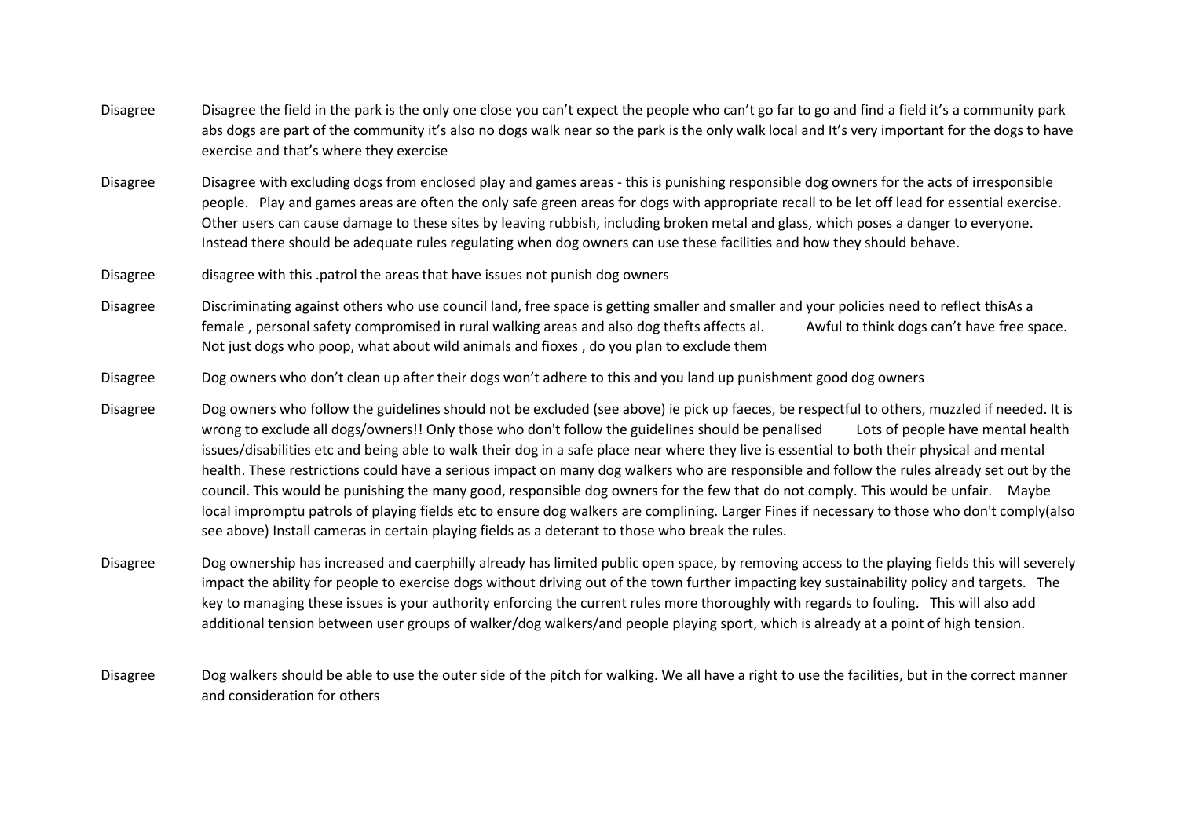| | |
|---|---|
| Disagree | Disagree the field in the park is the only one close you can't expect the people who can't go far to go and find a field it's a community park abs dogs are part of the community it's also no dogs walk near so the park is the only walk local and It's very important for the dogs to have exercise and that's where they exercise |
| Disagree | Disagree with excluding dogs from enclosed play and games areas - this is punishing responsible dog owners for the acts of irresponsible people. Play and games areas are often the only safe green areas for dogs with appropriate recall to be let off lead for essential exercise. Other users can cause damage to these sites by leaving rubbish, including broken metal and glass, which poses a danger to everyone. Instead there should be adequate rules regulating when dog owners can use these facilities and how they should behave. |
| Disagree | disagree with this .patrol the areas that have issues not punish dog owners |
| Disagree | Discriminating against others who use council land, free space is getting smaller and smaller and your policies need to reflect thisAs a female , personal safety compromised in rural walking areas and also dog thefts affects al. Awful to think dogs can't have free space. Not just dogs who poop, what about wild animals and fioxes , do you plan to exclude them |
| Disagree | Dog owners who don't clean up after their dogs won't adhere to this and you land up punishment good dog owners |
| Disagree | Dog owners who follow the guidelines should not be excluded (see above) ie pick up faeces, be respectful to others, muzzled if needed. It is wrong to exclude all dogs/owners!! Only those who don't follow the guidelines should be penalised Lots of people have mental health issues/disabilities etc and being able to walk their dog in a safe place near where they live is essential to both their physical and mental health. These restrictions could have a serious impact on many dog walkers who are responsible and follow the rules already set out by the council. This would be punishing the many good, responsible dog owners for the few that do not comply. This would be unfair. Maybe local impromptu patrols of playing fields etc to ensure dog walkers are complining. Larger Fines if necessary to those who don't comply(also see above) Install cameras in certain playing fields as a deterant to those who break the rules. |
| Disagree | Dog ownership has increased and caerphilly already has limited public open space, by removing access to the playing fields this will severely impact the ability for people to exercise dogs without driving out of the town further impacting key sustainability policy and targets. The key to managing these issues is your authority enforcing the current rules more thoroughly with regards to fouling. This will also add additional tension between user groups of walker/dog walkers/and people playing sport, which is already at a point of high tension. |
| Disagree | Dog walkers should be able to use the outer side of the pitch for walking. We all have a right to use the facilities, but in the correct manner and consideration for others |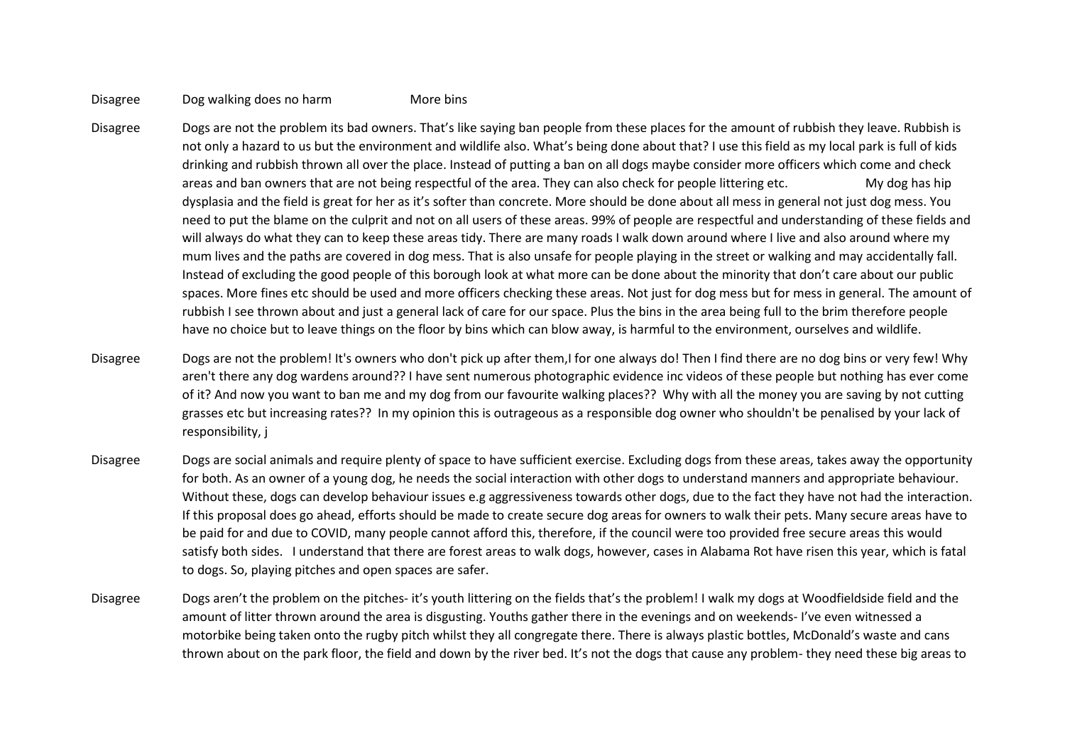| | | |
|---|---|---|
| Disagree | Dog walking does no harm | More bins |
| Disagree | Dogs are not the problem its bad owners. That's like saying ban people from these places for the amount of rubbish they leave. Rubbish is not only a hazard to us but the environment and wildlife also. What's being done about that? I use this field as my local park is full of kids drinking and rubbish thrown all over the place. Instead of putting a ban on all dogs maybe consider more officers which come and check areas and ban owners that are not being respectful of the area. They can also check for people littering etc. My dog has hip dysplasia and the field is great for her as it's softer than concrete. More should be done about all mess in general not just dog mess. You need to put the blame on the culprit and not on all users of these areas. 99% of people are respectful and understanding of these fields and will always do what they can to keep these areas tidy. There are many roads I walk down around where I live and also around where my mum lives and the paths are covered in dog mess. That is also unsafe for people playing in the street or walking and may accidentally fall. Instead of excluding the good people of this borough look at what more can be done about the minority that don't care about our public spaces. More fines etc should be used and more officers checking these areas. Not just for dog mess but for mess in general. The amount of rubbish I see thrown about and just a general lack of care for our space. Plus the bins in the area being full to the brim therefore people have no choice but to leave things on the floor by bins which can blow away, is harmful to the environment, ourselves and wildlife. | |
| Disagree | Dogs are not the problem! It's owners who don't pick up after them,I for one always do! Then I find there are no dog bins or very few! Why aren't there any dog wardens around?? I have sent numerous photographic evidence inc videos of these people but nothing has ever come of it? And now you want to ban me and my dog from our favourite walking places?? Why with all the money you are saving by not cutting grasses etc but increasing rates?? In my opinion this is outrageous as a responsible dog owner who shouldn't be penalised by your lack of responsibility, j | |
| Disagree | Dogs are social animals and require plenty of space to have sufficient exercise. Excluding dogs from these areas, takes away the opportunity for both. As an owner of a young dog, he needs the social interaction with other dogs to understand manners and appropriate behaviour. Without these, dogs can develop behaviour issues e.g aggressiveness towards other dogs, due to the fact they have not had the interaction. If this proposal does go ahead, efforts should be made to create secure dog areas for owners to walk their pets. Many secure areas have to be paid for and due to COVID, many people cannot afford this, therefore, if the council were too provided free secure areas this would satisfy both sides. I understand that there are forest areas to walk dogs, however, cases in Alabama Rot have risen this year, which is fatal to dogs. So, playing pitches and open spaces are safer. | |
| Disagree | Dogs aren't the problem on the pitches- it's youth littering on the fields that's the problem! I walk my dogs at Woodfieldside field and the amount of litter thrown around the area is disgusting. Youths gather there in the evenings and on weekends- I've even witnessed a motorbike being taken onto the rugby pitch whilst they all congregate there. There is always plastic bottles, McDonald's waste and cans thrown about on the park floor, the field and down by the river bed. It's not the dogs that cause any problem- they need these big areas to | |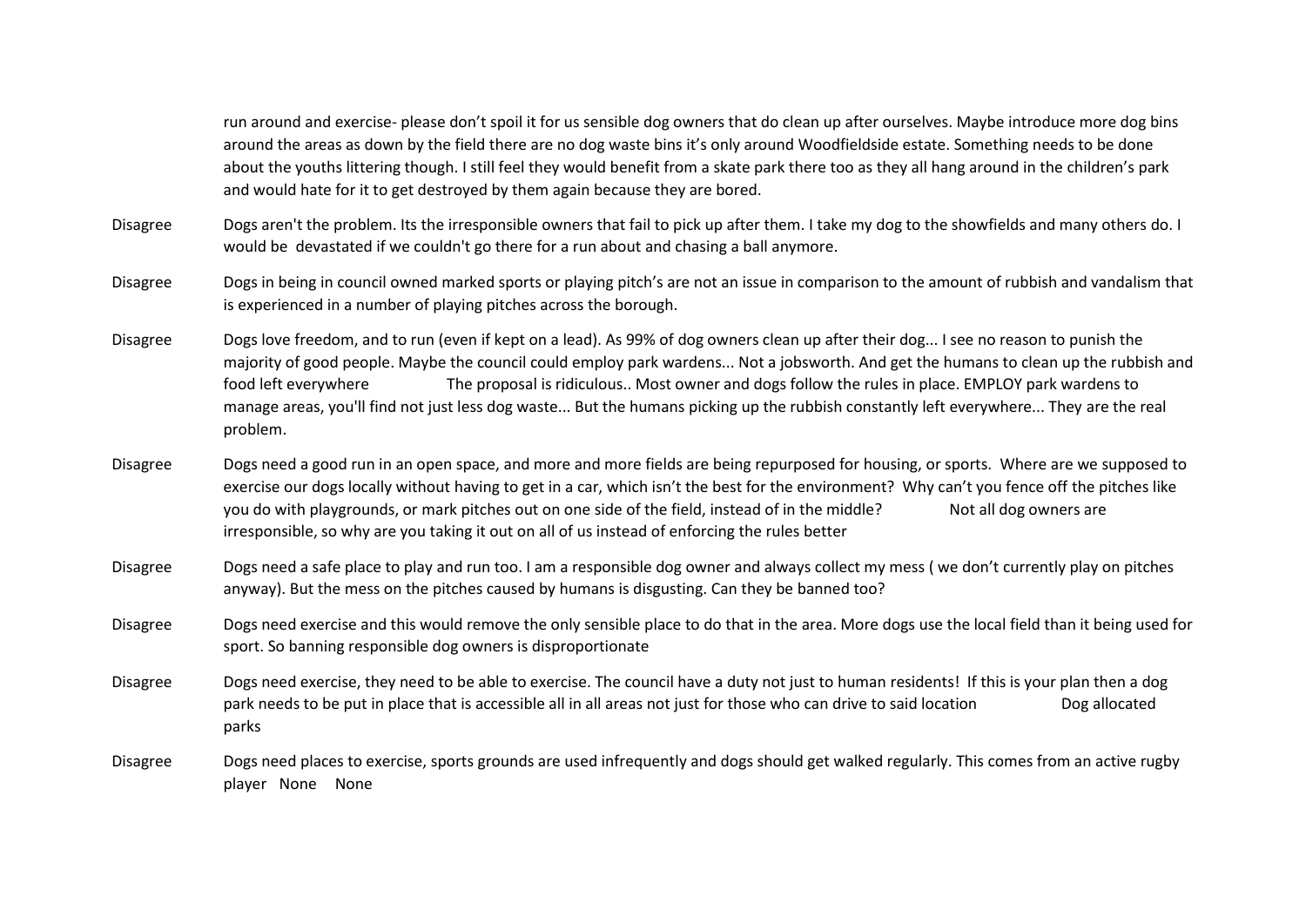| | |
|---|---|
| | run around and exercise- please don't spoil it for us sensible dog owners that do clean up after ourselves. Maybe introduce more dog bins around the areas as down by the field there are no dog waste bins it's only around Woodfieldside estate. Something needs to be done about the youths littering though. I still feel they would benefit from a skate park there too as they all hang around in the children's park and would hate for it to get destroyed by them again because they are bored. |
| Disagree | Dogs aren't the problem. Its the irresponsible owners that fail to pick up after them. I take my dog to the showfields and many others do. I would be devastated if we couldn't go there for a run about and chasing a ball anymore. |
| Disagree | Dogs in being in council owned marked sports or playing pitch's are not an issue in comparison to the amount of rubbish and vandalism that is experienced in a number of playing pitches across the borough. |
| Disagree | Dogs love freedom, and to run (even if kept on a lead). As 99% of dog owners clean up after their dog... I see no reason to punish the majority of good people. Maybe the council could employ park wardens... Not a jobsworth. And get the humans to clean up the rubbish and food left everywhere The proposal is ridiculous.. Most owner and dogs follow the rules in place. EMPLOY park wardens to manage areas, you'll find not just less dog waste... But the humans picking up the rubbish constantly left everywhere... They are the real problem. |
| Disagree | Dogs need a good run in an open space, and more and more fields are being repurposed for housing, or sports. Where are we supposed to exercise our dogs locally without having to get in a car, which isn't the best for the environment? Why can't you fence off the pitches like you do with playgrounds, or mark pitches out on one side of the field, instead of in the middle? Not all dog owners are irresponsible, so why are you taking it out on all of us instead of enforcing the rules better |
| Disagree | Dogs need a safe place to play and run too. I am a responsible dog owner and always collect my mess ( we don't currently play on pitches anyway). But the mess on the pitches caused by humans is disgusting. Can they be banned too? |
| Disagree | Dogs need exercise and this would remove the only sensible place to do that in the area. More dogs use the local field than it being used for sport. So banning responsible dog owners is disproportionate |
| Disagree | Dogs need exercise, they need to be able to exercise. The council have a duty not just to human residents! If this is your plan then a dog park needs to be put in place that is accessible all in all areas not just for those who can drive to said location Dog allocated parks |
| Disagree | Dogs need places to exercise, sports grounds are used infrequently and dogs should get walked regularly. This comes from an active rugby player None None |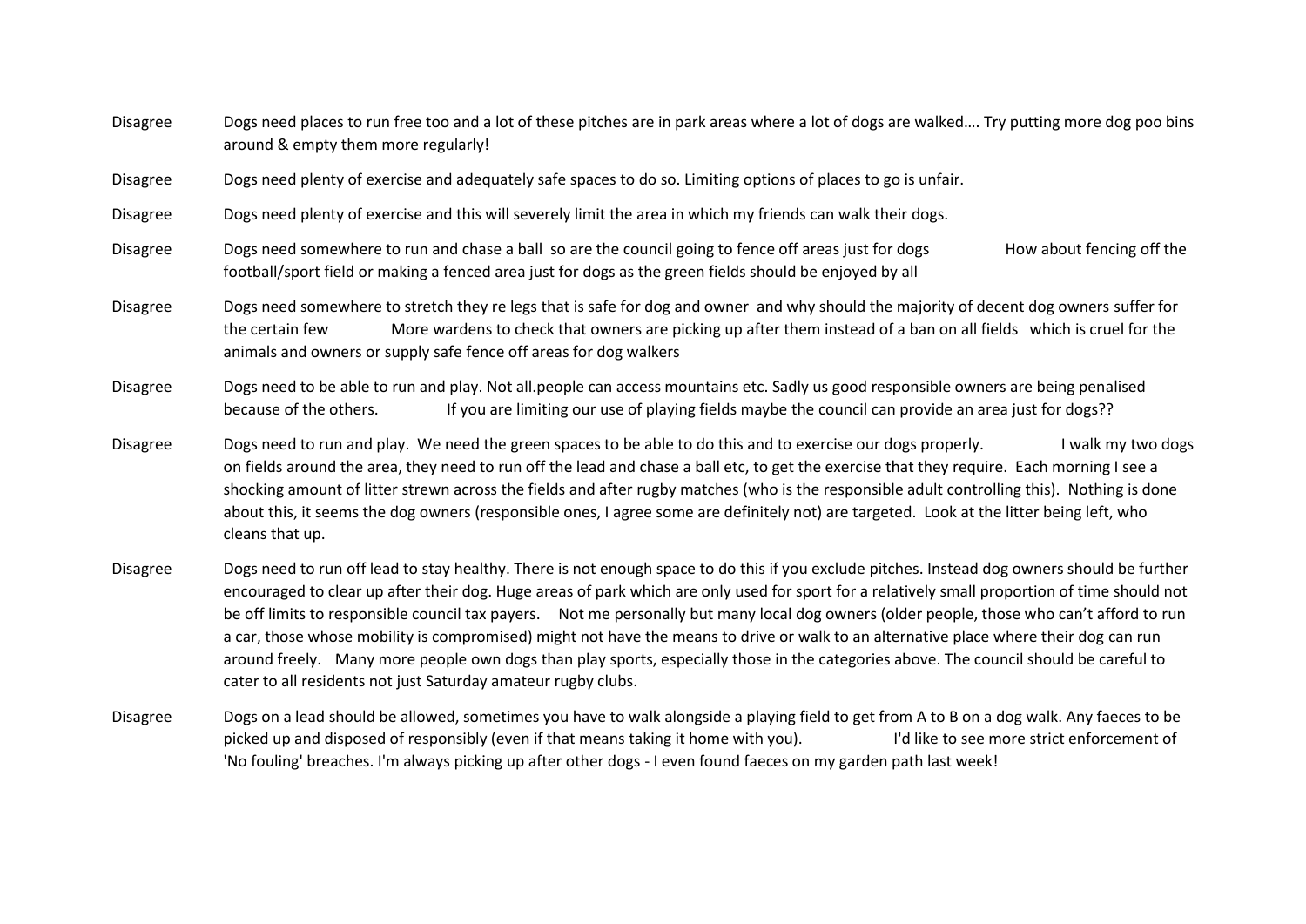| | |
|---|---|
| Disagree | Dogs need places to run free too and a lot of these pitches are in park areas where a lot of dogs are walked…. Try putting more dog poo bins around & empty them more regularly! |
| Disagree | Dogs need plenty of exercise and adequately safe spaces to do so. Limiting options of places to go is unfair. |
| Disagree | Dogs need plenty of exercise and this will severely limit the area in which my friends can walk their dogs. |
| Disagree | Dogs need somewhere to run and chase a ball so are the council going to fence off areas just for dogs How about fencing off the football/sport field or making a fenced area just for dogs as the green fields should be enjoyed by all |
| Disagree | Dogs need somewhere to stretch they re legs that is safe for dog and owner and why should the majority of decent dog owners suffer for the certain few More wardens to check that owners are picking up after them instead of a ban on all fields which is cruel for the animals and owners or supply safe fence off areas for dog walkers |
| Disagree | Dogs need to be able to run and play. Not all.people can access mountains etc. Sadly us good responsible owners are being penalised because of the others. If you are limiting our use of playing fields maybe the council can provide an area just for dogs?? |
| Disagree | Dogs need to run and play. We need the green spaces to be able to do this and to exercise our dogs properly. I walk my two dogs on fields around the area, they need to run off the lead and chase a ball etc, to get the exercise that they require. Each morning I see a shocking amount of litter strewn across the fields and after rugby matches (who is the responsible adult controlling this). Nothing is done about this, it seems the dog owners (responsible ones, I agree some are definitely not) are targeted. Look at the litter being left, who cleans that up. |
| Disagree | Dogs need to run off lead to stay healthy. There is not enough space to do this if you exclude pitches. Instead dog owners should be further encouraged to clear up after their dog. Huge areas of park which are only used for sport for a relatively small proportion of time should not be off limits to responsible council tax payers. Not me personally but many local dog owners (older people, those who can't afford to run a car, those whose mobility is compromised) might not have the means to drive or walk to an alternative place where their dog can run around freely. Many more people own dogs than play sports, especially those in the categories above. The council should be careful to cater to all residents not just Saturday amateur rugby clubs. |
| Disagree | Dogs on a lead should be allowed, sometimes you have to walk alongside a playing field to get from A to B on a dog walk. Any faeces to be picked up and disposed of responsibly (even if that means taking it home with you). I'd like to see more strict enforcement of 'No fouling' breaches. I'm always picking up after other dogs - I even found faeces on my garden path last week! |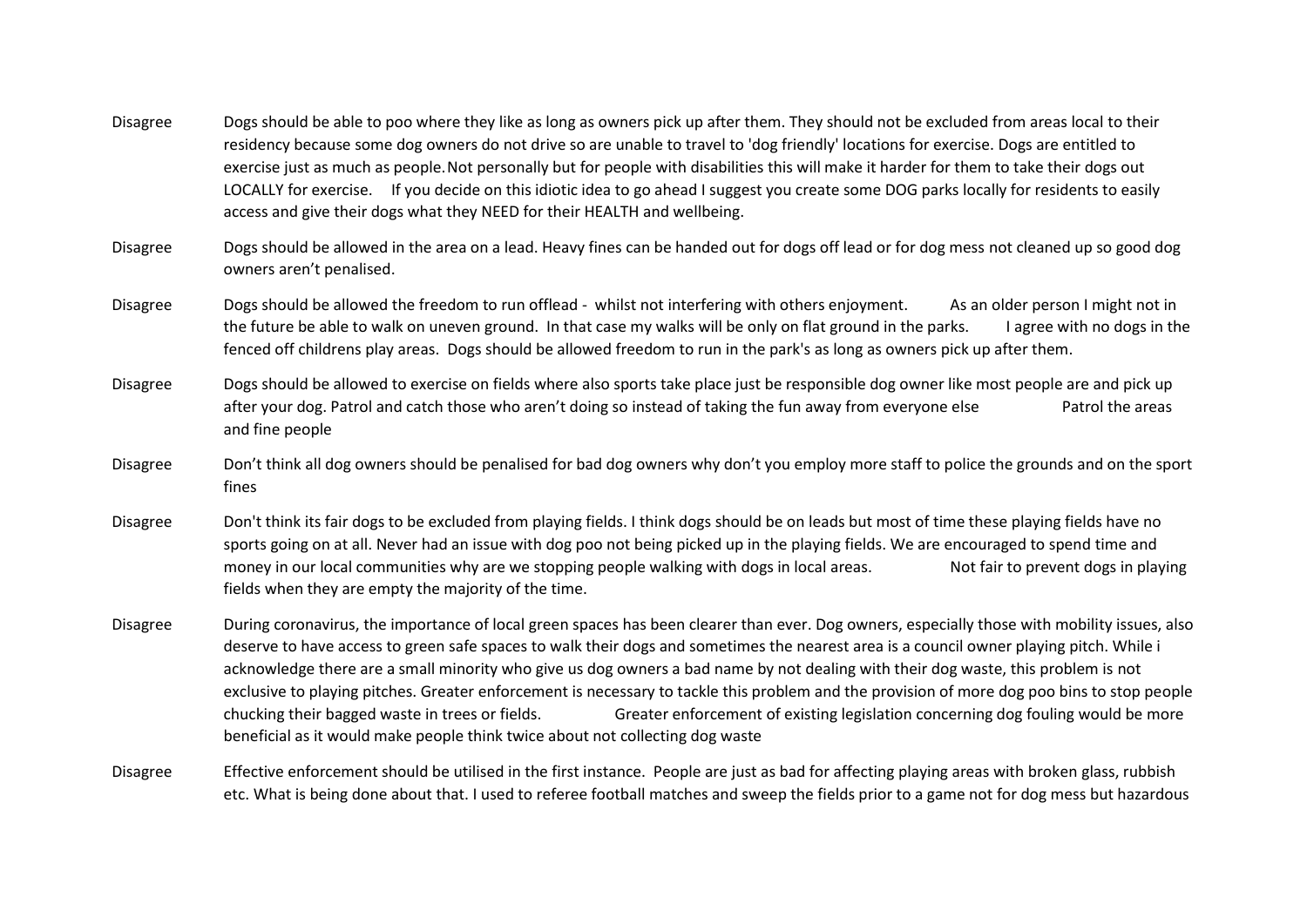| | |
|---|---|
| Disagree | Dogs should be able to poo where they like as long as owners pick up after them. They should not be excluded from areas local to their residency because some dog owners do not drive so are unable to travel to 'dog friendly' locations for exercise. Dogs are entitled to exercise just as much as people.Not personally but for people with disabilities this will make it harder for them to take their dogs out LOCALLY for exercise. If you decide on this idiotic idea to go ahead I suggest you create some DOG parks locally for residents to easily access and give their dogs what they NEED for their HEALTH and wellbeing. |
| Disagree | Dogs should be allowed in the area on a lead. Heavy fines can be handed out for dogs off lead or for dog mess not cleaned up so good dog owners aren't penalised. |
| Disagree | Dogs should be allowed the freedom to run offlead - whilst not interfering with others enjoyment. As an older person I might not in the future be able to walk on uneven ground. In that case my walks will be only on flat ground in the parks. I agree with no dogs in the fenced off childrens play areas. Dogs should be allowed freedom to run in the park's as long as owners pick up after them. |
| Disagree | Dogs should be allowed to exercise on fields where also sports take place just be responsible dog owner like most people are and pick up after your dog. Patrol and catch those who aren't doing so instead of taking the fun away from everyone else Patrol the areas and fine people |
| Disagree | Don't think all dog owners should be penalised for bad dog owners why don't you employ more staff to police the grounds and on the sport fines |
| Disagree | Don't think its fair dogs to be excluded from playing fields. I think dogs should be on leads but most of time these playing fields have no sports going on at all. Never had an issue with dog poo not being picked up in the playing fields. We are encouraged to spend time and money in our local communities why are we stopping people walking with dogs in local areas. Not fair to prevent dogs in playing fields when they are empty the majority of the time. |
| Disagree | During coronavirus, the importance of local green spaces has been clearer than ever. Dog owners, especially those with mobility issues, also deserve to have access to green safe spaces to walk their dogs and sometimes the nearest area is a council owner playing pitch. While i acknowledge there are a small minority who give us dog owners a bad name by not dealing with their dog waste, this problem is not exclusive to playing pitches. Greater enforcement is necessary to tackle this problem and the provision of more dog poo bins to stop people chucking their bagged waste in trees or fields. Greater enforcement of existing legislation concerning dog fouling would be more beneficial as it would make people think twice about not collecting dog waste |
| Disagree | Effective enforcement should be utilised in the first instance. People are just as bad for affecting playing areas with broken glass, rubbish etc. What is being done about that. I used to referee football matches and sweep the fields prior to a game not for dog mess but hazardous |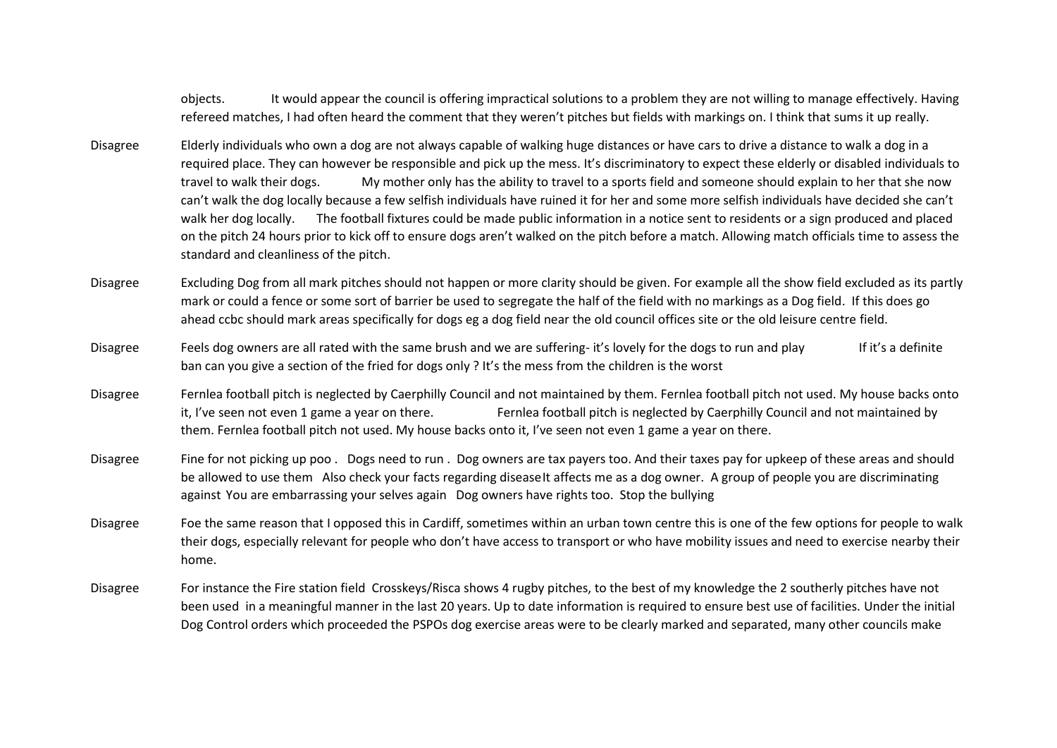|  |  |
|---|---|
|  | objects. It would appear the council is offering impractical solutions to a problem they are not willing to manage effectively. Having refereed matches, I had often heard the comment that they weren't pitches but fields with markings on. I think that sums it up really. |
| Disagree | Elderly individuals who own a dog are not always capable of walking huge distances or have cars to drive a distance to walk a dog in a required place. They can however be responsible and pick up the mess. It's discriminatory to expect these elderly or disabled individuals to travel to walk their dogs. My mother only has the ability to travel to a sports field and someone should explain to her that she now can't walk the dog locally because a few selfish individuals have ruined it for her and some more selfish individuals have decided she can't walk her dog locally. The football fixtures could be made public information in a notice sent to residents or a sign produced and placed on the pitch 24 hours prior to kick off to ensure dogs aren't walked on the pitch before a match. Allowing match officials time to assess the standard and cleanliness of the pitch. |
| Disagree | Excluding Dog from all mark pitches should not happen or more clarity should be given. For example all the show field excluded as its partly mark or could a fence or some sort of barrier be used to segregate the half of the field with no markings as a Dog field. If this does go ahead ccbc should mark areas specifically for dogs eg a dog field near the old council offices site or the old leisure centre field. |
| Disagree | Feels dog owners are all rated with the same brush and we are suffering- it's lovely for the dogs to run and play If it's a definite ban can you give a section of the fried for dogs only ? It's the mess from the children is the worst |
| Disagree | Fernlea football pitch is neglected by Caerphilly Council and not maintained by them. Fernlea football pitch not used. My house backs onto it, I've seen not even 1 game a year on there. Fernlea football pitch is neglected by Caerphilly Council and not maintained by them. Fernlea football pitch not used. My house backs onto it, I've seen not even 1 game a year on there. |
| Disagree | Fine for not picking up poo . Dogs need to run . Dog owners are tax payers too. And their taxes pay for upkeep of these areas and should be allowed to use them Also check your facts regarding disease It affects me as a dog owner. A group of people you are discriminating against You are embarrassing your selves again Dog owners have rights too. Stop the bullying |
| Disagree | Foe the same reason that I opposed this in Cardiff, sometimes within an urban town centre this is one of the few options for people to walk their dogs, especially relevant for people who don't have access to transport or who have mobility issues and need to exercise nearby their home. |
| Disagree | For instance the Fire station field Crosskeys/Risca shows 4 rugby pitches, to the best of my knowledge the 2 southerly pitches have not been used in a meaningful manner in the last 20 years. Up to date information is required to ensure best use of facilities. Under the initial Dog Control orders which proceeded the PSPOs dog exercise areas were to be clearly marked and separated, many other councils make |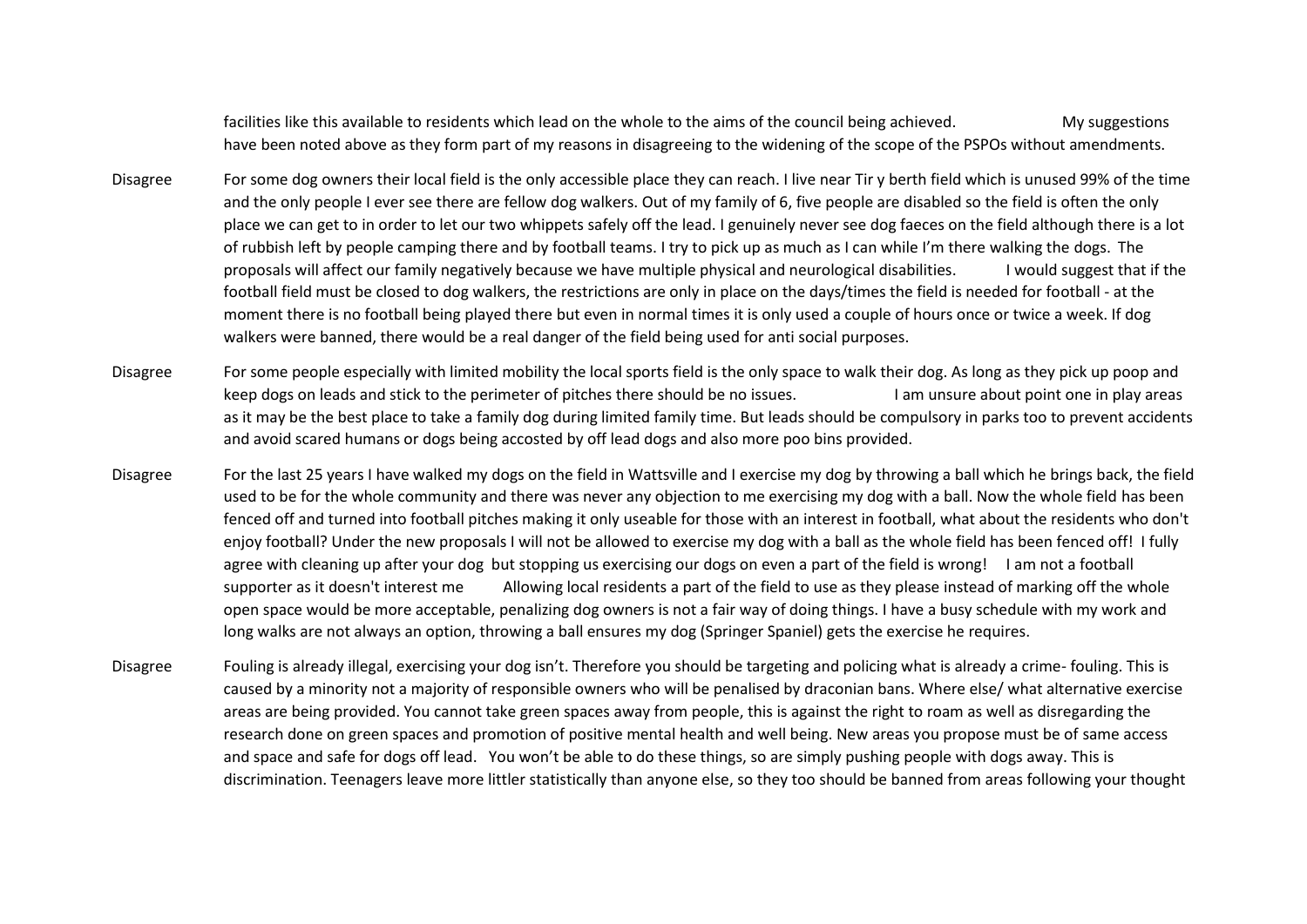| | |
|---|---|
| | facilities like this available to residents which lead on the whole to the aims of the council being achieved. My suggestions have been noted above as they form part of my reasons in disagreeing to the widening of the scope of the PSPOs without amendments. |
| Disagree | For some dog owners their local field is the only accessible place they can reach. I live near Tir y berth field which is unused 99% of the time and the only people I ever see there are fellow dog walkers. Out of my family of 6, five people are disabled so the field is often the only place we can get to in order to let our two whippets safely off the lead. I genuinely never see dog faeces on the field although there is a lot of rubbish left by people camping there and by football teams. I try to pick up as much as I can while I'm there walking the dogs. The proposals will affect our family negatively because we have multiple physical and neurological disabilities. I would suggest that if the football field must be closed to dog walkers, the restrictions are only in place on the days/times the field is needed for football - at the moment there is no football being played there but even in normal times it is only used a couple of hours once or twice a week. If dog walkers were banned, there would be a real danger of the field being used for anti social purposes. |
| Disagree | For some people especially with limited mobility the local sports field is the only space to walk their dog. As long as they pick up poop and keep dogs on leads and stick to the perimeter of pitches there should be no issues. I am unsure about point one in play areas as it may be the best place to take a family dog during limited family time. But leads should be compulsory in parks too to prevent accidents and avoid scared humans or dogs being accosted by off lead dogs and also more poo bins provided. |
| Disagree | For the last 25 years I have walked my dogs on the field in Wattsville and I exercise my dog by throwing a ball which he brings back, the field used to be for the whole community and there was never any objection to me exercising my dog with a ball. Now the whole field has been fenced off and turned into football pitches making it only useable for those with an interest in football, what about the residents who don't enjoy football? Under the new proposals I will not be allowed to exercise my dog with a ball as the whole field has been fenced off! I fully agree with cleaning up after your dog but stopping us exercising our dogs on even a part of the field is wrong! I am not a football supporter as it doesn't interest me Allowing local residents a part of the field to use as they please instead of marking off the whole open space would be more acceptable, penalizing dog owners is not a fair way of doing things. I have a busy schedule with my work and long walks are not always an option, throwing a ball ensures my dog (Springer Spaniel) gets the exercise he requires. |
| Disagree | Fouling is already illegal, exercising your dog isn't. Therefore you should be targeting and policing what is already a crime- fouling. This is caused by a minority not a majority of responsible owners who will be penalised by draconian bans. Where else/ what alternative exercise areas are being provided. You cannot take green spaces away from people, this is against the right to roam as well as disregarding the research done on green spaces and promotion of positive mental health and well being. New areas you propose must be of same access and space and safe for dogs off lead. You won't be able to do these things, so are simply pushing people with dogs away. This is discrimination. Teenagers leave more littler statistically than anyone else, so they too should be banned from areas following your thought |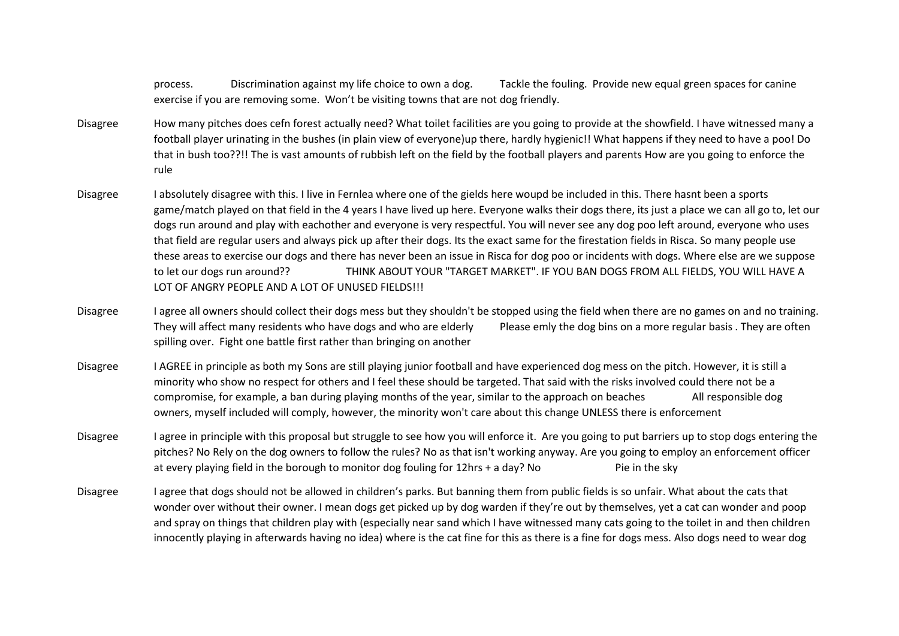|  |  |
| --- | --- |
|  | process. Discrimination against my life choice to own a dog. Tackle the fouling. Provide new equal green spaces for canine exercise if you are removing some. Won't be visiting towns that are not dog friendly. |
| Disagree | How many pitches does cefn forest actually need? What toilet facilities are you going to provide at the showfield. I have witnessed many a football player urinating in the bushes (in plain view of everyone)up there, hardly hygienic!! What happens if they need to have a poo! Do that in bush too??!! The is vast amounts of rubbish left on the field by the football players and parents How are you going to enforce the rule |
| Disagree | I absolutely disagree with this. I live in Fernlea where one of the gields here woupd be included in this. There hasnt been a sports game/match played on that field in the 4 years I have lived up here. Everyone walks their dogs there, its just a place we can all go to, let our dogs run around and play with eachother and everyone is very respectful. You will never see any dog poo left around, everyone who uses that field are regular users and always pick up after their dogs. Its the exact same for the firestation fields in Risca. So many people use these areas to exercise our dogs and there has never been an issue in Risca for dog poo or incidents with dogs. Where else are we suppose to let our dogs run around?? THINK ABOUT YOUR "TARGET MARKET". IF YOU BAN DOGS FROM ALL FIELDS, YOU WILL HAVE A LOT OF ANGRY PEOPLE AND A LOT OF UNUSED FIELDS!!! |
| Disagree | I agree all owners should collect their dogs mess but they shouldn't be stopped using the field when there are no games on and no training. They will affect many residents who have dogs and who are elderly Please emly the dog bins on a more regular basis . They are often spilling over. Fight one battle first rather than bringing on another |
| Disagree | I AGREE in principle as both my Sons are still playing junior football and have experienced dog mess on the pitch. However, it is still a minority who show no respect for others and I feel these should be targeted. That said with the risks involved could there not be a compromise, for example, a ban during playing months of the year, similar to the approach on beaches All responsible dog owners, myself included will comply, however, the minority won't care about this change UNLESS there is enforcement |
| Disagree | I agree in principle with this proposal but struggle to see how you will enforce it. Are you going to put barriers up to stop dogs entering the pitches? No Rely on the dog owners to follow the rules? No as that isn't working anyway. Are you going to employ an enforcement officer at every playing field in the borough to monitor dog fouling for 12hrs + a day? No Pie in the sky |
| Disagree | I agree that dogs should not be allowed in children's parks. But banning them from public fields is so unfair. What about the cats that wonder over without their owner. I mean dogs get picked up by dog warden if they're out by themselves, yet a cat can wonder and poop and spray on things that children play with (especially near sand which I have witnessed many cats going to the toilet in and then children innocently playing in afterwards having no idea) where is the cat fine for this as there is a fine for dogs mess. Also dogs need to wear dog |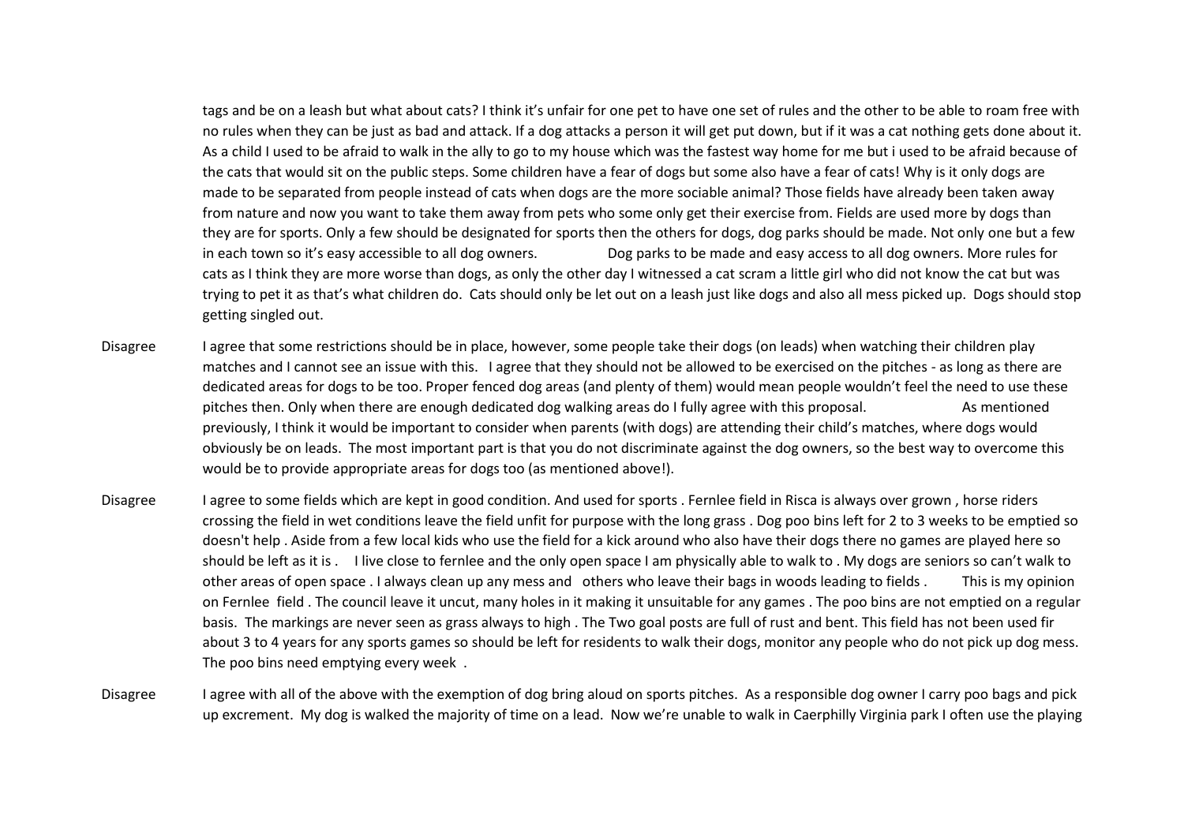| | |
|---|---|
| | tags and be on a leash but what about cats? I think it's unfair for one pet to have one set of rules and the other to be able to roam free with no rules when they can be just as bad and attack. If a dog attacks a person it will get put down, but if it was a cat nothing gets done about it. As a child I used to be afraid to walk in the ally to go to my house which was the fastest way home for me but i used to be afraid because of the cats that would sit on the public steps. Some children have a fear of dogs but some also have a fear of cats! Why is it only dogs are made to be separated from people instead of cats when dogs are the more sociable animal? Those fields have already been taken away from nature and now you want to take them away from pets who some only get their exercise from. Fields are used more by dogs than they are for sports. Only a few should be designated for sports then the others for dogs, dog parks should be made. Not only one but a few in each town so it's easy accessible to all dog owners. Dog parks to be made and easy access to all dog owners. More rules for cats as I think they are more worse than dogs, as only the other day I witnessed a cat scram a little girl who did not know the cat but was trying to pet it as that's what children do. Cats should only be let out on a leash just like dogs and also all mess picked up. Dogs should stop getting singled out. |
| Disagree | I agree that some restrictions should be in place, however, some people take their dogs (on leads) when watching their children play matches and I cannot see an issue with this. I agree that they should not be allowed to be exercised on the pitches - as long as there are dedicated areas for dogs to be too. Proper fenced dog areas (and plenty of them) would mean people wouldn't feel the need to use these pitches then. Only when there are enough dedicated dog walking areas do I fully agree with this proposal. As mentioned previously, I think it would be important to consider when parents (with dogs) are attending their child's matches, where dogs would obviously be on leads. The most important part is that you do not discriminate against the dog owners, so the best way to overcome this would be to provide appropriate areas for dogs too (as mentioned above!). |
| Disagree | I agree to some fields which are kept in good condition. And used for sports . Fernlee field in Risca is always over grown , horse riders crossing the field in wet conditions leave the field unfit for purpose with the long grass . Dog poo bins left for 2 to 3 weeks to be emptied so doesn't help . Aside from a few local kids who use the field for a kick around who also have their dogs there no games are played here so should be left as it is . I live close to fernlee and the only open space I am physically able to walk to . My dogs are seniors so can't walk to other areas of open space . I always clean up any mess and others who leave their bags in woods leading to fields . This is my opinion on Fernlee field . The council leave it uncut, many holes in it making it unsuitable for any games . The poo bins are not emptied on a regular basis. The markings are never seen as grass always to high . The Two goal posts are full of rust and bent. This field has not been used fir about 3 to 4 years for any sports games so should be left for residents to walk their dogs, monitor any people who do not pick up dog mess. The poo bins need emptying every week . |
| Disagree | I agree with all of the above with the exemption of dog bring aloud on sports pitches. As a responsible dog owner I carry poo bags and pick up excrement. My dog is walked the majority of time on a lead. Now we're unable to walk in Caerphilly Virginia park I often use the playing |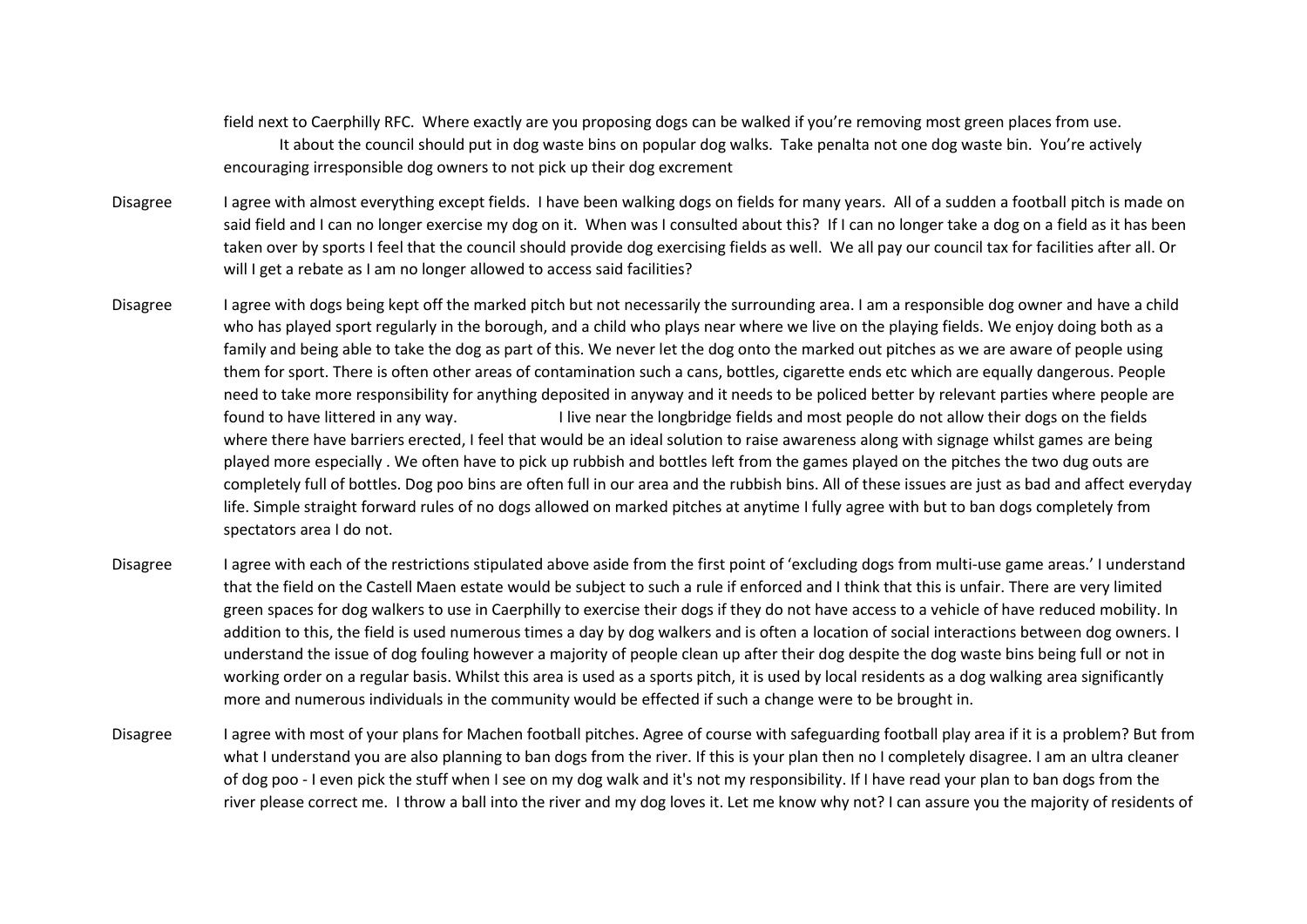| | |
|---|---|
| | field next to Caerphilly RFC. Where exactly are you proposing dogs can be walked if you're removing most green places from use. It about the council should put in dog waste bins on popular dog walks. Take penalta not one dog waste bin. You're actively encouraging irresponsible dog owners to not pick up their dog excrement |
| Disagree | I agree with almost everything except fields. I have been walking dogs on fields for many years. All of a sudden a football pitch is made on said field and I can no longer exercise my dog on it. When was I consulted about this? If I can no longer take a dog on a field as it has been taken over by sports I feel that the council should provide dog exercising fields as well. We all pay our council tax for facilities after all. Or will I get a rebate as I am no longer allowed to access said facilities? |
| Disagree | I agree with dogs being kept off the marked pitch but not necessarily the surrounding area. I am a responsible dog owner and have a child who has played sport regularly in the borough, and a child who plays near where we live on the playing fields. We enjoy doing both as a family and being able to take the dog as part of this. We never let the dog onto the marked out pitches as we are aware of people using them for sport. There is often other areas of contamination such a cans, bottles, cigarette ends etc which are equally dangerous. People need to take more responsibility for anything deposited in anyway and it needs to be policed better by relevant parties where people are found to have littered in any way. I live near the longbridge fields and most people do not allow their dogs on the fields where there have barriers erected, I feel that would be an ideal solution to raise awareness along with signage whilst games are being played more especially . We often have to pick up rubbish and bottles left from the games played on the pitches the two dug outs are completely full of bottles. Dog poo bins are often full in our area and the rubbish bins. All of these issues are just as bad and affect everyday life. Simple straight forward rules of no dogs allowed on marked pitches at anytime I fully agree with but to ban dogs completely from spectators area I do not. |
| Disagree | I agree with each of the restrictions stipulated above aside from the first point of 'excluding dogs from multi-use game areas.' I understand that the field on the Castell Maen estate would be subject to such a rule if enforced and I think that this is unfair. There are very limited green spaces for dog walkers to use in Caerphilly to exercise their dogs if they do not have access to a vehicle of have reduced mobility. In addition to this, the field is used numerous times a day by dog walkers and is often a location of social interactions between dog owners. I understand the issue of dog fouling however a majority of people clean up after their dog despite the dog waste bins being full or not in working order on a regular basis. Whilst this area is used as a sports pitch, it is used by local residents as a dog walking area significantly more and numerous individuals in the community would be effected if such a change were to be brought in. |
| Disagree | I agree with most of your plans for Machen football pitches. Agree of course with safeguarding football play area if it is a problem? But from what I understand you are also planning to ban dogs from the river. If this is your plan then no I completely disagree. I am an ultra cleaner of dog poo - I even pick the stuff when I see on my dog walk and it's not my responsibility. If I have read your plan to ban dogs from the river please correct me. I throw a ball into the river and my dog loves it. Let me know why not? I can assure you the majority of residents of |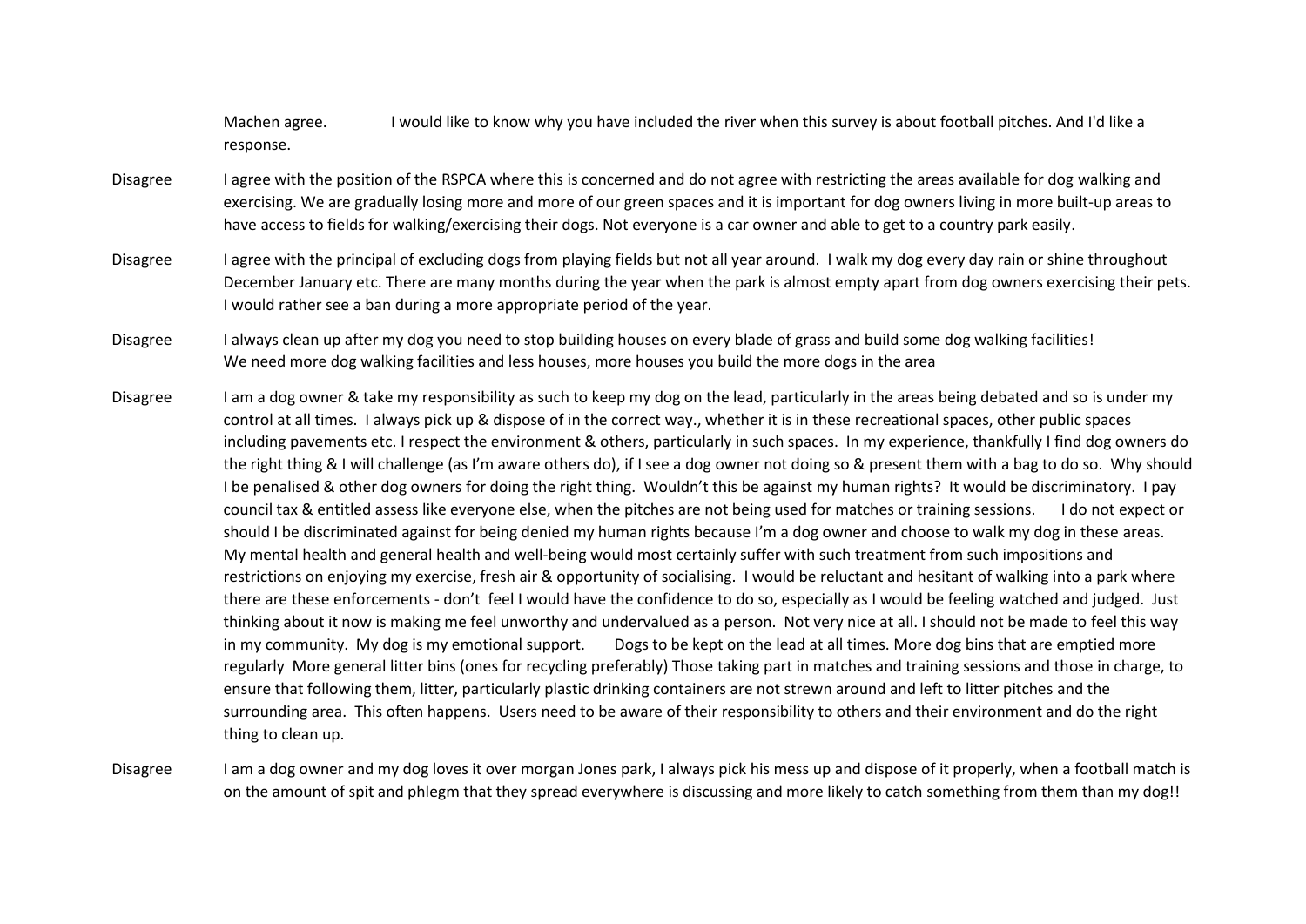| | |
|---|---|
| | Machen agree. I would like to know why you have included the river when this survey is about football pitches. And I'd like a response. |
| Disagree | I agree with the position of the RSPCA where this is concerned and do not agree with restricting the areas available for dog walking and exercising. We are gradually losing more and more of our green spaces and it is important for dog owners living in more built-up areas to have access to fields for walking/exercising their dogs. Not everyone is a car owner and able to get to a country park easily. |
| Disagree | I agree with the principal of excluding dogs from playing fields but not all year around. I walk my dog every day rain or shine throughout December January etc. There are many months during the year when the park is almost empty apart from dog owners exercising their pets. I would rather see a ban during a more appropriate period of the year. |
| Disagree | I always clean up after my dog you need to stop building houses on every blade of grass and build some dog walking facilities! We need more dog walking facilities and less houses, more houses you build the more dogs in the area |
| Disagree | I am a dog owner & take my responsibility as such to keep my dog on the lead, particularly in the areas being debated and so is under my control at all times. I always pick up & dispose of in the correct way., whether it is in these recreational spaces, other public spaces including pavements etc. I respect the environment & others, particularly in such spaces. In my experience, thankfully I find dog owners do the right thing & I will challenge (as I'm aware others do), if I see a dog owner not doing so & present them with a bag to do so. Why should I be penalised & other dog owners for doing the right thing. Wouldn't this be against my human rights? It would be discriminatory. I pay council tax & entitled assess like everyone else, when the pitches are not being used for matches or training sessions. I do not expect or should I be discriminated against for being denied my human rights because I'm a dog owner and choose to walk my dog in these areas. My mental health and general health and well-being would most certainly suffer with such treatment from such impositions and restrictions on enjoying my exercise, fresh air & opportunity of socialising. I would be reluctant and hesitant of walking into a park where there are these enforcements - don't feel I would have the confidence to do so, especially as I would be feeling watched and judged. Just thinking about it now is making me feel unworthy and undervalued as a person. Not very nice at all. I should not be made to feel this way in my community. My dog is my emotional support. Dogs to be kept on the lead at all times. More dog bins that are emptied more regularly More general litter bins (ones for recycling preferably) Those taking part in matches and training sessions and those in charge, to ensure that following them, litter, particularly plastic drinking containers are not strewn around and left to litter pitches and the surrounding area. This often happens. Users need to be aware of their responsibility to others and their environment and do the right thing to clean up. |
| Disagree | I am a dog owner and my dog loves it over morgan Jones park, I always pick his mess up and dispose of it properly, when a football match is on the amount of spit and phlegm that they spread everywhere is discussing and more likely to catch something from them than my dog!! |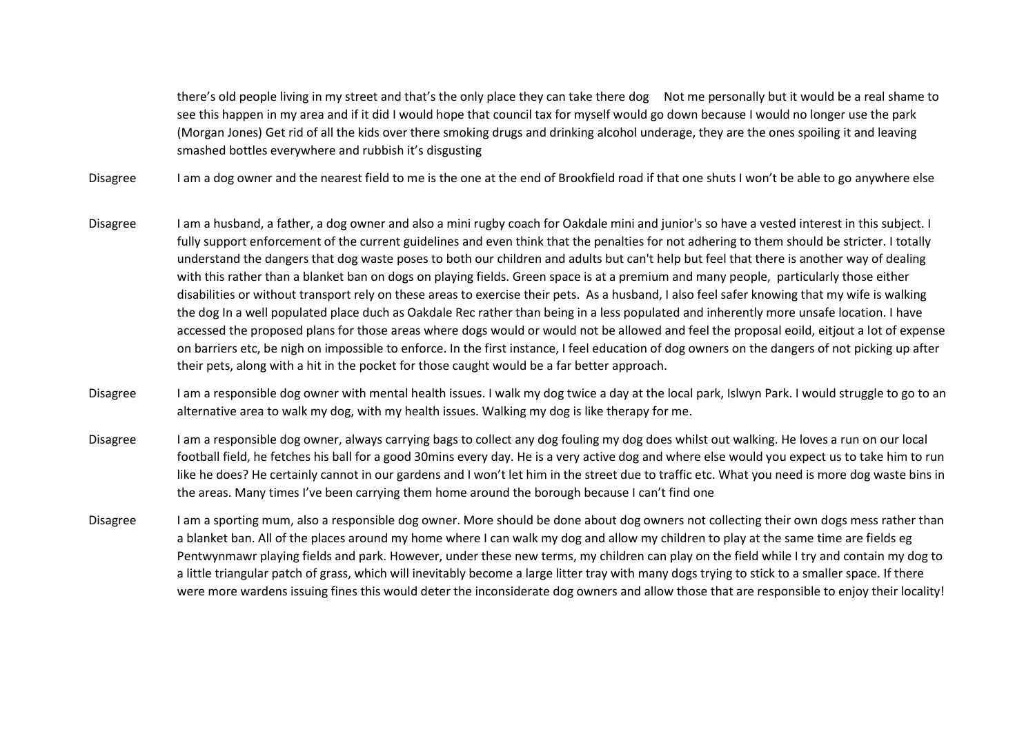| | |
|---|---|
| | there's old people living in my street and that's the only place they can take there dog     Not me personally but it would be a real shame to see this happen in my area and if it did I would hope that council tax for myself would go down because I would no longer use the park (Morgan Jones) Get rid of all the kids over there smoking drugs and drinking alcohol underage, they are the ones spoiling it and leaving smashed bottles everywhere and rubbish it's disgusting |
| Disagree | I am a dog owner and the nearest field to me is the one at the end of Brookfield road if that one shuts I won't be able to go anywhere else |
| Disagree | I am a husband, a father, a dog owner and also a mini rugby coach for Oakdale mini and junior's so have a vested interest in this subject. I fully support enforcement of the current guidelines and even think that the penalties for not adhering to them should be stricter. I totally understand the dangers that dog waste poses to both our children and adults but can't help but feel that there is another way of dealing with this rather than a blanket ban on dogs on playing fields. Green space is at a premium and many people,  particularly those either disabilities or without transport rely on these areas to exercise their pets.  As a husband, I also feel safer knowing that my wife is walking the dog In a well populated place duch as Oakdale Rec rather than being in a less populated and inherently more unsafe location. I have accessed the proposed plans for those areas where dogs would or would not be allowed and feel the proposal eoild, eitjout a lot of expense on barriers etc, be nigh on impossible to enforce. In the first instance, I feel education of dog owners on the dangers of not picking up after their pets, along with a hit in the pocket for those caught would be a far better approach. |
| Disagree | I am a responsible dog owner with mental health issues. I walk my dog twice a day at the local park, Islwyn Park. I would struggle to go to an alternative area to walk my dog, with my health issues. Walking my dog is like therapy for me. |
| Disagree | I am a responsible dog owner, always carrying bags to collect any dog fouling my dog does whilst out walking. He loves a run on our local football field, he fetches his ball for a good 30mins every day. He is a very active dog and where else would you expect us to take him to run like he does? He certainly cannot in our gardens and I won't let him in the street due to traffic etc. What you need is more dog waste bins in the areas. Many times I've been carrying them home around the borough because I can't find one |
| Disagree | I am a sporting mum, also a responsible dog owner. More should be done about dog owners not collecting their own dogs mess rather than a blanket ban. All of the places around my home where I can walk my dog and allow my children to play at the same time are fields eg Pentwynmawr playing fields and park. However, under these new terms, my children can play on the field while I try and contain my dog to a little triangular patch of grass, which will inevitably become a large litter tray with many dogs trying to stick to a smaller space. If there were more wardens issuing fines this would deter the inconsiderate dog owners and allow those that are responsible to enjoy their locality! |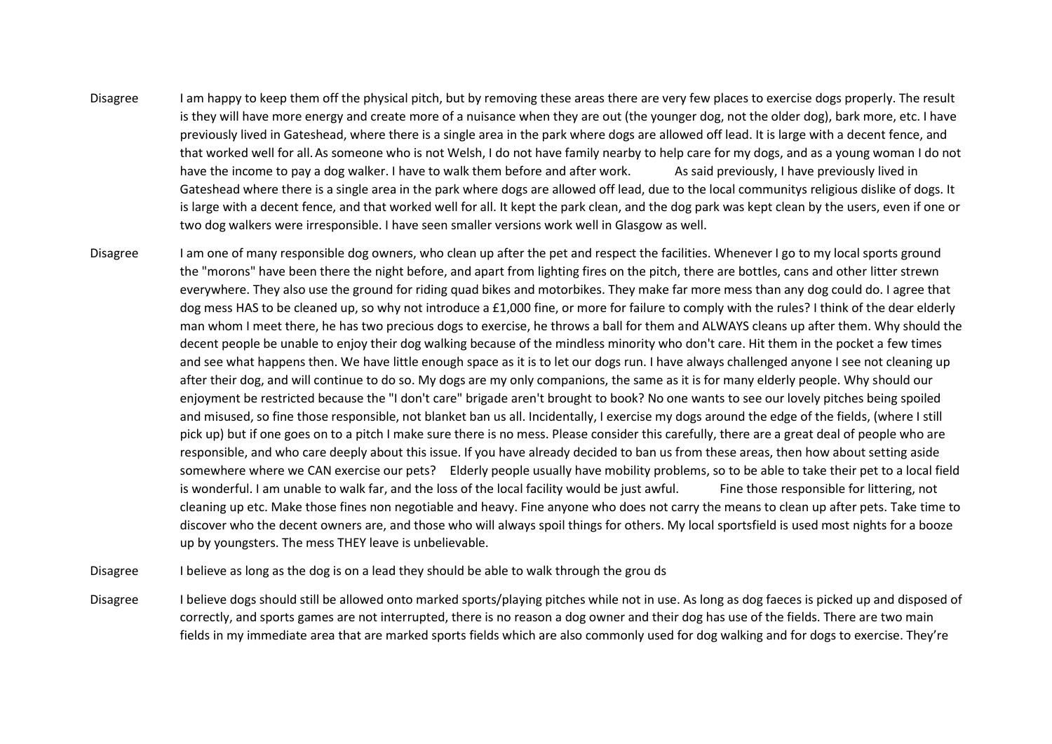| | |
|---|---|
| Disagree | I am happy to keep them off the physical pitch, but by removing these areas there are very few places to exercise dogs properly. The result is they will have more energy and create more of a nuisance when they are out (the younger dog, not the older dog), bark more, etc. I have previously lived in Gateshead, where there is a single area in the park where dogs are allowed off lead. It is large with a decent fence, and that worked well for all. As someone who is not Welsh, I do not have family nearby to help care for my dogs, and as a young woman I do not have the income to pay a dog walker. I have to walk them before and after work. As said previously, I have previously lived in Gateshead where there is a single area in the park where dogs are allowed off lead, due to the local communitys religious dislike of dogs. It is large with a decent fence, and that worked well for all. It kept the park clean, and the dog park was kept clean by the users, even if one or two dog walkers were irresponsible. I have seen smaller versions work well in Glasgow as well. |
| Disagree | I am one of many responsible dog owners, who clean up after the pet and respect the facilities. Whenever I go to my local sports ground the "morons" have been there the night before, and apart from lighting fires on the pitch, there are bottles, cans and other litter strewn everywhere. They also use the ground for riding quad bikes and motorbikes. They make far more mess than any dog could do. I agree that dog mess HAS to be cleaned up, so why not introduce a £1,000 fine, or more for failure to comply with the rules? I think of the dear elderly man whom I meet there, he has two precious dogs to exercise, he throws a ball for them and ALWAYS cleans up after them. Why should the decent people be unable to enjoy their dog walking because of the mindless minority who don't care. Hit them in the pocket a few times and see what happens then. We have little enough space as it is to let our dogs run. I have always challenged anyone I see not cleaning up after their dog, and will continue to do so. My dogs are my only companions, the same as it is for many elderly people. Why should our enjoyment be restricted because the "I don't care" brigade aren't brought to book? No one wants to see our lovely pitches being spoiled and misused, so fine those responsible, not blanket ban us all. Incidentally, I exercise my dogs around the edge of the fields, (where I still pick up) but if one goes on to a pitch I make sure there is no mess. Please consider this carefully, there are a great deal of people who are responsible, and who care deeply about this issue. If you have already decided to ban us from these areas, then how about setting aside somewhere where we CAN exercise our pets? Elderly people usually have mobility problems, so to be able to take their pet to a local field is wonderful. I am unable to walk far, and the loss of the local facility would be just awful. Fine those responsible for littering, not cleaning up etc. Make those fines non negotiable and heavy. Fine anyone who does not carry the means to clean up after pets. Take time to discover who the decent owners are, and those who will always spoil things for others. My local sportsfield is used most nights for a booze up by youngsters. The mess THEY leave is unbelievable. |
| Disagree | I believe as long as the dog is on a lead they should be able to walk through the grou ds |
| Disagree | I believe dogs should still be allowed onto marked sports/playing pitches while not in use. As long as dog faeces is picked up and disposed of correctly, and sports games are not interrupted, there is no reason a dog owner and their dog has use of the fields. There are two main fields in my immediate area that are marked sports fields which are also commonly used for dog walking and for dogs to exercise. They're |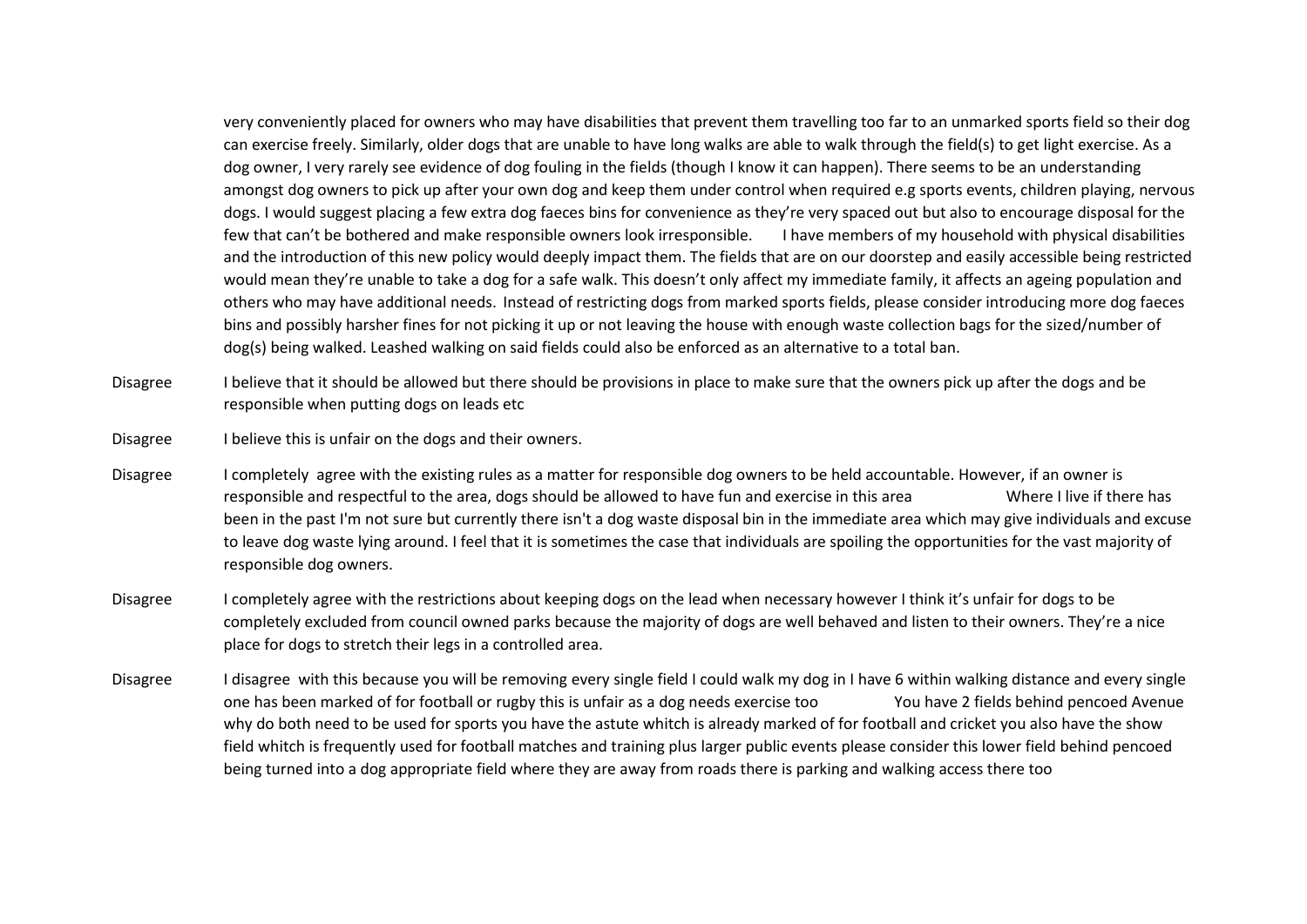|  |  |
|---|---|
|  | very conveniently placed for owners who may have disabilities that prevent them travelling too far to an unmarked sports field so their dog can exercise freely. Similarly, older dogs that are unable to have long walks are able to walk through the field(s) to get light exercise. As a dog owner, I very rarely see evidence of dog fouling in the fields (though I know it can happen). There seems to be an understanding amongst dog owners to pick up after your own dog and keep them under control when required e.g sports events, children playing, nervous dogs. I would suggest placing a few extra dog faeces bins for convenience as they're very spaced out but also to encourage disposal for the few that can't be bothered and make responsible owners look irresponsible. I have members of my household with physical disabilities and the introduction of this new policy would deeply impact them. The fields that are on our doorstep and easily accessible being restricted would mean they're unable to take a dog for a safe walk. This doesn't only affect my immediate family, it affects an ageing population and others who may have additional needs. Instead of restricting dogs from marked sports fields, please consider introducing more dog faeces bins and possibly harsher fines for not picking it up or not leaving the house with enough waste collection bags for the sized/number of dog(s) being walked. Leashed walking on said fields could also be enforced as an alternative to a total ban. |
| Disagree | I believe that it should be allowed but there should be provisions in place to make sure that the owners pick up after the dogs and be responsible when putting dogs on leads etc |
| Disagree | I believe this is unfair on the dogs and their owners. |
| Disagree | I completely agree with the existing rules as a matter for responsible dog owners to be held accountable. However, if an owner is responsible and respectful to the area, dogs should be allowed to have fun and exercise in this area Where I live if there has been in the past I'm not sure but currently there isn't a dog waste disposal bin in the immediate area which may give individuals and excuse to leave dog waste lying around. I feel that it is sometimes the case that individuals are spoiling the opportunities for the vast majority of responsible dog owners. |
| Disagree | I completely agree with the restrictions about keeping dogs on the lead when necessary however I think it's unfair for dogs to be completely excluded from council owned parks because the majority of dogs are well behaved and listen to their owners. They're a nice place for dogs to stretch their legs in a controlled area. |
| Disagree | I disagree with this because you will be removing every single field I could walk my dog in I have 6 within walking distance and every single one has been marked of for football or rugby this is unfair as a dog needs exercise too You have 2 fields behind pencoed Avenue why do both need to be used for sports you have the astute whitch is already marked of for football and cricket you also have the show field whitch is frequently used for football matches and training plus larger public events please consider this lower field behind pencoed being turned into a dog appropriate field where they are away from roads there is parking and walking access there too |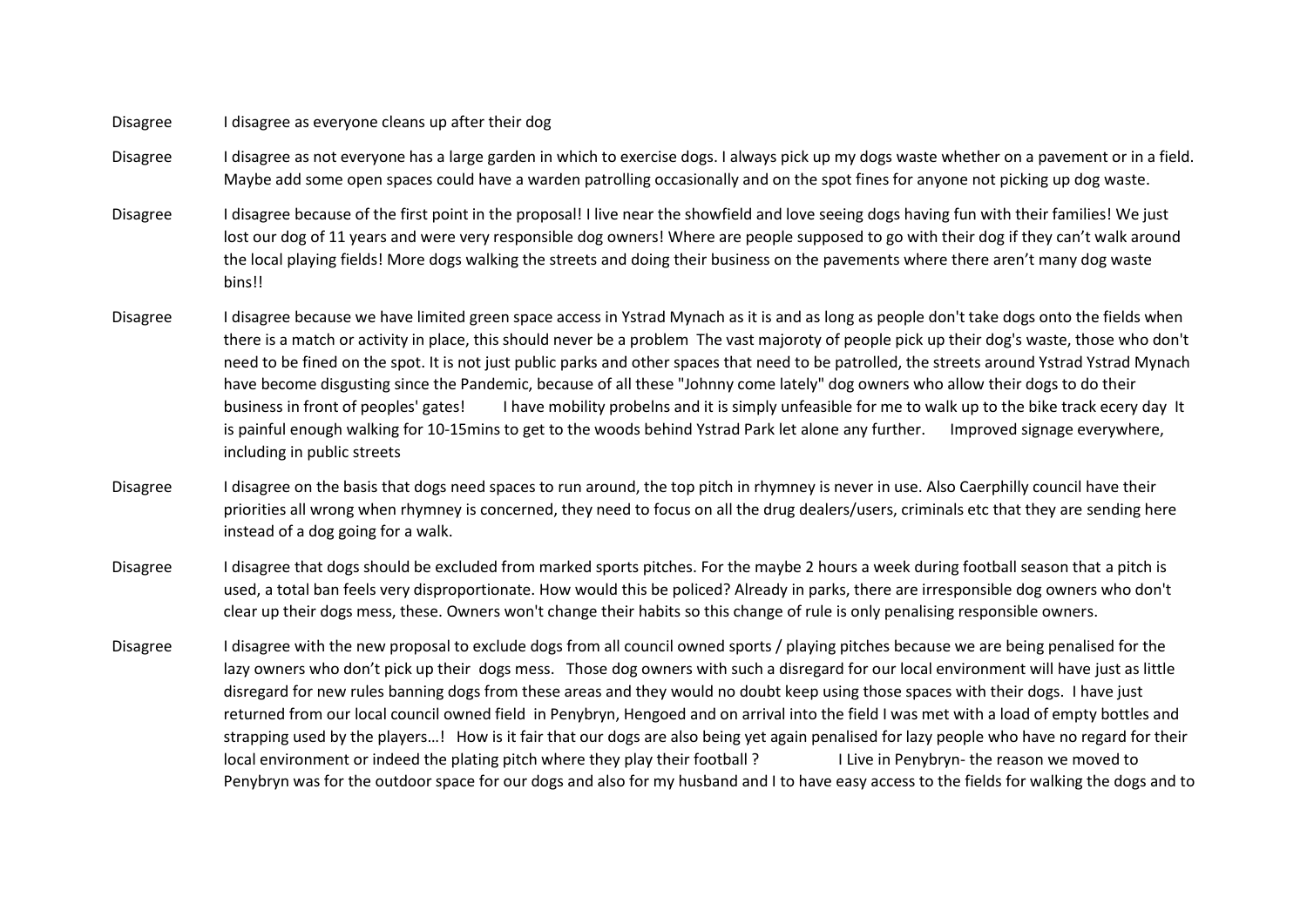| | |
|---|---|
| Disagree | I disagree as everyone cleans up after their dog |
| Disagree | I disagree as not everyone has a large garden in which to exercise dogs. I always pick up my dogs waste whether on a pavement or in a field. Maybe add some open spaces could have a warden patrolling occasionally and on the spot fines for anyone not picking up dog waste. |
| Disagree | I disagree because of the first point in the proposal! I live near the showfield and love seeing dogs having fun with their families! We just lost our dog of 11 years and were very responsible dog owners! Where are people supposed to go with their dog if they can't walk around the local playing fields! More dogs walking the streets and doing their business on the pavements where there aren't many dog waste bins!! |
| Disagree | I disagree because we have limited green space access in Ystrad Mynach as it is and as long as people don't take dogs onto the fields when there is a match or activity in place, this should never be a problem The vast majoroty of people pick up their dog's waste, those who don't need to be fined on the spot. It is not just public parks and other spaces that need to be patrolled, the streets around Ystrad Ystrad Mynach have become disgusting since the Pandemic, because of all these "Johnny come lately" dog owners who allow their dogs to do their business in front of peoples' gates! I have mobility probelns and it is simply unfeasible for me to walk up to the bike track ecery day It is painful enough walking for 10-15mins to get to the woods behind Ystrad Park let alone any further. Improved signage everywhere, including in public streets |
| Disagree | I disagree on the basis that dogs need spaces to run around, the top pitch in rhymney is never in use. Also Caerphilly council have their priorities all wrong when rhymney is concerned, they need to focus on all the drug dealers/users, criminals etc that they are sending here instead of a dog going for a walk. |
| Disagree | I disagree that dogs should be excluded from marked sports pitches. For the maybe 2 hours a week during football season that a pitch is used, a total ban feels very disproportionate. How would this be policed? Already in parks, there are irresponsible dog owners who don't clear up their dogs mess, these. Owners won't change their habits so this change of rule is only penalising responsible owners. |
| Disagree | I disagree with the new proposal to exclude dogs from all council owned sports / playing pitches because we are being penalised for the lazy owners who don't pick up their dogs mess. Those dog owners with such a disregard for our local environment will have just as little disregard for new rules banning dogs from these areas and they would no doubt keep using those spaces with their dogs. I have just returned from our local council owned field in Penybryn, Hengoed and on arrival into the field I was met with a load of empty bottles and strapping used by the players…! How is it fair that our dogs are also being yet again penalised for lazy people who have no regard for their local environment or indeed the plating pitch where they play their football ? I Live in Penybryn- the reason we moved to Penybryn was for the outdoor space for our dogs and also for my husband and I to have easy access to the fields for walking the dogs and to |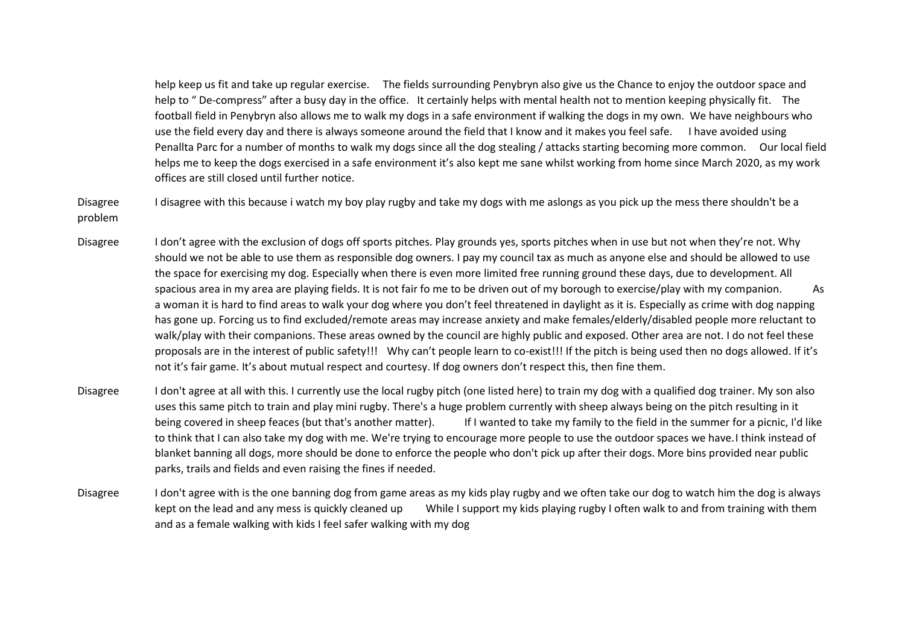| | |
|---|---|
| | help keep us fit and take up regular exercise. The fields surrounding Penybryn also give us the Chance to enjoy the outdoor space and help to " De-compress" after a busy day in the office. It certainly helps with mental health not to mention keeping physically fit. The football field in Penybryn also allows me to walk my dogs in a safe environment if walking the dogs in my own. We have neighbours who use the field every day and there is always someone around the field that I know and it makes you feel safe. I have avoided using Penallta Parc for a number of months to walk my dogs since all the dog stealing / attacks starting becoming more common. Our local field helps me to keep the dogs exercised in a safe environment it's also kept me sane whilst working from home since March 2020, as my work offices are still closed until further notice. |
| Disagree | I disagree with this because i watch my boy play rugby and take my dogs with me aslongs as you pick up the mess there shouldn't be a problem |
| Disagree | I don't agree with the exclusion of dogs off sports pitches. Play grounds yes, sports pitches when in use but not when they're not. Why should we not be able to use them as responsible dog owners. I pay my council tax as much as anyone else and should be allowed to use the space for exercising my dog. Especially when there is even more limited free running ground these days, due to development. All spacious area in my area are playing fields. It is not fair fo me to be driven out of my borough to exercise/play with my companion. As a woman it is hard to find areas to walk your dog where you don't feel threatened in daylight as it is. Especially as crime with dog napping has gone up. Forcing us to find excluded/remote areas may increase anxiety and make females/elderly/disabled people more reluctant to walk/play with their companions. These areas owned by the council are highly public and exposed. Other area are not. I do not feel these proposals are in the interest of public safety!!! Why can't people learn to co-exist!!! If the pitch is being used then no dogs allowed. If it's not it's fair game. It's about mutual respect and courtesy. If dog owners don't respect this, then fine them. |
| Disagree | I don't agree at all with this. I currently use the local rugby pitch (one listed here) to train my dog with a qualified dog trainer. My son also uses this same pitch to train and play mini rugby. There's a huge problem currently with sheep always being on the pitch resulting in it being covered in sheep feaces (but that's another matter). If I wanted to take my family to the field in the summer for a picnic, I'd like to think that I can also take my dog with me. We're trying to encourage more people to use the outdoor spaces we have.I think instead of blanket banning all dogs, more should be done to enforce the people who don't pick up after their dogs. More bins provided near public parks, trails and fields and even raising the fines if needed. |
| Disagree | I don't agree with is the one banning dog from game areas as my kids play rugby and we often take our dog to watch him the dog is always kept on the lead and any mess is quickly cleaned up While I support my kids playing rugby I often walk to and from training with them and as a female walking with kids I feel safer walking with my dog |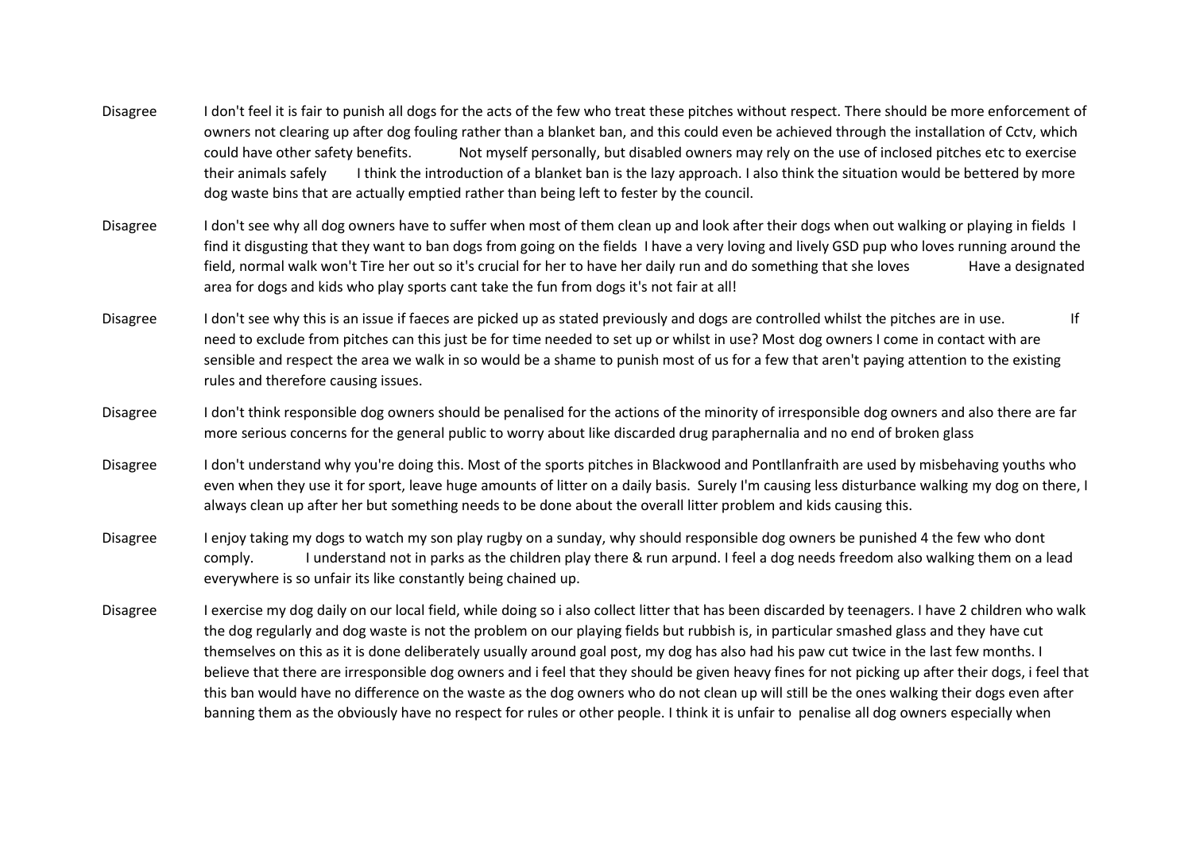| | |
|---|---|
| Disagree | I don't feel it is fair to punish all dogs for the acts of the few who treat these pitches without respect. There should be more enforcement of owners not clearing up after dog fouling rather than a blanket ban, and this could even be achieved through the installation of Cctv, which could have other safety benefits. Not myself personally, but disabled owners may rely on the use of inclosed pitches etc to exercise their animals safely I think the introduction of a blanket ban is the lazy approach. I also think the situation would be bettered by more dog waste bins that are actually emptied rather than being left to fester by the council. |
| Disagree | I don't see why all dog owners have to suffer when most of them clean up and look after their dogs when out walking or playing in fields I find it disgusting that they want to ban dogs from going on the fields I have a very loving and lively GSD pup who loves running around the field, normal walk won't Tire her out so it's crucial for her to have her daily run and do something that she loves Have a designated area for dogs and kids who play sports cant take the fun from dogs it's not fair at all! |
| Disagree | I don't see why this is an issue if faeces are picked up as stated previously and dogs are controlled whilst the pitches are in use. If need to exclude from pitches can this just be for time needed to set up or whilst in use? Most dog owners I come in contact with are sensible and respect the area we walk in so would be a shame to punish most of us for a few that aren't paying attention to the existing rules and therefore causing issues. |
| Disagree | I don't think responsible dog owners should be penalised for the actions of the minority of irresponsible dog owners and also there are far more serious concerns for the general public to worry about like discarded drug paraphernalia and no end of broken glass |
| Disagree | I don't understand why you're doing this. Most of the sports pitches in Blackwood and Pontllanfraith are used by misbehaving youths who even when they use it for sport, leave huge amounts of litter on a daily basis. Surely I'm causing less disturbance walking my dog on there, I always clean up after her but something needs to be done about the overall litter problem and kids causing this. |
| Disagree | I enjoy taking my dogs to watch my son play rugby on a sunday, why should responsible dog owners be punished 4 the few who dont comply. I understand not in parks as the children play there & run arpund. I feel a dog needs freedom also walking them on a lead everywhere is so unfair its like constantly being chained up. |
| Disagree | I exercise my dog daily on our local field, while doing so i also collect litter that has been discarded by teenagers. I have 2 children who walk the dog regularly and dog waste is not the problem on our playing fields but rubbish is, in particular smashed glass and they have cut themselves on this as it is done deliberately usually around goal post, my dog has also had his paw cut twice in the last few months. I believe that there are irresponsible dog owners and i feel that they should be given heavy fines for not picking up after their dogs, i feel that this ban would have no difference on the waste as the dog owners who do not clean up will still be the ones walking their dogs even after banning them as the obviously have no respect for rules or other people. I think it is unfair to penalise all dog owners especially when |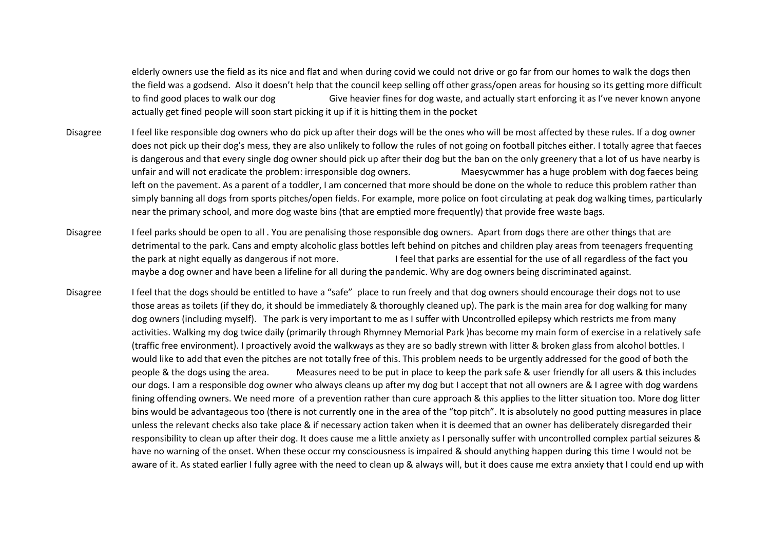|  |  |
|---|---|
|  | elderly owners use the field as its nice and flat and when during covid we could not drive or go far from our homes to walk the dogs then the field was a godsend. Also it doesn't help that the council keep selling off other grass/open areas for housing so its getting more difficult to find good places to walk our dog Give heavier fines for dog waste, and actually start enforcing it as I've never known anyone actually get fined people will soon start picking it up if it is hitting them in the pocket |
| Disagree | I feel like responsible dog owners who do pick up after their dogs will be the ones who will be most affected by these rules. If a dog owner does not pick up their dog's mess, they are also unlikely to follow the rules of not going on football pitches either. I totally agree that faeces is dangerous and that every single dog owner should pick up after their dog but the ban on the only greenery that a lot of us have nearby is unfair and will not eradicate the problem: irresponsible dog owners. Maesycwmmer has a huge problem with dog faeces being left on the pavement. As a parent of a toddler, I am concerned that more should be done on the whole to reduce this problem rather than simply banning all dogs from sports pitches/open fields. For example, more police on foot circulating at peak dog walking times, particularly near the primary school, and more dog waste bins (that are emptied more frequently) that provide free waste bags. |
| Disagree | I feel parks should be open to all . You are penalising those responsible dog owners. Apart from dogs there are other things that are detrimental to the park. Cans and empty alcoholic glass bottles left behind on pitches and children play areas from teenagers frequenting the park at night equally as dangerous if not more. I feel that parks are essential for the use of all regardless of the fact you maybe a dog owner and have been a lifeline for all during the pandemic. Why are dog owners being discriminated against. |
| Disagree | I feel that the dogs should be entitled to have a "safe" place to run freely and that dog owners should encourage their dogs not to use those areas as toilets (if they do, it should be immediately & thoroughly cleaned up). The park is the main area for dog walking for many dog owners (including myself). The park is very important to me as I suffer with Uncontrolled epilepsy which restricts me from many activities. Walking my dog twice daily (primarily through Rhymney Memorial Park )has become my main form of exercise in a relatively safe (traffic free environment). I proactively avoid the walkways as they are so badly strewn with litter & broken glass from alcohol bottles. I would like to add that even the pitches are not totally free of this. This problem needs to be urgently addressed for the good of both the people & the dogs using the area. Measures need to be put in place to keep the park safe & user friendly for all users & this includes our dogs. I am a responsible dog owner who always cleans up after my dog but I accept that not all owners are & I agree with dog wardens fining offending owners. We need more of a prevention rather than cure approach & this applies to the litter situation too. More dog litter bins would be advantageous too (there is not currently one in the area of the "top pitch". It is absolutely no good putting measures in place unless the relevant checks also take place & if necessary action taken when it is deemed that an owner has deliberately disregarded their responsibility to clean up after their dog. It does cause me a little anxiety as I personally suffer with uncontrolled complex partial seizures & have no warning of the onset. When these occur my consciousness is impaired & should anything happen during this time I would not be aware of it. As stated earlier I fully agree with the need to clean up & always will, but it does cause me extra anxiety that I could end up with |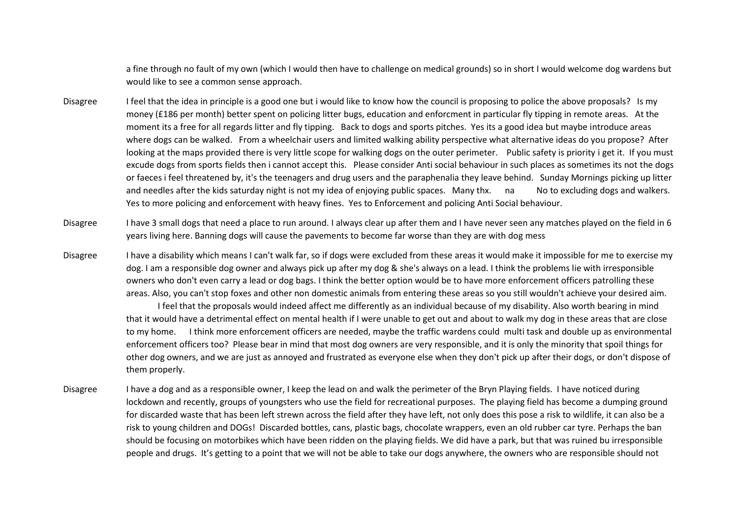|  |  |
| --- | --- |
|  | a fine through no fault of my own (which I would then have to challenge on medical grounds) so in short I would welcome dog wardens but would like to see a common sense approach. |
| Disagree | I feel that the idea in principle is a good one but i would like to know how the council is proposing to police the above proposals? Is my money (£186 per month) better spent on policing litter bugs, education and enforcment in particular fly tipping in remote areas. At the moment its a free for all regards litter and fly tipping. Back to dogs and sports pitches. Yes its a good idea but maybe introduce areas where dogs can be walked. From a wheelchair users and limited walking ability perspective what alternative ideas do you propose? After looking at the maps provided there is very little scope for walking dogs on the outer perimeter. Public safety is priority i get it. If you must excude dogs from sports fields then i cannot accept this. Please consider Anti social behaviour in such places as sometimes its not the dogs or faeces i feel threatened by, it's the teenagers and drug users and the paraphenalia they leave behind. Sunday Mornings picking up litter and needles after the kids saturday night is not my idea of enjoying public spaces. Many thx. na No to excluding dogs and walkers. Yes to more policing and enforcement with heavy fines. Yes to Enforcement and policing Anti Social behaviour. |
| Disagree | I have 3 small dogs that need a place to run around. I always clear up after them and I have never seen any matches played on the field in 6 years living here. Banning dogs will cause the pavements to become far worse than they are with dog mess |
| Disagree | I have a disability which means I can't walk far, so if dogs were excluded from these areas it would make it impossible for me to exercise my dog. I am a responsible dog owner and always pick up after my dog & she's always on a lead. I think the problems lie with irresponsible owners who don't even carry a lead or dog bags. I think the better option would be to have more enforcement officers patrolling these areas. Also, you can't stop foxes and other non domestic animals from entering these areas so you still wouldn't achieve your desired aim. I feel that the proposals would indeed affect me differently as an individual because of my disability. Also worth bearing in mind that it would have a detrimental effect on mental health if I were unable to get out and about to walk my dog in these areas that are close to my home. I think more enforcement officers are needed, maybe the traffic wardens could multi task and double up as environmental enforcement officers too? Please bear in mind that most dog owners are very responsible, and it is only the minority that spoil things for other dog owners, and we are just as annoyed and frustrated as everyone else when they don't pick up after their dogs, or don't dispose of them properly. |
| Disagree | I have a dog and as a responsible owner, I keep the lead on and walk the perimeter of the Bryn Playing fields. I have noticed during lockdown and recently, groups of youngsters who use the field for recreational purposes. The playing field has become a dumping ground for discarded waste that has been left strewn across the field after they have left, not only does this pose a risk to wildlife, it can also be a risk to young children and DOGs! Discarded bottles, cans, plastic bags, chocolate wrappers, even an old rubber car tyre. Perhaps the ban should be focusing on motorbikes which have been ridden on the playing fields. We did have a park, but that was ruined bu irresponsible people and drugs. It's getting to a point that we will not be able to take our dogs anywhere, the owners who are responsible should not |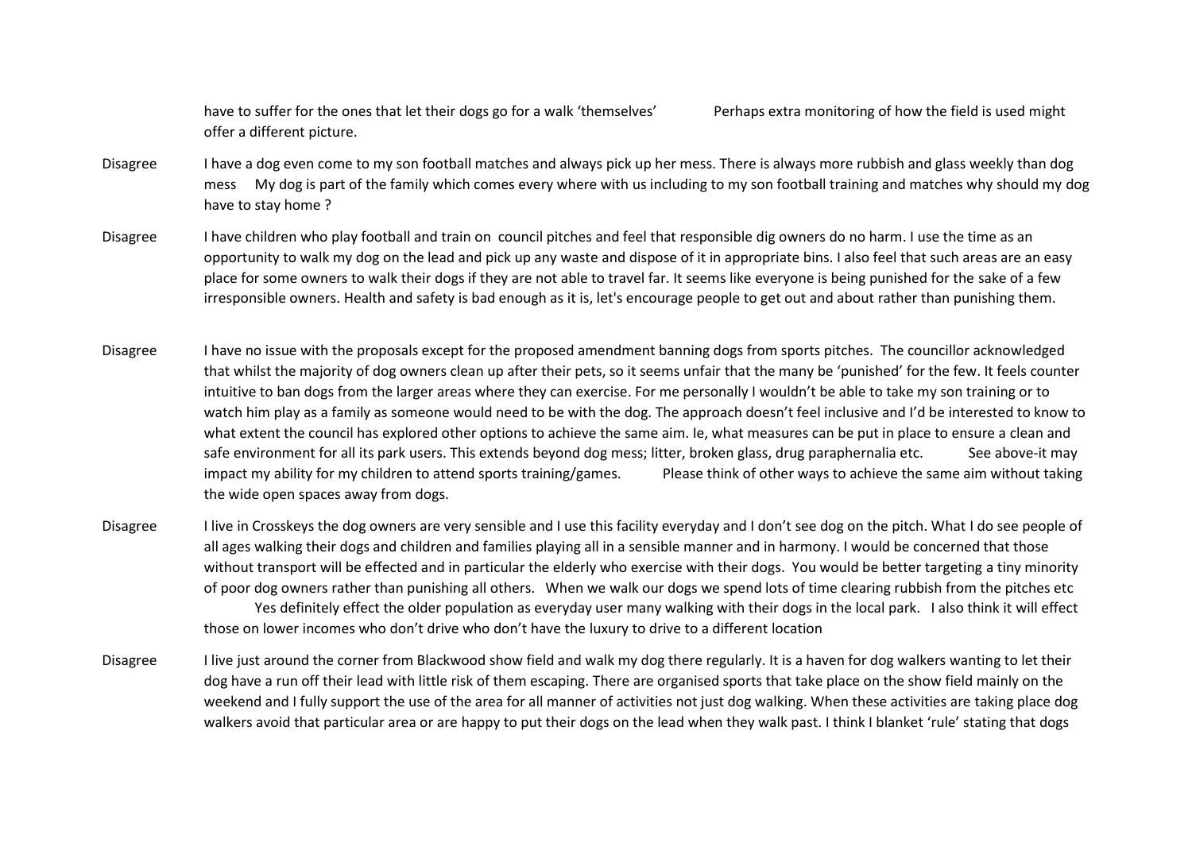| | |
|---|---|
| | have to suffer for the ones that let their dogs go for a walk 'themselves' Perhaps extra monitoring of how the field is used might offer a different picture. |
| Disagree | I have a dog even come to my son football matches and always pick up her mess. There is always more rubbish and glass weekly than dog mess My dog is part of the family which comes every where with us including to my son football training and matches why should my dog have to stay home ? |
| Disagree | I have children who play football and train on council pitches and feel that responsible dig owners do no harm. I use the time as an opportunity to walk my dog on the lead and pick up any waste and dispose of it in appropriate bins. I also feel that such areas are an easy place for some owners to walk their dogs if they are not able to travel far. It seems like everyone is being punished for the sake of a few irresponsible owners. Health and safety is bad enough as it is, let's encourage people to get out and about rather than punishing them. |
| Disagree | I have no issue with the proposals except for the proposed amendment banning dogs from sports pitches. The councillor acknowledged that whilst the majority of dog owners clean up after their pets, so it seems unfair that the many be 'punished' for the few. It feels counter intuitive to ban dogs from the larger areas where they can exercise. For me personally I wouldn't be able to take my son training or to watch him play as a family as someone would need to be with the dog. The approach doesn't feel inclusive and I'd be interested to know to what extent the council has explored other options to achieve the same aim. Ie, what measures can be put in place to ensure a clean and safe environment for all its park users. This extends beyond dog mess; litter, broken glass, drug paraphernalia etc. See above-it may impact my ability for my children to attend sports training/games. Please think of other ways to achieve the same aim without taking the wide open spaces away from dogs. |
| Disagree | I live in Crosskeys the dog owners are very sensible and I use this facility everyday and I don't see dog on the pitch. What I do see people of all ages walking their dogs and children and families playing all in a sensible manner and in harmony. I would be concerned that those without transport will be effected and in particular the elderly who exercise with their dogs. You would be better targeting a tiny minority of poor dog owners rather than punishing all others. When we walk our dogs we spend lots of time clearing rubbish from the pitches etc Yes definitely effect the older population as everyday user many walking with their dogs in the local park. I also think it will effect those on lower incomes who don't drive who don't have the luxury to drive to a different location |
| Disagree | I live just around the corner from Blackwood show field and walk my dog there regularly. It is a haven for dog walkers wanting to let their dog have a run off their lead with little risk of them escaping. There are organised sports that take place on the show field mainly on the weekend and I fully support the use of the area for all manner of activities not just dog walking. When these activities are taking place dog walkers avoid that particular area or are happy to put their dogs on the lead when they walk past. I think I blanket 'rule' stating that dogs |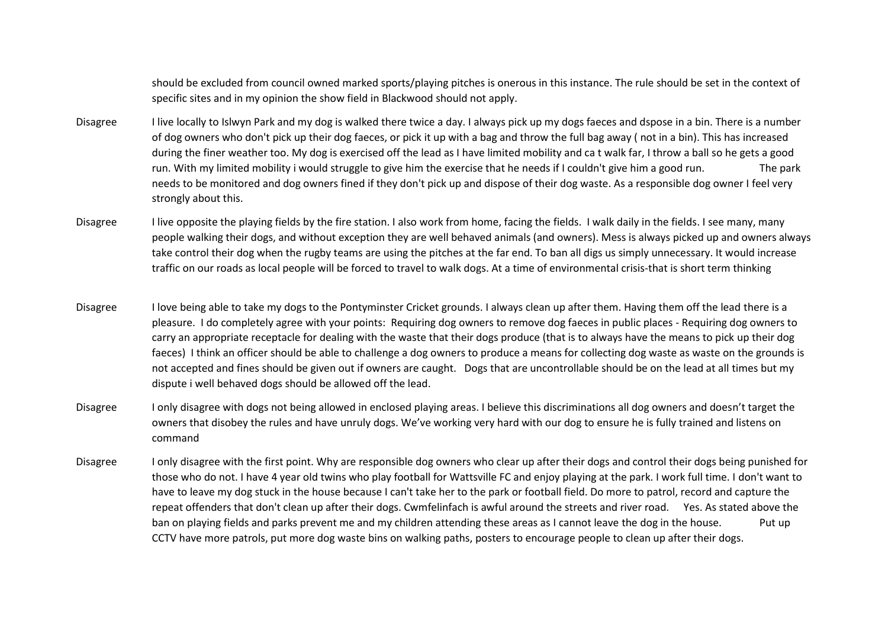| | |
|---|---|
| | should be excluded from council owned marked sports/playing pitches is onerous in this instance. The rule should be set in the context of specific sites and in my opinion the show field in Blackwood should not apply. |
| Disagree | I live locally to Islwyn Park and my dog is walked there twice a day. I always pick up my dogs faeces and dspose in a bin. There is a number of dog owners who don't pick up their dog faeces, or pick it up with a bag and throw the full bag away ( not in a bin). This has increased during the finer weather too. My dog is exercised off the lead as I have limited mobility and ca t walk far, I throw a ball so he gets a good run. With my limited mobility i would struggle to give him the exercise that he needs if I couldn't give him a good run. The park needs to be monitored and dog owners fined if they don't pick up and dispose of their dog waste. As a responsible dog owner I feel very strongly about this. |
| Disagree | I live opposite the playing fields by the fire station. I also work from home, facing the fields. I walk daily in the fields. I see many, many people walking their dogs, and without exception they are well behaved animals (and owners). Mess is always picked up and owners always take control their dog when the rugby teams are using the pitches at the far end. To ban all digs us simply unnecessary. It would increase traffic on our roads as local people will be forced to travel to walk dogs. At a time of environmental crisis-that is short term thinking |
| Disagree | I love being able to take my dogs to the Pontyminster Cricket grounds. I always clean up after them. Having them off the lead there is a pleasure. I do completely agree with your points: Requiring dog owners to remove dog faeces in public places - Requiring dog owners to carry an appropriate receptacle for dealing with the waste that their dogs produce (that is to always have the means to pick up their dog faeces) I think an officer should be able to challenge a dog owners to produce a means for collecting dog waste as waste on the grounds is not accepted and fines should be given out if owners are caught. Dogs that are uncontrollable should be on the lead at all times but my dispute i well behaved dogs should be allowed off the lead. |
| Disagree | I only disagree with dogs not being allowed in enclosed playing areas. I believe this discriminations all dog owners and doesn't target the owners that disobey the rules and have unruly dogs. We've working very hard with our dog to ensure he is fully trained and listens on command |
| Disagree | I only disagree with the first point. Why are responsible dog owners who clear up after their dogs and control their dogs being punished for those who do not. I have 4 year old twins who play football for Wattsville FC and enjoy playing at the park. I work full time. I don't want to have to leave my dog stuck in the house because I can't take her to the park or football field. Do more to patrol, record and capture the repeat offenders that don't clean up after their dogs. Cwmfelinfach is awful around the streets and river road. Yes. As stated above the ban on playing fields and parks prevent me and my children attending these areas as I cannot leave the dog in the house. Put up CCTV have more patrols, put more dog waste bins on walking paths, posters to encourage people to clean up after their dogs. |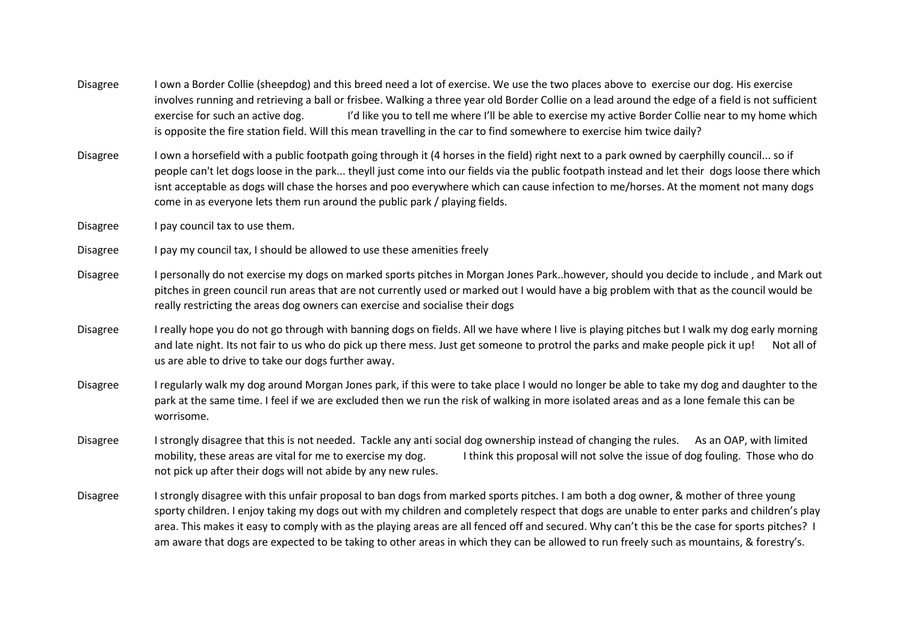| | |
|---|---|
| Disagree | I own a Border Collie (sheepdog) and this breed need a lot of exercise. We use the two places above to exercise our dog. His exercise involves running and retrieving a ball or frisbee. Walking a three year old Border Collie on a lead around the edge of a field is not sufficient exercise for such an active dog. I'd like you to tell me where I'll be able to exercise my active Border Collie near to my home which is opposite the fire station field. Will this mean travelling in the car to find somewhere to exercise him twice daily? |
| Disagree | I own a horsefield with a public footpath going through it (4 horses in the field) right next to a park owned by caerphilly council... so if people can't let dogs loose in the park... theyll just come into our fields via the public footpath instead and let their dogs loose there which isnt acceptable as dogs will chase the horses and poo everywhere which can cause infection to me/horses. At the moment not many dogs come in as everyone lets them run around the public park / playing fields. |
| Disagree | I pay council tax to use them. |
| Disagree | I pay my council tax, I should be allowed to use these amenities freely |
| Disagree | I personally do not exercise my dogs on marked sports pitches in Morgan Jones Park..however, should you decide to include , and Mark out pitches in green council run areas that are not currently used or marked out I would have a big problem with that as the council would be really restricting the areas dog owners can exercise and socialise their dogs |
| Disagree | I really hope you do not go through with banning dogs on fields. All we have where I live is playing pitches but I walk my dog early morning and late night. Its not fair to us who do pick up there mess. Just get someone to protrol the parks and make people pick it up! Not all of us are able to drive to take our dogs further away. |
| Disagree | I regularly walk my dog around Morgan Jones park, if this were to take place I would no longer be able to take my dog and daughter to the park at the same time. I feel if we are excluded then we run the risk of walking in more isolated areas and as a lone female this can be worrisome. |
| Disagree | I strongly disagree that this is not needed. Tackle any anti social dog ownership instead of changing the rules. As an OAP, with limited mobility, these areas are vital for me to exercise my dog. I think this proposal will not solve the issue of dog fouling. Those who do not pick up after their dogs will not abide by any new rules. |
| Disagree | I strongly disagree with this unfair proposal to ban dogs from marked sports pitches. I am both a dog owner, & mother of three young sporty children. I enjoy taking my dogs out with my children and completely respect that dogs are unable to enter parks and children's play area. This makes it easy to comply with as the playing areas are all fenced off and secured. Why can't this be the case for sports pitches? I am aware that dogs are expected to be taking to other areas in which they can be allowed to run freely such as mountains, & forestry's. |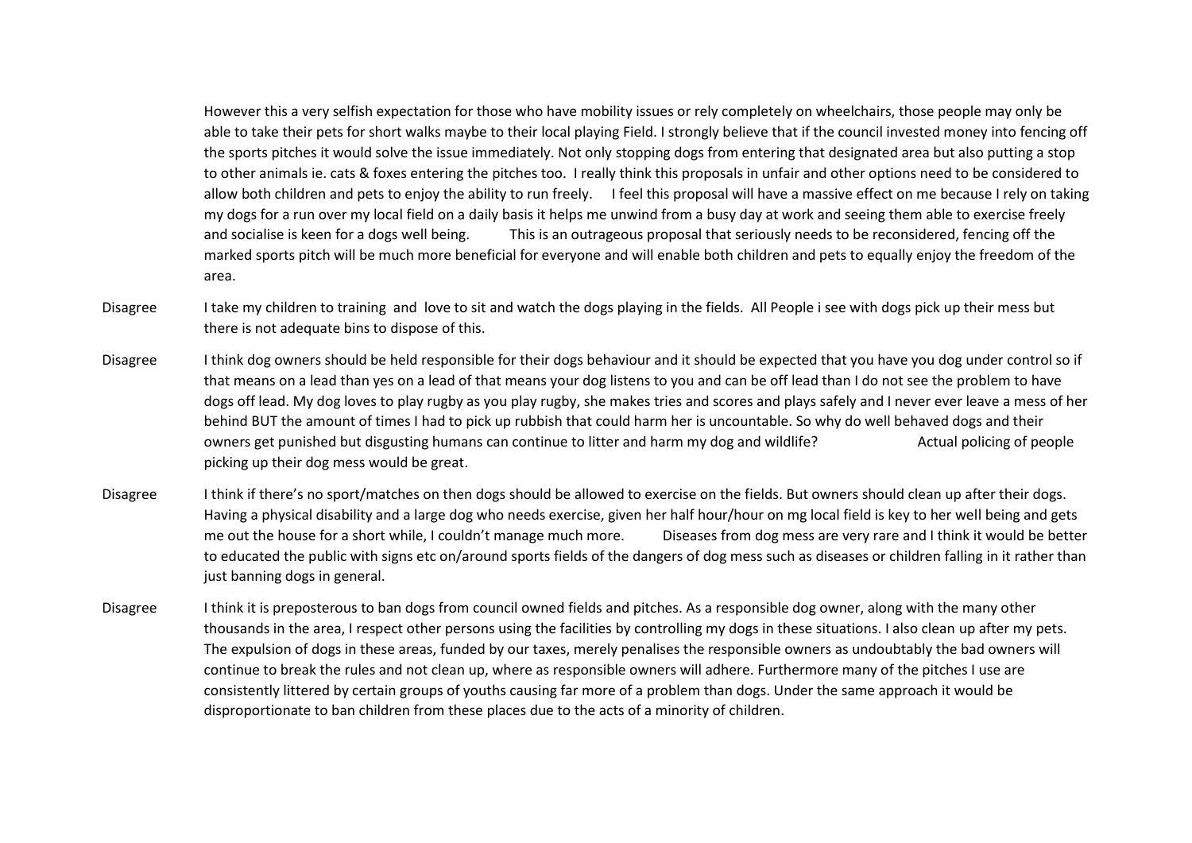| | |
|---|---|
| | However this a very selfish expectation for those who have mobility issues or rely completely on wheelchairs, those people may only be able to take their pets for short walks maybe to their local playing Field. I strongly believe that if the council invested money into fencing off the sports pitches it would solve the issue immediately. Not only stopping dogs from entering that designated area but also putting a stop to other animals ie. cats & foxes entering the pitches too. I really think this proposals in unfair and other options need to be considered to allow both children and pets to enjoy the ability to run freely. I feel this proposal will have a massive effect on me because I rely on taking my dogs for a run over my local field on a daily basis it helps me unwind from a busy day at work and seeing them able to exercise freely and socialise is keen for a dogs well being. This is an outrageous proposal that seriously needs to be reconsidered, fencing off the marked sports pitch will be much more beneficial for everyone and will enable both children and pets to equally enjoy the freedom of the area. |
| Disagree | I take my children to training and love to sit and watch the dogs playing in the fields. All People i see with dogs pick up their mess but there is not adequate bins to dispose of this. |
| Disagree | I think dog owners should be held responsible for their dogs behaviour and it should be expected that you have you dog under control so if that means on a lead than yes on a lead of that means your dog listens to you and can be off lead than I do not see the problem to have dogs off lead. My dog loves to play rugby as you play rugby, she makes tries and scores and plays safely and I never ever leave a mess of her behind BUT the amount of times I had to pick up rubbish that could harm her is uncountable. So why do well behaved dogs and their owners get punished but disgusting humans can continue to litter and harm my dog and wildlife? Actual policing of people picking up their dog mess would be great. |
| Disagree | I think if there's no sport/matches on then dogs should be allowed to exercise on the fields. But owners should clean up after their dogs. Having a physical disability and a large dog who needs exercise, given her half hour/hour on mg local field is key to her well being and gets me out the house for a short while, I couldn't manage much more. Diseases from dog mess are very rare and I think it would be better to educated the public with signs etc on/around sports fields of the dangers of dog mess such as diseases or children falling in it rather than just banning dogs in general. |
| Disagree | I think it is preposterous to ban dogs from council owned fields and pitches. As a responsible dog owner, along with the many other thousands in the area, I respect other persons using the facilities by controlling my dogs in these situations. I also clean up after my pets. The expulsion of dogs in these areas, funded by our taxes, merely penalises the responsible owners as undoubtably the bad owners will continue to break the rules and not clean up, where as responsible owners will adhere. Furthermore many of the pitches I use are consistently littered by certain groups of youths causing far more of a problem than dogs. Under the same approach it would be disproportionate to ban children from these places due to the acts of a minority of children. |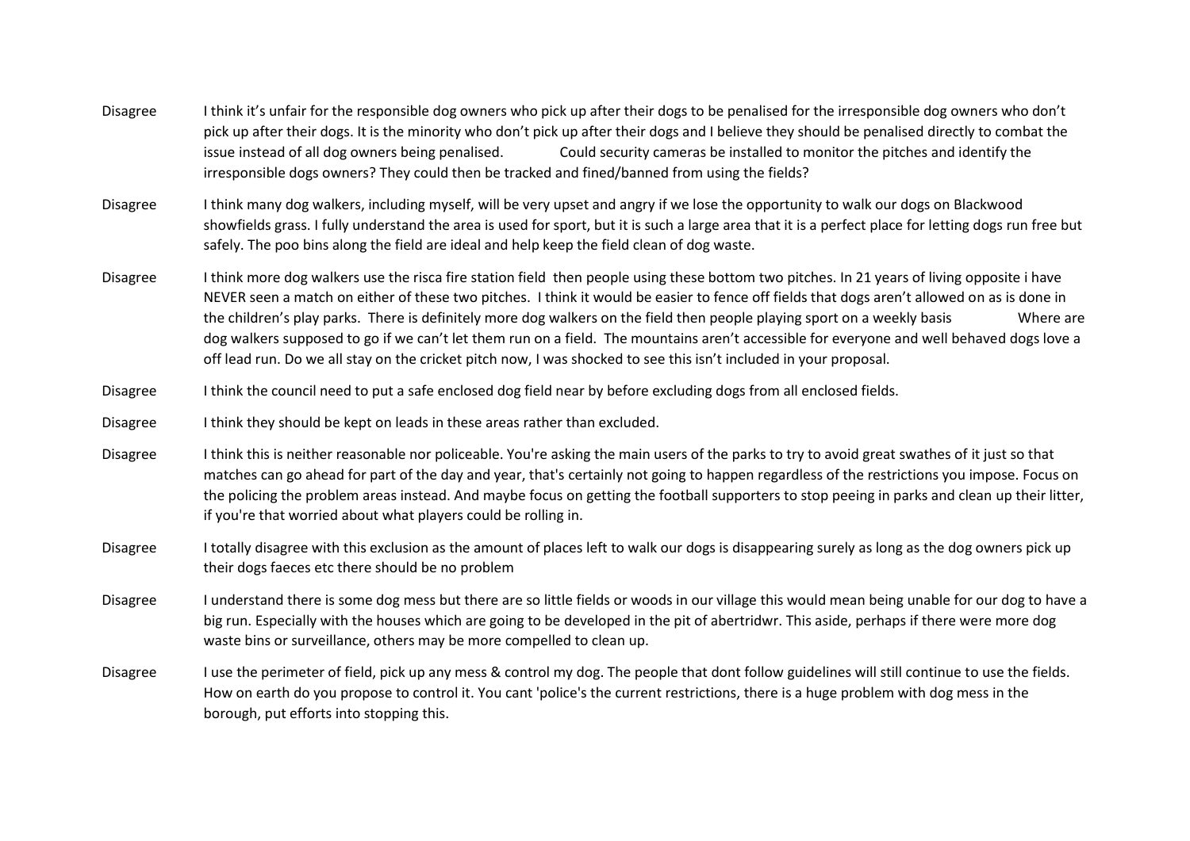| | |
|---|---|
| Disagree | I think it's unfair for the responsible dog owners who pick up after their dogs to be penalised for the irresponsible dog owners who don't pick up after their dogs. It is the minority who don't pick up after their dogs and I believe they should be penalised directly to combat the issue instead of all dog owners being penalised. Could security cameras be installed to monitor the pitches and identify the irresponsible dogs owners? They could then be tracked and fined/banned from using the fields? |
| Disagree | I think many dog walkers, including myself, will be very upset and angry if we lose the opportunity to walk our dogs on Blackwood showfields grass. I fully understand the area is used for sport, but it is such a large area that it is a perfect place for letting dogs run free but safely. The poo bins along the field are ideal and help keep the field clean of dog waste. |
| Disagree | I think more dog walkers use the risca fire station field then people using these bottom two pitches. In 21 years of living opposite i have NEVER seen a match on either of these two pitches. I think it would be easier to fence off fields that dogs aren't allowed on as is done in the children's play parks. There is definitely more dog walkers on the field then people playing sport on a weekly basis Where are dog walkers supposed to go if we can't let them run on a field. The mountains aren't accessible for everyone and well behaved dogs love a off lead run. Do we all stay on the cricket pitch now, I was shocked to see this isn't included in your proposal. |
| Disagree | I think the council need to put a safe enclosed dog field near by before excluding dogs from all enclosed fields. |
| Disagree | I think they should be kept on leads in these areas rather than excluded. |
| Disagree | I think this is neither reasonable nor policeable. You're asking the main users of the parks to try to avoid great swathes of it just so that matches can go ahead for part of the day and year, that's certainly not going to happen regardless of the restrictions you impose. Focus on the policing the problem areas instead. And maybe focus on getting the football supporters to stop peeing in parks and clean up their litter, if you're that worried about what players could be rolling in. |
| Disagree | I totally disagree with this exclusion as the amount of places left to walk our dogs is disappearing surely as long as the dog owners pick up their dogs faeces etc there should be no problem |
| Disagree | I understand there is some dog mess but there are so little fields or woods in our village this would mean being unable for our dog to have a big run. Especially with the houses which are going to be developed in the pit of abertridwr. This aside, perhaps if there were more dog waste bins or surveillance, others may be more compelled to clean up. |
| Disagree | I use the perimeter of field, pick up any mess & control my dog. The people that dont follow guidelines will still continue to use the fields. How on earth do you propose to control it. You cant 'police's the current restrictions, there is a huge problem with dog mess in the borough, put efforts into stopping this. |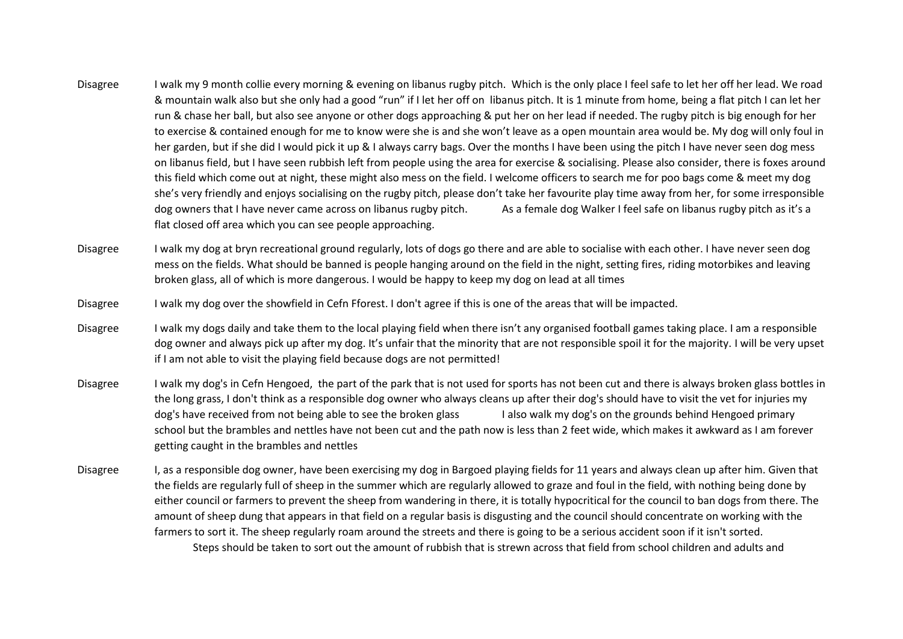| | |
|---|---|
| Disagree | I walk my 9 month collie every morning & evening on libanus rugby pitch. Which is the only place I feel safe to let her off her lead. We road & mountain walk also but she only had a good "run" if I let her off on libanus pitch. It is 1 minute from home, being a flat pitch I can let her run & chase her ball, but also see anyone or other dogs approaching & put her on her lead if needed. The rugby pitch is big enough for her to exercise & contained enough for me to know were she is and she won't leave as a open mountain area would be. My dog will only foul in her garden, but if she did I would pick it up & I always carry bags. Over the months I have been using the pitch I have never seen dog mess on libanus field, but I have seen rubbish left from people using the area for exercise & socialising. Please also consider, there is foxes around this field which come out at night, these might also mess on the field. I welcome officers to search me for poo bags come & meet my dog she's very friendly and enjoys socialising on the rugby pitch, please don't take her favourite play time away from her, for some irresponsible dog owners that I have never came across on libanus rugby pitch. As a female dog Walker I feel safe on libanus rugby pitch as it's a flat closed off area which you can see people approaching. |
| Disagree | I walk my dog at bryn recreational ground regularly, lots of dogs go there and are able to socialise with each other. I have never seen dog mess on the fields. What should be banned is people hanging around on the field in the night, setting fires, riding motorbikes and leaving broken glass, all of which is more dangerous. I would be happy to keep my dog on lead at all times |
| Disagree | I walk my dog over the showfield in Cefn Fforest. I don't agree if this is one of the areas that will be impacted. |
| Disagree | I walk my dogs daily and take them to the local playing field when there isn't any organised football games taking place. I am a responsible dog owner and always pick up after my dog. It's unfair that the minority that are not responsible spoil it for the majority. I will be very upset if I am not able to visit the playing field because dogs are not permitted! |
| Disagree | I walk my dog's in Cefn Hengoed, the part of the park that is not used for sports has not been cut and there is always broken glass bottles in the long grass, I don't think as a responsible dog owner who always cleans up after their dog's should have to visit the vet for injuries my dog's have received from not being able to see the broken glass I also walk my dog's on the grounds behind Hengoed primary school but the brambles and nettles have not been cut and the path now is less than 2 feet wide, which makes it awkward as I am forever getting caught in the brambles and nettles |
| Disagree | I, as a responsible dog owner, have been exercising my dog in Bargoed playing fields for 11 years and always clean up after him. Given that the fields are regularly full of sheep in the summer which are regularly allowed to graze and foul in the field, with nothing being done by either council or farmers to prevent the sheep from wandering in there, it is totally hypocritical for the council to ban dogs from there. The amount of sheep dung that appears in that field on a regular basis is disgusting and the council should concentrate on working with the farmers to sort it. The sheep regularly roam around the streets and there is going to be a serious accident soon if it isn't sorted. Steps should be taken to sort out the amount of rubbish that is strewn across that field from school children and adults and |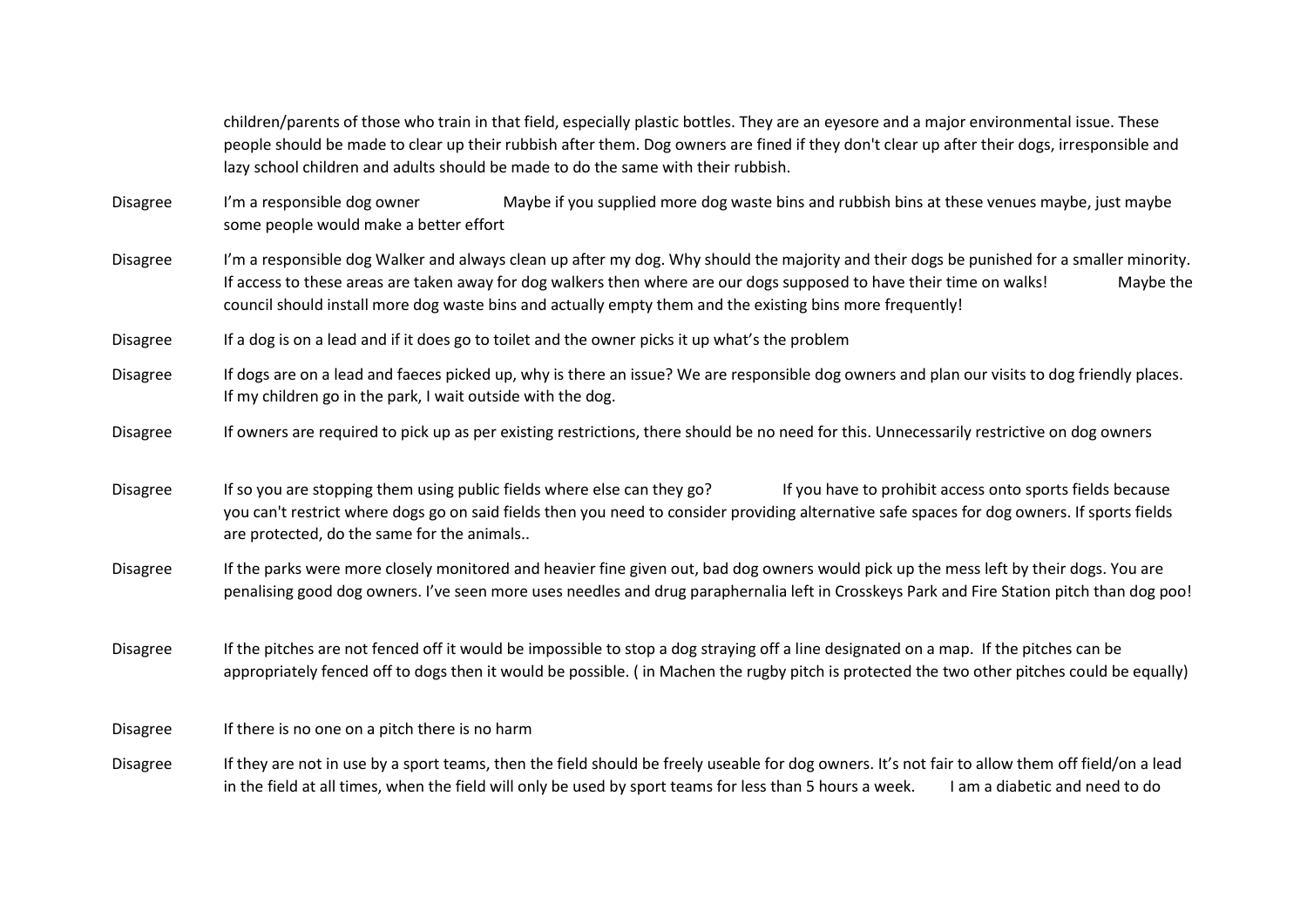|  |  |
|---|---|
|  | children/parents of those who train in that field, especially plastic bottles. They are an eyesore and a major environmental issue. These people should be made to clear up their rubbish after them. Dog owners are fined if they don't clear up after their dogs, irresponsible and lazy school children and adults should be made to do the same with their rubbish. |
| Disagree | I'm a responsible dog owner Maybe if you supplied more dog waste bins and rubbish bins at these venues maybe, just maybe some people would make a better effort |
| Disagree | I'm a responsible dog Walker and always clean up after my dog. Why should the majority and their dogs be punished for a smaller minority. If access to these areas are taken away for dog walkers then where are our dogs supposed to have their time on walks! Maybe the council should install more dog waste bins and actually empty them and the existing bins more frequently! |
| Disagree | If a dog is on a lead and if it does go to toilet and the owner picks it up what's the problem |
| Disagree | If dogs are on a lead and faeces picked up, why is there an issue? We are responsible dog owners and plan our visits to dog friendly places. If my children go in the park, I wait outside with the dog. |
| Disagree | If owners are required to pick up as per existing restrictions, there should be no need for this. Unnecessarily restrictive on dog owners |
| Disagree | If so you are stopping them using public fields where else can they go? If you have to prohibit access onto sports fields because you can't restrict where dogs go on said fields then you need to consider providing alternative safe spaces for dog owners. If sports fields are protected, do the same for the animals.. |
| Disagree | If the parks were more closely monitored and heavier fine given out, bad dog owners would pick up the mess left by their dogs. You are penalising good dog owners. I've seen more uses needles and drug paraphernalia left in Crosskeys Park and Fire Station pitch than dog poo! |
| Disagree | If the pitches are not fenced off it would be impossible to stop a dog straying off a line designated on a map. If the pitches can be appropriately fenced off to dogs then it would be possible. ( in Machen the rugby pitch is protected the two other pitches could be equally) |
| Disagree | If there is no one on a pitch there is no harm |
| Disagree | If they are not in use by a sport teams, then the field should be freely useable for dog owners. It's not fair to allow them off field/on a lead in the field at all times, when the field will only be used by sport teams for less than 5 hours a week. I am a diabetic and need to do |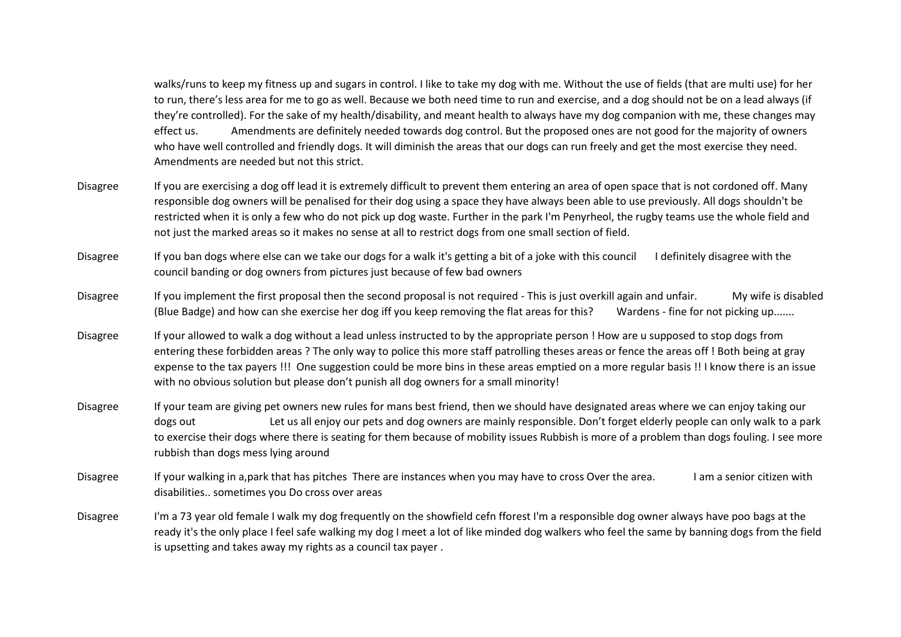| | |
|---|---|
| | walks/runs to keep my fitness up and sugars in control. I like to take my dog with me. Without the use of fields (that are multi use) for her to run, there's less area for me to go as well. Because we both need time to run and exercise, and a dog should not be on a lead always (if they're controlled). For the sake of my health/disability, and meant health to always have my dog companion with me, these changes may effect us. Amendments are definitely needed towards dog control. But the proposed ones are not good for the majority of owners who have well controlled and friendly dogs. It will diminish the areas that our dogs can run freely and get the most exercise they need. Amendments are needed but not this strict. |
| Disagree | If you are exercising a dog off lead it is extremely difficult to prevent them entering an area of open space that is not cordoned off. Many responsible dog owners will be penalised for their dog using a space they have always been able to use previously. All dogs shouldn't be restricted when it is only a few who do not pick up dog waste. Further in the park I'm Penyrheol, the rugby teams use the whole field and not just the marked areas so it makes no sense at all to restrict dogs from one small section of field. |
| Disagree | If you ban dogs where else can we take our dogs for a walk it's getting a bit of a joke with this council I definitely disagree with the council banding or dog owners from pictures just because of few bad owners |
| Disagree | If you implement the first proposal then the second proposal is not required - This is just overkill again and unfair. My wife is disabled (Blue Badge) and how can she exercise her dog iff you keep removing the flat areas for this? Wardens - fine for not picking up....... |
| Disagree | If your allowed to walk a dog without a lead unless instructed to by the appropriate person ! How are u supposed to stop dogs from entering these forbidden areas ? The only way to police this more staff patrolling theses areas or fence the areas off ! Both being at gray expense to the tax payers !!! One suggestion could be more bins in these areas emptied on a more regular basis !! I know there is an issue with no obvious solution but please don't punish all dog owners for a small minority! |
| Disagree | If your team are giving pet owners new rules for mans best friend, then we should have designated areas where we can enjoy taking our dogs out Let us all enjoy our pets and dog owners are mainly responsible. Don't forget elderly people can only walk to a park to exercise their dogs where there is seating for them because of mobility issues Rubbish is more of a problem than dogs fouling. I see more rubbish than dogs mess lying around |
| Disagree | If your walking in a,park that has pitches There are instances when you may have to cross Over the area. I am a senior citizen with disabilities.. sometimes you Do cross over areas |
| Disagree | I'm a 73 year old female I walk my dog frequently on the showfield cefn fforest I'm a responsible dog owner always have poo bags at the ready it's the only place I feel safe walking my dog I meet a lot of like minded dog walkers who feel the same by banning dogs from the field is upsetting and takes away my rights as a council tax payer . |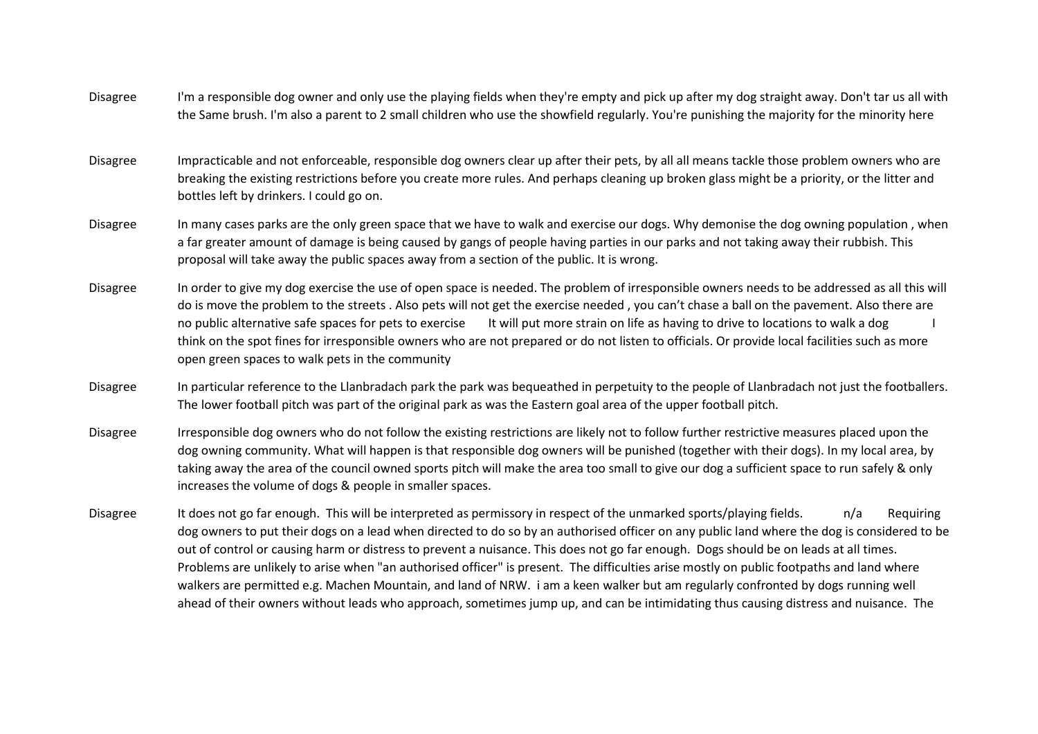| | |
|---|---|
| Disagree | I'm a responsible dog owner and only use the playing fields when they're empty and pick up after my dog straight away. Don't tar us all with the Same brush. I'm also a parent to 2 small children who use the showfield regularly. You're punishing the majority for the minority here |
| Disagree | Impracticable and not enforceable, responsible dog owners clear up after their pets, by all all means tackle those problem owners who are breaking the existing restrictions before you create more rules. And perhaps cleaning up broken glass might be a priority, or the litter and bottles left by drinkers. I could go on. |
| Disagree | In many cases parks are the only green space that we have to walk and exercise our dogs. Why demonise the dog owning population , when a far greater amount of damage is being caused by gangs of people having parties in our parks and not taking away their rubbish. This proposal will take away the public spaces away from a section of the public. It is wrong. |
| Disagree | In order to give my dog exercise the use of open space is needed. The problem of irresponsible owners needs to be addressed as all this will do is move the problem to the streets . Also pets will not get the exercise needed , you can't chase a ball on the pavement. Also there are no public alternative safe spaces for pets to exercise It will put more strain on life as having to drive to locations to walk a dog I think on the spot fines for irresponsible owners who are not prepared or do not listen to officials. Or provide local facilities such as more open green spaces to walk pets in the community |
| Disagree | In particular reference to the Llanbradach park the park was bequeathed in perpetuity to the people of Llanbradach not just the footballers. The lower football pitch was part of the original park as was the Eastern goal area of the upper football pitch. |
| Disagree | Irresponsible dog owners who do not follow the existing restrictions are likely not to follow further restrictive measures placed upon the dog owning community. What will happen is that responsible dog owners will be punished (together with their dogs). In my local area, by taking away the area of the council owned sports pitch will make the area too small to give our dog a sufficient space to run safely & only increases the volume of dogs & people in smaller spaces. |
| Disagree | It does not go far enough. This will be interpreted as permissory in respect of the unmarked sports/playing fields. n/a Requiring dog owners to put their dogs on a lead when directed to do so by an authorised officer on any public land where the dog is considered to be out of control or causing harm or distress to prevent a nuisance. This does not go far enough. Dogs should be on leads at all times. Problems are unlikely to arise when "an authorised officer" is present. The difficulties arise mostly on public footpaths and land where walkers are permitted e.g. Machen Mountain, and land of NRW. i am a keen walker but am regularly confronted by dogs running well ahead of their owners without leads who approach, sometimes jump up, and can be intimidating thus causing distress and nuisance. The |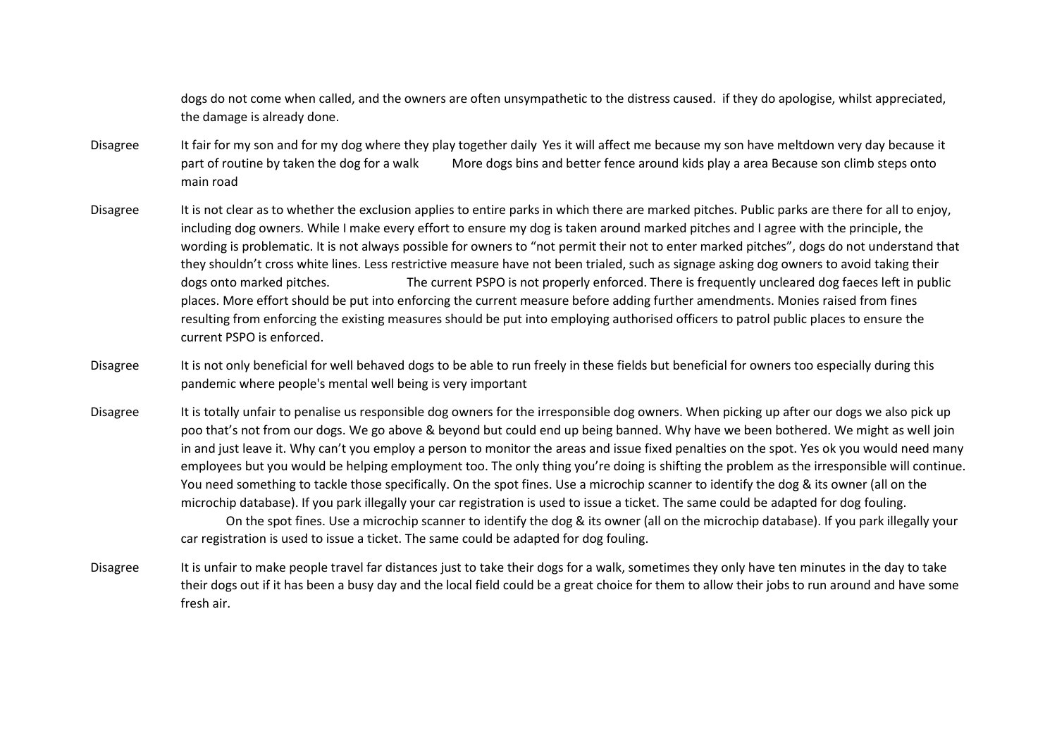| | |
|---|---|
| | dogs do not come when called, and the owners are often unsympathetic to the distress caused. if they do apologise, whilst appreciated, the damage is already done. |
| Disagree | It fair for my son and for my dog where they play together daily Yes it will affect me because my son have meltdown very day because it part of routine by taken the dog for a walk More dogs bins and better fence around kids play a area Because son climb steps onto main road |
| Disagree | It is not clear as to whether the exclusion applies to entire parks in which there are marked pitches. Public parks are there for all to enjoy, including dog owners. While I make every effort to ensure my dog is taken around marked pitches and I agree with the principle, the wording is problematic. It is not always possible for owners to "not permit their not to enter marked pitches", dogs do not understand that they shouldn't cross white lines. Less restrictive measure have not been trialed, such as signage asking dog owners to avoid taking their dogs onto marked pitches. The current PSPO is not properly enforced. There is frequently uncleared dog faeces left in public places. More effort should be put into enforcing the current measure before adding further amendments. Monies raised from fines resulting from enforcing the existing measures should be put into employing authorised officers to patrol public places to ensure the current PSPO is enforced. |
| Disagree | It is not only beneficial for well behaved dogs to be able to run freely in these fields but beneficial for owners too especially during this pandemic where people's mental well being is very important |
| Disagree | It is totally unfair to penalise us responsible dog owners for the irresponsible dog owners. When picking up after our dogs we also pick up poo that's not from our dogs. We go above & beyond but could end up being banned. Why have we been bothered. We might as well join in and just leave it. Why can't you employ a person to monitor the areas and issue fixed penalties on the spot. Yes ok you would need many employees but you would be helping employment too. The only thing you're doing is shifting the problem as the irresponsible will continue. You need something to tackle those specifically. On the spot fines. Use a microchip scanner to identify the dog & its owner (all on the microchip database). If you park illegally your car registration is used to issue a ticket. The same could be adapted for dog fouling. On the spot fines. Use a microchip scanner to identify the dog & its owner (all on the microchip database). If you park illegally your car registration is used to issue a ticket. The same could be adapted for dog fouling. |
| Disagree | It is unfair to make people travel far distances just to take their dogs for a walk, sometimes they only have ten minutes in the day to take their dogs out if it has been a busy day and the local field could be a great choice for them to allow their jobs to run around and have some fresh air. |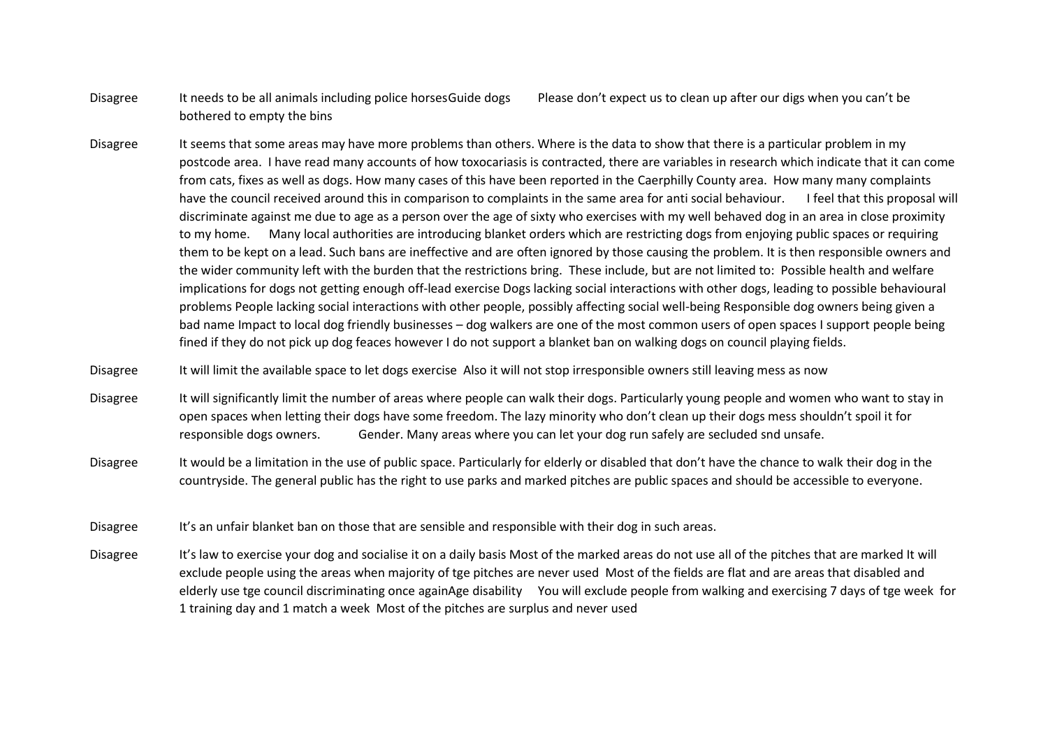| | |
|---|---|
| Disagree | It needs to be all animals including police horsesGuide dogs     Please don't expect us to clean up after our digs when you can't be bothered to empty the bins |
| Disagree | It seems that some areas may have more problems than others. Where is the data to show that there is a particular problem in my postcode area.  I have read many accounts of how toxocariasis is contracted, there are variables in research which indicate that it can come from cats, fixes as well as dogs. How many cases of this have been reported in the Caerphilly County area.  How many many complaints have the council received around this in comparison to complaints in the same area for anti social behaviour.     I feel that this proposal will discriminate against me due to age as a person over the age of sixty who exercises with my well behaved dog in an area in close proximity to my home.     Many local authorities are introducing blanket orders which are restricting dogs from enjoying public spaces or requiring them to be kept on a lead. Such bans are ineffective and are often ignored by those causing the problem. It is then responsible owners and the wider community left with the burden that the restrictions bring.  These include, but are not limited to:  Possible health and welfare implications for dogs not getting enough off-lead exercise Dogs lacking social interactions with other dogs, leading to possible behavioural problems People lacking social interactions with other people, possibly affecting social well-being Responsible dog owners being given a bad name Impact to local dog friendly businesses – dog walkers are one of the most common users of open spaces I support people being fined if they do not pick up dog feaces however I do not support a blanket ban on walking dogs on council playing fields. |
| Disagree | It will limit the available space to let dogs exercise  Also it will not stop irresponsible owners still leaving mess as now |
| Disagree | It will significantly limit the number of areas where people can walk their dogs. Particularly young people and women who want to stay in open spaces when letting their dogs have some freedom. The lazy minority who don't clean up their dogs mess shouldn't spoil it for responsible dogs owners.     Gender. Many areas where you can let your dog run safely are secluded snd unsafe. |
| Disagree | It would be a limitation in the use of public space. Particularly for elderly or disabled that don't have the chance to walk their dog in the countryside. The general public has the right to use parks and marked pitches are public spaces and should be accessible to everyone. |
| Disagree | It's an unfair blanket ban on those that are sensible and responsible with their dog in such areas. |
| Disagree | It's law to exercise your dog and socialise it on a daily basis Most of the marked areas do not use all of the pitches that are marked It will exclude people using the areas when majority of tge pitches are never used  Most of the fields are flat and are areas that disabled and elderly use tge council discriminating once againAge disability     You will exclude people from walking and exercising 7 days of tge week  for 1 training day and 1 match a week  Most of the pitches are surplus and never used |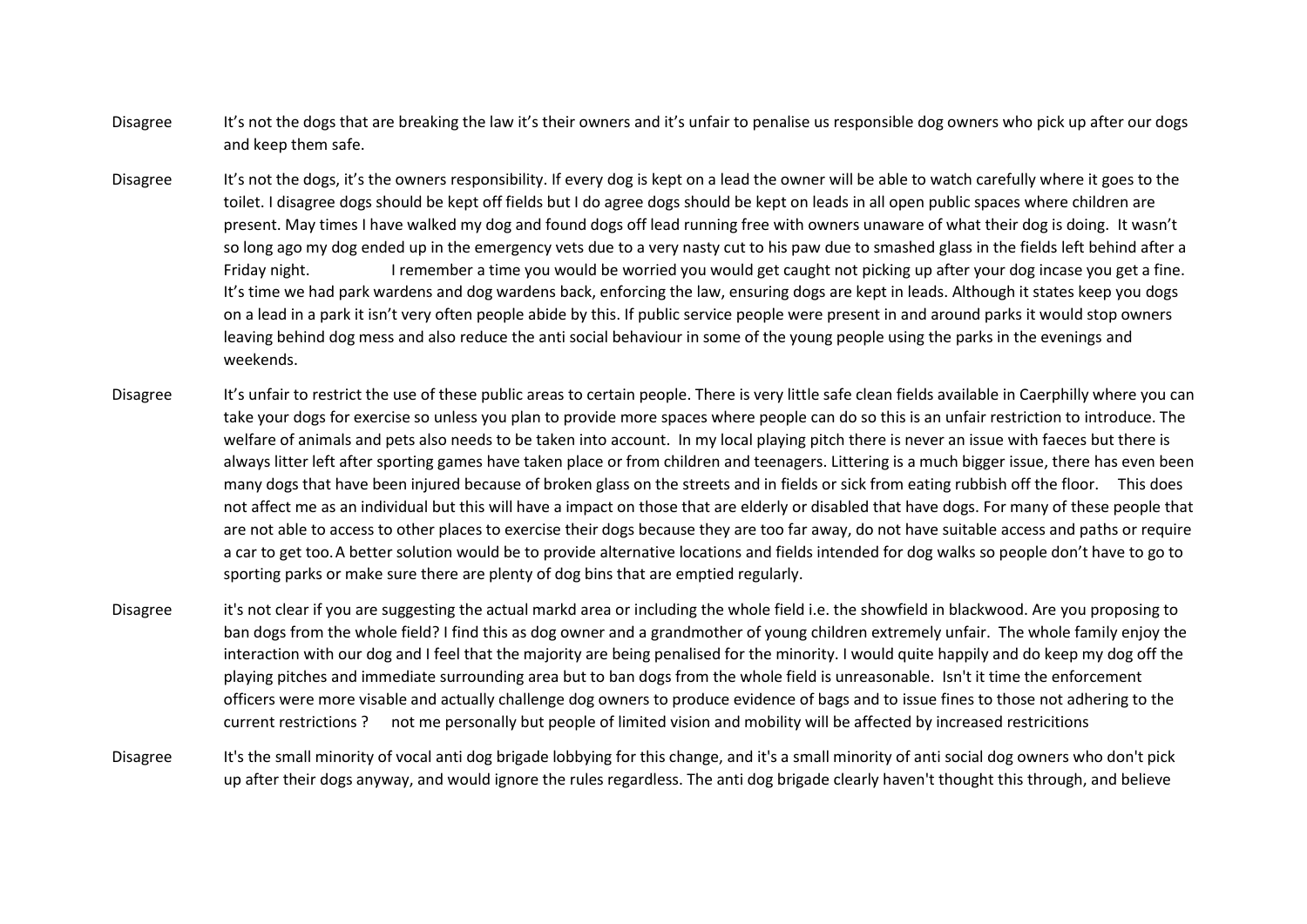| | |
|---|---|
| Disagree | It's not the dogs that are breaking the law it's their owners and it's unfair to penalise us responsible dog owners who pick up after our dogs and keep them safe. |
| Disagree | It's not the dogs, it's the owners responsibility. If every dog is kept on a lead the owner will be able to watch carefully where it goes to the toilet. I disagree dogs should be kept off fields but I do agree dogs should be kept on leads in all open public spaces where children are present. May times I have walked my dog and found dogs off lead running free with owners unaware of what their dog is doing. It wasn't so long ago my dog ended up in the emergency vets due to a very nasty cut to his paw due to smashed glass in the fields left behind after a Friday night. I remember a time you would be worried you would get caught not picking up after your dog incase you get a fine. It's time we had park wardens and dog wardens back, enforcing the law, ensuring dogs are kept in leads. Although it states keep you dogs on a lead in a park it isn't very often people abide by this. If public service people were present in and around parks it would stop owners leaving behind dog mess and also reduce the anti social behaviour in some of the young people using the parks in the evenings and weekends. |
| Disagree | It's unfair to restrict the use of these public areas to certain people. There is very little safe clean fields available in Caerphilly where you can take your dogs for exercise so unless you plan to provide more spaces where people can do so this is an unfair restriction to introduce. The welfare of animals and pets also needs to be taken into account. In my local playing pitch there is never an issue with faeces but there is always litter left after sporting games have taken place or from children and teenagers. Littering is a much bigger issue, there has even been many dogs that have been injured because of broken glass on the streets and in fields or sick from eating rubbish off the floor. This does not affect me as an individual but this will have a impact on those that are elderly or disabled that have dogs. For many of these people that are not able to access to other places to exercise their dogs because they are too far away, do not have suitable access and paths or require a car to get too. A better solution would be to provide alternative locations and fields intended for dog walks so people don't have to go to sporting parks or make sure there are plenty of dog bins that are emptied regularly. |
| Disagree | it's not clear if you are suggesting the actual markd area or including the whole field i.e. the showfield in blackwood. Are you proposing to ban dogs from the whole field? I find this as dog owner and a grandmother of young children extremely unfair. The whole family enjoy the interaction with our dog and I feel that the majority are being penalised for the minority. I would quite happily and do keep my dog off the playing pitches and immediate surrounding area but to ban dogs from the whole field is unreasonable. Isn't it time the enforcement officers were more visable and actually challenge dog owners to produce evidence of bags and to issue fines to those not adhering to the current restrictions ? not me personally but people of limited vision and mobility will be affected by increased restricitions |
| Disagree | It's the small minority of vocal anti dog brigade lobbying for this change, and it's a small minority of anti social dog owners who don't pick up after their dogs anyway, and would ignore the rules regardless. The anti dog brigade clearly haven't thought this through, and believe |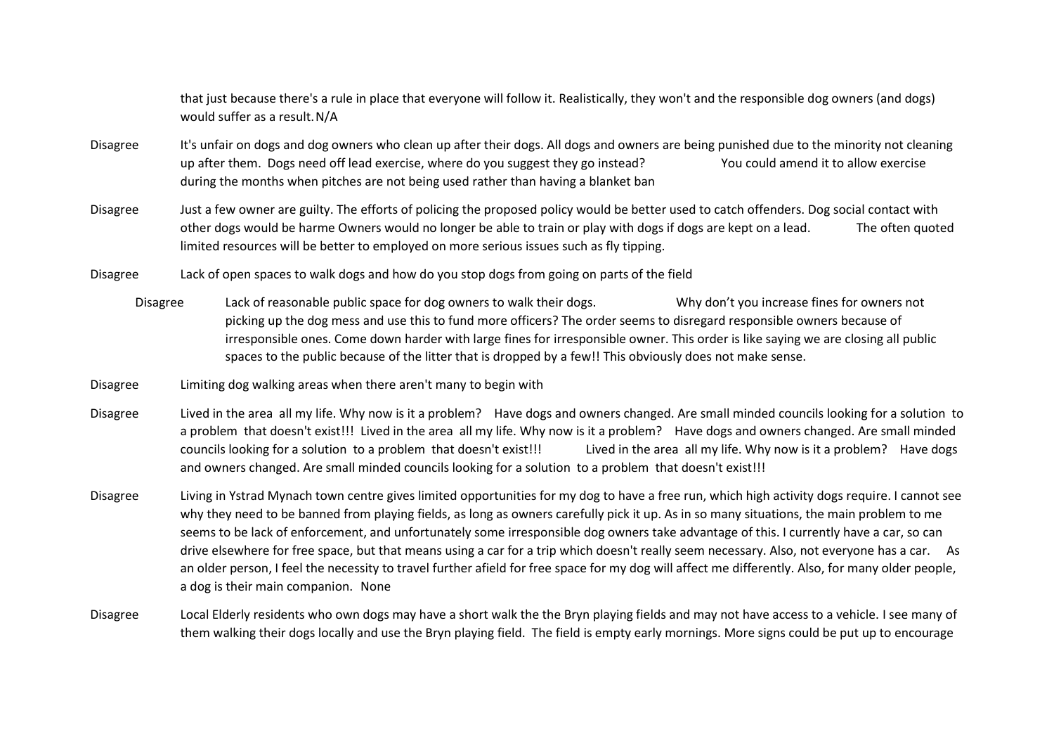that just because there's a rule in place that everyone will follow it. Realistically, they won't and the responsible dog owners (and dogs) would suffer as a result. N/A

| | |
|---|---|
| Disagree | It's unfair on dogs and dog owners who clean up after their dogs. All dogs and owners are being punished due to the minority not cleaning up after them. Dogs need off lead exercise, where do you suggest they go instead? You could amend it to allow exercise during the months when pitches are not being used rather than having a blanket ban |
| Disagree | Just a few owner are guilty. The efforts of policing the proposed policy would be better used to catch offenders. Dog social contact with other dogs would be harme Owners would no longer be able to train or play with dogs if dogs are kept on a lead. The often quoted limited resources will be better to employed on more serious issues such as fly tipping. |
| Disagree | Lack of open spaces to walk dogs and how do you stop dogs from going on parts of the field |
| Disagree | Lack of reasonable public space for dog owners to walk their dogs. Why don't you increase fines for owners not picking up the dog mess and use this to fund more officers? The order seems to disregard responsible owners because of irresponsible ones. Come down harder with large fines for irresponsible owner. This order is like saying we are closing all public spaces to the public because of the litter that is dropped by a few!! This obviously does not make sense. |
| Disagree | Limiting dog walking areas when there aren't many to begin with |
| Disagree | Lived in the area all my life. Why now is it a problem? Have dogs and owners changed. Are small minded councils looking for a solution to a problem that doesn't exist!!! Lived in the area all my life. Why now is it a problem? Have dogs and owners changed. Are small minded councils looking for a solution to a problem that doesn't exist!!! Lived in the area all my life. Why now is it a problem? Have dogs and owners changed. Are small minded councils looking for a solution to a problem that doesn't exist!!! |
| Disagree | Living in Ystrad Mynach town centre gives limited opportunities for my dog to have a free run, which high activity dogs require. I cannot see why they need to be banned from playing fields, as long as owners carefully pick it up. As in so many situations, the main problem to me seems to be lack of enforcement, and unfortunately some irresponsible dog owners take advantage of this. I currently have a car, so can drive elsewhere for free space, but that means using a car for a trip which doesn't really seem necessary. Also, not everyone has a car. As an older person, I feel the necessity to travel further afield for free space for my dog will affect me differently. Also, for many older people, a dog is their main companion. None |
| Disagree | Local Elderly residents who own dogs may have a short walk the the Bryn playing fields and may not have access to a vehicle. I see many of them walking their dogs locally and use the Bryn playing field. The field is empty early mornings. More signs could be put up to encourage |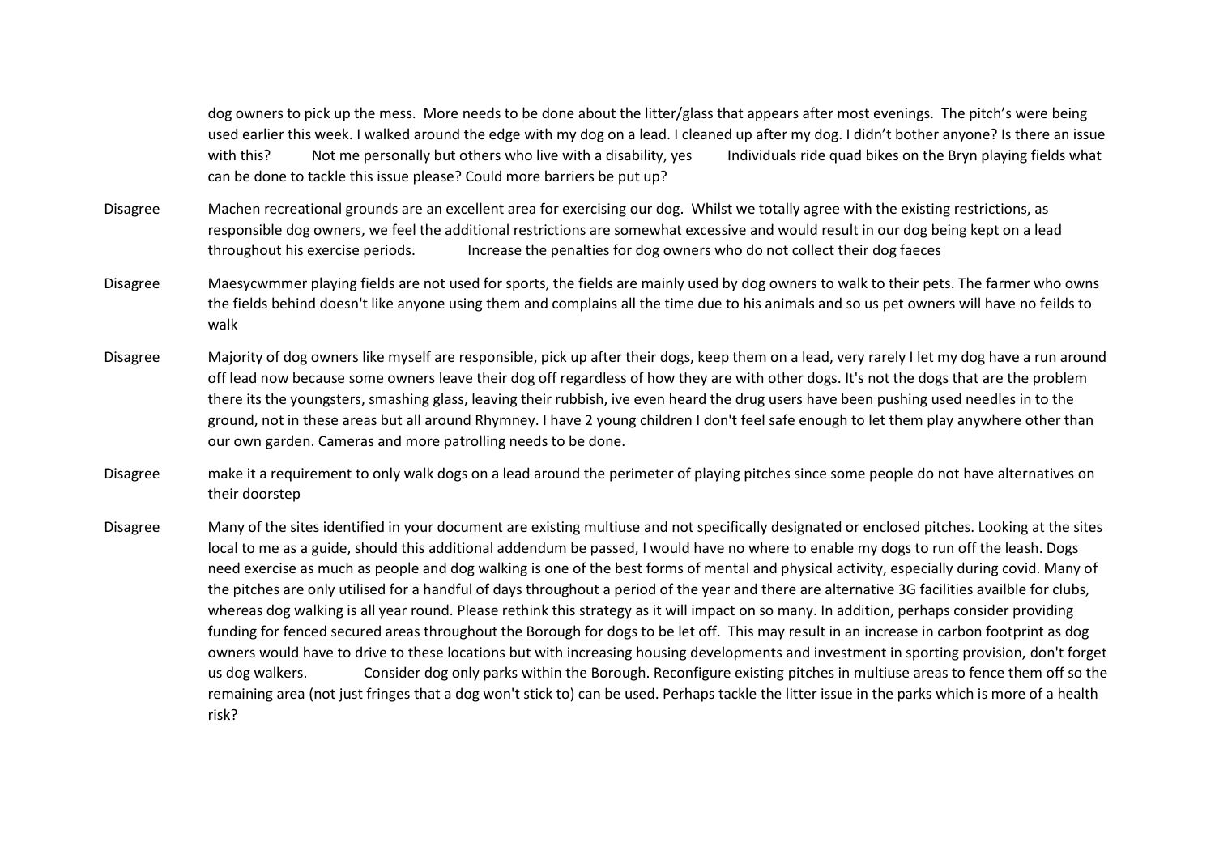| | |
|---|---|
| | dog owners to pick up the mess. More needs to be done about the litter/glass that appears after most evenings. The pitch's were being used earlier this week. I walked around the edge with my dog on a lead. I cleaned up after my dog. I didn't bother anyone? Is there an issue with this? Not me personally but others who live with a disability, yes Individuals ride quad bikes on the Bryn playing fields what can be done to tackle this issue please? Could more barriers be put up? |
| Disagree | Machen recreational grounds are an excellent area for exercising our dog. Whilst we totally agree with the existing restrictions, as responsible dog owners, we feel the additional restrictions are somewhat excessive and would result in our dog being kept on a lead throughout his exercise periods. Increase the penalties for dog owners who do not collect their dog faeces |
| Disagree | Maesycwmmer playing fields are not used for sports, the fields are mainly used by dog owners to walk to their pets. The farmer who owns the fields behind doesn't like anyone using them and complains all the time due to his animals and so us pet owners will have no feilds to walk |
| Disagree | Majority of dog owners like myself are responsible, pick up after their dogs, keep them on a lead, very rarely I let my dog have a run around off lead now because some owners leave their dog off regardless of how they are with other dogs. It's not the dogs that are the problem there its the youngsters, smashing glass, leaving their rubbish, ive even heard the drug users have been pushing used needles in to the ground, not in these areas but all around Rhymney. I have 2 young children I don't feel safe enough to let them play anywhere other than our own garden. Cameras and more patrolling needs to be done. |
| Disagree | make it a requirement to only walk dogs on a lead around the perimeter of playing pitches since some people do not have alternatives on their doorstep |
| Disagree | Many of the sites identified in your document are existing multiuse and not specifically designated or enclosed pitches. Looking at the sites local to me as a guide, should this additional addendum be passed, I would have no where to enable my dogs to run off the leash. Dogs need exercise as much as people and dog walking is one of the best forms of mental and physical activity, especially during covid. Many of the pitches are only utilised for a handful of days throughout a period of the year and there are alternative 3G facilities availble for clubs, whereas dog walking is all year round. Please rethink this strategy as it will impact on so many. In addition, perhaps consider providing funding for fenced secured areas throughout the Borough for dogs to be let off. This may result in an increase in carbon footprint as dog owners would have to drive to these locations but with increasing housing developments and investment in sporting provision, don't forget us dog walkers. Consider dog only parks within the Borough. Reconfigure existing pitches in multiuse areas to fence them off so the remaining area (not just fringes that a dog won't stick to) can be used. Perhaps tackle the litter issue in the parks which is more of a health risk? |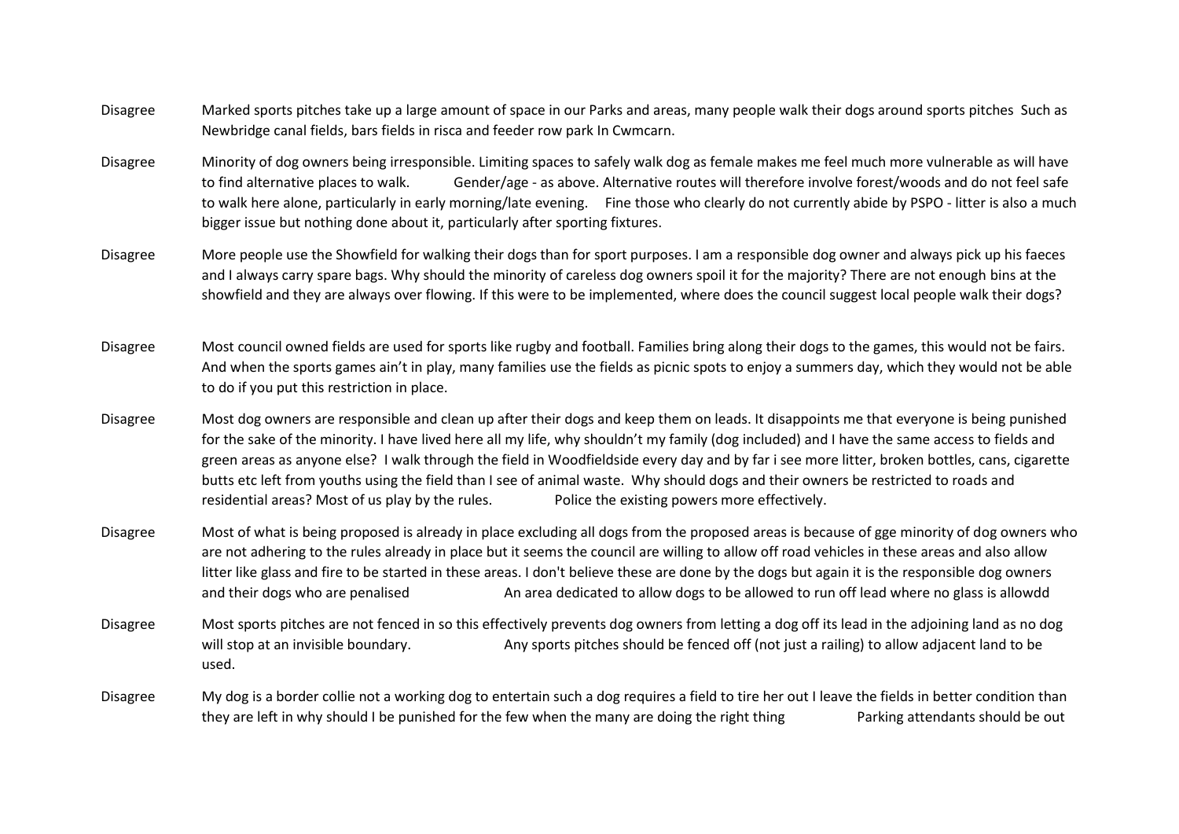| | |
|---|---|
| Disagree | Marked sports pitches take up a large amount of space in our Parks and areas, many people walk their dogs around sports pitches Such as Newbridge canal fields, bars fields in risca and feeder row park In Cwmcarn. |
| Disagree | Minority of dog owners being irresponsible. Limiting spaces to safely walk dog as female makes me feel much more vulnerable as will have to find alternative places to walk. Gender/age - as above. Alternative routes will therefore involve forest/woods and do not feel safe to walk here alone, particularly in early morning/late evening. Fine those who clearly do not currently abide by PSPO - litter is also a much bigger issue but nothing done about it, particularly after sporting fixtures. |
| Disagree | More people use the Showfield for walking their dogs than for sport purposes. I am a responsible dog owner and always pick up his faeces and I always carry spare bags. Why should the minority of careless dog owners spoil it for the majority? There are not enough bins at the showfield and they are always over flowing. If this were to be implemented, where does the council suggest local people walk their dogs? |
| Disagree | Most council owned fields are used for sports like rugby and football. Families bring along their dogs to the games, this would not be fairs. And when the sports games ain't in play, many families use the fields as picnic spots to enjoy a summers day, which they would not be able to do if you put this restriction in place. |
| Disagree | Most dog owners are responsible and clean up after their dogs and keep them on leads. It disappoints me that everyone is being punished for the sake of the minority. I have lived here all my life, why shouldn't my family (dog included) and I have the same access to fields and green areas as anyone else? I walk through the field in Woodfieldside every day and by far i see more litter, broken bottles, cans, cigarette butts etc left from youths using the field than I see of animal waste. Why should dogs and their owners be restricted to roads and residential areas? Most of us play by the rules. Police the existing powers more effectively. |
| Disagree | Most of what is being proposed is already in place excluding all dogs from the proposed areas is because of gge minority of dog owners who are not adhering to the rules already in place but it seems the council are willing to allow off road vehicles in these areas and also allow litter like glass and fire to be started in these areas. I don't believe these are done by the dogs but again it is the responsible dog owners and their dogs who are penalised An area dedicated to allow dogs to be allowed to run off lead where no glass is allowdd |
| Disagree | Most sports pitches are not fenced in so this effectively prevents dog owners from letting a dog off its lead in the adjoining land as no dog will stop at an invisible boundary. Any sports pitches should be fenced off (not just a railing) to allow adjacent land to be used. |
| Disagree | My dog is a border collie not a working dog to entertain such a dog requires a field to tire her out I leave the fields in better condition than they are left in why should I be punished for the few when the many are doing the right thing Parking attendants should be out |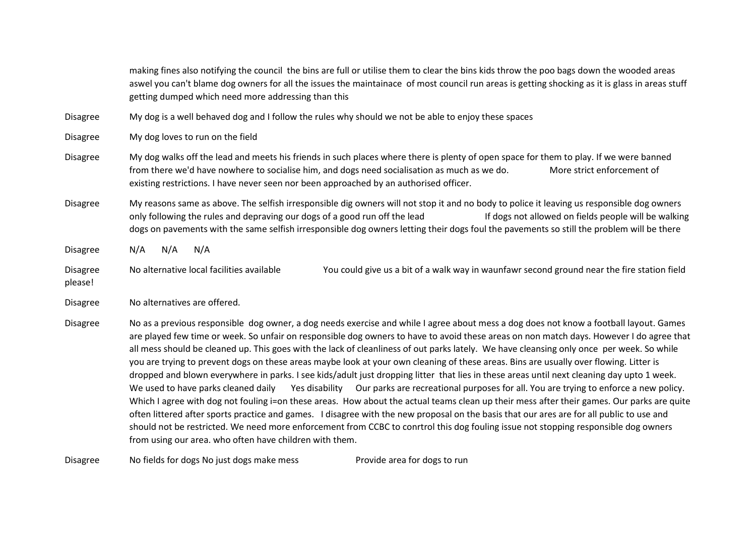| | |
|---|---|
| | making fines also notifying the council the bins are full or utilise them to clear the bins kids throw the poo bags down the wooded areas aswel you can't blame dog owners for all the issues the maintainace of most council run areas is getting shocking as it is glass in areas stuff getting dumped which need more addressing than this |
| Disagree | My dog is a well behaved dog and I follow the rules why should we not be able to enjoy these spaces |
| Disagree | My dog loves to run on the field |
| Disagree | My dog walks off the lead and meets his friends in such places where there is plenty of open space for them to play. If we were banned from there we'd have nowhere to socialise him, and dogs need socialisation as much as we do. More strict enforcement of existing restrictions. I have never seen nor been approached by an authorised officer. |
| Disagree | My reasons same as above. The selfish irresponsible dig owners will not stop it and no body to police it leaving us responsible dog owners only following the rules and depraving our dogs of a good run off the lead If dogs not allowed on fields people will be walking dogs on pavements with the same selfish irresponsible dog owners letting their dogs foul the pavements so still the problem will be there |
| Disagree | N/A N/A N/A |
| Disagree please! | No alternative local facilities available You could give us a bit of a walk way in waunfawr second ground near the fire station field |
| Disagree | No alternatives are offered. |
| Disagree | No as a previous responsible dog owner, a dog needs exercise and while I agree about mess a dog does not know a football layout. Games are played few time or week. So unfair on responsible dog owners to have to avoid these areas on non match days. However I do agree that all mess should be cleaned up. This goes with the lack of cleanliness of out parks lately. We have cleansing only once per week. So while you are trying to prevent dogs on these areas maybe look at your own cleaning of these areas. Bins are usually over flowing. Litter is dropped and blown everywhere in parks. I see kids/adult just dropping litter that lies in these areas until next cleaning day upto 1 week. We used to have parks cleaned daily Yes disability Our parks are recreational purposes for all. You are trying to enforce a new policy. Which I agree with dog not fouling i=on these areas. How about the actual teams clean up their mess after their games. Our parks are quite often littered after sports practice and games. I disagree with the new proposal on the basis that our ares are for all public to use and should not be restricted. We need more enforcement from CCBC to conrtrol this dog fouling issue not stopping responsible dog owners from using our area. who often have children with them. |
| Disagree | No fields for dogs No just dogs make mess Provide area for dogs to run |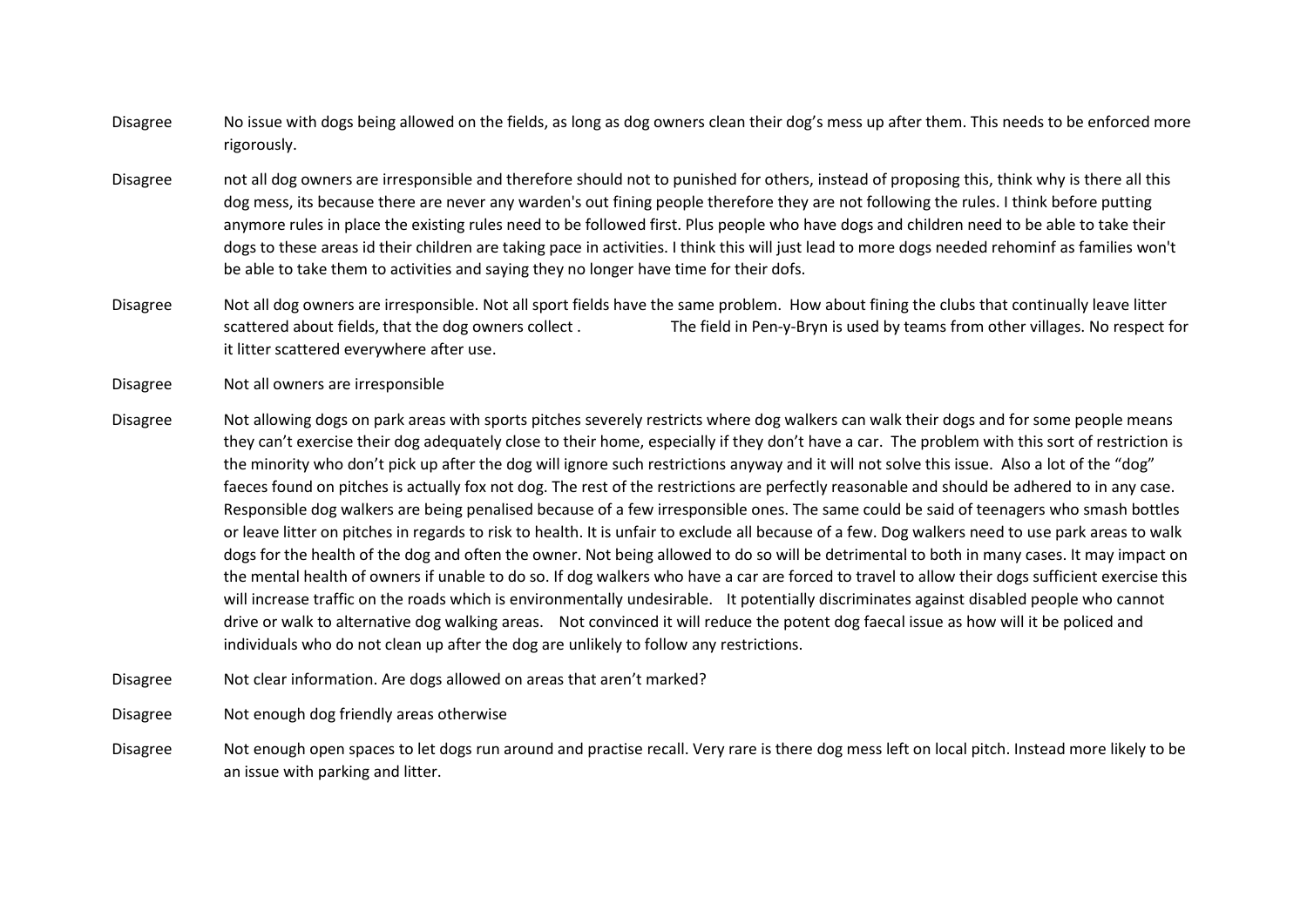| | |
|---|---|
| Disagree | No issue with dogs being allowed on the fields, as long as dog owners clean their dog's mess up after them. This needs to be enforced more rigorously. |
| Disagree | not all dog owners are irresponsible and therefore should not to punished for others, instead of proposing this, think why is there all this dog mess, its because there are never any warden's out fining people therefore they are not following the rules. I think before putting anymore rules in place the existing rules need to be followed first. Plus people who have dogs and children need to be able to take their dogs to these areas id their children are taking pace in activities. I think this will just lead to more dogs needed rehominf as families won't be able to take them to activities and saying they no longer have time for their dofs. |
| Disagree | Not all dog owners are irresponsible. Not all sport fields have the same problem. How about fining the clubs that continually leave litter scattered about fields, that the dog owners collect . The field in Pen-y-Bryn is used by teams from other villages. No respect for it litter scattered everywhere after use. |
| Disagree | Not all owners are irresponsible |
| Disagree | Not allowing dogs on park areas with sports pitches severely restricts where dog walkers can walk their dogs and for some people means they can't exercise their dog adequately close to their home, especially if they don't have a car. The problem with this sort of restriction is the minority who don't pick up after the dog will ignore such restrictions anyway and it will not solve this issue. Also a lot of the "dog" faeces found on pitches is actually fox not dog. The rest of the restrictions are perfectly reasonable and should be adhered to in any case. Responsible dog walkers are being penalised because of a few irresponsible ones. The same could be said of teenagers who smash bottles or leave litter on pitches in regards to risk to health. It is unfair to exclude all because of a few. Dog walkers need to use park areas to walk dogs for the health of the dog and often the owner. Not being allowed to do so will be detrimental to both in many cases. It may impact on the mental health of owners if unable to do so. If dog walkers who have a car are forced to travel to allow their dogs sufficient exercise this will increase traffic on the roads which is environmentally undesirable. It potentially discriminates against disabled people who cannot drive or walk to alternative dog walking areas. Not convinced it will reduce the potent dog faecal issue as how will it be policed and individuals who do not clean up after the dog are unlikely to follow any restrictions. |
| Disagree | Not clear information. Are dogs allowed on areas that aren't marked? |
| Disagree | Not enough dog friendly areas otherwise |
| Disagree | Not enough open spaces to let dogs run around and practise recall. Very rare is there dog mess left on local pitch. Instead more likely to be an issue with parking and litter. |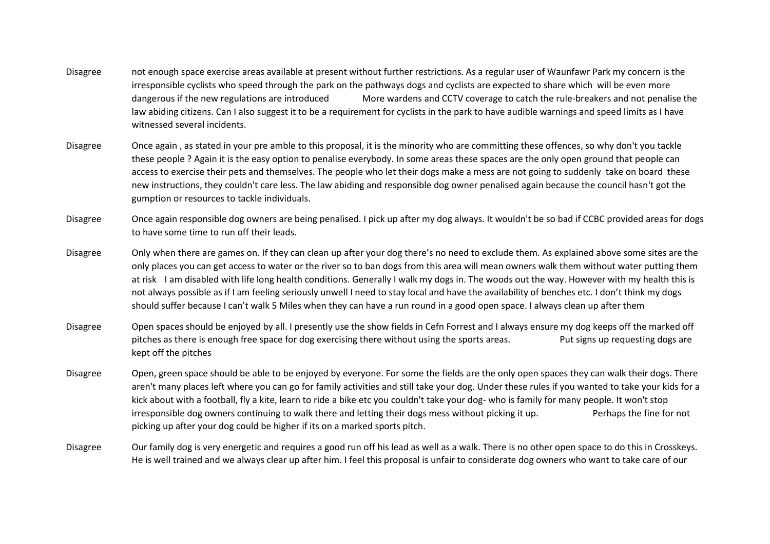| | |
|---|---|
| Disagree | not enough space exercise areas available at present without further restrictions. As a regular user of Waunfawr Park my concern is the irresponsible cyclists who speed through the park on the pathways dogs and cyclists are expected to share which will be even more dangerous if the new regulations are introduced More wardens and CCTV coverage to catch the rule-breakers and not penalise the law abiding citizens. Can I also suggest it to be a requirement for cyclists in the park to have audible warnings and speed limits as I have witnessed several incidents. |
| Disagree | Once again , as stated in your pre amble to this proposal, it is the minority who are committing these offences, so why don't you tackle these people ? Again it is the easy option to penalise everybody. In some areas these spaces are the only open ground that people can access to exercise their pets and themselves. The people who let their dogs make a mess are not going to suddenly take on board these new instructions, they couldn't care less. The law abiding and responsible dog owner penalised again because the council hasn't got the gumption or resources to tackle individuals. |
| Disagree | Once again responsible dog owners are being penalised. I pick up after my dog always. It wouldn't be so bad if CCBC provided areas for dogs to have some time to run off their leads. |
| Disagree | Only when there are games on. If they can clean up after your dog there's no need to exclude them. As explained above some sites are the only places you can get access to water or the river so to ban dogs from this area will mean owners walk them without water putting them at risk I am disabled with life long health conditions. Generally I walk my dogs in. The woods out the way. However with my health this is not always possible as if I am feeling seriously unwell I need to stay local and have the availability of benches etc. I don't think my dogs should suffer because I can't walk 5 Miles when they can have a run round in a good open space. I always clean up after them |
| Disagree | Open spaces should be enjoyed by all. I presently use the show fields in Cefn Forrest and I always ensure my dog keeps off the marked off pitches as there is enough free space for dog exercising there without using the sports areas. Put signs up requesting dogs are kept off the pitches |
| Disagree | Open, green space should be able to be enjoyed by everyone. For some the fields are the only open spaces they can walk their dogs. There aren't many places left where you can go for family activities and still take your dog. Under these rules if you wanted to take your kids for a kick about with a football, fly a kite, learn to ride a bike etc you couldn't take your dog- who is family for many people. It won't stop irresponsible dog owners continuing to walk there and letting their dogs mess without picking it up. Perhaps the fine for not picking up after your dog could be higher if its on a marked sports pitch. |
| Disagree | Our family dog is very energetic and requires a good run off his lead as well as a walk. There is no other open space to do this in Crosskeys. He is well trained and we always clear up after him. I feel this proposal is unfair to considerate dog owners who want to take care of our |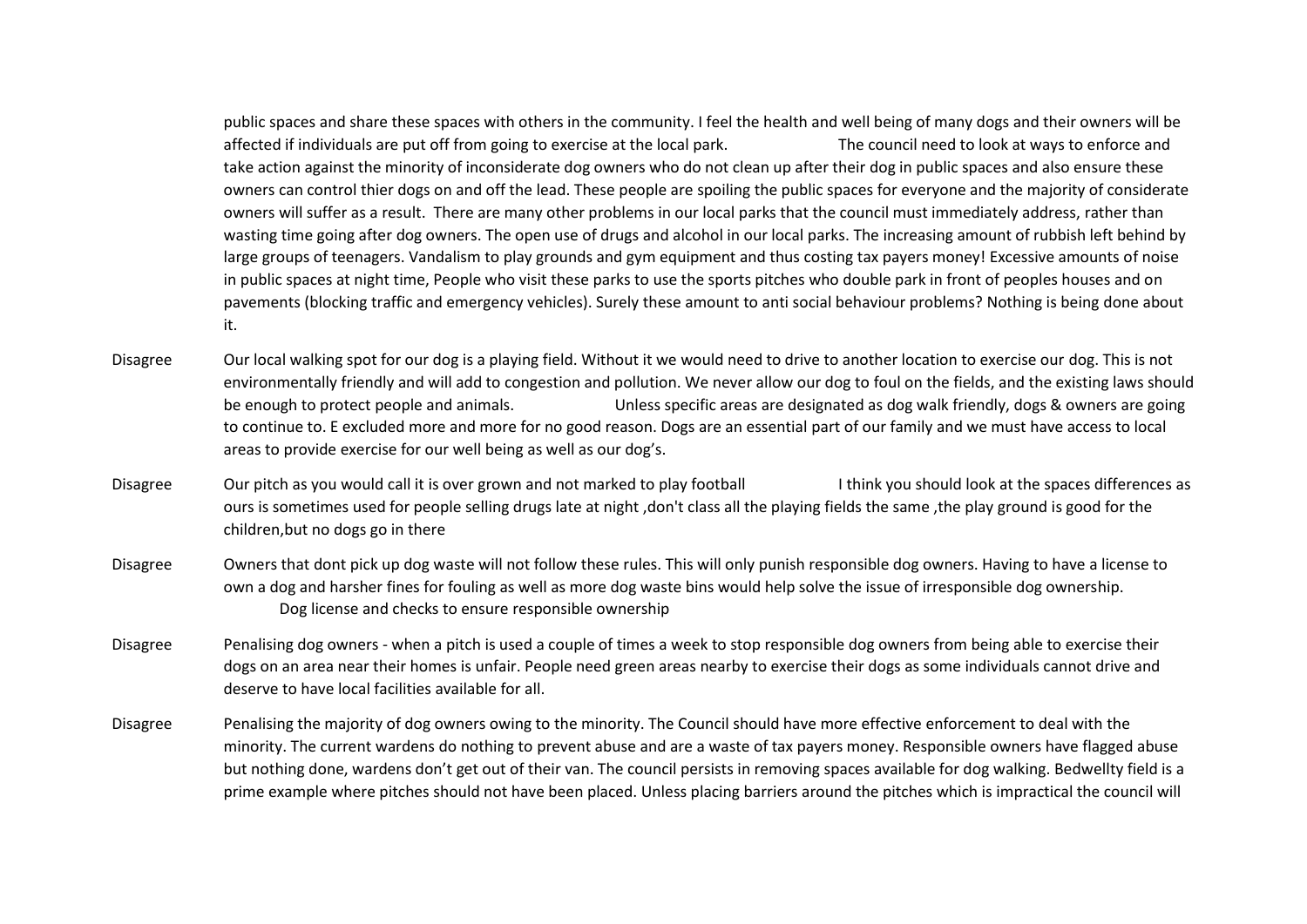| | |
|---|---|
| | public spaces and share these spaces with others in the community. I feel the health and well being of many dogs and their owners will be affected if individuals are put off from going to exercise at the local park. The council need to look at ways to enforce and take action against the minority of inconsiderate dog owners who do not clean up after their dog in public spaces and also ensure these owners can control thier dogs on and off the lead. These people are spoiling the public spaces for everyone and the majority of considerate owners will suffer as a result. There are many other problems in our local parks that the council must immediately address, rather than wasting time going after dog owners. The open use of drugs and alcohol in our local parks. The increasing amount of rubbish left behind by large groups of teenagers. Vandalism to play grounds and gym equipment and thus costing tax payers money! Excessive amounts of noise in public spaces at night time, People who visit these parks to use the sports pitches who double park in front of peoples houses and on pavements (blocking traffic and emergency vehicles). Surely these amount to anti social behaviour problems? Nothing is being done about it. |
| Disagree | Our local walking spot for our dog is a playing field. Without it we would need to drive to another location to exercise our dog. This is not environmentally friendly and will add to congestion and pollution. We never allow our dog to foul on the fields, and the existing laws should be enough to protect people and animals. Unless specific areas are designated as dog walk friendly, dogs & owners are going to continue to. E excluded more and more for no good reason. Dogs are an essential part of our family and we must have access to local areas to provide exercise for our well being as well as our dog's. |
| Disagree | Our pitch as you would call it is over grown and not marked to play football I think you should look at the spaces differences as ours is sometimes used for people selling drugs late at night ,don't class all the playing fields the same ,the play ground is good for the children,but no dogs go in there |
| Disagree | Owners that dont pick up dog waste will not follow these rules. This will only punish responsible dog owners. Having to have a license to own a dog and harsher fines for fouling as well as more dog waste bins would help solve the issue of irresponsible dog ownership. Dog license and checks to ensure responsible ownership |
| Disagree | Penalising dog owners - when a pitch is used a couple of times a week to stop responsible dog owners from being able to exercise their dogs on an area near their homes is unfair. People need green areas nearby to exercise their dogs as some individuals cannot drive and deserve to have local facilities available for all. |
| Disagree | Penalising the majority of dog owners owing to the minority. The Council should have more effective enforcement to deal with the minority. The current wardens do nothing to prevent abuse and are a waste of tax payers money. Responsible owners have flagged abuse but nothing done, wardens don't get out of their van. The council persists in removing spaces available for dog walking. Bedwellty field is a prime example where pitches should not have been placed. Unless placing barriers around the pitches which is impractical the council will |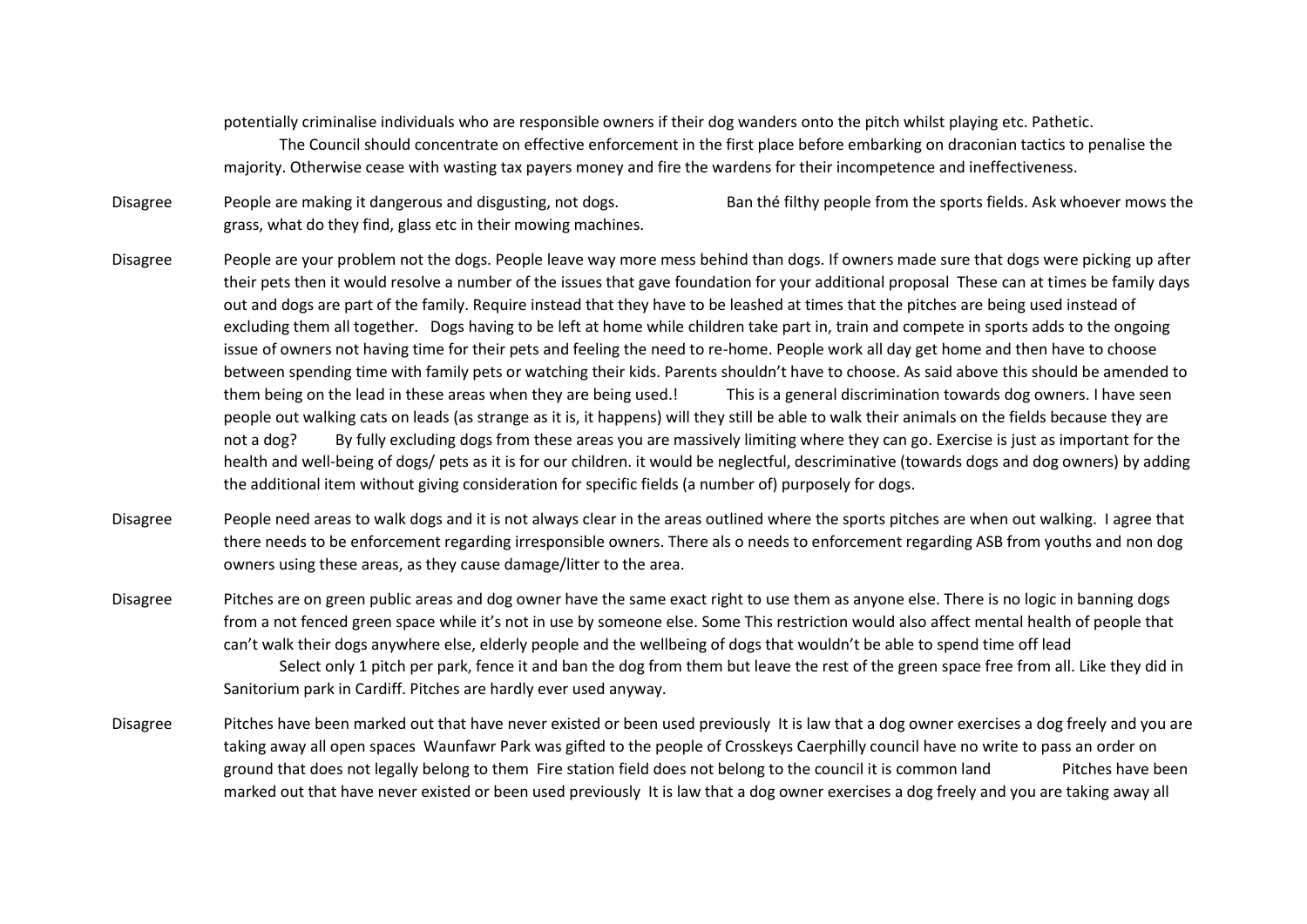| | |
|---|---|
| | potentially criminalise individuals who are responsible owners if their dog wanders onto the pitch whilst playing etc. Pathetic. The Council should concentrate on effective enforcement in the first place before embarking on draconian tactics to penalise the majority. Otherwise cease with wasting tax payers money and fire the wardens for their incompetence and ineffectiveness. |
| Disagree | People are making it dangerous and disgusting, not dogs. Ban thé filthy people from the sports fields. Ask whoever mows the grass, what do they find, glass etc in their mowing machines. |
| Disagree | People are your problem not the dogs. People leave way more mess behind than dogs. If owners made sure that dogs were picking up after their pets then it would resolve a number of the issues that gave foundation for your additional proposal These can at times be family days out and dogs are part of the family. Require instead that they have to be leashed at times that the pitches are being used instead of excluding them all together. Dogs having to be left at home while children take part in, train and compete in sports adds to the ongoing issue of owners not having time for their pets and feeling the need to re-home. People work all day get home and then have to choose between spending time with family pets or watching their kids. Parents shouldn't have to choose. As said above this should be amended to them being on the lead in these areas when they are being used.! This is a general discrimination towards dog owners. I have seen people out walking cats on leads (as strange as it is, it happens) will they still be able to walk their animals on the fields because they are not a dog? By fully excluding dogs from these areas you are massively limiting where they can go. Exercise is just as important for the health and well-being of dogs/ pets as it is for our children. it would be neglectful, descriminative (towards dogs and dog owners) by adding the additional item without giving consideration for specific fields (a number of) purposely for dogs. |
| Disagree | People need areas to walk dogs and it is not always clear in the areas outlined where the sports pitches are when out walking. I agree that there needs to be enforcement regarding irresponsible owners. There als o needs to enforcement regarding ASB from youths and non dog owners using these areas, as they cause damage/litter to the area. |
| Disagree | Pitches are on green public areas and dog owner have the same exact right to use them as anyone else. There is no logic in banning dogs from a not fenced green space while it's not in use by someone else. Some This restriction would also affect mental health of people that can't walk their dogs anywhere else, elderly people and the wellbeing of dogs that wouldn't be able to spend time off lead Select only 1 pitch per park, fence it and ban the dog from them but leave the rest of the green space free from all. Like they did in Sanitorium park in Cardiff. Pitches are hardly ever used anyway. |
| Disagree | Pitches have been marked out that have never existed or been used previously It is law that a dog owner exercises a dog freely and you are taking away all open spaces Waunfawr Park was gifted to the people of Crosskeys Caerphilly council have no write to pass an order on ground that does not legally belong to them Fire station field does not belong to the council it is common land Pitches have been marked out that have never existed or been used previously It is law that a dog owner exercises a dog freely and you are taking away all |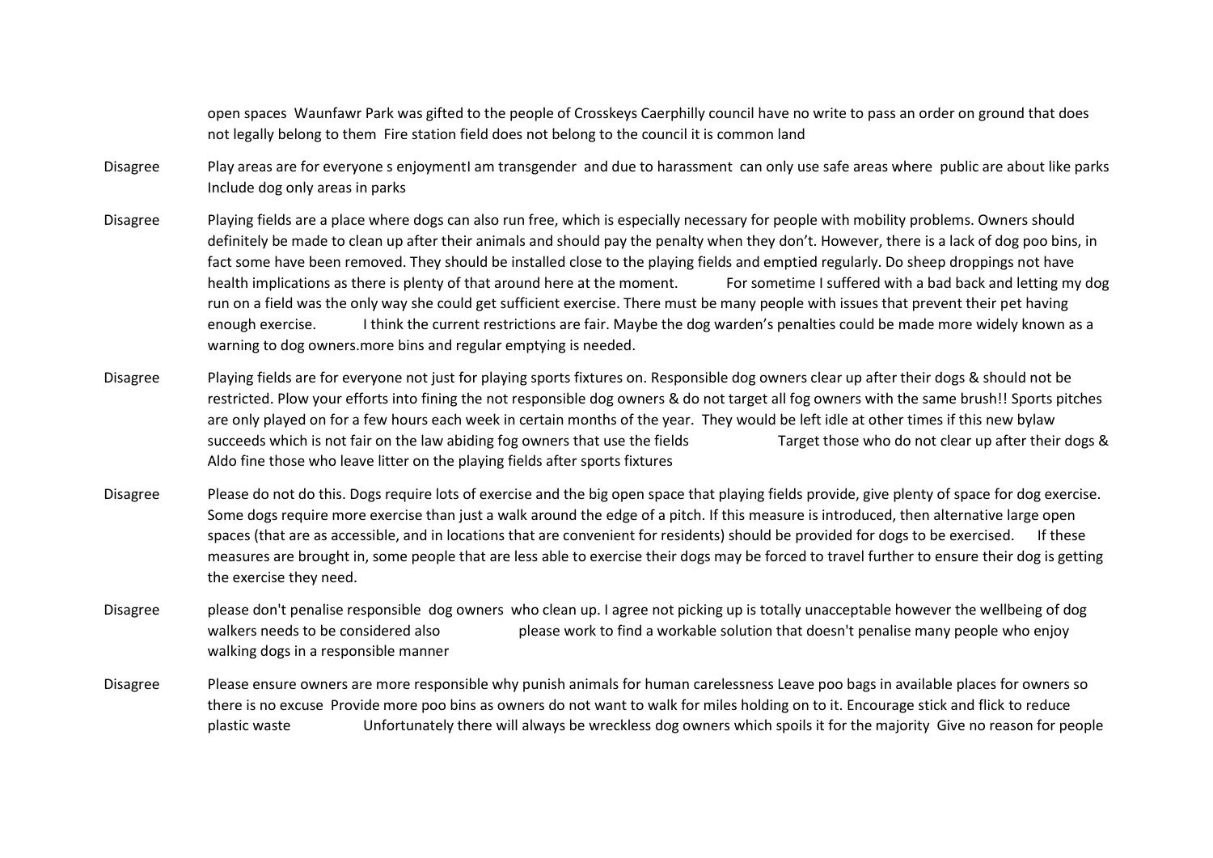| | |
|---|---|
| | open spaces Waunfawr Park was gifted to the people of Crosskeys Caerphilly council have no write to pass an order on ground that does not legally belong to them Fire station field does not belong to the council it is common land |
| Disagree | Play areas are for everyone s enjoymentI am transgender and due to harassment can only use safe areas where public are about like parks Include dog only areas in parks |
| Disagree | Playing fields are a place where dogs can also run free, which is especially necessary for people with mobility problems. Owners should definitely be made to clean up after their animals and should pay the penalty when they don't. However, there is a lack of dog poo bins, in fact some have been removed. They should be installed close to the playing fields and emptied regularly. Do sheep droppings not have health implications as there is plenty of that around here at the moment. For sometime I suffered with a bad back and letting my dog run on a field was the only way she could get sufficient exercise. There must be many people with issues that prevent their pet having enough exercise. I think the current restrictions are fair. Maybe the dog warden's penalties could be made more widely known as a warning to dog owners.more bins and regular emptying is needed. |
| Disagree | Playing fields are for everyone not just for playing sports fixtures on. Responsible dog owners clear up after their dogs & should not be restricted. Plow your efforts into fining the not responsible dog owners & do not target all fog owners with the same brush!! Sports pitches are only played on for a few hours each week in certain months of the year. They would be left idle at other times if this new bylaw succeeds which is not fair on the law abiding fog owners that use the fields Target those who do not clear up after their dogs & Aldo fine those who leave litter on the playing fields after sports fixtures |
| Disagree | Please do not do this. Dogs require lots of exercise and the big open space that playing fields provide, give plenty of space for dog exercise. Some dogs require more exercise than just a walk around the edge of a pitch. If this measure is introduced, then alternative large open spaces (that are as accessible, and in locations that are convenient for residents) should be provided for dogs to be exercised. If these measures are brought in, some people that are less able to exercise their dogs may be forced to travel further to ensure their dog is getting the exercise they need. |
| Disagree | please don't penalise responsible dog owners who clean up. I agree not picking up is totally unacceptable however the wellbeing of dog walkers needs to be considered also please work to find a workable solution that doesn't penalise many people who enjoy walking dogs in a responsible manner |
| Disagree | Please ensure owners are more responsible why punish animals for human carelessness Leave poo bags in available places for owners so there is no excuse Provide more poo bins as owners do not want to walk for miles holding on to it. Encourage stick and flick to reduce plastic waste Unfortunately there will always be wreckless dog owners which spoils it for the majority Give no reason for people |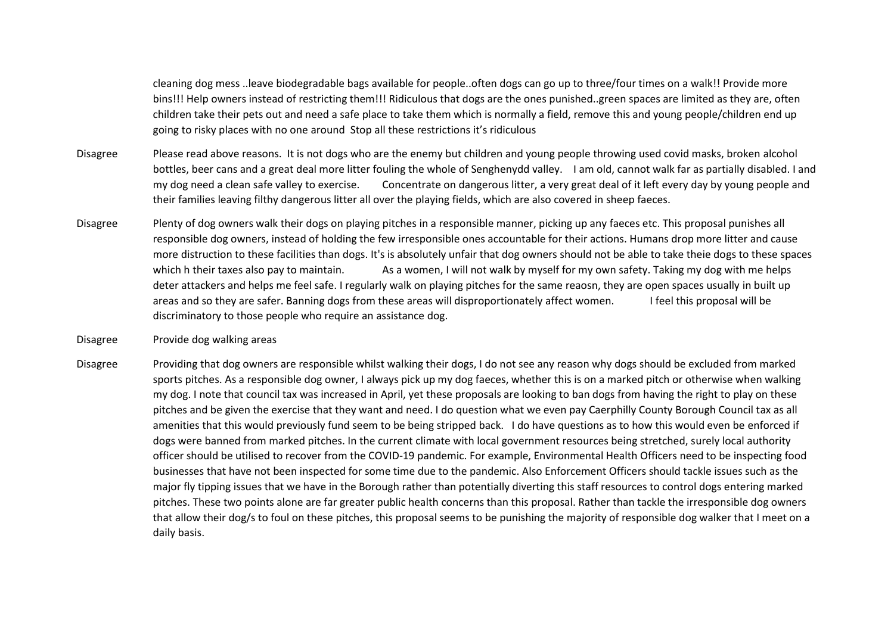| | |
|---|---|
| | cleaning dog mess ..leave biodegradable bags available for people..often dogs can go up to three/four times on a walk!! Provide more bins!!! Help owners instead of restricting them!!! Ridiculous that dogs are the ones punished..green spaces are limited as they are, often children take their pets out and need a safe place to take them which is normally a field, remove this and young people/children end up going to risky places with no one around Stop all these restrictions it's ridiculous |
| Disagree | Please read above reasons. It is not dogs who are the enemy but children and young people throwing used covid masks, broken alcohol bottles, beer cans and a great deal more litter fouling the whole of Senghenydd valley. I am old, cannot walk far as partially disabled. I and my dog need a clean safe valley to exercise. Concentrate on dangerous litter, a very great deal of it left every day by young people and their families leaving filthy dangerous litter all over the playing fields, which are also covered in sheep faeces. |
| Disagree | Plenty of dog owners walk their dogs on playing pitches in a responsible manner, picking up any faeces etc. This proposal punishes all responsible dog owners, instead of holding the few irresponsible ones accountable for their actions. Humans drop more litter and cause more distruction to these facilities than dogs. It's is absolutely unfair that dog owners should not be able to take theie dogs to these spaces which h their taxes also pay to maintain. As a women, I will not walk by myself for my own safety. Taking my dog with me helps deter attackers and helps me feel safe. I regularly walk on playing pitches for the same reaosn, they are open spaces usually in built up areas and so they are safer. Banning dogs from these areas will disproportionately affect women. I feel this proposal will be discriminatory to those people who require an assistance dog. |
| Disagree | Provide dog walking areas |
| Disagree | Providing that dog owners are responsible whilst walking their dogs, I do not see any reason why dogs should be excluded from marked sports pitches. As a responsible dog owner, I always pick up my dog faeces, whether this is on a marked pitch or otherwise when walking my dog. I note that council tax was increased in April, yet these proposals are looking to ban dogs from having the right to play on these pitches and be given the exercise that they want and need. I do question what we even pay Caerphilly County Borough Council tax as all amenities that this would previously fund seem to be being stripped back. I do have questions as to how this would even be enforced if dogs were banned from marked pitches. In the current climate with local government resources being stretched, surely local authority officer should be utilised to recover from the COVID-19 pandemic. For example, Environmental Health Officers need to be inspecting food businesses that have not been inspected for some time due to the pandemic. Also Enforcement Officers should tackle issues such as the major fly tipping issues that we have in the Borough rather than potentially diverting this staff resources to control dogs entering marked pitches. These two points alone are far greater public health concerns than this proposal. Rather than tackle the irresponsible dog owners that allow their dog/s to foul on these pitches, this proposal seems to be punishing the majority of responsible dog walker that I meet on a daily basis. |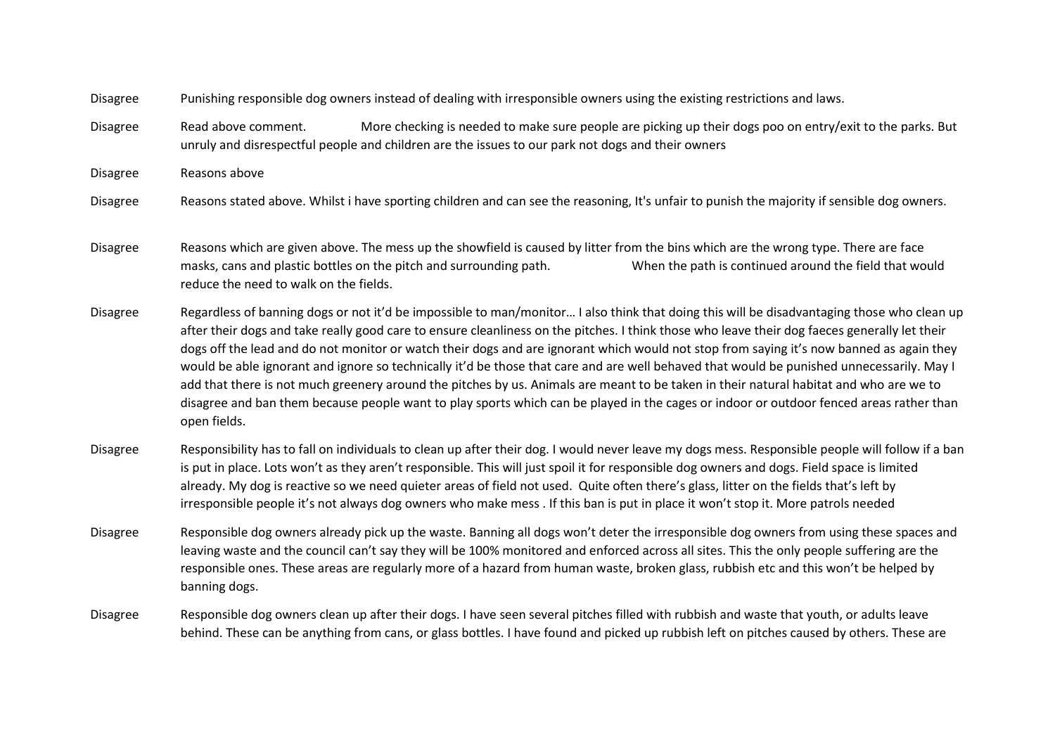| | |
|---|---|
| Disagree | Punishing responsible dog owners instead of dealing with irresponsible owners using the existing restrictions and laws. |
| Disagree | Read above comment. More checking is needed to make sure people are picking up their dogs poo on entry/exit to the parks. But unruly and disrespectful people and children are the issues to our park not dogs and their owners |
| Disagree | Reasons above |
| Disagree | Reasons stated above. Whilst i have sporting children and can see the reasoning, It's unfair to punish the majority if sensible dog owners. |
| Disagree | Reasons which are given above. The mess up the showfield is caused by litter from the bins which are the wrong type. There are face masks, cans and plastic bottles on the pitch and surrounding path. When the path is continued around the field that would reduce the need to walk on the fields. |
| Disagree | Regardless of banning dogs or not it'd be impossible to man/monitor… I also think that doing this will be disadvantaging those who clean up after their dogs and take really good care to ensure cleanliness on the pitches. I think those who leave their dog faeces generally let their dogs off the lead and do not monitor or watch their dogs and are ignorant which would not stop from saying it's now banned as again they would be able ignorant and ignore so technically it'd be those that care and are well behaved that would be punished unnecessarily. May I add that there is not much greenery around the pitches by us. Animals are meant to be taken in their natural habitat and who are we to disagree and ban them because people want to play sports which can be played in the cages or indoor or outdoor fenced areas rather than open fields. |
| Disagree | Responsibility has to fall on individuals to clean up after their dog. I would never leave my dogs mess. Responsible people will follow if a ban is put in place. Lots won't as they aren't responsible. This will just spoil it for responsible dog owners and dogs. Field space is limited already. My dog is reactive so we need quieter areas of field not used. Quite often there's glass, litter on the fields that's left by irresponsible people it's not always dog owners who make mess . If this ban is put in place it won't stop it. More patrols needed |
| Disagree | Responsible dog owners already pick up the waste. Banning all dogs won't deter the irresponsible dog owners from using these spaces and leaving waste and the council can't say they will be 100% monitored and enforced across all sites. This the only people suffering are the responsible ones. These areas are regularly more of a hazard from human waste, broken glass, rubbish etc and this won't be helped by banning dogs. |
| Disagree | Responsible dog owners clean up after their dogs. I have seen several pitches filled with rubbish and waste that youth, or adults leave behind. These can be anything from cans, or glass bottles. I have found and picked up rubbish left on pitches caused by others. These are |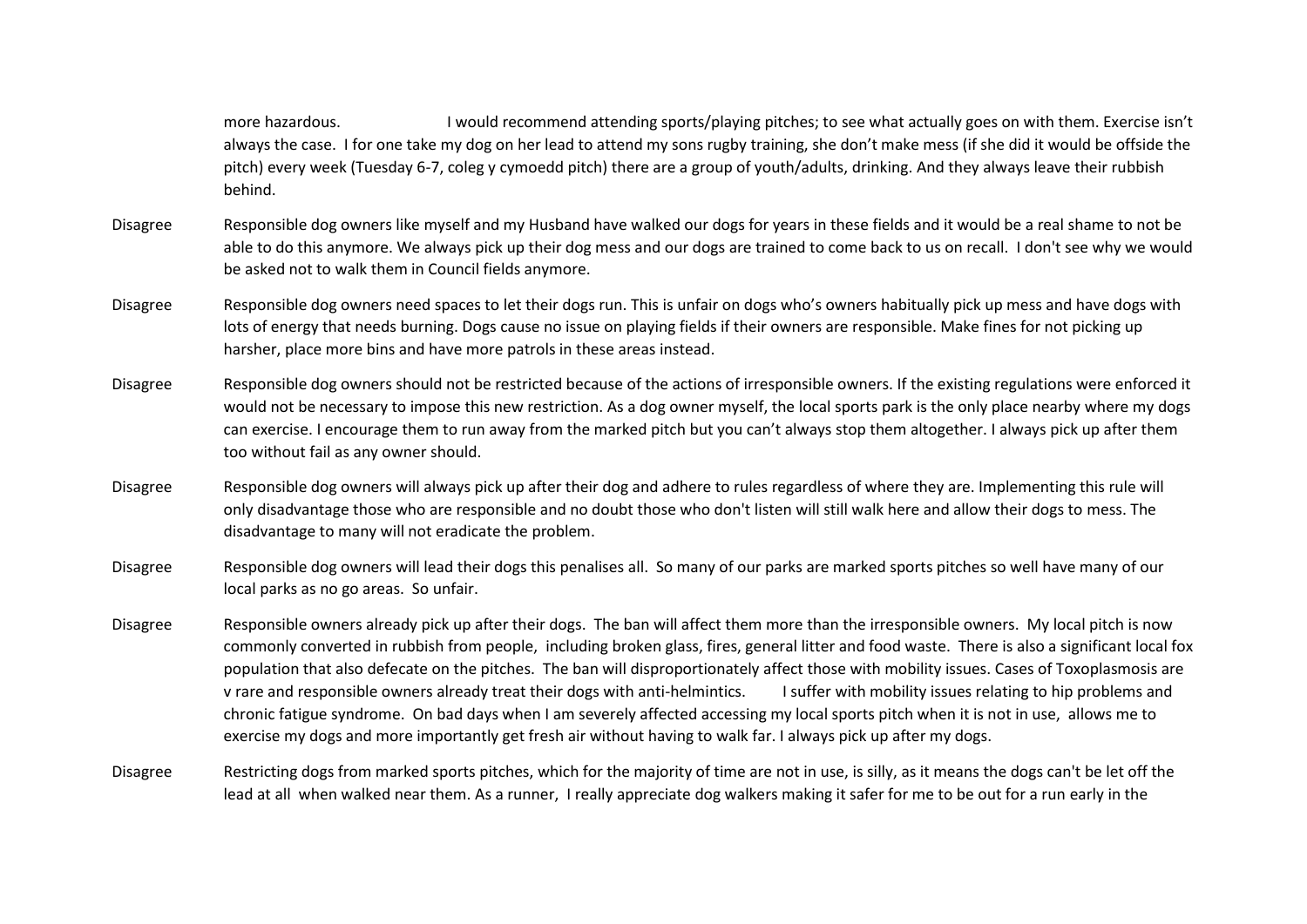| | |
|---|---|
| | more hazardous.                    I would recommend attending sports/playing pitches; to see what actually goes on with them. Exercise isn't always the case.  I for one take my dog on her lead to attend my sons rugby training, she don't make mess (if she did it would be offside the pitch) every week (Tuesday 6-7, coleg y cymoedd pitch) there are a group of youth/adults, drinking. And they always leave their rubbish behind. |
| Disagree | Responsible dog owners like myself and my Husband have walked our dogs for years in these fields and it would be a real shame to not be able to do this anymore. We always pick up their dog mess and our dogs are trained to come back to us on recall.  I don't see why we would be asked not to walk them in Council fields anymore. |
| Disagree | Responsible dog owners need spaces to let their dogs run. This is unfair on dogs who's owners habitually pick up mess and have dogs with lots of energy that needs burning. Dogs cause no issue on playing fields if their owners are responsible. Make fines for not picking up harsher, place more bins and have more patrols in these areas instead. |
| Disagree | Responsible dog owners should not be restricted because of the actions of irresponsible owners. If the existing regulations were enforced it would not be necessary to impose this new restriction. As a dog owner myself, the local sports park is the only place nearby where my dogs can exercise. I encourage them to run away from the marked pitch but you can't always stop them altogether. I always pick up after them too without fail as any owner should. |
| Disagree | Responsible dog owners will always pick up after their dog and adhere to rules regardless of where they are. Implementing this rule will only disadvantage those who are responsible and no doubt those who don't listen will still walk here and allow their dogs to mess. The disadvantage to many will not eradicate the problem. |
| Disagree | Responsible dog owners will lead their dogs this penalises all.  So many of our parks are marked sports pitches so well have many of our local parks as no go areas.  So unfair. |
| Disagree | Responsible owners already pick up after their dogs.  The ban will affect them more than the irresponsible owners.  My local pitch is now commonly converted in rubbish from people,  including broken glass, fires, general litter and food waste.  There is also a significant local fox population that also defecate on the pitches.  The ban will disproportionately affect those with mobility issues. Cases of Toxoplasmosis are v rare and responsible owners already treat their dogs with anti-helmintics.        I suffer with mobility issues relating to hip problems and chronic fatigue syndrome.  On bad days when I am severely affected accessing my local sports pitch when it is not in use,  allows me to exercise my dogs and more importantly get fresh air without having to walk far. I always pick up after my dogs. |
| Disagree | Restricting dogs from marked sports pitches, which for the majority of time are not in use, is silly, as it means the dogs can't be let off the lead at all  when walked near them. As a runner,  I really appreciate dog walkers making it safer for me to be out for a run early in the |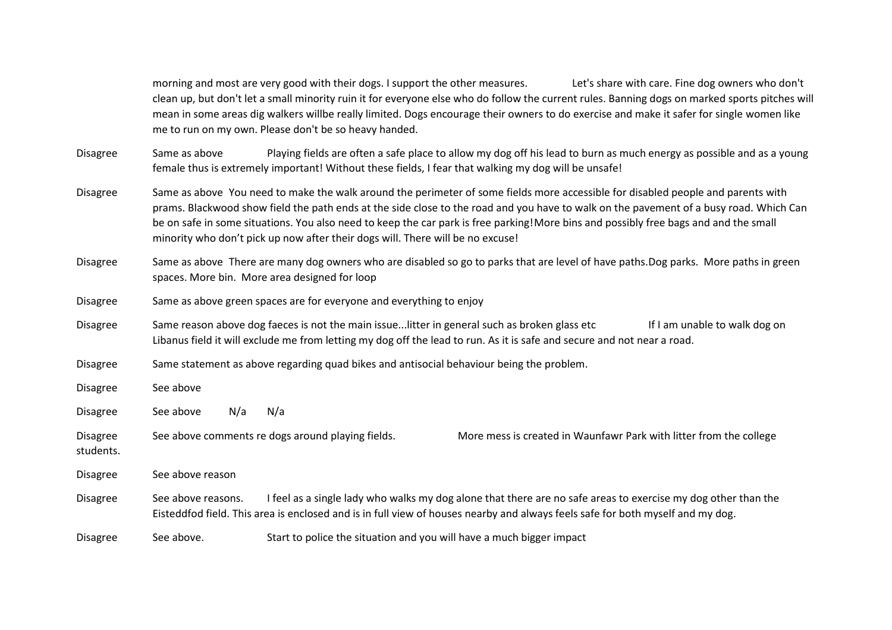|  |  |
|---|---|
|  | morning and most are very good with their dogs. I support the other measures. Let's share with care. Fine dog owners who don't clean up, but don't let a small minority ruin it for everyone else who do follow the current rules. Banning dogs on marked sports pitches will mean in some areas dig walkers willbe really limited. Dogs encourage their owners to do exercise and make it safer for single women like me to run on my own. Please don't be so heavy handed. |
| Disagree | Same as above Playing fields are often a safe place to allow my dog off his lead to burn as much energy as possible and as a young female thus is extremely important! Without these fields, I fear that walking my dog will be unsafe! |
| Disagree | Same as above You need to make the walk around the perimeter of some fields more accessible for disabled people and parents with prams. Blackwood show field the path ends at the side close to the road and you have to walk on the pavement of a busy road. Which Can be on safe in some situations. You also need to keep the car park is free parking!More bins and possibly free bags and and the small minority who don't pick up now after their dogs will. There will be no excuse! |
| Disagree | Same as above There are many dog owners who are disabled so go to parks that are level of have paths.Dog parks. More paths in green spaces. More bin. More area designed for loop |
| Disagree | Same as above green spaces are for everyone and everything to enjoy |
| Disagree | Same reason above dog faeces is not the main issue...litter in general such as broken glass etc If I am unable to walk dog on Libanus field it will exclude me from letting my dog off the lead to run. As it is safe and secure and not near a road. |
| Disagree | Same statement as above regarding quad bikes and antisocial behaviour being the problem. |
| Disagree | See above |
| Disagree | See above N/a N/a |
| Disagree | See above comments re dogs around playing fields. More mess is created in Waunfawr Park with litter from the college students. |
| Disagree | See above reason |
| Disagree | See above reasons. I feel as a single lady who walks my dog alone that there are no safe areas to exercise my dog other than the Eisteddfod field. This area is enclosed and is in full view of houses nearby and always feels safe for both myself and my dog. |
| Disagree | See above. Start to police the situation and you will have a much bigger impact |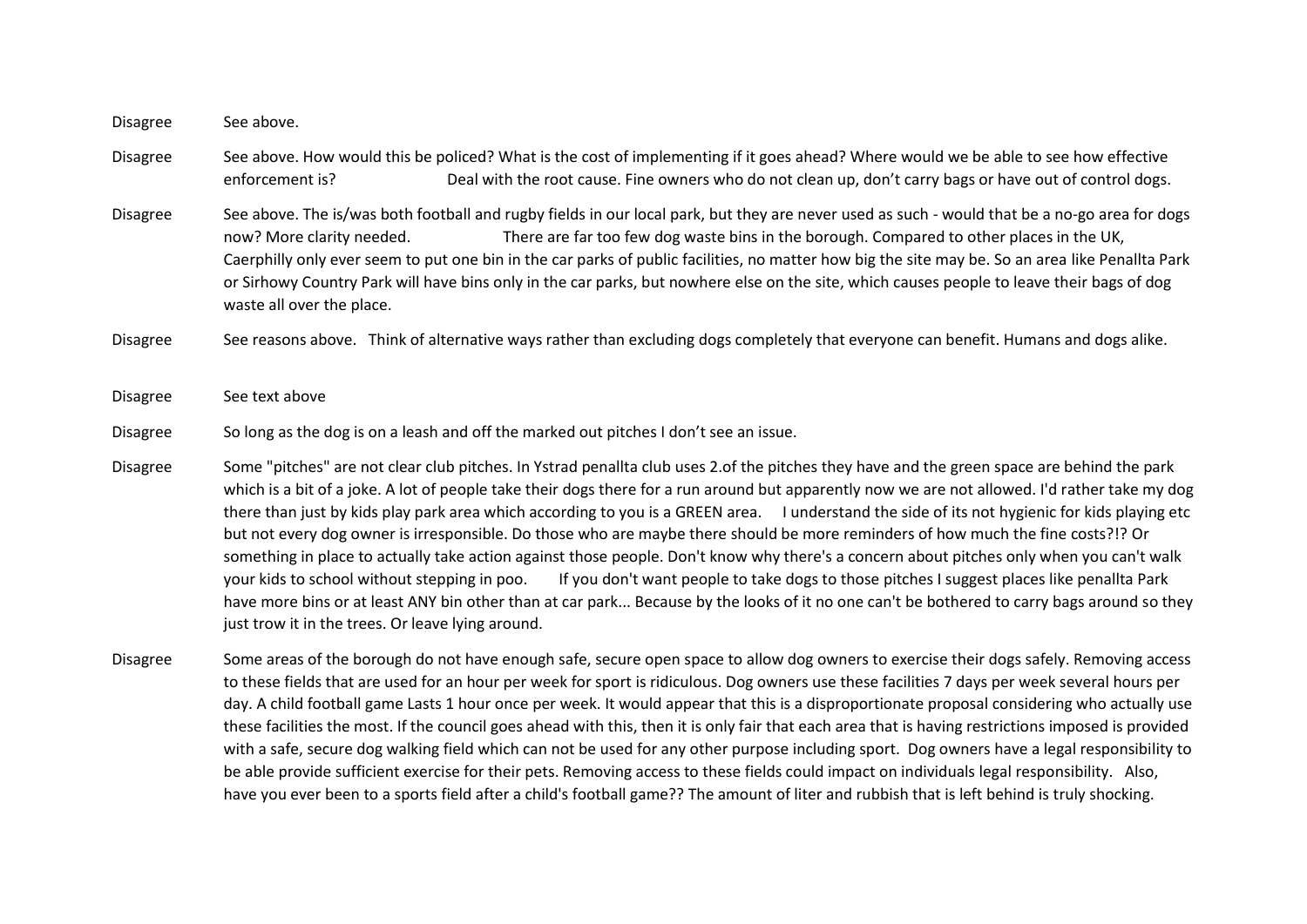| | |
|---|---|
| Disagree | See above. |
| Disagree | See above. How would this be policed? What is the cost of implementing if it goes ahead? Where would we be able to see how effective enforcement is? Deal with the root cause. Fine owners who do not clean up, don't carry bags or have out of control dogs. |
| Disagree | See above. The is/was both football and rugby fields in our local park, but they are never used as such - would that be a no-go area for dogs now? More clarity needed. There are far too few dog waste bins in the borough. Compared to other places in the UK, Caerphilly only ever seem to put one bin in the car parks of public facilities, no matter how big the site may be. So an area like Penallta Park or Sirhowy Country Park will have bins only in the car parks, but nowhere else on the site, which causes people to leave their bags of dog waste all over the place. |
| Disagree | See reasons above. Think of alternative ways rather than excluding dogs completely that everyone can benefit. Humans and dogs alike. |
| Disagree | See text above |
| Disagree | So long as the dog is on a leash and off the marked out pitches I don't see an issue. |
| Disagree | Some "pitches" are not clear club pitches. In Ystrad penallta club uses 2.of the pitches they have and the green space are behind the park which is a bit of a joke. A lot of people take their dogs there for a run around but apparently now we are not allowed. I'd rather take my dog there than just by kids play park area which according to you is a GREEN area. I understand the side of its not hygienic for kids playing etc but not every dog owner is irresponsible. Do those who are maybe there should be more reminders of how much the fine costs?!? Or something in place to actually take action against those people. Don't know why there's a concern about pitches only when you can't walk your kids to school without stepping in poo. If you don't want people to take dogs to those pitches I suggest places like penallta Park have more bins or at least ANY bin other than at car park... Because by the looks of it no one can't be bothered to carry bags around so they just trow it in the trees. Or leave lying around. |
| Disagree | Some areas of the borough do not have enough safe, secure open space to allow dog owners to exercise their dogs safely. Removing access to these fields that are used for an hour per week for sport is ridiculous. Dog owners use these facilities 7 days per week several hours per day. A child football game Lasts 1 hour once per week. It would appear that this is a disproportionate proposal considering who actually use these facilities the most. If the council goes ahead with this, then it is only fair that each area that is having restrictions imposed is provided with a safe, secure dog walking field which can not be used for any other purpose including sport. Dog owners have a legal responsibility to be able provide sufficient exercise for their pets. Removing access to these fields could impact on individuals legal responsibility. Also, have you ever been to a sports field after a child's football game?? The amount of liter and rubbish that is left behind is truly shocking. |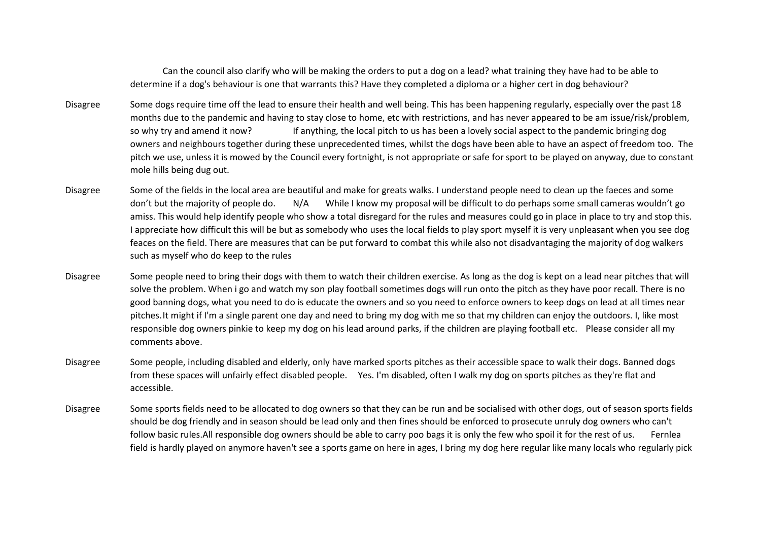Can the council also clarify who will be making the orders to put a dog on a lead? what training they have had to be able to determine if a dog's behaviour is one that warrants this? Have they completed a diploma or a higher cert in dog behaviour?

| | |
|---|---|
| Disagree | Some dogs require time off the lead to ensure their health and well being. This has been happening regularly, especially over the past 18 months due to the pandemic and having to stay close to home, etc with restrictions, and has never appeared to be am issue/risk/problem, so why try and amend it now? If anything, the local pitch to us has been a lovely social aspect to the pandemic bringing dog owners and neighbours together during these unprecedented times, whilst the dogs have been able to have an aspect of freedom too. The pitch we use, unless it is mowed by the Council every fortnight, is not appropriate or safe for sport to be played on anyway, due to constant mole hills being dug out. |
| Disagree | Some of the fields in the local area are beautiful and make for greats walks. I understand people need to clean up the faeces and some don't but the majority of people do. N/A While I know my proposal will be difficult to do perhaps some small cameras wouldn't go amiss. This would help identify people who show a total disregard for the rules and measures could go in place in place to try and stop this. I appreciate how difficult this will be but as somebody who uses the local fields to play sport myself it is very unpleasant when you see dog feaces on the field. There are measures that can be put forward to combat this while also not disadvantaging the majority of dog walkers such as myself who do keep to the rules |
| Disagree | Some people need to bring their dogs with them to watch their children exercise. As long as the dog is kept on a lead near pitches that will solve the problem. When i go and watch my son play football sometimes dogs will run onto the pitch as they have poor recall. There is no good banning dogs, what you need to do is educate the owners and so you need to enforce owners to keep dogs on lead at all times near pitches.It might if I'm a single parent one day and need to bring my dog with me so that my children can enjoy the outdoors. I, like most responsible dog owners pinkie to keep my dog on his lead around parks, if the children are playing football etc. Please consider all my comments above. |
| Disagree | Some people, including disabled and elderly, only have marked sports pitches as their accessible space to walk their dogs. Banned dogs from these spaces will unfairly effect disabled people. Yes. I'm disabled, often I walk my dog on sports pitches as they're flat and accessible. |
| Disagree | Some sports fields need to be allocated to dog owners so that they can be run and be socialised with other dogs, out of season sports fields should be dog friendly and in season should be lead only and then fines should be enforced to prosecute unruly dog owners who can't follow basic rules.All responsible dog owners should be able to carry poo bags it is only the few who spoil it for the rest of us. Fernlea field is hardly played on anymore haven't see a sports game on here in ages, I bring my dog here regular like many locals who regularly pick |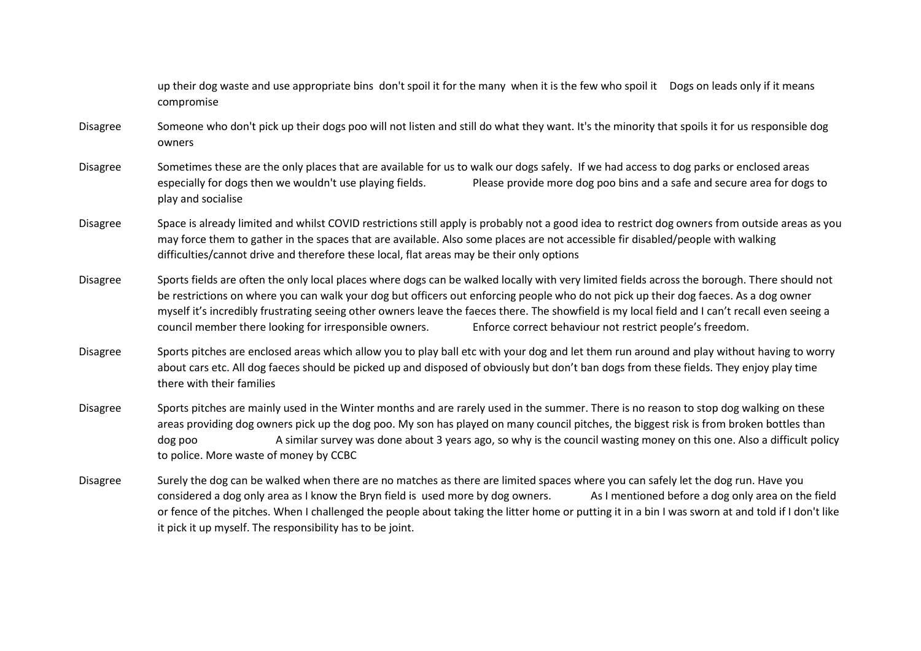| | |
|---|---|
| | up their dog waste and use appropriate bins don't spoil it for the many when it is the few who spoil it Dogs on leads only if it means compromise |
| Disagree | Someone who don't pick up their dogs poo will not listen and still do what they want. It's the minority that spoils it for us responsible dog owners |
| Disagree | Sometimes these are the only places that are available for us to walk our dogs safely. If we had access to dog parks or enclosed areas especially for dogs then we wouldn't use playing fields. Please provide more dog poo bins and a safe and secure area for dogs to play and socialise |
| Disagree | Space is already limited and whilst COVID restrictions still apply is probably not a good idea to restrict dog owners from outside areas as you may force them to gather in the spaces that are available. Also some places are not accessible fir disabled/people with walking difficulties/cannot drive and therefore these local, flat areas may be their only options |
| Disagree | Sports fields are often the only local places where dogs can be walked locally with very limited fields across the borough. There should not be restrictions on where you can walk your dog but officers out enforcing people who do not pick up their dog faeces. As a dog owner myself it's incredibly frustrating seeing other owners leave the faeces there. The showfield is my local field and I can't recall even seeing a council member there looking for irresponsible owners. Enforce correct behaviour not restrict people's freedom. |
| Disagree | Sports pitches are enclosed areas which allow you to play ball etc with your dog and let them run around and play without having to worry about cars etc. All dog faeces should be picked up and disposed of obviously but don't ban dogs from these fields. They enjoy play time there with their families |
| Disagree | Sports pitches are mainly used in the Winter months and are rarely used in the summer. There is no reason to stop dog walking on these areas providing dog owners pick up the dog poo. My son has played on many council pitches, the biggest risk is from broken bottles than dog poo A similar survey was done about 3 years ago, so why is the council wasting money on this one. Also a difficult policy to police. More waste of money by CCBC |
| Disagree | Surely the dog can be walked when there are no matches as there are limited spaces where you can safely let the dog run. Have you considered a dog only area as I know the Bryn field is used more by dog owners. As I mentioned before a dog only area on the field or fence of the pitches. When I challenged the people about taking the litter home or putting it in a bin I was sworn at and told if I don't like it pick it up myself. The responsibility has to be joint. |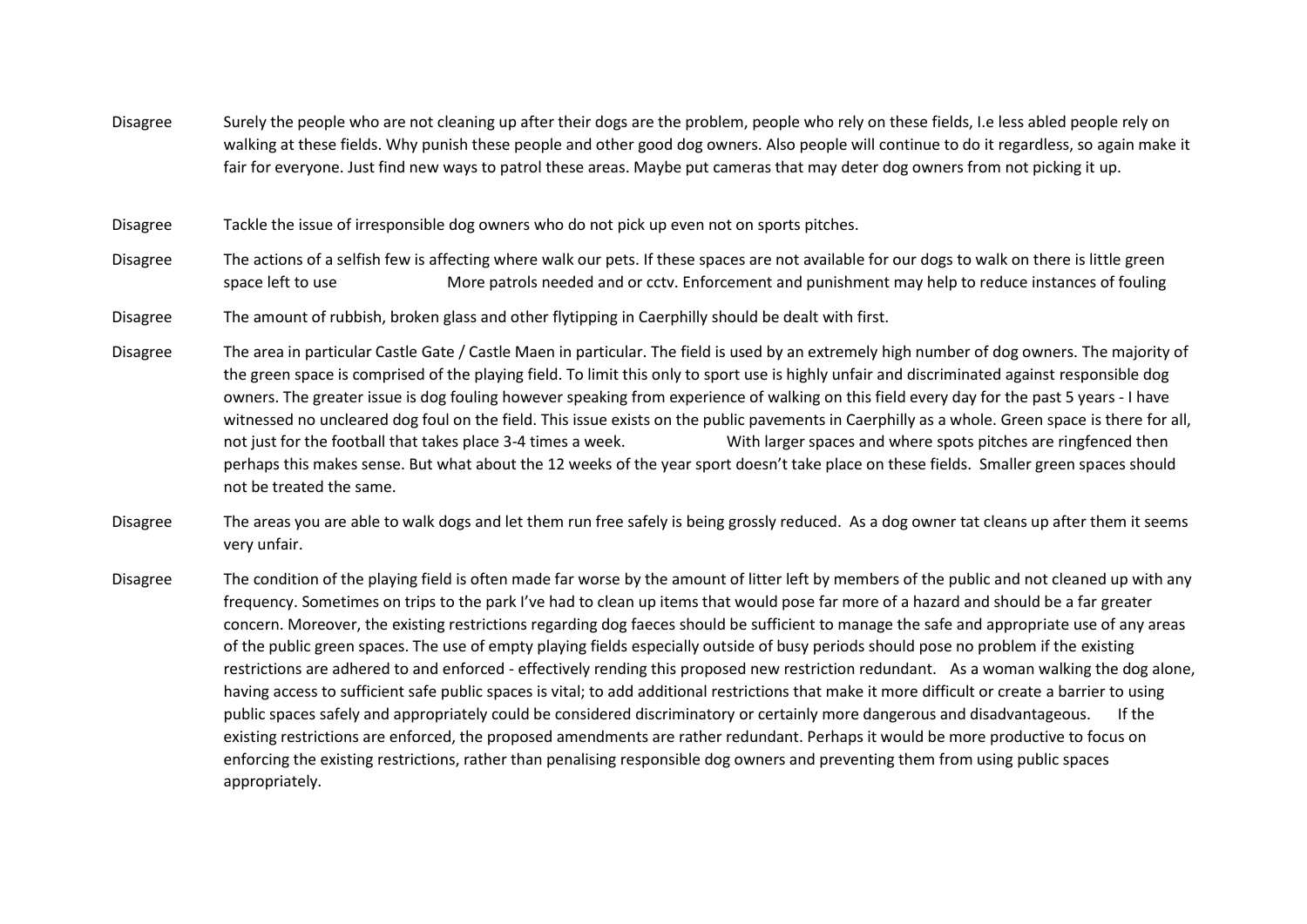| | |
|---|---|
| Disagree | Surely the people who are not cleaning up after their dogs are the problem, people who rely on these fields, I.e less abled people rely on walking at these fields. Why punish these people and other good dog owners. Also people will continue to do it regardless, so again make it fair for everyone. Just find new ways to patrol these areas. Maybe put cameras that may deter dog owners from not picking it up. |
| Disagree | Tackle the issue of irresponsible dog owners who do not pick up even not on sports pitches. |
| Disagree | The actions of a selfish few is affecting where walk our pets. If these spaces are not available for our dogs to walk on there is little green space left to use More patrols needed and or cctv. Enforcement and punishment may help to reduce instances of fouling |
| Disagree | The amount of rubbish, broken glass and other flytipping in Caerphilly should be dealt with first. |
| Disagree | The area in particular Castle Gate / Castle Maen in particular. The field is used by an extremely high number of dog owners. The majority of the green space is comprised of the playing field. To limit this only to sport use is highly unfair and discriminated against responsible dog owners. The greater issue is dog fouling however speaking from experience of walking on this field every day for the past 5 years - I have witnessed no uncleared dog foul on the field. This issue exists on the public pavements in Caerphilly as a whole. Green space is there for all, not just for the football that takes place 3-4 times a week. With larger spaces and where spots pitches are ringfenced then perhaps this makes sense. But what about the 12 weeks of the year sport doesn't take place on these fields. Smaller green spaces should not be treated the same. |
| Disagree | The areas you are able to walk dogs and let them run free safely is being grossly reduced. As a dog owner tat cleans up after them it seems very unfair. |
| Disagree | The condition of the playing field is often made far worse by the amount of litter left by members of the public and not cleaned up with any frequency. Sometimes on trips to the park I've had to clean up items that would pose far more of a hazard and should be a far greater concern. Moreover, the existing restrictions regarding dog faeces should be sufficient to manage the safe and appropriate use of any areas of the public green spaces. The use of empty playing fields especially outside of busy periods should pose no problem if the existing restrictions are adhered to and enforced - effectively rending this proposed new restriction redundant. As a woman walking the dog alone, having access to sufficient safe public spaces is vital; to add additional restrictions that make it more difficult or create a barrier to using public spaces safely and appropriately could be considered discriminatory or certainly more dangerous and disadvantageous. If the existing restrictions are enforced, the proposed amendments are rather redundant. Perhaps it would be more productive to focus on enforcing the existing restrictions, rather than penalising responsible dog owners and preventing them from using public spaces appropriately. |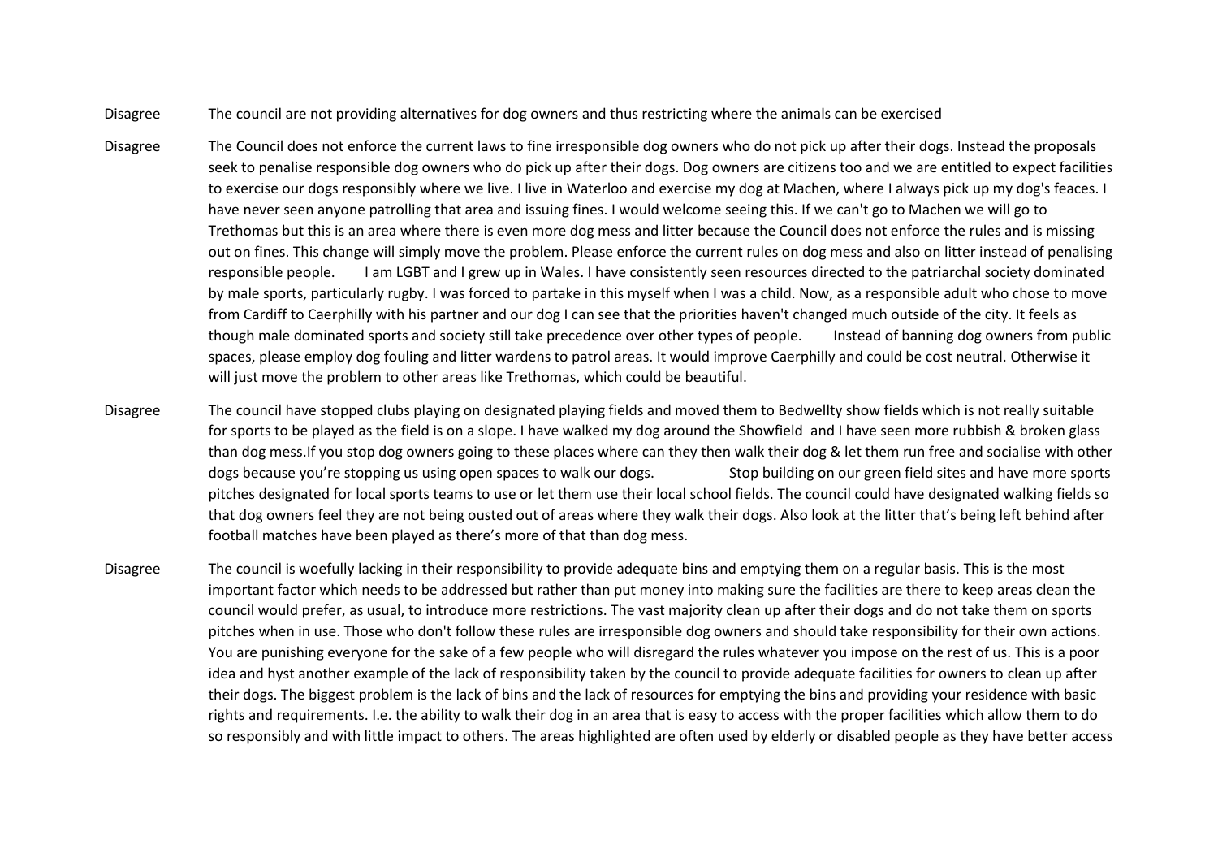| | |
|---|---|
| Disagree | The council are not providing alternatives for dog owners and thus restricting where the animals can be exercised |
| Disagree | The Council does not enforce the current laws to fine irresponsible dog owners who do not pick up after their dogs. Instead the proposals seek to penalise responsible dog owners who do pick up after their dogs. Dog owners are citizens too and we are entitled to expect facilities to exercise our dogs responsibly where we live. I live in Waterloo and exercise my dog at Machen, where I always pick up my dog's feaces. I have never seen anyone patrolling that area and issuing fines. I would welcome seeing this. If we can't go to Machen we will go to Trethomas but this is an area where there is even more dog mess and litter because the Council does not enforce the rules and is missing out on fines. This change will simply move the problem. Please enforce the current rules on dog mess and also on litter instead of penalising responsible people. I am LGBT and I grew up in Wales. I have consistently seen resources directed to the patriarchal society dominated by male sports, particularly rugby. I was forced to partake in this myself when I was a child. Now, as a responsible adult who chose to move from Cardiff to Caerphilly with his partner and our dog I can see that the priorities haven't changed much outside of the city. It feels as though male dominated sports and society still take precedence over other types of people. Instead of banning dog owners from public spaces, please employ dog fouling and litter wardens to patrol areas. It would improve Caerphilly and could be cost neutral. Otherwise it will just move the problem to other areas like Trethomas, which could be beautiful. |
| Disagree | The council have stopped clubs playing on designated playing fields and moved them to Bedwellty show fields which is not really suitable for sports to be played as the field is on a slope. I have walked my dog around the Showfield and I have seen more rubbish & broken glass than dog mess.If you stop dog owners going to these places where can they then walk their dog & let them run free and socialise with other dogs because you're stopping us using open spaces to walk our dogs. Stop building on our green field sites and have more sports pitches designated for local sports teams to use or let them use their local school fields. The council could have designated walking fields so that dog owners feel they are not being ousted out of areas where they walk their dogs. Also look at the litter that's being left behind after football matches have been played as there's more of that than dog mess. |
| Disagree | The council is woefully lacking in their responsibility to provide adequate bins and emptying them on a regular basis. This is the most important factor which needs to be addressed but rather than put money into making sure the facilities are there to keep areas clean the council would prefer, as usual, to introduce more restrictions. The vast majority clean up after their dogs and do not take them on sports pitches when in use. Those who don't follow these rules are irresponsible dog owners and should take responsibility for their own actions. You are punishing everyone for the sake of a few people who will disregard the rules whatever you impose on the rest of us. This is a poor idea and hyst another example of the lack of responsibility taken by the council to provide adequate facilities for owners to clean up after their dogs. The biggest problem is the lack of bins and the lack of resources for emptying the bins and providing your residence with basic rights and requirements. I.e. the ability to walk their dog in an area that is easy to access with the proper facilities which allow them to do so responsibly and with little impact to others. The areas highlighted are often used by elderly or disabled people as they have better access |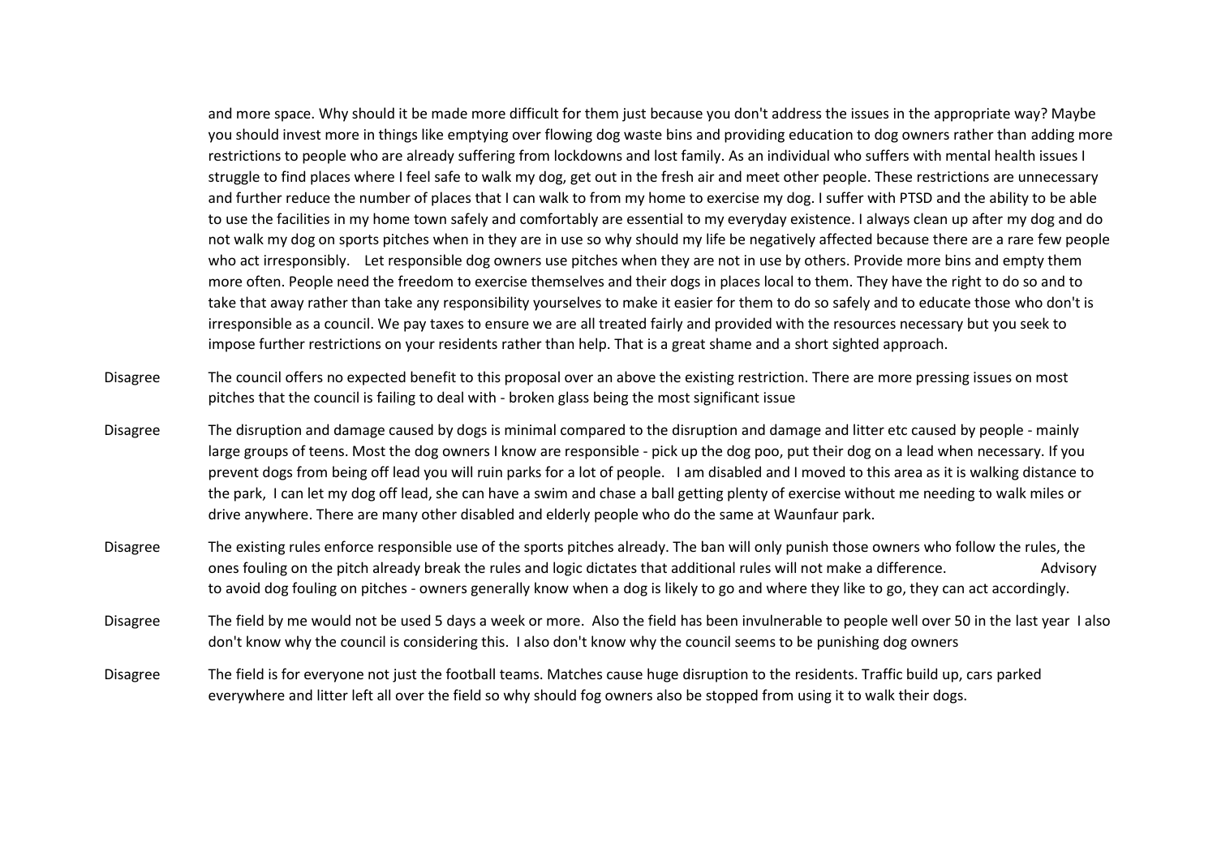|  |  |
|---|---|
|  | and more space. Why should it be made more difficult for them just because you don't address the issues in the appropriate way? Maybe you should invest more in things like emptying over flowing dog waste bins and providing education to dog owners rather than adding more restrictions to people who are already suffering from lockdowns and lost family. As an individual who suffers with mental health issues I struggle to find places where I feel safe to walk my dog, get out in the fresh air and meet other people. These restrictions are unnecessary and further reduce the number of places that I can walk to from my home to exercise my dog. I suffer with PTSD and the ability to be able to use the facilities in my home town safely and comfortably are essential to my everyday existence. I always clean up after my dog and do not walk my dog on sports pitches when in they are in use so why should my life be negatively affected because there are a rare few people who act irresponsibly. Let responsible dog owners use pitches when they are not in use by others. Provide more bins and empty them more often. People need the freedom to exercise themselves and their dogs in places local to them. They have the right to do so and to take that away rather than take any responsibility yourselves to make it easier for them to do so safely and to educate those who don't is irresponsible as a council. We pay taxes to ensure we are all treated fairly and provided with the resources necessary but you seek to impose further restrictions on your residents rather than help. That is a great shame and a short sighted approach. |
| Disagree | The council offers no expected benefit to this proposal over an above the existing restriction. There are more pressing issues on most pitches that the council is failing to deal with - broken glass being the most significant issue |
| Disagree | The disruption and damage caused by dogs is minimal compared to the disruption and damage and litter etc caused by people - mainly large groups of teens. Most the dog owners I know are responsible - pick up the dog poo, put their dog on a lead when necessary. If you prevent dogs from being off lead you will ruin parks for a lot of people. I am disabled and I moved to this area as it is walking distance to the park, I can let my dog off lead, she can have a swim and chase a ball getting plenty of exercise without me needing to walk miles or drive anywhere. There are many other disabled and elderly people who do the same at Waunfaur park. |
| Disagree | The existing rules enforce responsible use of the sports pitches already. The ban will only punish those owners who follow the rules, the ones fouling on the pitch already break the rules and logic dictates that additional rules will not make a difference. Advisory to avoid dog fouling on pitches - owners generally know when a dog is likely to go and where they like to go, they can act accordingly. |
| Disagree | The field by me would not be used 5 days a week or more. Also the field has been invulnerable to people well over 50 in the last year I also don't know why the council is considering this. I also don't know why the council seems to be punishing dog owners |
| Disagree | The field is for everyone not just the football teams. Matches cause huge disruption to the residents. Traffic build up, cars parked everywhere and litter left all over the field so why should fog owners also be stopped from using it to walk their dogs. |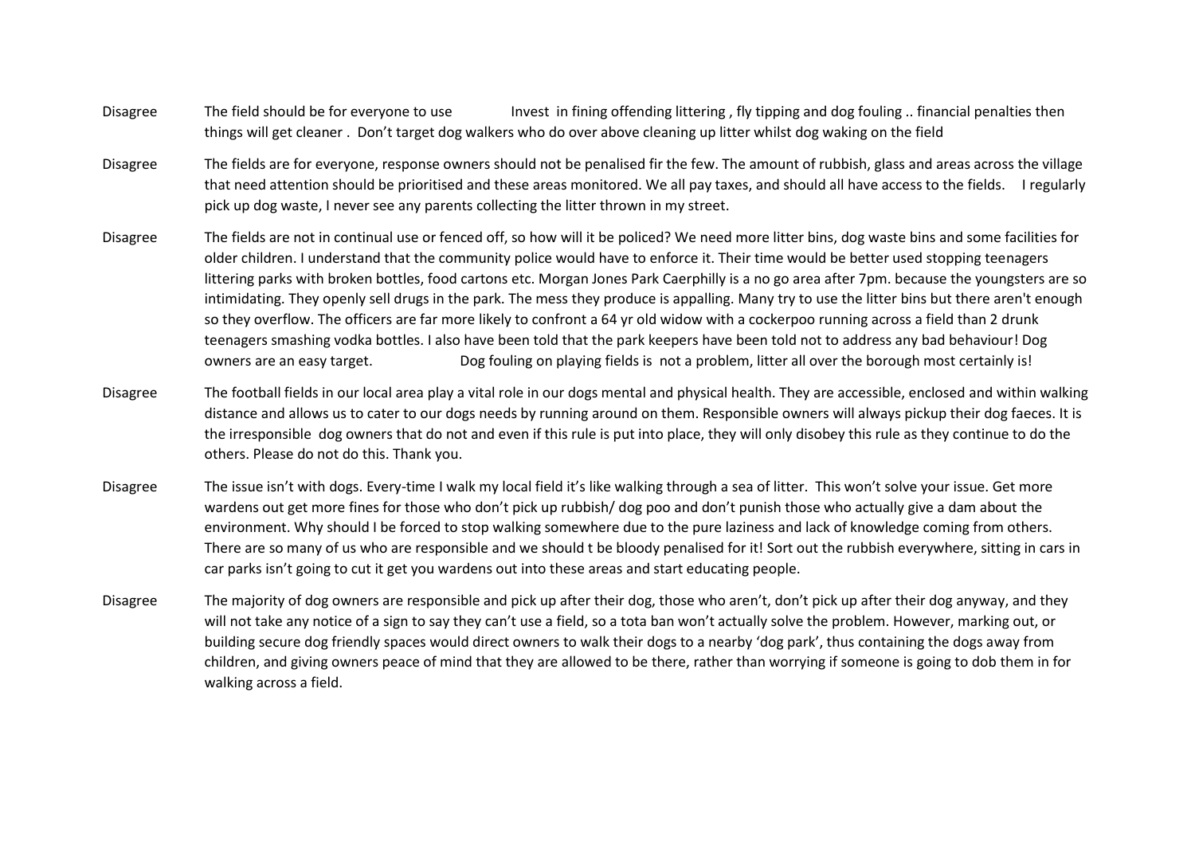| | |
|---|---|
| Disagree | The field should be for everyone to use Invest in fining offending littering , fly tipping and dog fouling .. financial penalties then things will get cleaner . Don't target dog walkers who do over above cleaning up litter whilst dog waking on the field |
| Disagree | The fields are for everyone, response owners should not be penalised fir the few. The amount of rubbish, glass and areas across the village that need attention should be prioritised and these areas monitored. We all pay taxes, and should all have access to the fields. I regularly pick up dog waste, I never see any parents collecting the litter thrown in my street. |
| Disagree | The fields are not in continual use or fenced off, so how will it be policed? We need more litter bins, dog waste bins and some facilities for older children. I understand that the community police would have to enforce it. Their time would be better used stopping teenagers littering parks with broken bottles, food cartons etc. Morgan Jones Park Caerphilly is a no go area after 7pm. because the youngsters are so intimidating. They openly sell drugs in the park. The mess they produce is appalling. Many try to use the litter bins but there aren't enough so they overflow. The officers are far more likely to confront a 64 yr old widow with a cockerpoo running across a field than 2 drunk teenagers smashing vodka bottles. I also have been told that the park keepers have been told not to address any bad behaviour! Dog owners are an easy target. Dog fouling on playing fields is not a problem, litter all over the borough most certainly is! |
| Disagree | The football fields in our local area play a vital role in our dogs mental and physical health. They are accessible, enclosed and within walking distance and allows us to cater to our dogs needs by running around on them. Responsible owners will always pickup their dog faeces. It is the irresponsible dog owners that do not and even if this rule is put into place, they will only disobey this rule as they continue to do the others. Please do not do this. Thank you. |
| Disagree | The issue isn't with dogs. Every-time I walk my local field it's like walking through a sea of litter. This won't solve your issue. Get more wardens out get more fines for those who don't pick up rubbish/ dog poo and don't punish those who actually give a dam about the environment. Why should I be forced to stop walking somewhere due to the pure laziness and lack of knowledge coming from others. There are so many of us who are responsible and we should t be bloody penalised for it! Sort out the rubbish everywhere, sitting in cars in car parks isn't going to cut it get you wardens out into these areas and start educating people. |
| Disagree | The majority of dog owners are responsible and pick up after their dog, those who aren't, don't pick up after their dog anyway, and they will not take any notice of a sign to say they can't use a field, so a tota ban won't actually solve the problem. However, marking out, or building secure dog friendly spaces would direct owners to walk their dogs to a nearby 'dog park', thus containing the dogs away from children, and giving owners peace of mind that they are allowed to be there, rather than worrying if someone is going to dob them in for walking across a field. |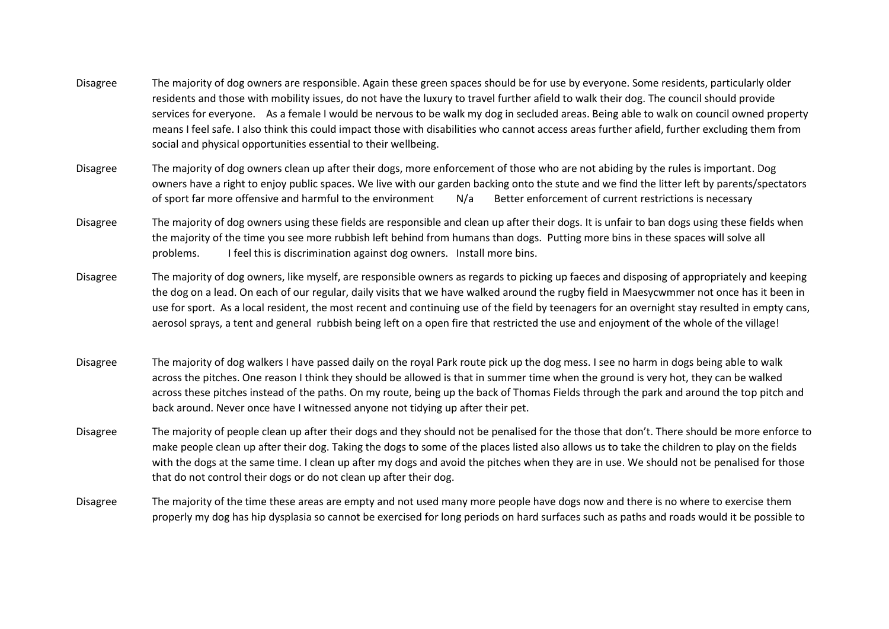| | |
|---|---|
| Disagree | The majority of dog owners are responsible. Again these green spaces should be for use by everyone. Some residents, particularly older residents and those with mobility issues, do not have the luxury to travel further afield to walk their dog. The council should provide services for everyone. As a female I would be nervous to be walk my dog in secluded areas. Being able to walk on council owned property means I feel safe. I also think this could impact those with disabilities who cannot access areas further afield, further excluding them from social and physical opportunities essential to their wellbeing. |
| Disagree | The majority of dog owners clean up after their dogs, more enforcement of those who are not abiding by the rules is important. Dog owners have a right to enjoy public spaces. We live with our garden backing onto the stute and we find the litter left by parents/spectators of sport far more offensive and harmful to the environment N/a Better enforcement of current restrictions is necessary |
| Disagree | The majority of dog owners using these fields are responsible and clean up after their dogs. It is unfair to ban dogs using these fields when the majority of the time you see more rubbish left behind from humans than dogs. Putting more bins in these spaces will solve all problems. I feel this is discrimination against dog owners. Install more bins. |
| Disagree | The majority of dog owners, like myself, are responsible owners as regards to picking up faeces and disposing of appropriately and keeping the dog on a lead. On each of our regular, daily visits that we have walked around the rugby field in Maesycwmmer not once has it been in use for sport. As a local resident, the most recent and continuing use of the field by teenagers for an overnight stay resulted in empty cans, aerosol sprays, a tent and general rubbish being left on a open fire that restricted the use and enjoyment of the whole of the village! |
| Disagree | The majority of dog walkers I have passed daily on the royal Park route pick up the dog mess. I see no harm in dogs being able to walk across the pitches. One reason I think they should be allowed is that in summer time when the ground is very hot, they can be walked across these pitches instead of the paths. On my route, being up the back of Thomas Fields through the park and around the top pitch and back around. Never once have I witnessed anyone not tidying up after their pet. |
| Disagree | The majority of people clean up after their dogs and they should not be penalised for the those that don't. There should be more enforce to make people clean up after their dog. Taking the dogs to some of the places listed also allows us to take the children to play on the fields with the dogs at the same time. I clean up after my dogs and avoid the pitches when they are in use. We should not be penalised for those that do not control their dogs or do not clean up after their dog. |
| Disagree | The majority of the time these areas are empty and not used many more people have dogs now and there is no where to exercise them properly my dog has hip dysplasia so cannot be exercised for long periods on hard surfaces such as paths and roads would it be possible to |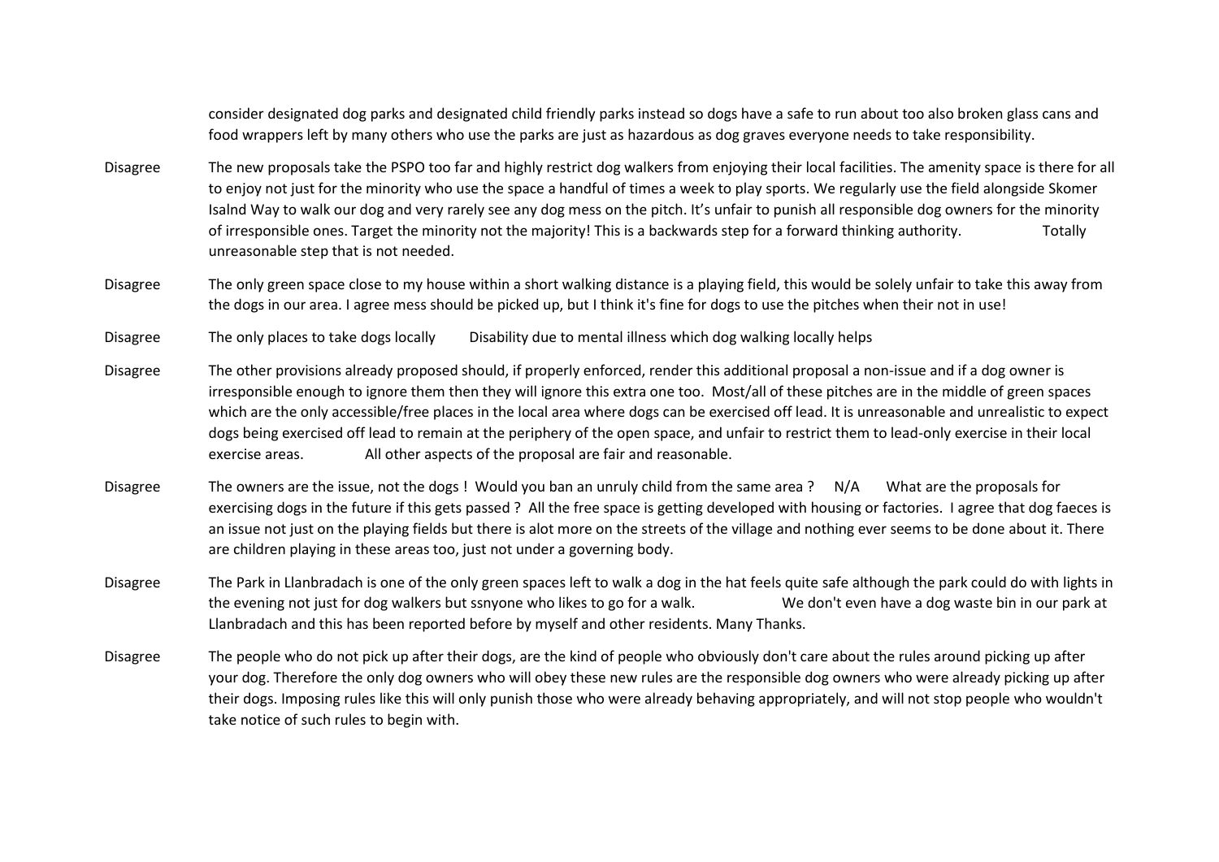|  |  |
|---|---|
|  | consider designated dog parks and designated child friendly parks instead so dogs have a safe to run about too also broken glass cans and food wrappers left by many others who use the parks are just as hazardous as dog graves everyone needs to take responsibility. |
| Disagree | The new proposals take the PSPO too far and highly restrict dog walkers from enjoying their local facilities. The amenity space is there for all to enjoy not just for the minority who use the space a handful of times a week to play sports. We regularly use the field alongside Skomer Isalnd Way to walk our dog and very rarely see any dog mess on the pitch. It's unfair to punish all responsible dog owners for the minority of irresponsible ones. Target the minority not the majority! This is a backwards step for a forward thinking authority. Totally unreasonable step that is not needed. |
| Disagree | The only green space close to my house within a short walking distance is a playing field, this would be solely unfair to take this away from the dogs in our area. I agree mess should be picked up, but I think it's fine for dogs to use the pitches when their not in use! |
| Disagree | The only places to take dogs locally Disability due to mental illness which dog walking locally helps |
| Disagree | The other provisions already proposed should, if properly enforced, render this additional proposal a non-issue and if a dog owner is irresponsible enough to ignore them then they will ignore this extra one too. Most/all of these pitches are in the middle of green spaces which are the only accessible/free places in the local area where dogs can be exercised off lead. It is unreasonable and unrealistic to expect dogs being exercised off lead to remain at the periphery of the open space, and unfair to restrict them to lead-only exercise in their local exercise areas. All other aspects of the proposal are fair and reasonable. |
| Disagree | The owners are the issue, not the dogs ! Would you ban an unruly child from the same area ? N/A What are the proposals for exercising dogs in the future if this gets passed ? All the free space is getting developed with housing or factories. I agree that dog faeces is an issue not just on the playing fields but there is alot more on the streets of the village and nothing ever seems to be done about it. There are children playing in these areas too, just not under a governing body. |
| Disagree | The Park in Llanbradach is one of the only green spaces left to walk a dog in the hat feels quite safe although the park could do with lights in the evening not just for dog walkers but ssnyone who likes to go for a walk. We don't even have a dog waste bin in our park at Llanbradach and this has been reported before by myself and other residents. Many Thanks. |
| Disagree | The people who do not pick up after their dogs, are the kind of people who obviously don't care about the rules around picking up after your dog. Therefore the only dog owners who will obey these new rules are the responsible dog owners who were already picking up after their dogs. Imposing rules like this will only punish those who were already behaving appropriately, and will not stop people who wouldn't take notice of such rules to begin with. |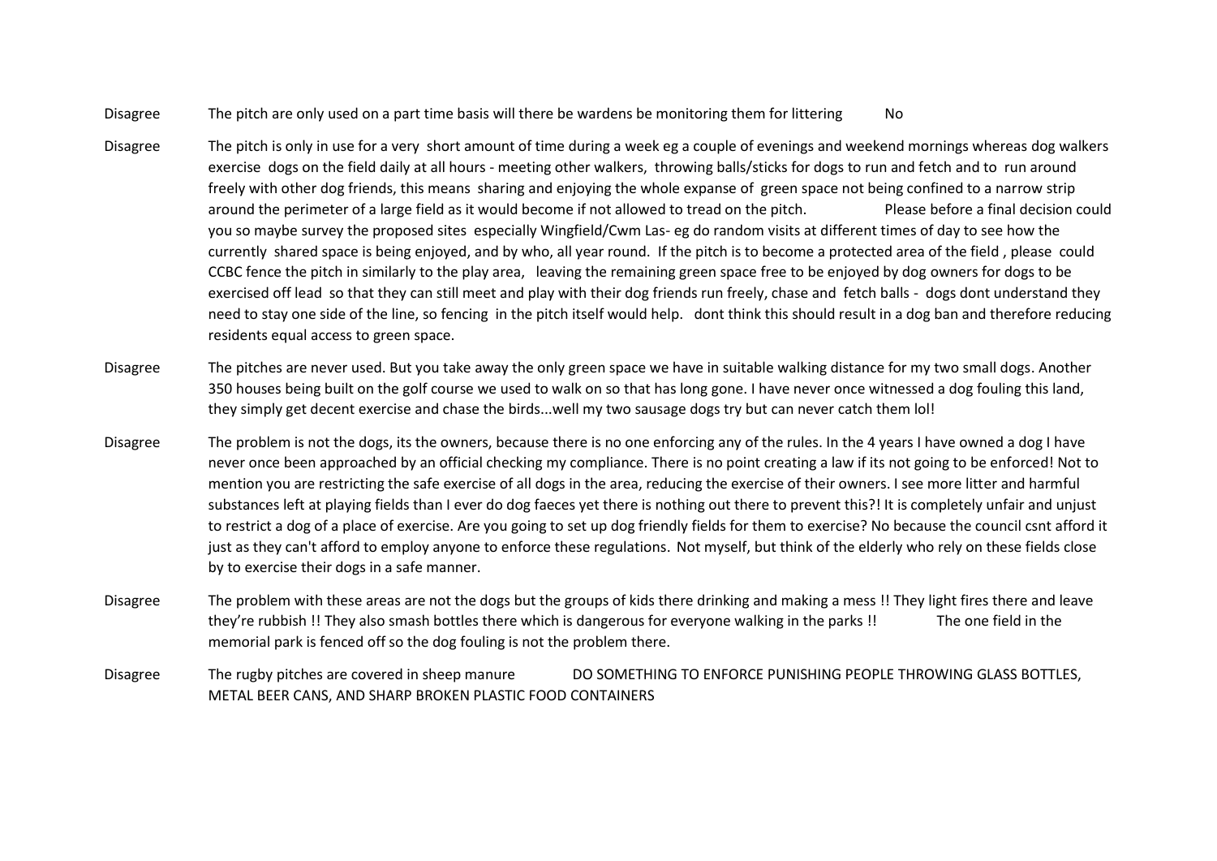| | | |
|---|---|---|
| Disagree | The pitch are only used on a part time basis will there be wardens be monitoring them for littering | No |
| Disagree | The pitch is only in use for a very short amount of time during a week eg a couple of evenings and weekend mornings whereas dog walkers exercise dogs on the field daily at all hours - meeting other walkers, throwing balls/sticks for dogs to run and fetch and to run around freely with other dog friends, this means sharing and enjoying the whole expanse of green space not being confined to a narrow strip around the perimeter of a large field as it would become if not allowed to tread on the pitch. Please before a final decision could you so maybe survey the proposed sites especially Wingfield/Cwm Las- eg do random visits at different times of day to see how the currently shared space is being enjoyed, and by who, all year round. If the pitch is to become a protected area of the field , please could CCBC fence the pitch in similarly to the play area, leaving the remaining green space free to be enjoyed by dog owners for dogs to be exercised off lead so that they can still meet and play with their dog friends run freely, chase and fetch balls - dogs dont understand they need to stay one side of the line, so fencing in the pitch itself would help. dont think this should result in a dog ban and therefore reducing residents equal access to green space. | |
| Disagree | The pitches are never used. But you take away the only green space we have in suitable walking distance for my two small dogs. Another 350 houses being built on the golf course we used to walk on so that has long gone. I have never once witnessed a dog fouling this land, they simply get decent exercise and chase the birds...well my two sausage dogs try but can never catch them lol! | |
| Disagree | The problem is not the dogs, its the owners, because there is no one enforcing any of the rules. In the 4 years I have owned a dog I have never once been approached by an official checking my compliance. There is no point creating a law if its not going to be enforced! Not to mention you are restricting the safe exercise of all dogs in the area, reducing the exercise of their owners. I see more litter and harmful substances left at playing fields than I ever do dog faeces yet there is nothing out there to prevent this?! It is completely unfair and unjust to restrict a dog of a place of exercise. Are you going to set up dog friendly fields for them to exercise? No because the council csnt afford it just as they can't afford to employ anyone to enforce these regulations. Not myself, but think of the elderly who rely on these fields close by to exercise their dogs in a safe manner. | |
| Disagree | The problem with these areas are not the dogs but the groups of kids there drinking and making a mess !! They light fires there and leave they're rubbish !! They also smash bottles there which is dangerous for everyone walking in the parks !! The one field in the memorial park is fenced off so the dog fouling is not the problem there. | |
| Disagree | The rugby pitches are covered in sheep manure DO SOMETHING TO ENFORCE PUNISHING PEOPLE THROWING GLASS BOTTLES, METAL BEER CANS, AND SHARP BROKEN PLASTIC FOOD CONTAINERS | |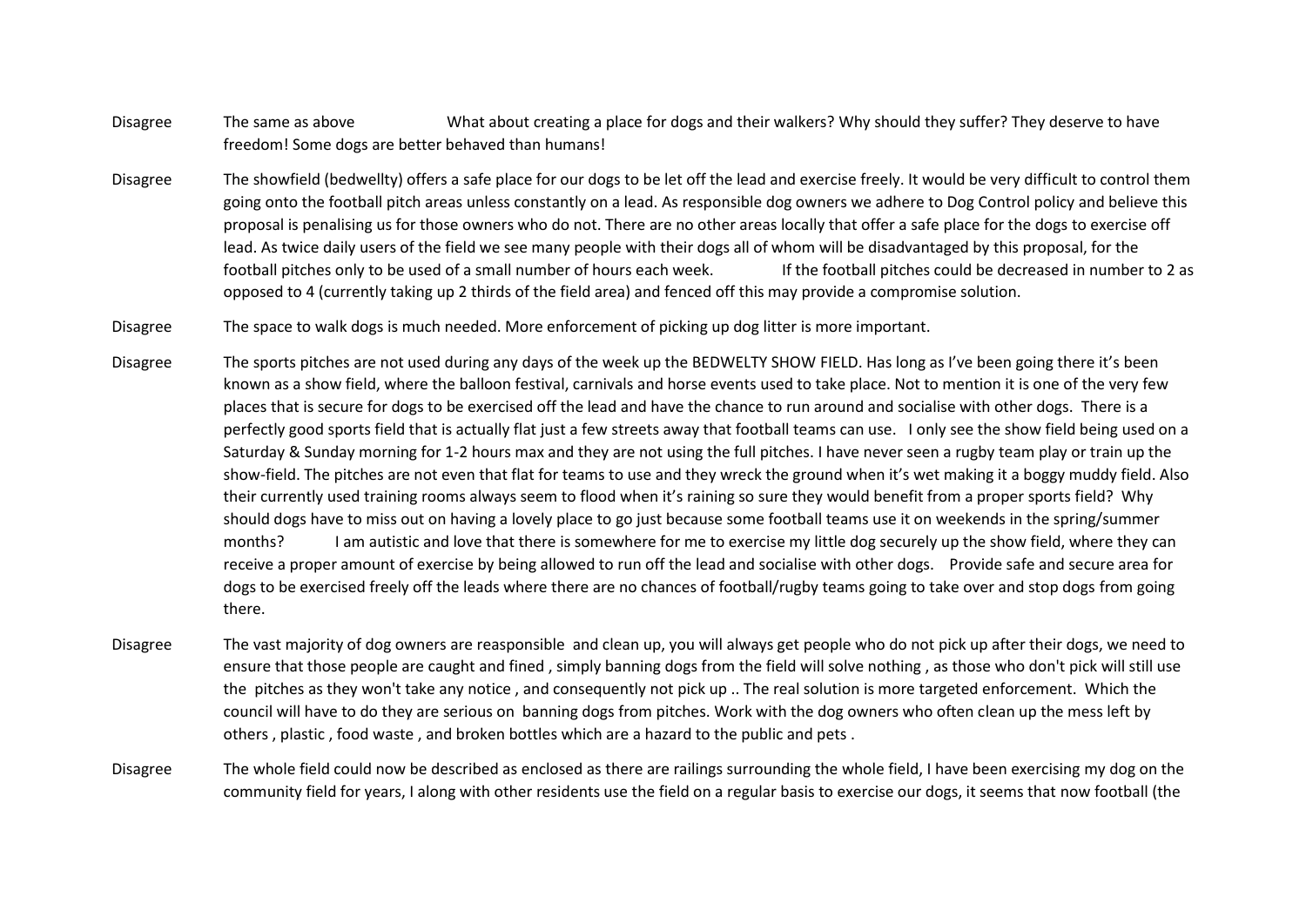| | |
|---|---|
| Disagree | The same as above What about creating a place for dogs and their walkers? Why should they suffer? They deserve to have freedom! Some dogs are better behaved than humans! |
| Disagree | The showfield (bedwellty) offers a safe place for our dogs to be let off the lead and exercise freely. It would be very difficult to control them going onto the football pitch areas unless constantly on a lead. As responsible dog owners we adhere to Dog Control policy and believe this proposal is penalising us for those owners who do not. There are no other areas locally that offer a safe place for the dogs to exercise off lead. As twice daily users of the field we see many people with their dogs all of whom will be disadvantaged by this proposal, for the football pitches only to be used of a small number of hours each week. If the football pitches could be decreased in number to 2 as opposed to 4 (currently taking up 2 thirds of the field area) and fenced off this may provide a compromise solution. |
| Disagree | The space to walk dogs is much needed. More enforcement of picking up dog litter is more important. |
| Disagree | The sports pitches are not used during any days of the week up the BEDWELTY SHOW FIELD. Has long as I've been going there it's been known as a show field, where the balloon festival, carnivals and horse events used to take place. Not to mention it is one of the very few places that is secure for dogs to be exercised off the lead and have the chance to run around and socialise with other dogs. There is a perfectly good sports field that is actually flat just a few streets away that football teams can use. I only see the show field being used on a Saturday & Sunday morning for 1-2 hours max and they are not using the full pitches. I have never seen a rugby team play or train up the show-field. The pitches are not even that flat for teams to use and they wreck the ground when it's wet making it a boggy muddy field. Also their currently used training rooms always seem to flood when it's raining so sure they would benefit from a proper sports field? Why should dogs have to miss out on having a lovely place to go just because some football teams use it on weekends in the spring/summer months? I am autistic and love that there is somewhere for me to exercise my little dog securely up the show field, where they can receive a proper amount of exercise by being allowed to run off the lead and socialise with other dogs. Provide safe and secure area for dogs to be exercised freely off the leads where there are no chances of football/rugby teams going to take over and stop dogs from going there. |
| Disagree | The vast majority of dog owners are reasponsible and clean up, you will always get people who do not pick up after their dogs, we need to ensure that those people are caught and fined , simply banning dogs from the field will solve nothing , as those who don't pick will still use the pitches as they won't take any notice , and consequently not pick up .. The real solution is more targeted enforcement. Which the council will have to do they are serious on banning dogs from pitches. Work with the dog owners who often clean up the mess left by others , plastic , food waste , and broken bottles which are a hazard to the public and pets . |
| Disagree | The whole field could now be described as enclosed as there are railings surrounding the whole field, I have been exercising my dog on the community field for years, I along with other residents use the field on a regular basis to exercise our dogs, it seems that now football (the |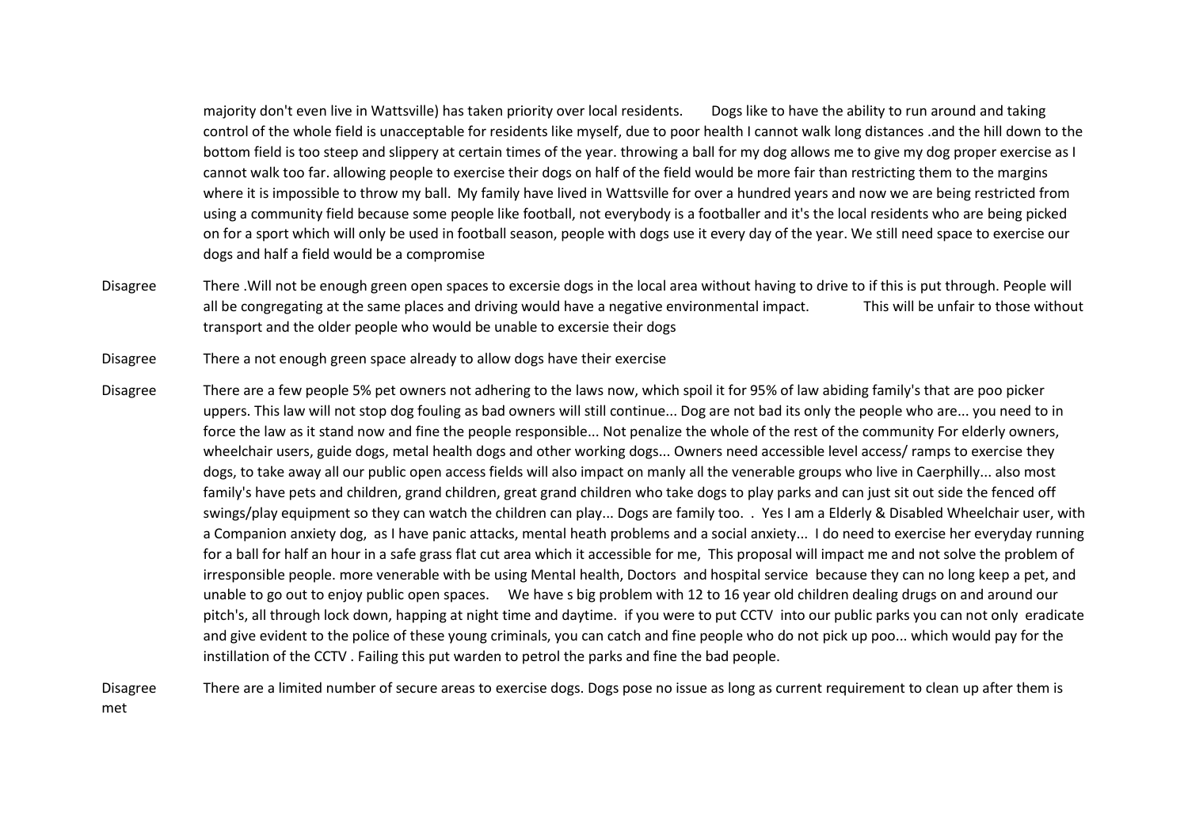| | |
|---|---|
| | majority don't even live in Wattsville) has taken priority over local residents. Dogs like to have the ability to run around and taking control of the whole field is unacceptable for residents like myself, due to poor health I cannot walk long distances .and the hill down to the bottom field is too steep and slippery at certain times of the year. throwing a ball for my dog allows me to give my dog proper exercise as I cannot walk too far. allowing people to exercise their dogs on half of the field would be more fair than restricting them to the margins where it is impossible to throw my ball. My family have lived in Wattsville for over a hundred years and now we are being restricted from using a community field because some people like football, not everybody is a footballer and it's the local residents who are being picked on for a sport which will only be used in football season, people with dogs use it every day of the year. We still need space to exercise our dogs and half a field would be a compromise |
| Disagree | There .Will not be enough green open spaces to excersie dogs in the local area without having to drive to if this is put through. People will all be congregating at the same places and driving would have a negative environmental impact. This will be unfair to those without transport and the older people who would be unable to excersie their dogs |
| Disagree | There a not enough green space already to allow dogs have their exercise |
| Disagree | There are a few people 5% pet owners not adhering to the laws now, which spoil it for 95% of law abiding family's that are poo picker uppers. This law will not stop dog fouling as bad owners will still continue... Dog are not bad its only the people who are... you need to in force the law as it stand now and fine the people responsible... Not penalize the whole of the rest of the community For elderly owners, wheelchair users, guide dogs, metal health dogs and other working dogs... Owners need accessible level access/ ramps to exercise they dogs, to take away all our public open access fields will also impact on manly all the venerable groups who live in Caerphilly... also most family's have pets and children, grand children, great grand children who take dogs to play parks and can just sit out side the fenced off swings/play equipment so they can watch the children can play... Dogs are family too. . Yes I am a Elderly & Disabled Wheelchair user, with a Companion anxiety dog, as I have panic attacks, mental heath problems and a social anxiety... I do need to exercise her everyday running for a ball for half an hour in a safe grass flat cut area which it accessible for me, This proposal will impact me and not solve the problem of irresponsible people. more venerable with be using Mental health, Doctors and hospital service because they can no long keep a pet, and unable to go out to enjoy public open spaces. We have s big problem with 12 to 16 year old children dealing drugs on and around our pitch's, all through lock down, happing at night time and daytime. if you were to put CCTV into our public parks you can not only eradicate and give evident to the police of these young criminals, you can catch and fine people who do not pick up poo... which would pay for the instillation of the CCTV . Failing this put warden to petrol the parks and fine the bad people. |
| Disagree | There are a limited number of secure areas to exercise dogs. Dogs pose no issue as long as current requirement to clean up after them is met |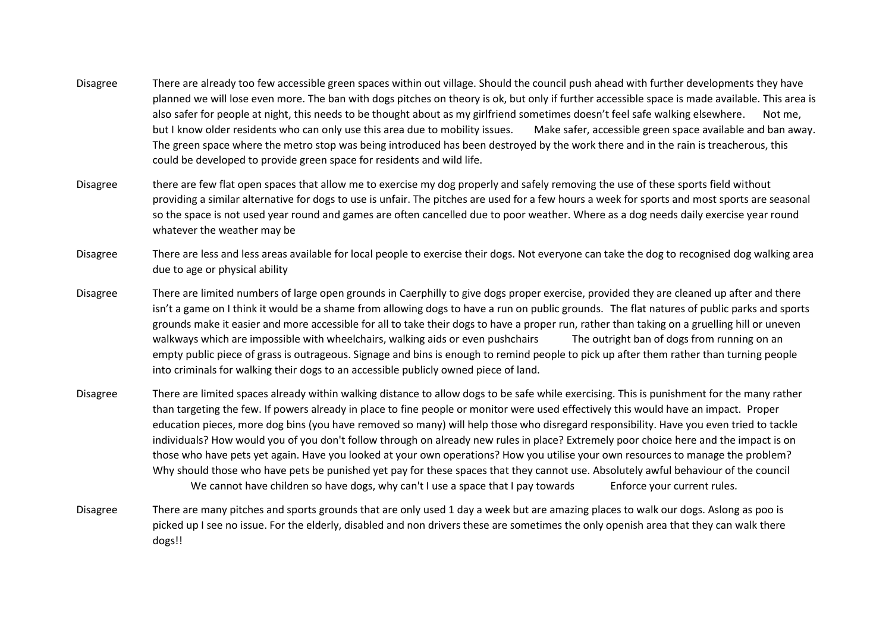| | |
|---|---|
| Disagree | There are already too few accessible green spaces within out village. Should the council push ahead with further developments they have planned we will lose even more. The ban with dogs pitches on theory is ok, but only if further accessible space is made available. This area is also safer for people at night, this needs to be thought about as my girlfriend sometimes doesn't feel safe walking elsewhere. Not me, but I know older residents who can only use this area due to mobility issues. Make safer, accessible green space available and ban away. The green space where the metro stop was being introduced has been destroyed by the work there and in the rain is treacherous, this could be developed to provide green space for residents and wild life. |
| Disagree | there are few flat open spaces that allow me to exercise my dog properly and safely removing the use of these sports field without providing a similar alternative for dogs to use is unfair. The pitches are used for a few hours a week for sports and most sports are seasonal so the space is not used year round and games are often cancelled due to poor weather. Where as a dog needs daily exercise year round whatever the weather may be |
| Disagree | There are less and less areas available for local people to exercise their dogs. Not everyone can take the dog to recognised dog walking area due to age or physical ability |
| Disagree | There are limited numbers of large open grounds in Caerphilly to give dogs proper exercise, provided they are cleaned up after and there isn't a game on I think it would be a shame from allowing dogs to have a run on public grounds. The flat natures of public parks and sports grounds make it easier and more accessible for all to take their dogs to have a proper run, rather than taking on a gruelling hill or uneven walkways which are impossible with wheelchairs, walking aids or even pushchairs The outright ban of dogs from running on an empty public piece of grass is outrageous. Signage and bins is enough to remind people to pick up after them rather than turning people into criminals for walking their dogs to an accessible publicly owned piece of land. |
| Disagree | There are limited spaces already within walking distance to allow dogs to be safe while exercising. This is punishment for the many rather than targeting the few. If powers already in place to fine people or monitor were used effectively this would have an impact. Proper education pieces, more dog bins (you have removed so many) will help those who disregard responsibility. Have you even tried to tackle individuals? How would you of you don't follow through on already new rules in place? Extremely poor choice here and the impact is on those who have pets yet again. Have you looked at your own operations? How you utilise your own resources to manage the problem? Why should those who have pets be punished yet pay for these spaces that they cannot use. Absolutely awful behaviour of the council We cannot have children so have dogs, why can't I use a space that I pay towards Enforce your current rules. |
| Disagree | There are many pitches and sports grounds that are only used 1 day a week but are amazing places to walk our dogs. Aslong as poo is picked up I see no issue. For the elderly, disabled and non drivers these are sometimes the only openish area that they can walk there dogs!! |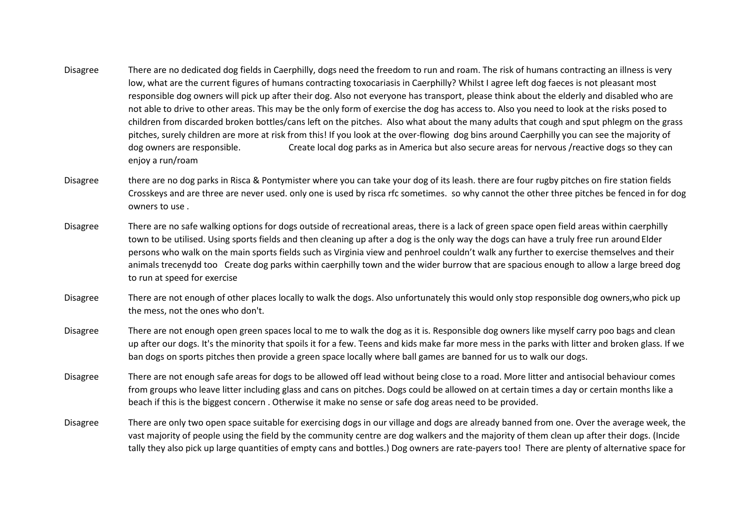| | |
|---|---|
| Disagree | There are no dedicated dog fields in Caerphilly, dogs need the freedom to run and roam. The risk of humans contracting an illness is very low, what are the current figures of humans contracting toxocariasis in Caerphilly? Whilst I agree left dog faeces is not pleasant most responsible dog owners will pick up after their dog. Also not everyone has transport, please think about the elderly and disabled who are not able to drive to other areas. This may be the only form of exercise the dog has access to. Also you need to look at the risks posed to children from discarded broken bottles/cans left on the pitches. Also what about the many adults that cough and sput phlegm on the grass pitches, surely children are more at risk from this! If you look at the over-flowing dog bins around Caerphilly you can see the majority of dog owners are responsible. Create local dog parks as in America but also secure areas for nervous /reactive dogs so they can enjoy a run/roam |
| Disagree | there are no dog parks in Risca & Pontymister where you can take your dog of its leash. there are four rugby pitches on fire station fields Crosskeys and are three are never used. only one is used by risca rfc sometimes. so why cannot the other three pitches be fenced in for dog owners to use . |
| Disagree | There are no safe walking options for dogs outside of recreational areas, there is a lack of green space open field areas within caerphilly town to be utilised. Using sports fields and then cleaning up after a dog is the only way the dogs can have a truly free run around Elder persons who walk on the main sports fields such as Virginia view and penhroel couldn't walk any further to exercise themselves and their animals trecenydd too Create dog parks within caerphilly town and the wider burrow that are spacious enough to allow a large breed dog to run at speed for exercise |
| Disagree | There are not enough of other places locally to walk the dogs. Also unfortunately this would only stop responsible dog owners,who pick up the mess, not the ones who don't. |
| Disagree | There are not enough open green spaces local to me to walk the dog as it is. Responsible dog owners like myself carry poo bags and clean up after our dogs. It's the minority that spoils it for a few. Teens and kids make far more mess in the parks with litter and broken glass. If we ban dogs on sports pitches then provide a green space locally where ball games are banned for us to walk our dogs. |
| Disagree | There are not enough safe areas for dogs to be allowed off lead without being close to a road. More litter and antisocial behaviour comes from groups who leave litter including glass and cans on pitches. Dogs could be allowed on at certain times a day or certain months like a beach if this is the biggest concern . Otherwise it make no sense or safe dog areas need to be provided. |
| Disagree | There are only two open space suitable for exercising dogs in our village and dogs are already banned from one. Over the average week, the vast majority of people using the field by the community centre are dog walkers and the majority of them clean up after their dogs. (Incide tally they also pick up large quantities of empty cans and bottles.) Dog owners are rate-payers too! There are plenty of alternative space for |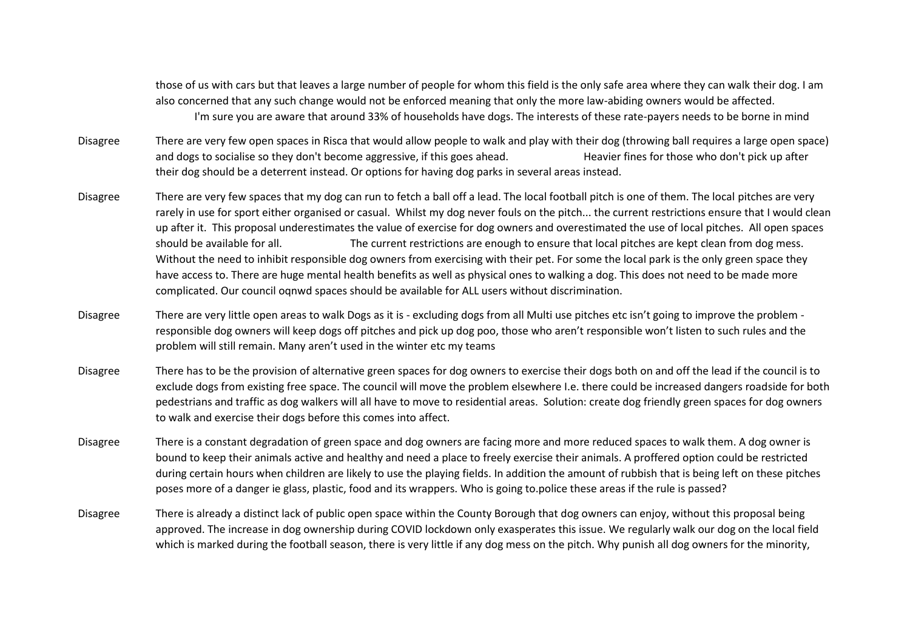| | |
|---|---|
| | those of us with cars but that leaves a large number of people for whom this field is the only safe area where they can walk their dog. I am also concerned that any such change would not be enforced meaning that only the more law-abiding owners would be affected. I'm sure you are aware that around 33% of households have dogs. The interests of these rate-payers needs to be borne in mind |
| Disagree | There are very few open spaces in Risca that would allow people to walk and play with their dog (throwing ball requires a large open space) and dogs to socialise so they don't become aggressive, if this goes ahead. Heavier fines for those who don't pick up after their dog should be a deterrent instead. Or options for having dog parks in several areas instead. |
| Disagree | There are very few spaces that my dog can run to fetch a ball off a lead. The local football pitch is one of them. The local pitches are very rarely in use for sport either organised or casual. Whilst my dog never fouls on the pitch... the current restrictions ensure that I would clean up after it. This proposal underestimates the value of exercise for dog owners and overestimated the use of local pitches. All open spaces should be available for all. The current restrictions are enough to ensure that local pitches are kept clean from dog mess. Without the need to inhibit responsible dog owners from exercising with their pet. For some the local park is the only green space they have access to. There are huge mental health benefits as well as physical ones to walking a dog. This does not need to be made more complicated. Our council oqnwd spaces should be available for ALL users without discrimination. |
| Disagree | There are very little open areas to walk Dogs as it is - excluding dogs from all Multi use pitches etc isn't going to improve the problem - responsible dog owners will keep dogs off pitches and pick up dog poo, those who aren't responsible won't listen to such rules and the problem will still remain. Many aren't used in the winter etc my teams |
| Disagree | There has to be the provision of alternative green spaces for dog owners to exercise their dogs both on and off the lead if the council is to exclude dogs from existing free space. The council will move the problem elsewhere I.e. there could be increased dangers roadside for both pedestrians and traffic as dog walkers will all have to move to residential areas. Solution: create dog friendly green spaces for dog owners to walk and exercise their dogs before this comes into affect. |
| Disagree | There is a constant degradation of green space and dog owners are facing more and more reduced spaces to walk them. A dog owner is bound to keep their animals active and healthy and need a place to freely exercise their animals. A proffered option could be restricted during certain hours when children are likely to use the playing fields. In addition the amount of rubbish that is being left on these pitches poses more of a danger ie glass, plastic, food and its wrappers. Who is going to.police these areas if the rule is passed? |
| Disagree | There is already a distinct lack of public open space within the County Borough that dog owners can enjoy, without this proposal being approved. The increase in dog ownership during COVID lockdown only exasperates this issue. We regularly walk our dog on the local field which is marked during the football season, there is very little if any dog mess on the pitch. Why punish all dog owners for the minority, |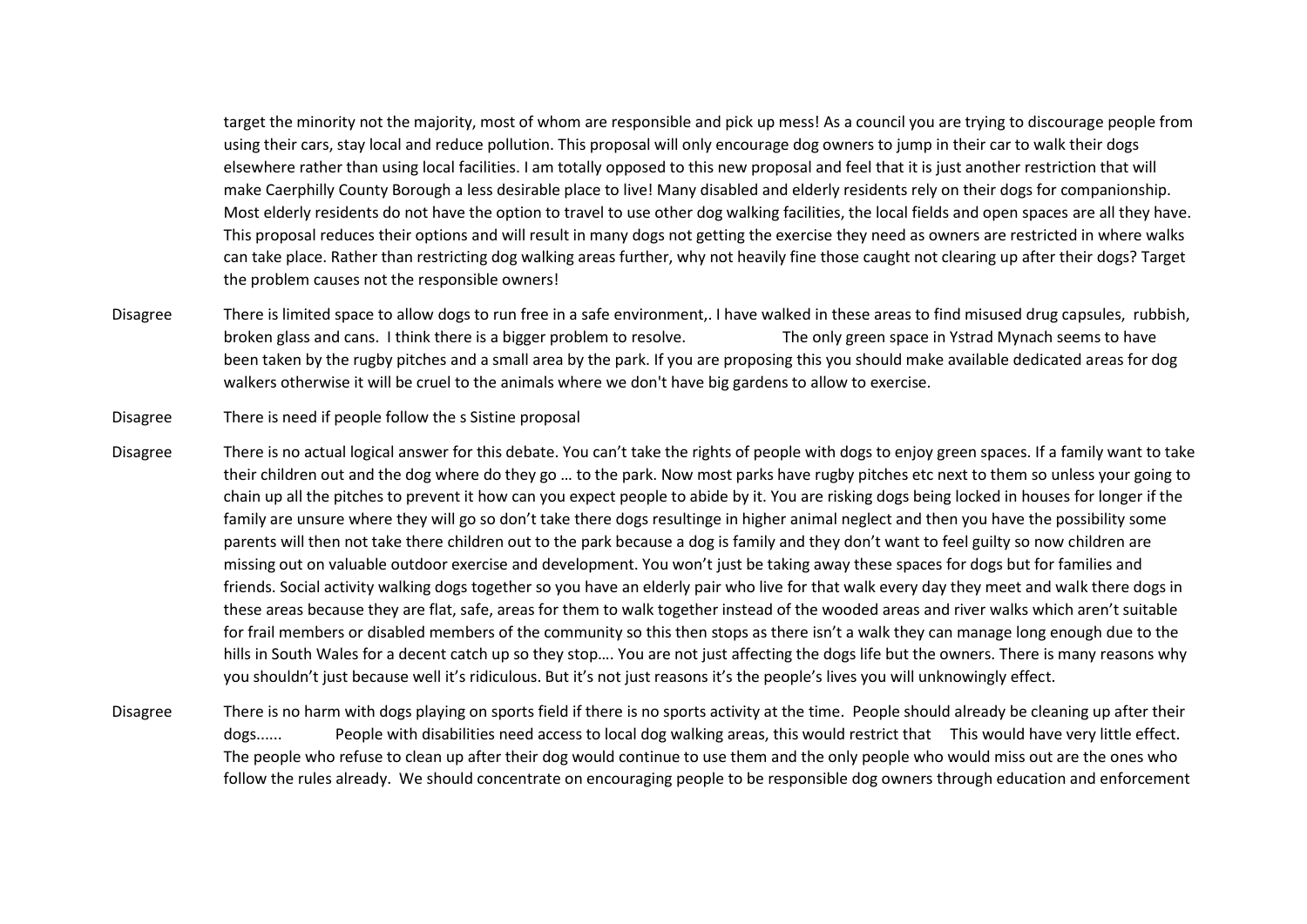| | |
|---|---|
| | target the minority not the majority, most of whom are responsible and pick up mess! As a council you are trying to discourage people from using their cars, stay local and reduce pollution. This proposal will only encourage dog owners to jump in their car to walk their dogs elsewhere rather than using local facilities. I am totally opposed to this new proposal and feel that it is just another restriction that will make Caerphilly County Borough a less desirable place to live! Many disabled and elderly residents rely on their dogs for companionship. Most elderly residents do not have the option to travel to use other dog walking facilities, the local fields and open spaces are all they have. This proposal reduces their options and will result in many dogs not getting the exercise they need as owners are restricted in where walks can take place. Rather than restricting dog walking areas further, why not heavily fine those caught not clearing up after their dogs? Target the problem causes not the responsible owners! |
| Disagree | There is limited space to allow dogs to run free in a safe environment,. I have walked in these areas to find misused drug capsules, rubbish, broken glass and cans. I think there is a bigger problem to resolve. The only green space in Ystrad Mynach seems to have been taken by the rugby pitches and a small area by the park. If you are proposing this you should make available dedicated areas for dog walkers otherwise it will be cruel to the animals where we don't have big gardens to allow to exercise. |
| Disagree | There is need if people follow the s Sistine proposal |
| Disagree | There is no actual logical answer for this debate. You can't take the rights of people with dogs to enjoy green spaces. If a family want to take their children out and the dog where do they go … to the park. Now most parks have rugby pitches etc next to them so unless your going to chain up all the pitches to prevent it how can you expect people to abide by it. You are risking dogs being locked in houses for longer if the family are unsure where they will go so don't take there dogs resultinge in higher animal neglect and then you have the possibility some parents will then not take there children out to the park because a dog is family and they don't want to feel guilty so now children are missing out on valuable outdoor exercise and development. You won't just be taking away these spaces for dogs but for families and friends. Social activity walking dogs together so you have an elderly pair who live for that walk every day they meet and walk there dogs in these areas because they are flat, safe, areas for them to walk together instead of the wooded areas and river walks which aren't suitable for frail members or disabled members of the community so this then stops as there isn't a walk they can manage long enough due to the hills in South Wales for a decent catch up so they stop…. You are not just affecting the dogs life but the owners. There is many reasons why you shouldn't just because well it's ridiculous. But it's not just reasons it's the people's lives you will unknowingly effect. |
| Disagree | There is no harm with dogs playing on sports field if there is no sports activity at the time. People should already be cleaning up after their dogs...... People with disabilities need access to local dog walking areas, this would restrict that This would have very little effect. The people who refuse to clean up after their dog would continue to use them and the only people who would miss out are the ones who follow the rules already. We should concentrate on encouraging people to be responsible dog owners through education and enforcement |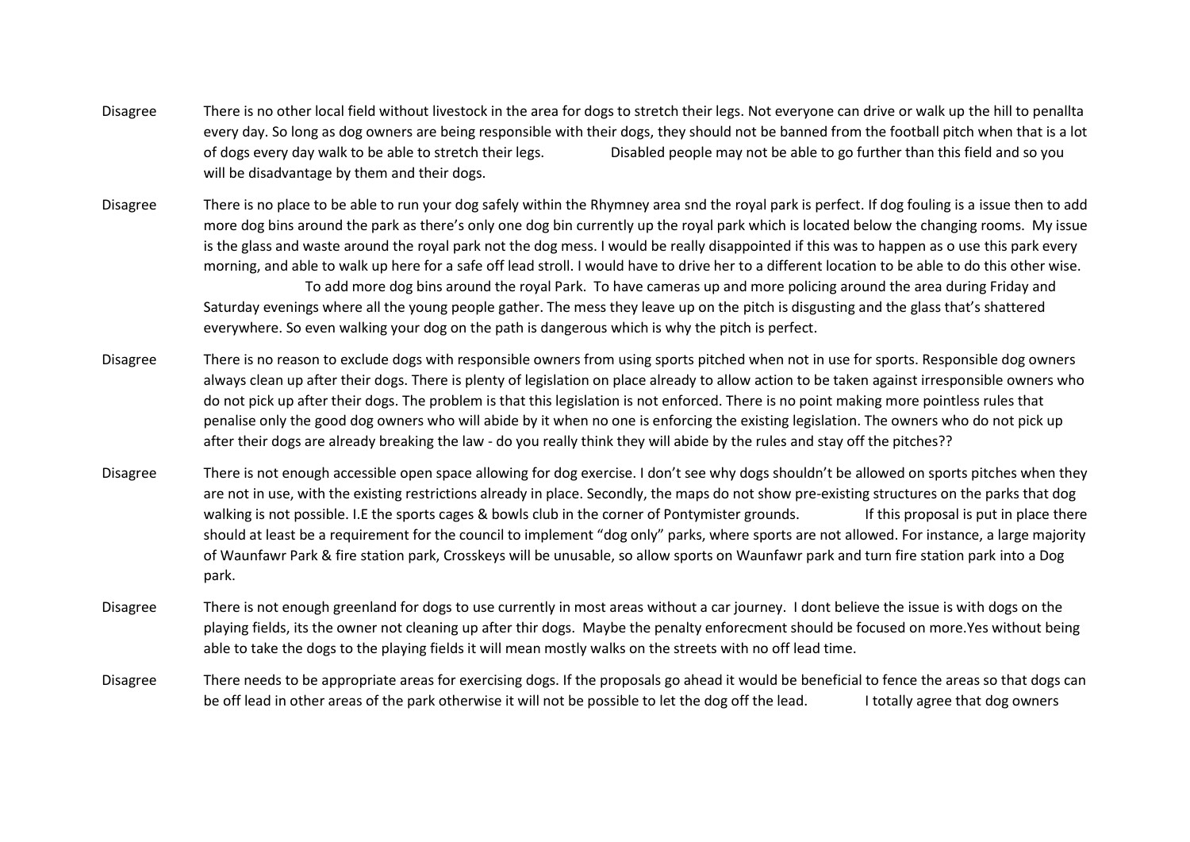| | |
|---|---|
| Disagree | There is no other local field without livestock in the area for dogs to stretch their legs. Not everyone can drive or walk up the hill to penallta every day. So long as dog owners are being responsible with their dogs, they should not be banned from the football pitch when that is a lot of dogs every day walk to be able to stretch their legs. Disabled people may not be able to go further than this field and so you will be disadvantage by them and their dogs. |
| Disagree | There is no place to be able to run your dog safely within the Rhymney area snd the royal park is perfect. If dog fouling is a issue then to add more dog bins around the park as there's only one dog bin currently up the royal park which is located below the changing rooms. My issue is the glass and waste around the royal park not the dog mess. I would be really disappointed if this was to happen as o use this park every morning, and able to walk up here for a safe off lead stroll. I would have to drive her to a different location to be able to do this other wise. To add more dog bins around the royal Park. To have cameras up and more policing around the area during Friday and Saturday evenings where all the young people gather. The mess they leave up on the pitch is disgusting and the glass that's shattered everywhere. So even walking your dog on the path is dangerous which is why the pitch is perfect. |
| Disagree | There is no reason to exclude dogs with responsible owners from using sports pitched when not in use for sports. Responsible dog owners always clean up after their dogs. There is plenty of legislation on place already to allow action to be taken against irresponsible owners who do not pick up after their dogs. The problem is that this legislation is not enforced. There is no point making more pointless rules that penalise only the good dog owners who will abide by it when no one is enforcing the existing legislation. The owners who do not pick up after their dogs are already breaking the law - do you really think they will abide by the rules and stay off the pitches?? |
| Disagree | There is not enough accessible open space allowing for dog exercise. I don't see why dogs shouldn't be allowed on sports pitches when they are not in use, with the existing restrictions already in place. Secondly, the maps do not show pre-existing structures on the parks that dog walking is not possible. I.E the sports cages & bowls club in the corner of Pontymister grounds. If this proposal is put in place there should at least be a requirement for the council to implement "dog only" parks, where sports are not allowed. For instance, a large majority of Waunfawr Park & fire station park, Crosskeys will be unusable, so allow sports on Waunfawr park and turn fire station park into a Dog park. |
| Disagree | There is not enough greenland for dogs to use currently in most areas without a car journey. I dont believe the issue is with dogs on the playing fields, its the owner not cleaning up after thir dogs. Maybe the penalty enforecment should be focused on more.Yes without being able to take the dogs to the playing fields it will mean mostly walks on the streets with no off lead time. |
| Disagree | There needs to be appropriate areas for exercising dogs. If the proposals go ahead it would be beneficial to fence the areas so that dogs can be off lead in other areas of the park otherwise it will not be possible to let the dog off the lead. I totally agree that dog owners |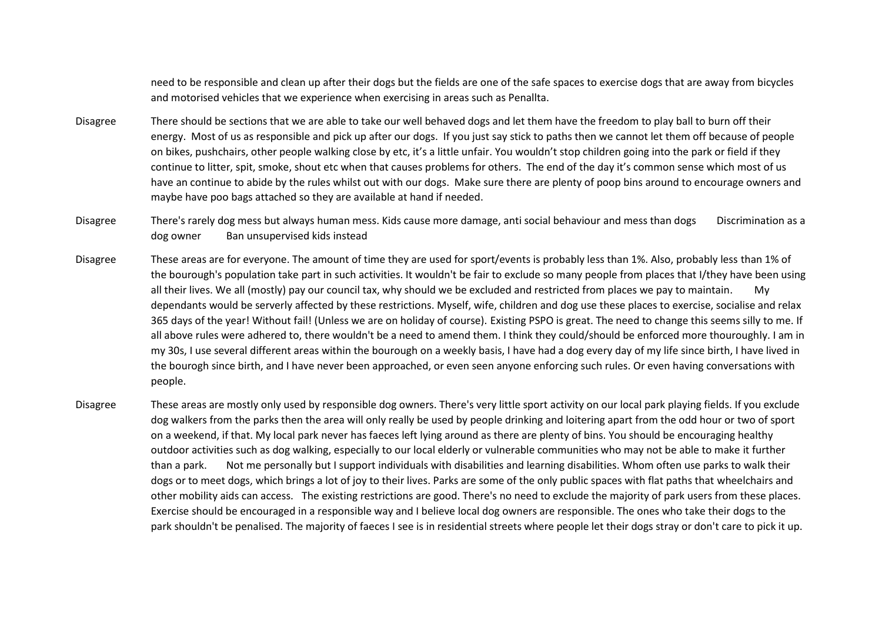| | |
|---|---|
| | need to be responsible and clean up after their dogs but the fields are one of the safe spaces to exercise dogs that are away from bicycles and motorised vehicles that we experience when exercising in areas such as Penallta. |
| Disagree | There should be sections that we are able to take our well behaved dogs and let them have the freedom to play ball to burn off their energy. Most of us as responsible and pick up after our dogs. If you just say stick to paths then we cannot let them off because of people on bikes, pushchairs, other people walking close by etc, it's a little unfair. You wouldn't stop children going into the park or field if they continue to litter, spit, smoke, shout etc when that causes problems for others. The end of the day it's common sense which most of us have an continue to abide by the rules whilst out with our dogs. Make sure there are plenty of poop bins around to encourage owners and maybe have poo bags attached so they are available at hand if needed. |
| Disagree | There's rarely dog mess but always human mess. Kids cause more damage, anti social behaviour and mess than dogs Discrimination as a dog owner Ban unsupervised kids instead |
| Disagree | These areas are for everyone. The amount of time they are used for sport/events is probably less than 1%. Also, probably less than 1% of the bourough's population take part in such activities. It wouldn't be fair to exclude so many people from places that I/they have been using all their lives. We all (mostly) pay our council tax, why should we be excluded and restricted from places we pay to maintain. My dependants would be serverly affected by these restrictions. Myself, wife, children and dog use these places to exercise, socialise and relax 365 days of the year! Without fail! (Unless we are on holiday of course). Existing PSPO is great. The need to change this seems silly to me. If all above rules were adhered to, there wouldn't be a need to amend them. I think they could/should be enforced more thouroughly. I am in my 30s, I use several different areas within the bourough on a weekly basis, I have had a dog every day of my life since birth, I have lived in the bourogh since birth, and I have never been approached, or even seen anyone enforcing such rules. Or even having conversations with people. |
| Disagree | These areas are mostly only used by responsible dog owners. There's very little sport activity on our local park playing fields. If you exclude dog walkers from the parks then the area will only really be used by people drinking and loitering apart from the odd hour or two of sport on a weekend, if that. My local park never has faeces left lying around as there are plenty of bins. You should be encouraging healthy outdoor activities such as dog walking, especially to our local elderly or vulnerable communities who may not be able to make it further than a park. Not me personally but I support individuals with disabilities and learning disabilities. Whom often use parks to walk their dogs or to meet dogs, which brings a lot of joy to their lives. Parks are some of the only public spaces with flat paths that wheelchairs and other mobility aids can access. The existing restrictions are good. There's no need to exclude the majority of park users from these places. Exercise should be encouraged in a responsible way and I believe local dog owners are responsible. The ones who take their dogs to the park shouldn't be penalised. The majority of faeces I see is in residential streets where people let their dogs stray or don't care to pick it up. |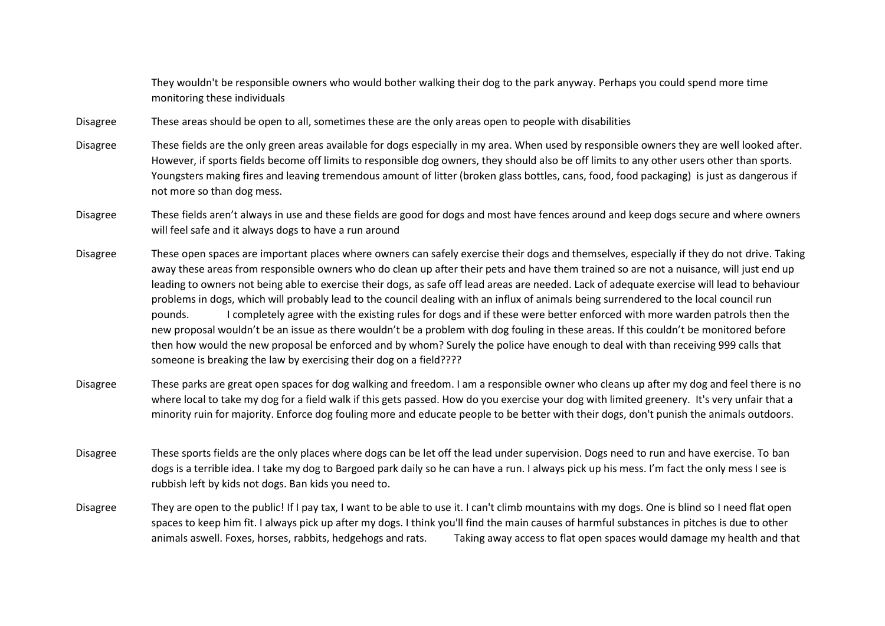| | |
|---|---|
| | They wouldn't be responsible owners who would bother walking their dog to the park anyway. Perhaps you could spend more time monitoring these individuals |
| Disagree | These areas should be open to all, sometimes these are the only areas open to people with disabilities |
| Disagree | These fields are the only green areas available for dogs especially in my area. When used by responsible owners they are well looked after. However, if sports fields become off limits to responsible dog owners, they should also be off limits to any other users other than sports. Youngsters making fires and leaving tremendous amount of litter (broken glass bottles, cans, food, food packaging) is just as dangerous if not more so than dog mess. |
| Disagree | These fields aren't always in use and these fields are good for dogs and most have fences around and keep dogs secure and where owners will feel safe and it always dogs to have a run around |
| Disagree | These open spaces are important places where owners can safely exercise their dogs and themselves, especially if they do not drive. Taking away these areas from responsible owners who do clean up after their pets and have them trained so are not a nuisance, will just end up leading to owners not being able to exercise their dogs, as safe off lead areas are needed. Lack of adequate exercise will lead to behaviour problems in dogs, which will probably lead to the council dealing with an influx of animals being surrendered to the local council run pounds. I completely agree with the existing rules for dogs and if these were better enforced with more warden patrols then the new proposal wouldn't be an issue as there wouldn't be a problem with dog fouling in these areas. If this couldn't be monitored before then how would the new proposal be enforced and by whom? Surely the police have enough to deal with than receiving 999 calls that someone is breaking the law by exercising their dog on a field???? |
| Disagree | These parks are great open spaces for dog walking and freedom. I am a responsible owner who cleans up after my dog and feel there is no where local to take my dog for a field walk if this gets passed. How do you exercise your dog with limited greenery. It's very unfair that a minority ruin for majority. Enforce dog fouling more and educate people to be better with their dogs, don't punish the animals outdoors. |
| Disagree | These sports fields are the only places where dogs can be let off the lead under supervision. Dogs need to run and have exercise. To ban dogs is a terrible idea. I take my dog to Bargoed park daily so he can have a run. I always pick up his mess. I'm fact the only mess I see is rubbish left by kids not dogs. Ban kids you need to. |
| Disagree | They are open to the public! If I pay tax, I want to be able to use it. I can't climb mountains with my dogs. One is blind so I need flat open spaces to keep him fit. I always pick up after my dogs. I think you'll find the main causes of harmful substances in pitches is due to other animals aswell. Foxes, horses, rabbits, hedgehogs and rats. Taking away access to flat open spaces would damage my health and that |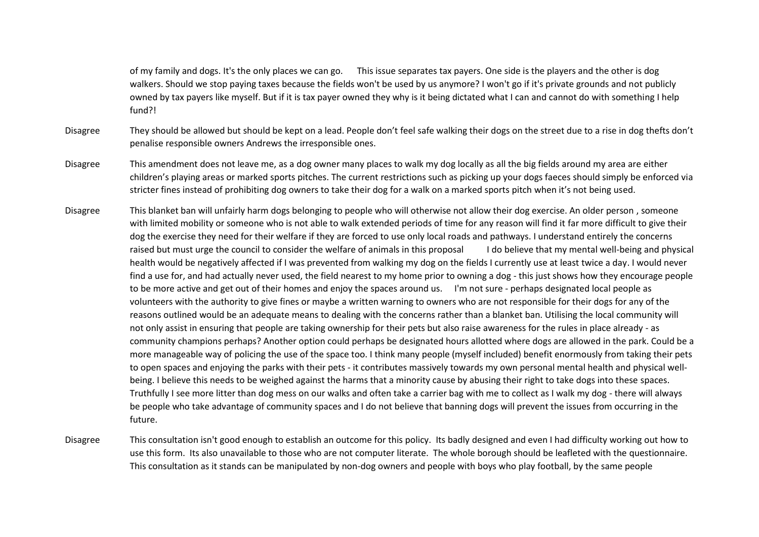|  |  |
|---|---|
|  | of my family and dogs. It's the only places we can go. This issue separates tax payers. One side is the players and the other is dog walkers. Should we stop paying taxes because the fields won't be used by us anymore? I won't go if it's private grounds and not publicly owned by tax payers like myself. But if it is tax payer owned they why is it being dictated what I can and cannot do with something I help fund?! |
| Disagree | They should be allowed but should be kept on a lead. People don't feel safe walking their dogs on the street due to a rise in dog thefts don't penalise responsible owners Andrews the irresponsible ones. |
| Disagree | This amendment does not leave me, as a dog owner many places to walk my dog locally as all the big fields around my area are either children's playing areas or marked sports pitches. The current restrictions such as picking up your dogs faeces should simply be enforced via stricter fines instead of prohibiting dog owners to take their dog for a walk on a marked sports pitch when it's not being used. |
| Disagree | This blanket ban will unfairly harm dogs belonging to people who will otherwise not allow their dog exercise. An older person , someone with limited mobility or someone who is not able to walk extended periods of time for any reason will find it far more difficult to give their dog the exercise they need for their welfare if they are forced to use only local roads and pathways. I understand entirely the concerns raised but must urge the council to consider the welfare of animals in this proposal I do believe that my mental well-being and physical health would be negatively affected if I was prevented from walking my dog on the fields I currently use at least twice a day. I would never find a use for, and had actually never used, the field nearest to my home prior to owning a dog - this just shows how they encourage people to be more active and get out of their homes and enjoy the spaces around us. I'm not sure - perhaps designated local people as volunteers with the authority to give fines or maybe a written warning to owners who are not responsible for their dogs for any of the reasons outlined would be an adequate means to dealing with the concerns rather than a blanket ban. Utilising the local community will not only assist in ensuring that people are taking ownership for their pets but also raise awareness for the rules in place already - as community champions perhaps? Another option could perhaps be designated hours allotted where dogs are allowed in the park. Could be a more manageable way of policing the use of the space too. I think many people (myself included) benefit enormously from taking their pets to open spaces and enjoying the parks with their pets - it contributes massively towards my own personal mental health and physical well-being. I believe this needs to be weighed against the harms that a minority cause by abusing their right to take dogs into these spaces. Truthfully I see more litter than dog mess on our walks and often take a carrier bag with me to collect as I walk my dog - there will always be people who take advantage of community spaces and I do not believe that banning dogs will prevent the issues from occurring in the future. |
| Disagree | This consultation isn't good enough to establish an outcome for this policy. Its badly designed and even I had difficulty working out how to use this form. Its also unavailable to those who are not computer literate. The whole borough should be leafleted with the questionnaire. This consultation as it stands can be manipulated by non-dog owners and people with boys who play football, by the same people |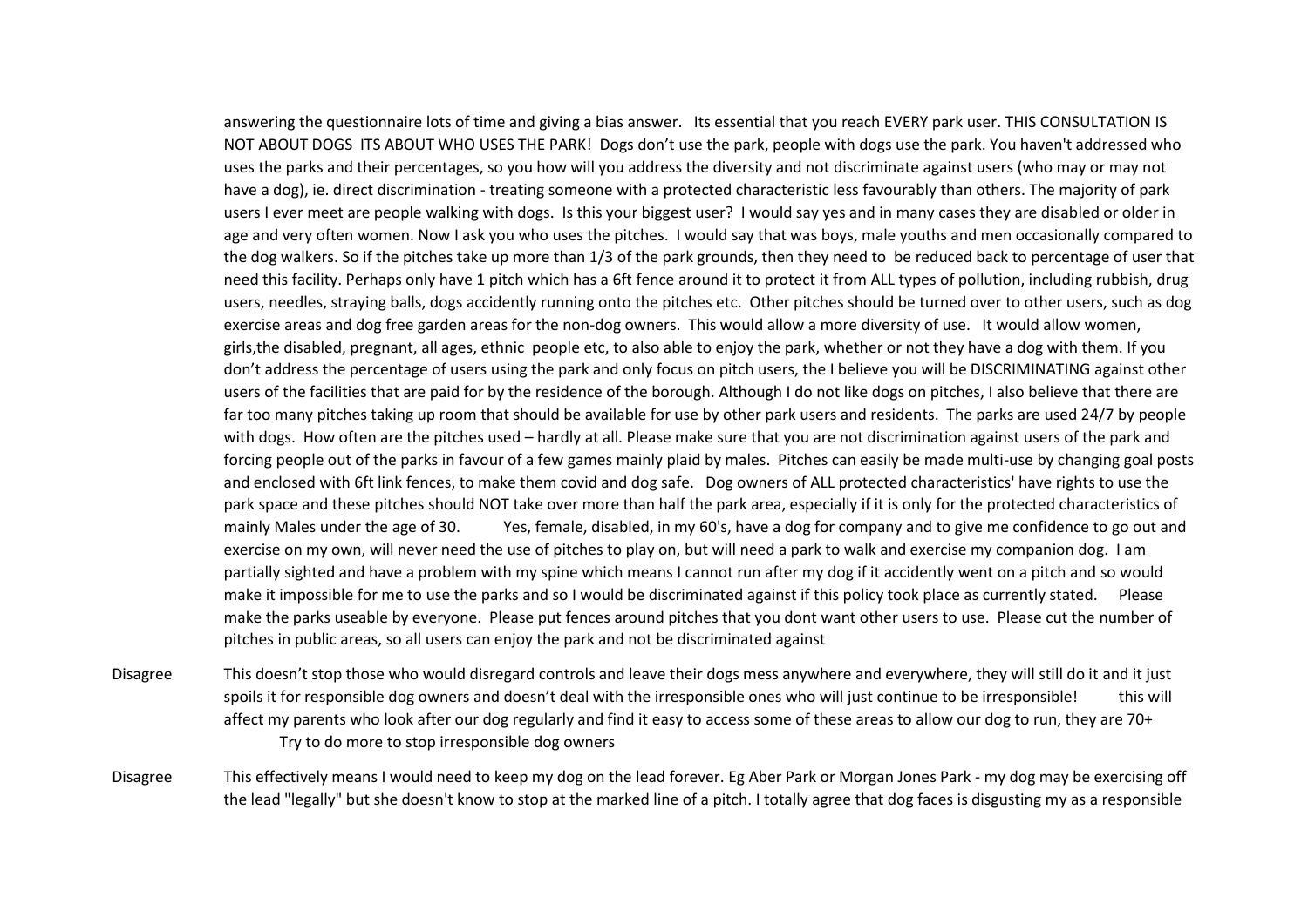| | |
|---|---|
| | answering the questionnaire lots of time and giving a bias answer. Its essential that you reach EVERY park user. THIS CONSULTATION IS NOT ABOUT DOGS ITS ABOUT WHO USES THE PARK! Dogs don't use the park, people with dogs use the park. You haven't addressed who uses the parks and their percentages, so you how will you address the diversity and not discriminate against users (who may or may not have a dog), ie. direct discrimination - treating someone with a protected characteristic less favourably than others. The majority of park users I ever meet are people walking with dogs. Is this your biggest user? I would say yes and in many cases they are disabled or older in age and very often women. Now I ask you who uses the pitches. I would say that was boys, male youths and men occasionally compared to the dog walkers. So if the pitches take up more than 1/3 of the park grounds, then they need to be reduced back to percentage of user that need this facility. Perhaps only have 1 pitch which has a 6ft fence around it to protect it from ALL types of pollution, including rubbish, drug users, needles, straying balls, dogs accidently running onto the pitches etc. Other pitches should be turned over to other users, such as dog exercise areas and dog free garden areas for the non-dog owners. This would allow a more diversity of use. It would allow women, girls,the disabled, pregnant, all ages, ethnic people etc, to also able to enjoy the park, whether or not they have a dog with them. If you don't address the percentage of users using the park and only focus on pitch users, the I believe you will be DISCRIMINATING against other users of the facilities that are paid for by the residence of the borough. Although I do not like dogs on pitches, I also believe that there are far too many pitches taking up room that should be available for use by other park users and residents. The parks are used 24/7 by people with dogs. How often are the pitches used – hardly at all. Please make sure that you are not discrimination against users of the park and forcing people out of the parks in favour of a few games mainly plaid by males. Pitches can easily be made multi-use by changing goal posts and enclosed with 6ft link fences, to make them covid and dog safe. Dog owners of ALL protected characteristics' have rights to use the park space and these pitches should NOT take over more than half the park area, especially if it is only for the protected characteristics of mainly Males under the age of 30. Yes, female, disabled, in my 60's, have a dog for company and to give me confidence to go out and exercise on my own, will never need the use of pitches to play on, but will need a park to walk and exercise my companion dog. I am partially sighted and have a problem with my spine which means I cannot run after my dog if it accidently went on a pitch and so would make it impossible for me to use the parks and so I would be discriminated against if this policy took place as currently stated. Please make the parks useable by everyone. Please put fences around pitches that you dont want other users to use. Please cut the number of pitches in public areas, so all users can enjoy the park and not be discriminated against |
| Disagree | This doesn't stop those who would disregard controls and leave their dogs mess anywhere and everywhere, they will still do it and it just spoils it for responsible dog owners and doesn't deal with the irresponsible ones who will just continue to be irresponsible! this will affect my parents who look after our dog regularly and find it easy to access some of these areas to allow our dog to run, they are 70+ Try to do more to stop irresponsible dog owners |
| Disagree | This effectively means I would need to keep my dog on the lead forever. Eg Aber Park or Morgan Jones Park - my dog may be exercising off the lead "legally" but she doesn't know to stop at the marked line of a pitch. I totally agree that dog faces is disgusting my as a responsible |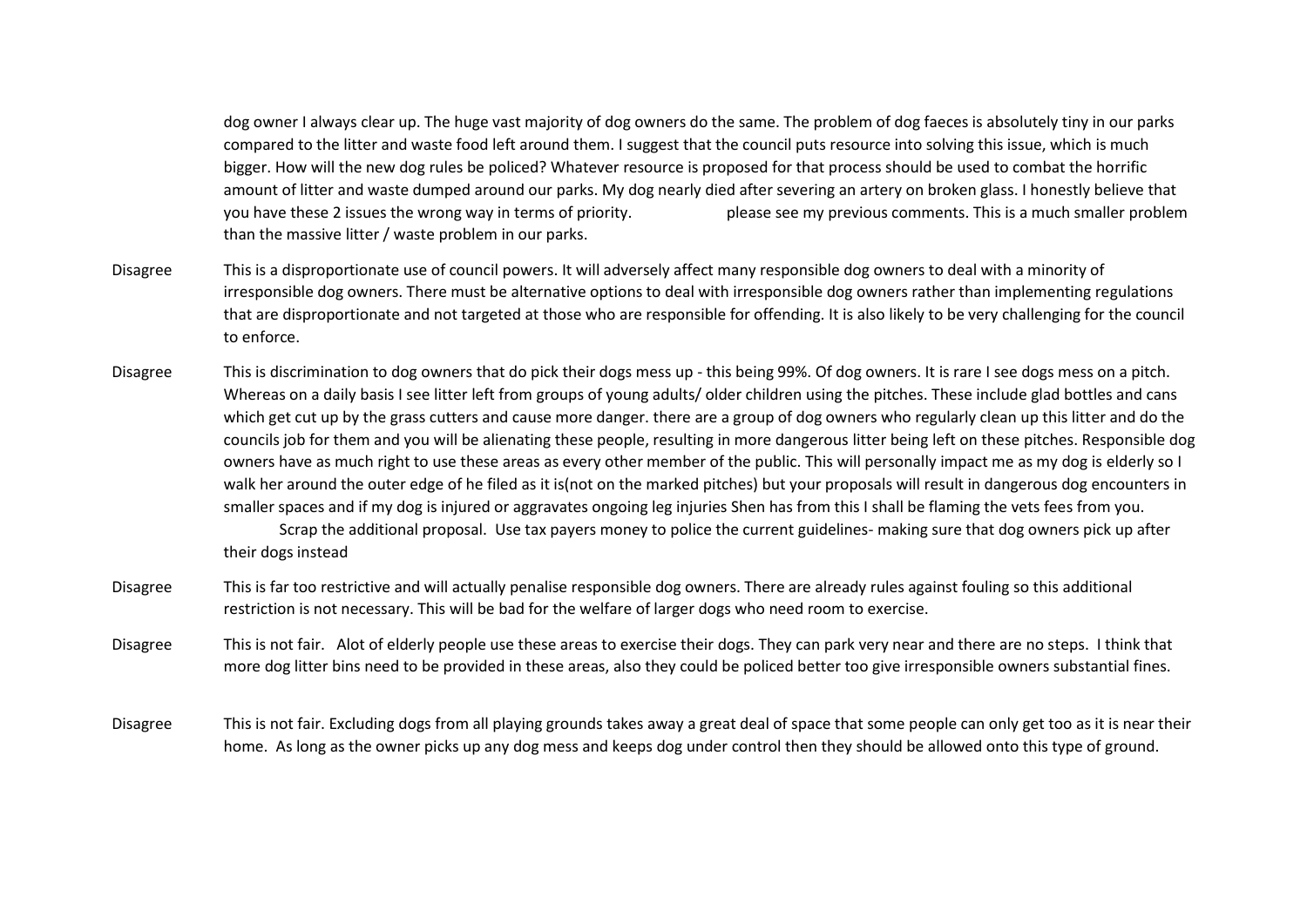| | |
|---|---|
| | dog owner I always clear up. The huge vast majority of dog owners do the same. The problem of dog faeces is absolutely tiny in our parks compared to the litter and waste food left around them. I suggest that the council puts resource into solving this issue, which is much bigger. How will the new dog rules be policed? Whatever resource is proposed for that process should be used to combat the horrific amount of litter and waste dumped around our parks. My dog nearly died after severing an artery on broken glass. I honestly believe that you have these 2 issues the wrong way in terms of priority. please see my previous comments. This is a much smaller problem than the massive litter / waste problem in our parks. |
| Disagree | This is a disproportionate use of council powers. It will adversely affect many responsible dog owners to deal with a minority of irresponsible dog owners. There must be alternative options to deal with irresponsible dog owners rather than implementing regulations that are disproportionate and not targeted at those who are responsible for offending. It is also likely to be very challenging for the council to enforce. |
| Disagree | This is discrimination to dog owners that do pick their dogs mess up - this being 99%. Of dog owners. It is rare I see dogs mess on a pitch. Whereas on a daily basis I see litter left from groups of young adults/ older children using the pitches. These include glad bottles and cans which get cut up by the grass cutters and cause more danger. there are a group of dog owners who regularly clean up this litter and do the councils job for them and you will be alienating these people, resulting in more dangerous litter being left on these pitches. Responsible dog owners have as much right to use these areas as every other member of the public. This will personally impact me as my dog is elderly so I walk her around the outer edge of he filed as it is(not on the marked pitches) but your proposals will result in dangerous dog encounters in smaller spaces and if my dog is injured or aggravates ongoing leg injuries Shen has from this I shall be flaming the vets fees from you. Scrap the additional proposal. Use tax payers money to police the current guidelines- making sure that dog owners pick up after their dogs instead |
| Disagree | This is far too restrictive and will actually penalise responsible dog owners. There are already rules against fouling so this additional restriction is not necessary. This will be bad for the welfare of larger dogs who need room to exercise. |
| Disagree | This is not fair. Alot of elderly people use these areas to exercise their dogs. They can park very near and there are no steps. I think that more dog litter bins need to be provided in these areas, also they could be policed better too give irresponsible owners substantial fines. |
| Disagree | This is not fair. Excluding dogs from all playing grounds takes away a great deal of space that some people can only get too as it is near their home. As long as the owner picks up any dog mess and keeps dog under control then they should be allowed onto this type of ground. |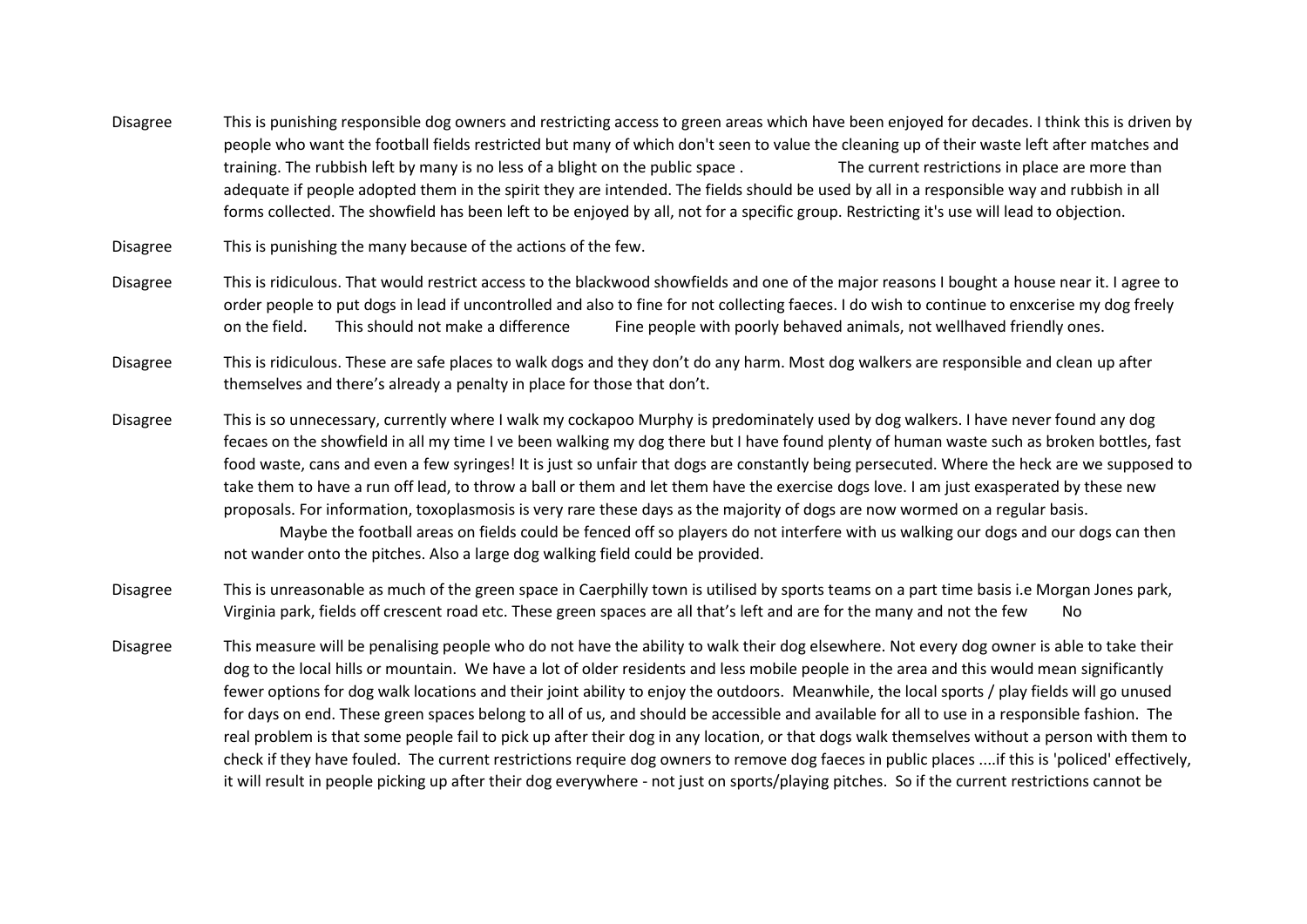| | |
|---|---|
| Disagree | This is punishing responsible dog owners and restricting access to green areas which have been enjoyed for decades. I think this is driven by people who want the football fields restricted but many of which don't seen to value the cleaning up of their waste left after matches and training. The rubbish left by many is no less of a blight on the public space . The current restrictions in place are more than adequate if people adopted them in the spirit they are intended. The fields should be used by all in a responsible way and rubbish in all forms collected. The showfield has been left to be enjoyed by all, not for a specific group. Restricting it's use will lead to objection. |
| Disagree | This is punishing the many because of the actions of the few. |
| Disagree | This is ridiculous. That would restrict access to the blackwood showfields and one of the major reasons I bought a house near it. I agree to order people to put dogs in lead if uncontrolled and also to fine for not collecting faeces. I do wish to continue to enxcerise my dog freely on the field. This should not make a difference Fine people with poorly behaved animals, not wellhaved friendly ones. |
| Disagree | This is ridiculous. These are safe places to walk dogs and they don't do any harm. Most dog walkers are responsible and clean up after themselves and there's already a penalty in place for those that don't. |
| Disagree | This is so unnecessary, currently where I walk my cockapoo Murphy is predominately used by dog walkers. I have never found any dog fecaes on the showfield in all my time I ve been walking my dog there but I have found plenty of human waste such as broken bottles, fast food waste, cans and even a few syringes! It is just so unfair that dogs are constantly being persecuted. Where the heck are we supposed to take them to have a run off lead, to throw a ball or them and let them have the exercise dogs love. I am just exasperated by these new proposals. For information, toxoplasmosis is very rare these days as the majority of dogs are now wormed on a regular basis. Maybe the football areas on fields could be fenced off so players do not interfere with us walking our dogs and our dogs can then not wander onto the pitches. Also a large dog walking field could be provided. |
| Disagree | This is unreasonable as much of the green space in Caerphilly town is utilised by sports teams on a part time basis i.e Morgan Jones park, Virginia park, fields off crescent road etc. These green spaces are all that's left and are for the many and not the few No |
| Disagree | This measure will be penalising people who do not have the ability to walk their dog elsewhere. Not every dog owner is able to take their dog to the local hills or mountain. We have a lot of older residents and less mobile people in the area and this would mean significantly fewer options for dog walk locations and their joint ability to enjoy the outdoors. Meanwhile, the local sports / play fields will go unused for days on end. These green spaces belong to all of us, and should be accessible and available for all to use in a responsible fashion. The real problem is that some people fail to pick up after their dog in any location, or that dogs walk themselves without a person with them to check if they have fouled. The current restrictions require dog owners to remove dog faeces in public places ....if this is 'policed' effectively, it will result in people picking up after their dog everywhere - not just on sports/playing pitches. So if the current restrictions cannot be |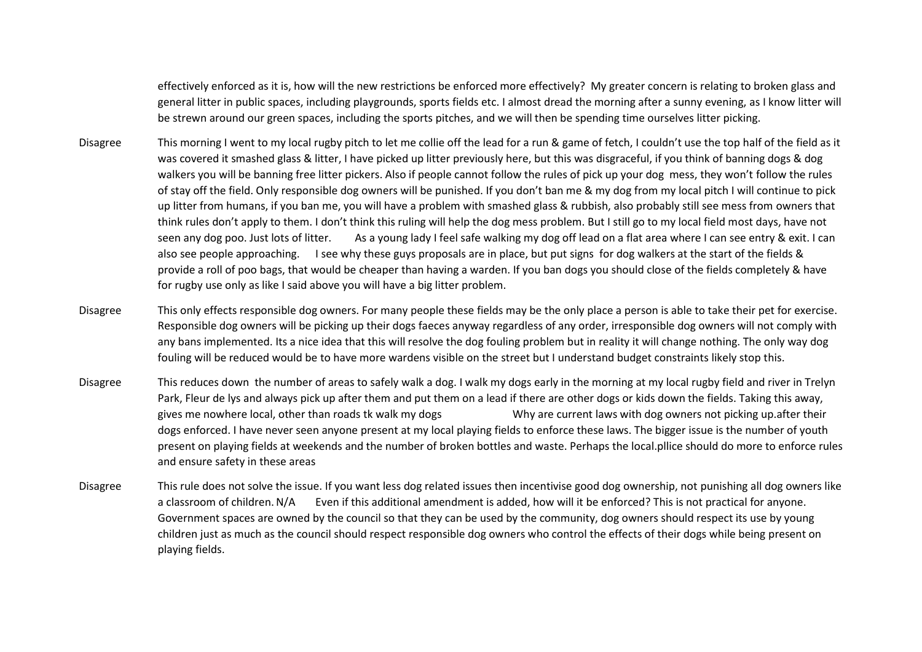| | |
|---|---|
| | effectively enforced as it is, how will the new restrictions be enforced more effectively? My greater concern is relating to broken glass and general litter in public spaces, including playgrounds, sports fields etc. I almost dread the morning after a sunny evening, as I know litter will be strewn around our green spaces, including the sports pitches, and we will then be spending time ourselves litter picking. |
| Disagree | This morning I went to my local rugby pitch to let me collie off the lead for a run & game of fetch, I couldn't use the top half of the field as it was covered it smashed glass & litter, I have picked up litter previously here, but this was disgraceful, if you think of banning dogs & dog walkers you will be banning free litter pickers. Also if people cannot follow the rules of pick up your dog mess, they won't follow the rules of stay off the field. Only responsible dog owners will be punished. If you don't ban me & my dog from my local pitch I will continue to pick up litter from humans, if you ban me, you will have a problem with smashed glass & rubbish, also probably still see mess from owners that think rules don't apply to them. I don't think this ruling will help the dog mess problem. But I still go to my local field most days, have not seen any dog poo. Just lots of litter. As a young lady I feel safe walking my dog off lead on a flat area where I can see entry & exit. I can also see people approaching. I see why these guys proposals are in place, but put signs for dog walkers at the start of the fields & provide a roll of poo bags, that would be cheaper than having a warden. If you ban dogs you should close of the fields completely & have for rugby use only as like I said above you will have a big litter problem. |
| Disagree | This only effects responsible dog owners. For many people these fields may be the only place a person is able to take their pet for exercise. Responsible dog owners will be picking up their dogs faeces anyway regardless of any order, irresponsible dog owners will not comply with any bans implemented. Its a nice idea that this will resolve the dog fouling problem but in reality it will change nothing. The only way dog fouling will be reduced would be to have more wardens visible on the street but I understand budget constraints likely stop this. |
| Disagree | This reduces down the number of areas to safely walk a dog. I walk my dogs early in the morning at my local rugby field and river in Trelyn Park, Fleur de lys and always pick up after them and put them on a lead if there are other dogs or kids down the fields. Taking this away, gives me nowhere local, other than roads tk walk my dogs Why are current laws with dog owners not picking up.after their dogs enforced. I have never seen anyone present at my local playing fields to enforce these laws. The bigger issue is the number of youth present on playing fields at weekends and the number of broken bottles and waste. Perhaps the local.pllice should do more to enforce rules and ensure safety in these areas |
| Disagree | This rule does not solve the issue. If you want less dog related issues then incentivise good dog ownership, not punishing all dog owners like a classroom of children. N/A Even if this additional amendment is added, how will it be enforced? This is not practical for anyone. Government spaces are owned by the council so that they can be used by the community, dog owners should respect its use by young children just as much as the council should respect responsible dog owners who control the effects of their dogs while being present on playing fields. |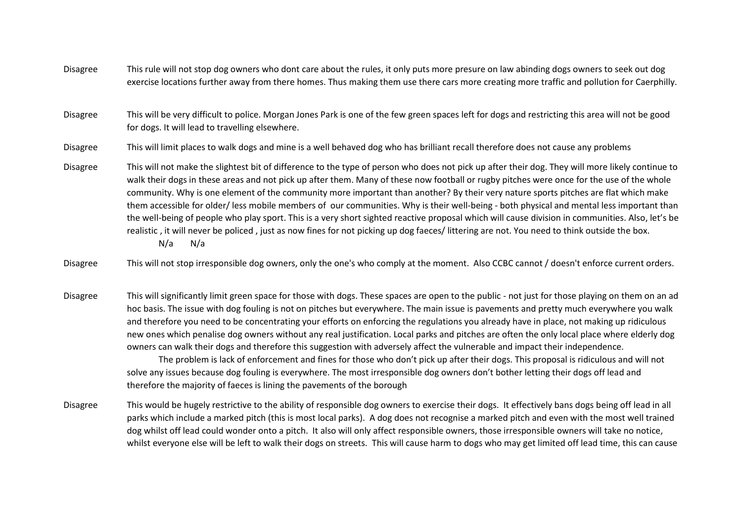| | |
|---|---|
| Disagree | This rule will not stop dog owners who dont care about the rules, it only puts more presure on law abinding dogs owners to seek out dog exercise locations further away from there homes. Thus making them use there cars more creating more traffic and pollution for Caerphilly. |
| Disagree | This will be very difficult to police. Morgan Jones Park is one of the few green spaces left for dogs and restricting this area will not be good for dogs. It will lead to travelling elsewhere. |
| Disagree | This will limit places to walk dogs and mine is a well behaved dog who has brilliant recall therefore does not cause any problems |
| Disagree | This will not make the slightest bit of difference to the type of person who does not pick up after their dog. They will more likely continue to walk their dogs in these areas and not pick up after them. Many of these now football or rugby pitches were once for the use of the whole community. Why is one element of the community more important than another? By their very nature sports pitches are flat which make them accessible for older/ less mobile members of our communities. Why is their well-being - both physical and mental less important than the well-being of people who play sport. This is a very short sighted reactive proposal which will cause division in communities. Also, let's be realistic , it will never be policed , just as now fines for not picking up dog faeces/ littering are not. You need to think outside the box. N/a N/a |
| Disagree | This will not stop irresponsible dog owners, only the one's who comply at the moment. Also CCBC cannot / doesn't enforce current orders. |
| Disagree | This will significantly limit green space for those with dogs. These spaces are open to the public - not just for those playing on them on an ad hoc basis. The issue with dog fouling is not on pitches but everywhere. The main issue is pavements and pretty much everywhere you walk and therefore you need to be concentrating your efforts on enforcing the regulations you already have in place, not making up ridiculous new ones which penalise dog owners without any real justification. Local parks and pitches are often the only local place where elderly dog owners can walk their dogs and therefore this suggestion with adversely affect the vulnerable and impact their independence. The problem is lack of enforcement and fines for those who don't pick up after their dogs. This proposal is ridiculous and will not solve any issues because dog fouling is everywhere. The most irresponsible dog owners don't bother letting their dogs off lead and therefore the majority of faeces is lining the pavements of the borough |
| Disagree | This would be hugely restrictive to the ability of responsible dog owners to exercise their dogs. It effectively bans dogs being off lead in all parks which include a marked pitch (this is most local parks). A dog does not recognise a marked pitch and even with the most well trained dog whilst off lead could wonder onto a pitch. It also will only affect responsible owners, those irresponsible owners will take no notice, whilst everyone else will be left to walk their dogs on streets. This will cause harm to dogs who may get limited off lead time, this can cause |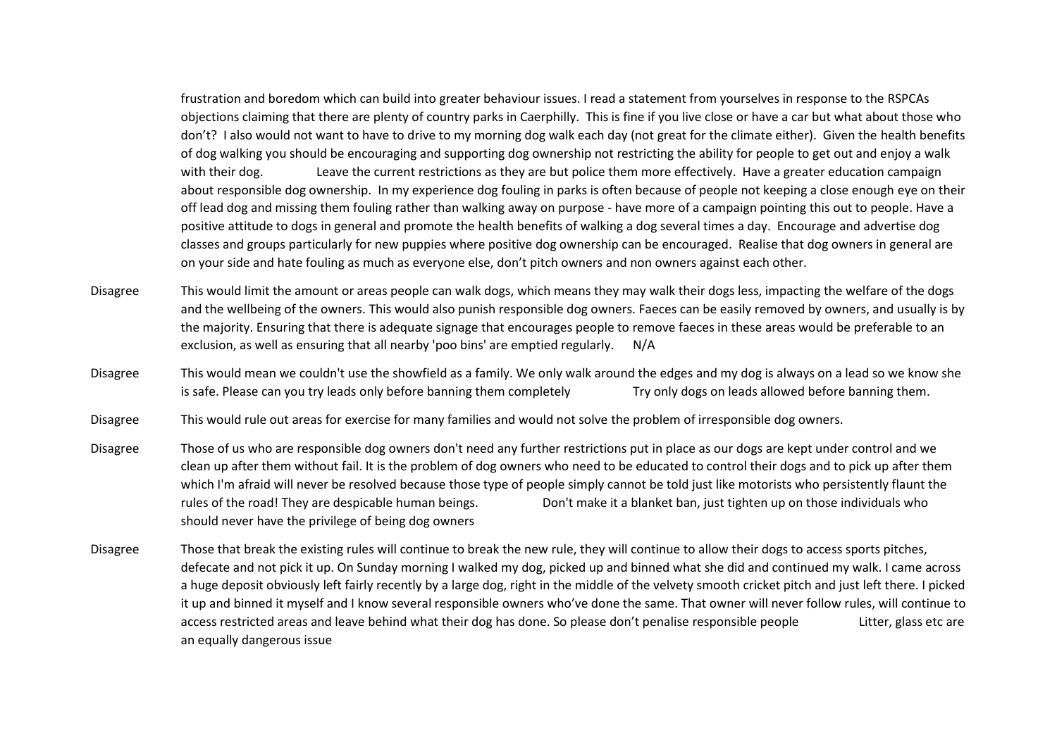| | | |
|---|---|---|
| | frustration and boredom which can build into greater behaviour issues. I read a statement from yourselves in response to the RSPCAs objections claiming that there are plenty of country parks in Caerphilly. This is fine if you live close or have a car but what about those who don't? I also would not want to have to drive to my morning dog walk each day (not great for the climate either). Given the health benefits of dog walking you should be encouraging and supporting dog ownership not restricting the ability for people to get out and enjoy a walk with their dog. | Leave the current restrictions as they are but police them more effectively. Have a greater education campaign about responsible dog ownership. In my experience dog fouling in parks is often because of people not keeping a close enough eye on their off lead dog and missing them fouling rather than walking away on purpose - have more of a campaign pointing this out to people. Have a positive attitude to dogs in general and promote the health benefits of walking a dog several times a day. Encourage and advertise dog classes and groups particularly for new puppies where positive dog ownership can be encouraged. Realise that dog owners in general are on your side and hate fouling as much as everyone else, don't pitch owners and non owners against each other. |
| Disagree | This would limit the amount or areas people can walk dogs, which means they may walk their dogs less, impacting the welfare of the dogs and the wellbeing of the owners. This would also punish responsible dog owners. Faeces can be easily removed by owners, and usually is by the majority. Ensuring that there is adequate signage that encourages people to remove faeces in these areas would be preferable to an exclusion, as well as ensuring that all nearby 'poo bins' are emptied regularly. | N/A |
| Disagree | This would mean we couldn't use the showfield as a family. We only walk around the edges and my dog is always on a lead so we know she is safe. Please can you try leads only before banning them completely | Try only dogs on leads allowed before banning them. |
| Disagree | This would rule out areas for exercise for many families and would not solve the problem of irresponsible dog owners. | |
| Disagree | Those of us who are responsible dog owners don't need any further restrictions put in place as our dogs are kept under control and we clean up after them without fail. It is the problem of dog owners who need to be educated to control their dogs and to pick up after them which I'm afraid will never be resolved because those type of people simply cannot be told just like motorists who persistently flaunt the rules of the road! They are despicable human beings. | Don't make it a blanket ban, just tighten up on those individuals who should never have the privilege of being dog owners |
| Disagree | Those that break the existing rules will continue to break the new rule, they will continue to allow their dogs to access sports pitches, defecate and not pick it up. On Sunday morning I walked my dog, picked up and binned what she did and continued my walk. I came across a huge deposit obviously left fairly recently by a large dog, right in the middle of the velvety smooth cricket pitch and just left there. I picked it up and binned it myself and I know several responsible owners who've done the same. That owner will never follow rules, will continue to access restricted areas and leave behind what their dog has done. So please don't penalise responsible people | Litter, glass etc are an equally dangerous issue |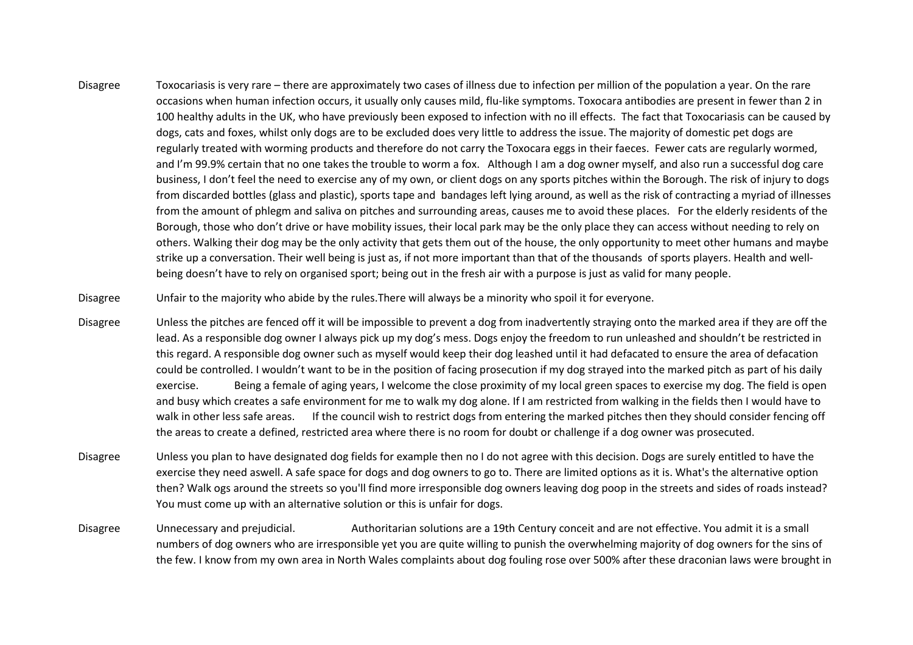| | |
|---|---|
| Disagree | Toxocariasis is very rare – there are approximately two cases of illness due to infection per million of the population a year. On the rare occasions when human infection occurs, it usually only causes mild, flu-like symptoms. Toxocara antibodies are present in fewer than 2 in 100 healthy adults in the UK, who have previously been exposed to infection with no ill effects. The fact that Toxocariasis can be caused by dogs, cats and foxes, whilst only dogs are to be excluded does very little to address the issue. The majority of domestic pet dogs are regularly treated with worming products and therefore do not carry the Toxocara eggs in their faeces. Fewer cats are regularly wormed, and I'm 99.9% certain that no one takes the trouble to worm a fox. Although I am a dog owner myself, and also run a successful dog care business, I don't feel the need to exercise any of my own, or client dogs on any sports pitches within the Borough. The risk of injury to dogs from discarded bottles (glass and plastic), sports tape and bandages left lying around, as well as the risk of contracting a myriad of illnesses from the amount of phlegm and saliva on pitches and surrounding areas, causes me to avoid these places. For the elderly residents of the Borough, those who don't drive or have mobility issues, their local park may be the only place they can access without needing to rely on others. Walking their dog may be the only activity that gets them out of the house, the only opportunity to meet other humans and maybe strike up a conversation. Their well being is just as, if not more important than that of the thousands of sports players. Health and well-being doesn't have to rely on organised sport; being out in the fresh air with a purpose is just as valid for many people. |
| Disagree | Unfair to the majority who abide by the rules.There will always be a minority who spoil it for everyone. |
| Disagree | Unless the pitches are fenced off it will be impossible to prevent a dog from inadvertently straying onto the marked area if they are off the lead. As a responsible dog owner I always pick up my dog's mess. Dogs enjoy the freedom to run unleashed and shouldn't be restricted in this regard. A responsible dog owner such as myself would keep their dog leashed until it had defacated to ensure the area of defacation could be controlled. I wouldn't want to be in the position of facing prosecution if my dog strayed into the marked pitch as part of his daily exercise. Being a female of aging years, I welcome the close proximity of my local green spaces to exercise my dog. The field is open and busy which creates a safe environment for me to walk my dog alone. If I am restricted from walking in the fields then I would have to walk in other less safe areas. If the council wish to restrict dogs from entering the marked pitches then they should consider fencing off the areas to create a defined, restricted area where there is no room for doubt or challenge if a dog owner was prosecuted. |
| Disagree | Unless you plan to have designated dog fields for example then no I do not agree with this decision. Dogs are surely entitled to have the exercise they need aswell. A safe space for dogs and dog owners to go to. There are limited options as it is. What's the alternative option then? Walk ogs around the streets so you'll find more irresponsible dog owners leaving dog poop in the streets and sides of roads instead? You must come up with an alternative solution or this is unfair for dogs. |
| Disagree | Unnecessary and prejudicial. Authoritarian solutions are a 19th Century conceit and are not effective. You admit it is a small numbers of dog owners who are irresponsible yet you are quite willing to punish the overwhelming majority of dog owners for the sins of the few. I know from my own area in North Wales complaints about dog fouling rose over 500% after these draconian laws were brought in |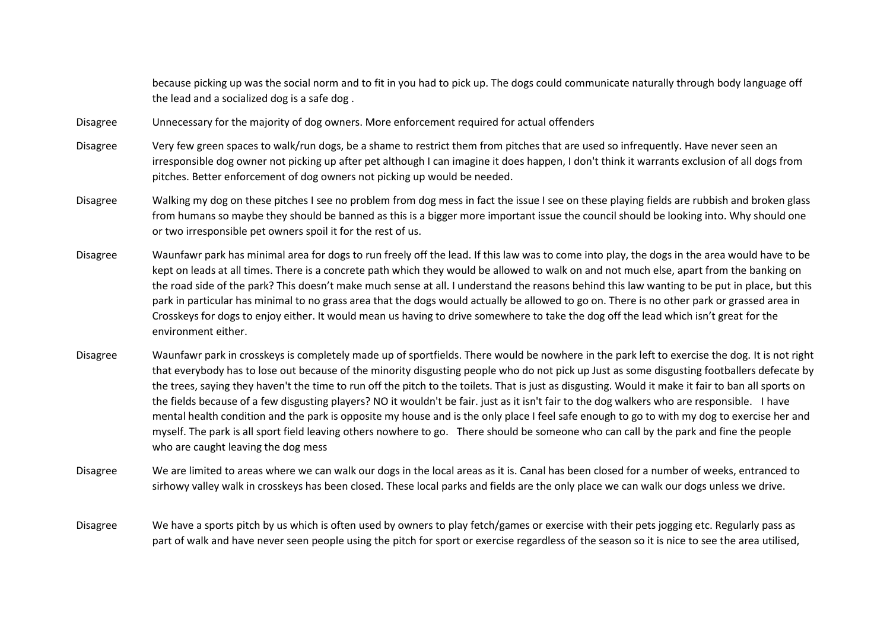because picking up was the social norm and to fit in you had to pick up. The dogs could communicate naturally through body language off the lead and a socialized dog is a safe dog .

| | |
|---|---|
| Disagree | Unnecessary for the majority of dog owners. More enforcement required for actual offenders |
| Disagree | Very few green spaces to walk/run dogs, be a shame to restrict them from pitches that are used so infrequently. Have never seen an irresponsible dog owner not picking up after pet although I can imagine it does happen, I don't think it warrants exclusion of all dogs from pitches. Better enforcement of dog owners not picking up would be needed. |
| Disagree | Walking my dog on these pitches I see no problem from dog mess in fact the issue I see on these playing fields are rubbish and broken glass from humans so maybe they should be banned as this is a bigger more important issue the council should be looking into. Why should one or two irresponsible pet owners spoil it for the rest of us. |
| Disagree | Waunfawr park has minimal area for dogs to run freely off the lead. If this law was to come into play, the dogs in the area would have to be kept on leads at all times. There is a concrete path which they would be allowed to walk on and not much else, apart from the banking on the road side of the park? This doesn't make much sense at all. I understand the reasons behind this law wanting to be put in place, but this park in particular has minimal to no grass area that the dogs would actually be allowed to go on. There is no other park or grassed area in Crosskeys for dogs to enjoy either. It would mean us having to drive somewhere to take the dog off the lead which isn't great for the environment either. |
| Disagree | Waunfawr park in crosskeys is completely made up of sportfields. There would be nowhere in the park left to exercise the dog. It is not right that everybody has to lose out because of the minority disgusting people who do not pick up Just as some disgusting footballers defecate by the trees, saying they haven't the time to run off the pitch to the toilets. That is just as disgusting. Would it make it fair to ban all sports on the fields because of a few disgusting players? NO it wouldn't be fair. just as it isn't fair to the dog walkers who are responsible. I have mental health condition and the park is opposite my house and is the only place I feel safe enough to go to with my dog to exercise her and myself. The park is all sport field leaving others nowhere to go. There should be someone who can call by the park and fine the people who are caught leaving the dog mess |
| Disagree | We are limited to areas where we can walk our dogs in the local areas as it is. Canal has been closed for a number of weeks, entranced to sirhowy valley walk in crosskeys has been closed. These local parks and fields are the only place we can walk our dogs unless we drive. |
| Disagree | We have a sports pitch by us which is often used by owners to play fetch/games or exercise with their pets jogging etc. Regularly pass as part of walk and have never seen people using the pitch for sport or exercise regardless of the season so it is nice to see the area utilised, |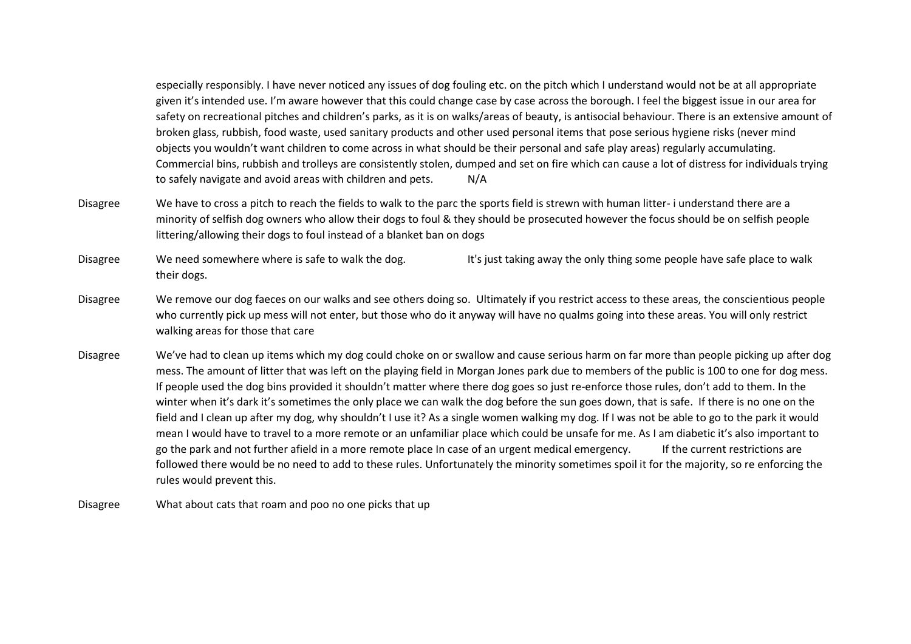| | | |
|---|---|---|
| | especially responsibly. I have never noticed any issues of dog fouling etc. on the pitch which I understand would not be at all appropriate given it's intended use. I'm aware however that this could change case by case across the borough. I feel the biggest issue in our area for safety on recreational pitches and children's parks, as it is on walks/areas of beauty, is antisocial behaviour. There is an extensive amount of broken glass, rubbish, food waste, used sanitary products and other used personal items that pose serious hygiene risks (never mind objects you wouldn't want children to come across in what should be their personal and safe play areas) regularly accumulating. Commercial bins, rubbish and trolleys are consistently stolen, dumped and set on fire which can cause a lot of distress for individuals trying to safely navigate and avoid areas with children and pets. | N/A |
| Disagree | We have to cross a pitch to reach the fields to walk to the parc the sports field is strewn with human litter- i understand there are a minority of selfish dog owners who allow their dogs to foul & they should be prosecuted however the focus should be on selfish people littering/allowing their dogs to foul instead of a blanket ban on dogs | |
| Disagree | We need somewhere where is safe to walk the dog. | It's just taking away the only thing some people have safe place to walk their dogs. |
| Disagree | We remove our dog faeces on our walks and see others doing so. Ultimately if you restrict access to these areas, the conscientious people who currently pick up mess will not enter, but those who do it anyway will have no qualms going into these areas. You will only restrict walking areas for those that care | |
| Disagree | We've had to clean up items which my dog could choke on or swallow and cause serious harm on far more than people picking up after dog mess. The amount of litter that was left on the playing field in Morgan Jones park due to members of the public is 100 to one for dog mess. If people used the dog bins provided it shouldn't matter where there dog goes so just re-enforce those rules, don't add to them. In the winter when it's dark it's sometimes the only place we can walk the dog before the sun goes down, that is safe. If there is no one on the field and I clean up after my dog, why shouldn't I use it? As a single women walking my dog. If I was not be able to go to the park it would mean I would have to travel to a more remote or an unfamiliar place which could be unsafe for me. As I am diabetic it's also important to go the park and not further afield in a more remote place In case of an urgent medical emergency. | If the current restrictions are followed there would be no need to add to these rules. Unfortunately the minority sometimes spoil it for the majority, so re enforcing the rules would prevent this. |
| Disagree | What about cats that roam and poo no one picks that up | |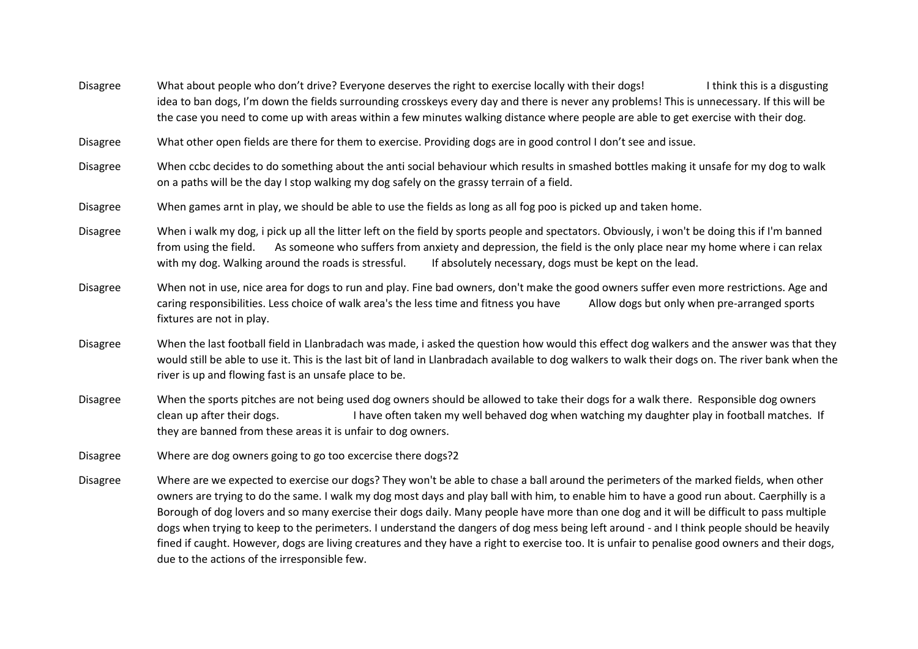| | |
|---|---|
| Disagree | What about people who don't drive? Everyone deserves the right to exercise locally with their dogs! I think this is a disgusting idea to ban dogs, I'm down the fields surrounding crosskeys every day and there is never any problems! This is unnecessary. If this will be the case you need to come up with areas within a few minutes walking distance where people are able to get exercise with their dog. |
| Disagree | What other open fields are there for them to exercise. Providing dogs are in good control I don't see and issue. |
| Disagree | When ccbc decides to do something about the anti social behaviour which results in smashed bottles making it unsafe for my dog to walk on a paths will be the day I stop walking my dog safely on the grassy terrain of a field. |
| Disagree | When games arnt in play, we should be able to use the fields as long as all fog poo is picked up and taken home. |
| Disagree | When i walk my dog, i pick up all the litter left on the field by sports people and spectators. Obviously, i won't be doing this if I'm banned from using the field. As someone who suffers from anxiety and depression, the field is the only place near my home where i can relax with my dog. Walking around the roads is stressful. If absolutely necessary, dogs must be kept on the lead. |
| Disagree | When not in use, nice area for dogs to run and play. Fine bad owners, don't make the good owners suffer even more restrictions. Age and caring responsibilities. Less choice of walk area's the less time and fitness you have Allow dogs but only when pre-arranged sports fixtures are not in play. |
| Disagree | When the last football field in Llanbradach was made, i asked the question how would this effect dog walkers and the answer was that they would still be able to use it. This is the last bit of land in Llanbradach available to dog walkers to walk their dogs on. The river bank when the river is up and flowing fast is an unsafe place to be. |
| Disagree | When the sports pitches are not being used dog owners should be allowed to take their dogs for a walk there. Responsible dog owners clean up after their dogs. I have often taken my well behaved dog when watching my daughter play in football matches. If they are banned from these areas it is unfair to dog owners. |
| Disagree | Where are dog owners going to go too excercise there dogs?2 |
| Disagree | Where are we expected to exercise our dogs? They won't be able to chase a ball around the perimeters of the marked fields, when other owners are trying to do the same. I walk my dog most days and play ball with him, to enable him to have a good run about. Caerphilly is a Borough of dog lovers and so many exercise their dogs daily. Many people have more than one dog and it will be difficult to pass multiple dogs when trying to keep to the perimeters. I understand the dangers of dog mess being left around - and I think people should be heavily fined if caught. However, dogs are living creatures and they have a right to exercise too. It is unfair to penalise good owners and their dogs, due to the actions of the irresponsible few. |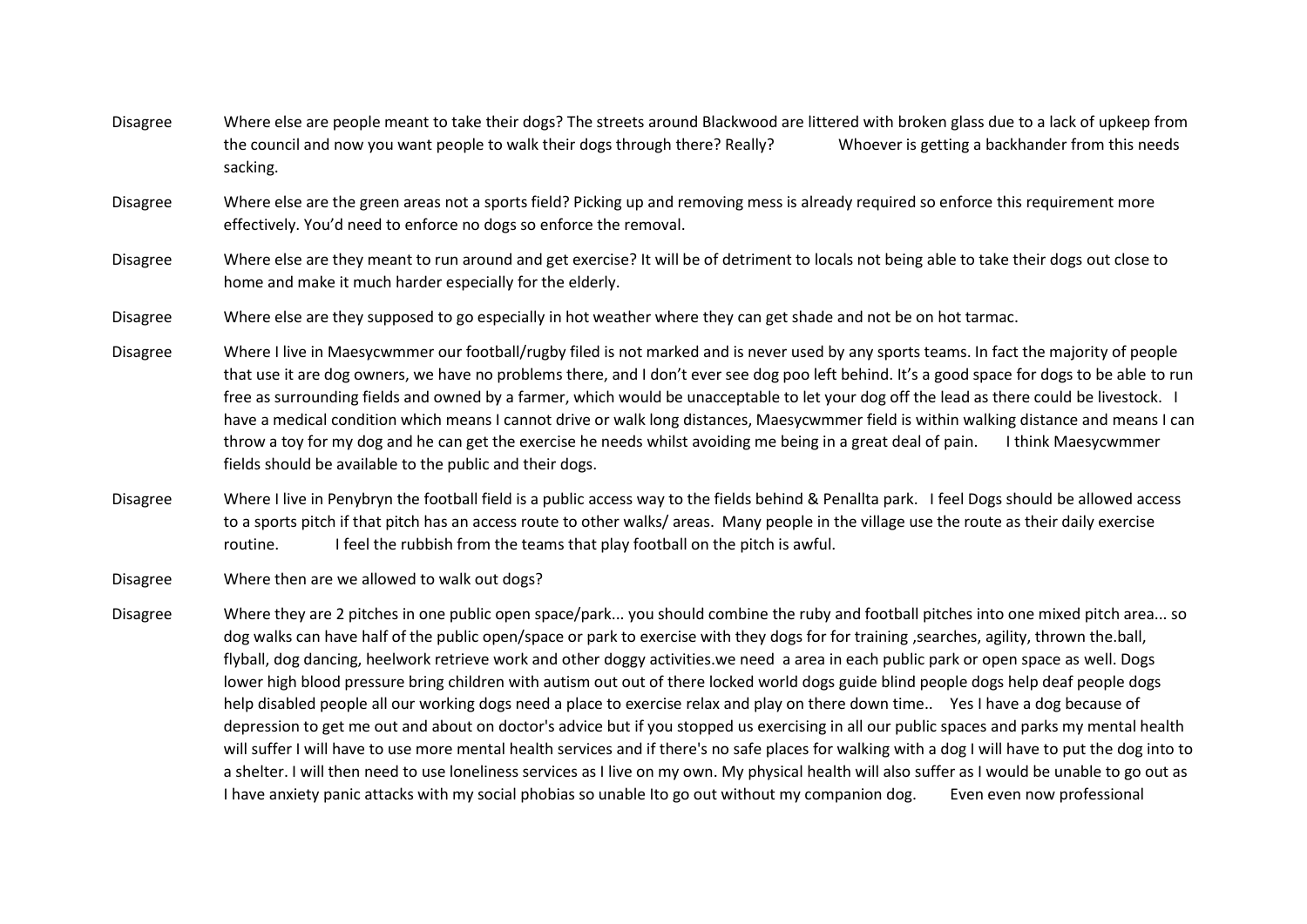| | |
|---|---|
| Disagree | Where else are people meant to take their dogs? The streets around Blackwood are littered with broken glass due to a lack of upkeep from the council and now you want people to walk their dogs through there? Really? Whoever is getting a backhander from this needs sacking. |
| Disagree | Where else are the green areas not a sports field? Picking up and removing mess is already required so enforce this requirement more effectively. You'd need to enforce no dogs so enforce the removal. |
| Disagree | Where else are they meant to run around and get exercise? It will be of detriment to locals not being able to take their dogs out close to home and make it much harder especially for the elderly. |
| Disagree | Where else are they supposed to go especially in hot weather where they can get shade and not be on hot tarmac. |
| Disagree | Where I live in Maesycwmmer our football/rugby filed is not marked and is never used by any sports teams. In fact the majority of people that use it are dog owners, we have no problems there, and I don't ever see dog poo left behind. It's a good space for dogs to be able to run free as surrounding fields and owned by a farmer, which would be unacceptable to let your dog off the lead as there could be livestock. I have a medical condition which means I cannot drive or walk long distances, Maesycwmmer field is within walking distance and means I can throw a toy for my dog and he can get the exercise he needs whilst avoiding me being in a great deal of pain. I think Maesycwmmer fields should be available to the public and their dogs. |
| Disagree | Where I live in Penybryn the football field is a public access way to the fields behind & Penallta park. I feel Dogs should be allowed access to a sports pitch if that pitch has an access route to other walks/ areas. Many people in the village use the route as their daily exercise routine. I feel the rubbish from the teams that play football on the pitch is awful. |
| Disagree | Where then are we allowed to walk out dogs? |
| Disagree | Where they are 2 pitches in one public open space/park... you should combine the ruby and football pitches into one mixed pitch area... so dog walks can have half of the public open/space or park to exercise with they dogs for for training ,searches, agility, thrown the.ball, flyball, dog dancing, heelwork retrieve work and other doggy activities.we need a area in each public park or open space as well. Dogs lower high blood pressure bring children with autism out out of there locked world dogs guide blind people dogs help deaf people dogs help disabled people all our working dogs need a place to exercise relax and play on there down time.. Yes I have a dog because of depression to get me out and about on doctor's advice but if you stopped us exercising in all our public spaces and parks my mental health will suffer I will have to use more mental health services and if there's no safe places for walking with a dog I will have to put the dog into to a shelter. I will then need to use loneliness services as I live on my own. My physical health will also suffer as I would be unable to go out as I have anxiety panic attacks with my social phobias so unable Ito go out without my companion dog. Even even now professional |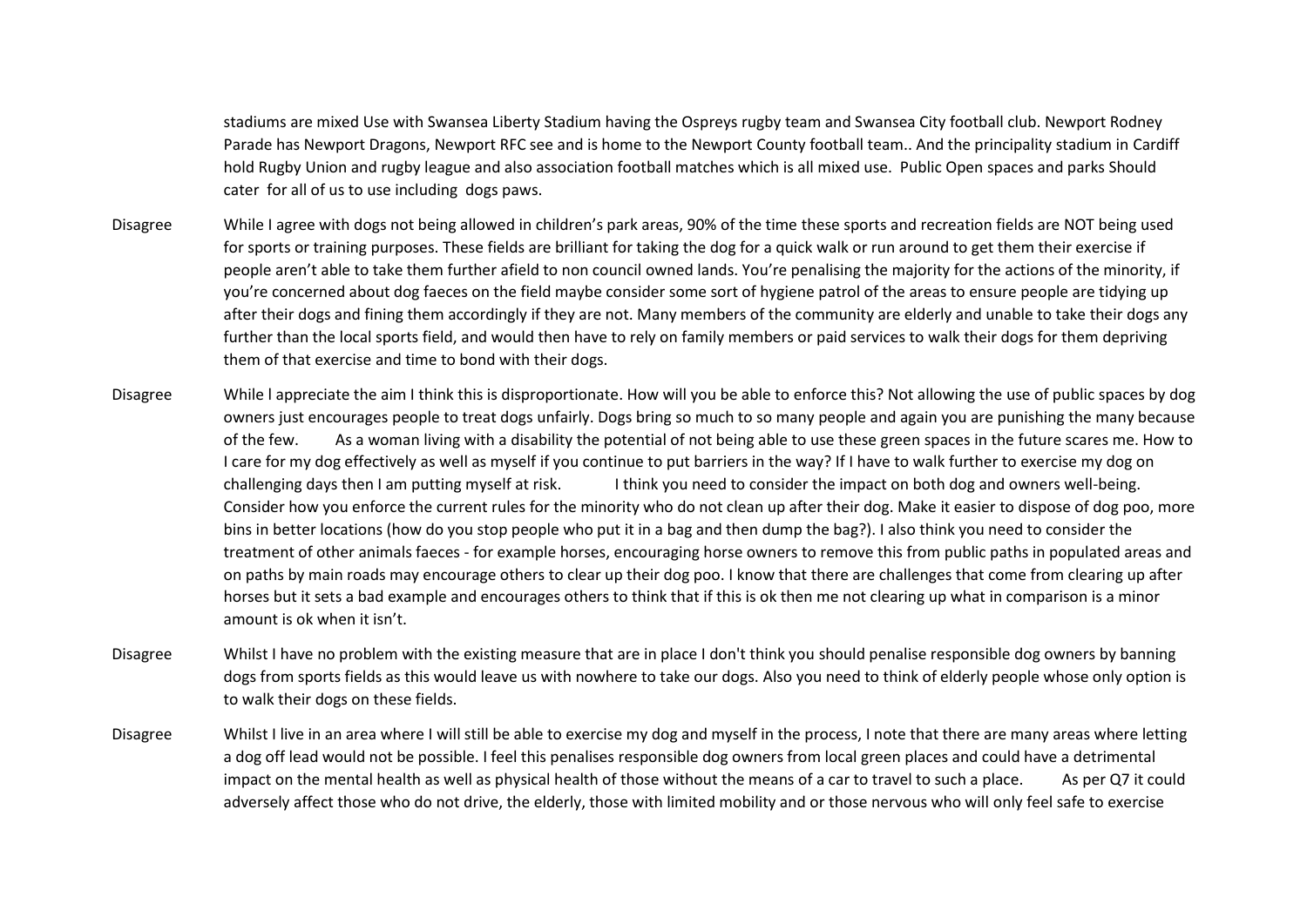| | |
|---|---|
| | stadiums are mixed Use with Swansea Liberty Stadium having the Ospreys rugby team and Swansea City football club. Newport Rodney Parade has Newport Dragons, Newport RFC see and is home to the Newport County football team.. And the principality stadium in Cardiff hold Rugby Union and rugby league and also association football matches which is all mixed use. Public Open spaces and parks Should cater for all of us to use including dogs paws. |
| Disagree | While I agree with dogs not being allowed in children's park areas, 90% of the time these sports and recreation fields are NOT being used for sports or training purposes. These fields are brilliant for taking the dog for a quick walk or run around to get them their exercise if people aren't able to take them further afield to non council owned lands. You're penalising the majority for the actions of the minority, if you're concerned about dog faeces on the field maybe consider some sort of hygiene patrol of the areas to ensure people are tidying up after their dogs and fining them accordingly if they are not. Many members of the community are elderly and unable to take their dogs any further than the local sports field, and would then have to rely on family members or paid services to walk their dogs for them depriving them of that exercise and time to bond with their dogs. |
| Disagree | While l appreciate the aim I think this is disproportionate. How will you be able to enforce this? Not allowing the use of public spaces by dog owners just encourages people to treat dogs unfairly. Dogs bring so much to so many people and again you are punishing the many because of the few. As a woman living with a disability the potential of not being able to use these green spaces in the future scares me. How to I care for my dog effectively as well as myself if you continue to put barriers in the way? If I have to walk further to exercise my dog on challenging days then I am putting myself at risk. I think you need to consider the impact on both dog and owners well-being. Consider how you enforce the current rules for the minority who do not clean up after their dog. Make it easier to dispose of dog poo, more bins in better locations (how do you stop people who put it in a bag and then dump the bag?). I also think you need to consider the treatment of other animals faeces - for example horses, encouraging horse owners to remove this from public paths in populated areas and on paths by main roads may encourage others to clear up their dog poo. I know that there are challenges that come from clearing up after horses but it sets a bad example and encourages others to think that if this is ok then me not clearing up what in comparison is a minor amount is ok when it isn't. |
| Disagree | Whilst I have no problem with the existing measure that are in place I don't think you should penalise responsible dog owners by banning dogs from sports fields as this would leave us with nowhere to take our dogs. Also you need to think of elderly people whose only option is to walk their dogs on these fields. |
| Disagree | Whilst I live in an area where I will still be able to exercise my dog and myself in the process, I note that there are many areas where letting a dog off lead would not be possible. I feel this penalises responsible dog owners from local green places and could have a detrimental impact on the mental health as well as physical health of those without the means of a car to travel to such a place. As per Q7 it could adversely affect those who do not drive, the elderly, those with limited mobility and or those nervous who will only feel safe to exercise |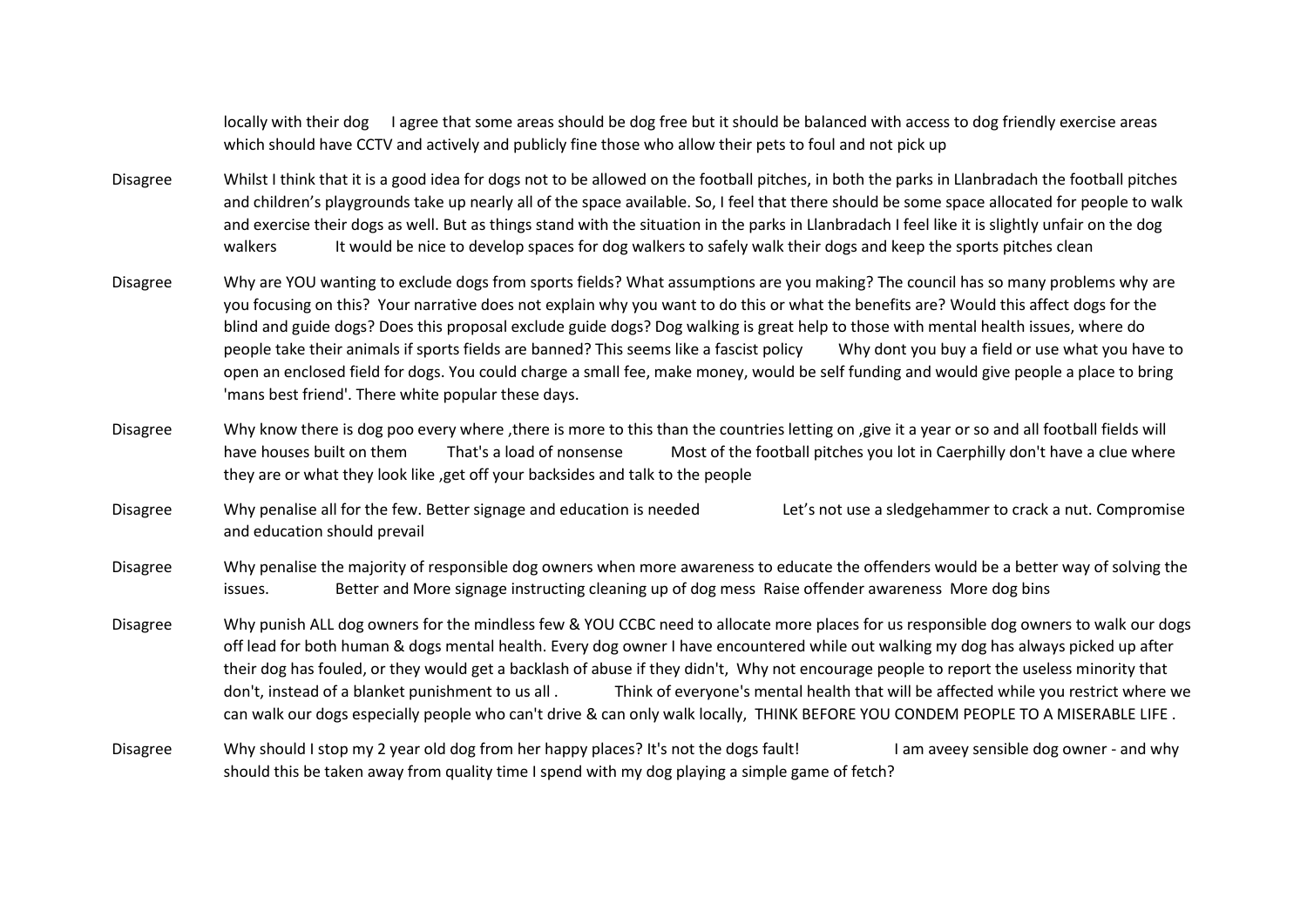| | |
|---|---|
| | locally with their dog I agree that some areas should be dog free but it should be balanced with access to dog friendly exercise areas which should have CCTV and actively and publicly fine those who allow their pets to foul and not pick up |
| Disagree | Whilst I think that it is a good idea for dogs not to be allowed on the football pitches, in both the parks in Llanbradach the football pitches and children's playgrounds take up nearly all of the space available. So, I feel that there should be some space allocated for people to walk and exercise their dogs as well. But as things stand with the situation in the parks in Llanbradach I feel like it is slightly unfair on the dog walkers It would be nice to develop spaces for dog walkers to safely walk their dogs and keep the sports pitches clean |
| Disagree | Why are YOU wanting to exclude dogs from sports fields? What assumptions are you making? The council has so many problems why are you focusing on this? Your narrative does not explain why you want to do this or what the benefits are? Would this affect dogs for the blind and guide dogs? Does this proposal exclude guide dogs? Dog walking is great help to those with mental health issues, where do people take their animals if sports fields are banned? This seems like a fascist policy Why dont you buy a field or use what you have to open an enclosed field for dogs. You could charge a small fee, make money, would be self funding and would give people a place to bring 'mans best friend'. There white popular these days. |
| Disagree | Why know there is dog poo every where ,there is more to this than the countries letting on ,give it a year or so and all football fields will have houses built on them That's a load of nonsense Most of the football pitches you lot in Caerphilly don't have a clue where they are or what they look like ,get off your backsides and talk to the people |
| Disagree | Why penalise all for the few. Better signage and education is needed Let's not use a sledgehammer to crack a nut. Compromise and education should prevail |
| Disagree | Why penalise the majority of responsible dog owners when more awareness to educate the offenders would be a better way of solving the issues. Better and More signage instructing cleaning up of dog mess Raise offender awareness More dog bins |
| Disagree | Why punish ALL dog owners for the mindless few & YOU CCBC need to allocate more places for us responsible dog owners to walk our dogs off lead for both human & dogs mental health. Every dog owner I have encountered while out walking my dog has always picked up after their dog has fouled, or they would get a backlash of abuse if they didn't, Why not encourage people to report the useless minority that don't, instead of a blanket punishment to us all . Think of everyone's mental health that will be affected while you restrict where we can walk our dogs especially people who can't drive & can only walk locally, THINK BEFORE YOU CONDEM PEOPLE TO A MISERABLE LIFE . |
| Disagree | Why should I stop my 2 year old dog from her happy places? It's not the dogs fault! I am aveey sensible dog owner - and why should this be taken away from quality time I spend with my dog playing a simple game of fetch? |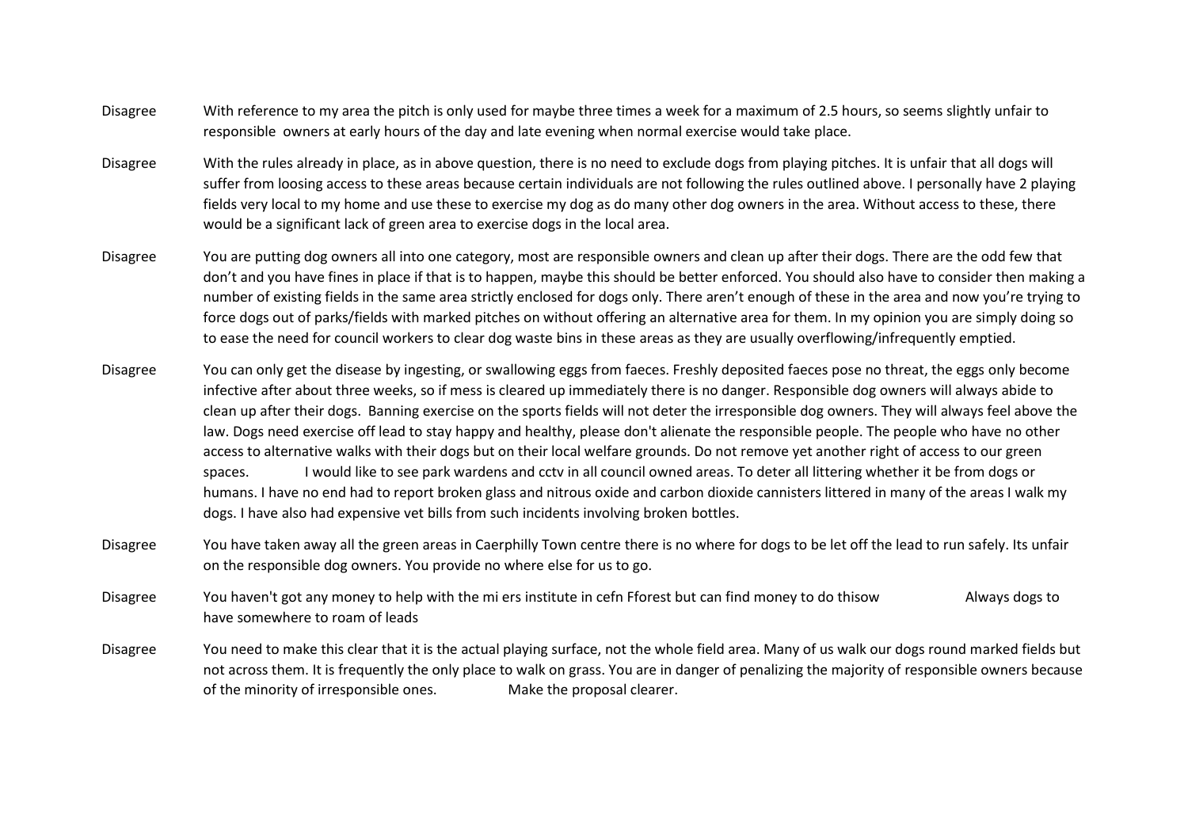| | |
|---|---|
| Disagree | With reference to my area the pitch is only used for maybe three times a week for a maximum of 2.5 hours, so seems slightly unfair to responsible owners at early hours of the day and late evening when normal exercise would take place. |
| Disagree | With the rules already in place, as in above question, there is no need to exclude dogs from playing pitches. It is unfair that all dogs will suffer from loosing access to these areas because certain individuals are not following the rules outlined above. I personally have 2 playing fields very local to my home and use these to exercise my dog as do many other dog owners in the area. Without access to these, there would be a significant lack of green area to exercise dogs in the local area. |
| Disagree | You are putting dog owners all into one category, most are responsible owners and clean up after their dogs. There are the odd few that don't and you have fines in place if that is to happen, maybe this should be better enforced. You should also have to consider then making a number of existing fields in the same area strictly enclosed for dogs only. There aren't enough of these in the area and now you're trying to force dogs out of parks/fields with marked pitches on without offering an alternative area for them. In my opinion you are simply doing so to ease the need for council workers to clear dog waste bins in these areas as they are usually overflowing/infrequently emptied. |
| Disagree | You can only get the disease by ingesting, or swallowing eggs from faeces. Freshly deposited faeces pose no threat, the eggs only become infective after about three weeks, so if mess is cleared up immediately there is no danger. Responsible dog owners will always abide to clean up after their dogs. Banning exercise on the sports fields will not deter the irresponsible dog owners. They will always feel above the law. Dogs need exercise off lead to stay happy and healthy, please don't alienate the responsible people. The people who have no other access to alternative walks with their dogs but on their local welfare grounds. Do not remove yet another right of access to our green spaces. I would like to see park wardens and cctv in all council owned areas. To deter all littering whether it be from dogs or humans. I have no end had to report broken glass and nitrous oxide and carbon dioxide cannisters littered in many of the areas I walk my dogs. I have also had expensive vet bills from such incidents involving broken bottles. |
| Disagree | You have taken away all the green areas in Caerphilly Town centre there is no where for dogs to be let off the lead to run safely. Its unfair on the responsible dog owners. You provide no where else for us to go. |
| Disagree | You haven't got any money to help with the mi ers institute in cefn Fforest but can find money to do thisow Always dogs to have somewhere to roam of leads |
| Disagree | You need to make this clear that it is the actual playing surface, not the whole field area. Many of us walk our dogs round marked fields but not across them. It is frequently the only place to walk on grass. You are in danger of penalizing the majority of responsible owners because of the minority of irresponsible ones. Make the proposal clearer. |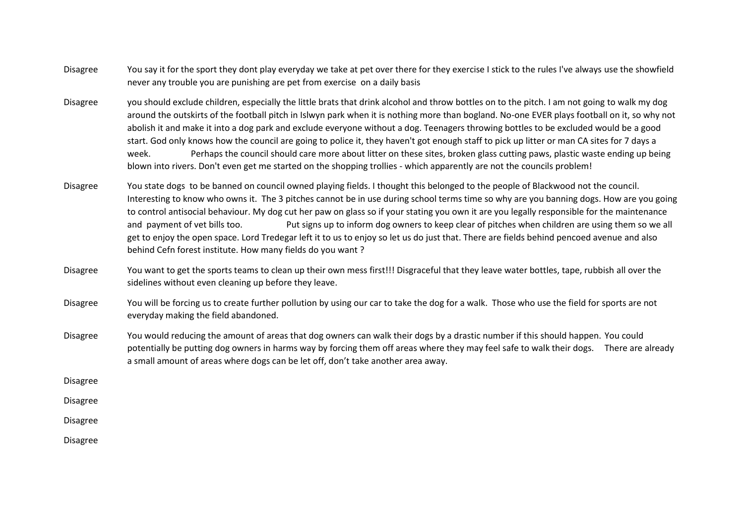| | |
|---|---|
| Disagree | You say it for the sport they dont play everyday we take at pet over there for they exercise I stick to the rules I've always use the showfield never any trouble you are punishing are pet from exercise on a daily basis |
| Disagree | you should exclude children, especially the little brats that drink alcohol and throw bottles on to the pitch. I am not going to walk my dog around the outskirts of the football pitch in Islwyn park when it is nothing more than bogland. No-one EVER plays football on it, so why not abolish it and make it into a dog park and exclude everyone without a dog. Teenagers throwing bottles to be excluded would be a good start. God only knows how the council are going to police it, they haven't got enough staff to pick up litter or man CA sites for 7 days a week. Perhaps the council should care more about litter on these sites, broken glass cutting paws, plastic waste ending up being blown into rivers. Don't even get me started on the shopping trollies - which apparently are not the councils problem! |
| Disagree | You state dogs to be banned on council owned playing fields. I thought this belonged to the people of Blackwood not the council. Interesting to know who owns it. The 3 pitches cannot be in use during school terms time so why are you banning dogs. How are you going to control antisocial behaviour. My dog cut her paw on glass so if your stating you own it are you legally responsible for the maintenance and payment of vet bills too. Put signs up to inform dog owners to keep clear of pitches when children are using them so we all get to enjoy the open space. Lord Tredegar left it to us to enjoy so let us do just that. There are fields behind pencoed avenue and also behind Cefn forest institute. How many fields do you want ? |
| Disagree | You want to get the sports teams to clean up their own mess first!!! Disgraceful that they leave water bottles, tape, rubbish all over the sidelines without even cleaning up before they leave. |
| Disagree | You will be forcing us to create further pollution by using our car to take the dog for a walk. Those who use the field for sports are not everyday making the field abandoned. |
| Disagree | You would reducing the amount of areas that dog owners can walk their dogs by a drastic number if this should happen. You could potentially be putting dog owners in harms way by forcing them off areas where they may feel safe to walk their dogs. There are already a small amount of areas where dogs can be let off, don't take another area away. |
| Disagree | |
| Disagree | |
| Disagree | |
| Disagree | |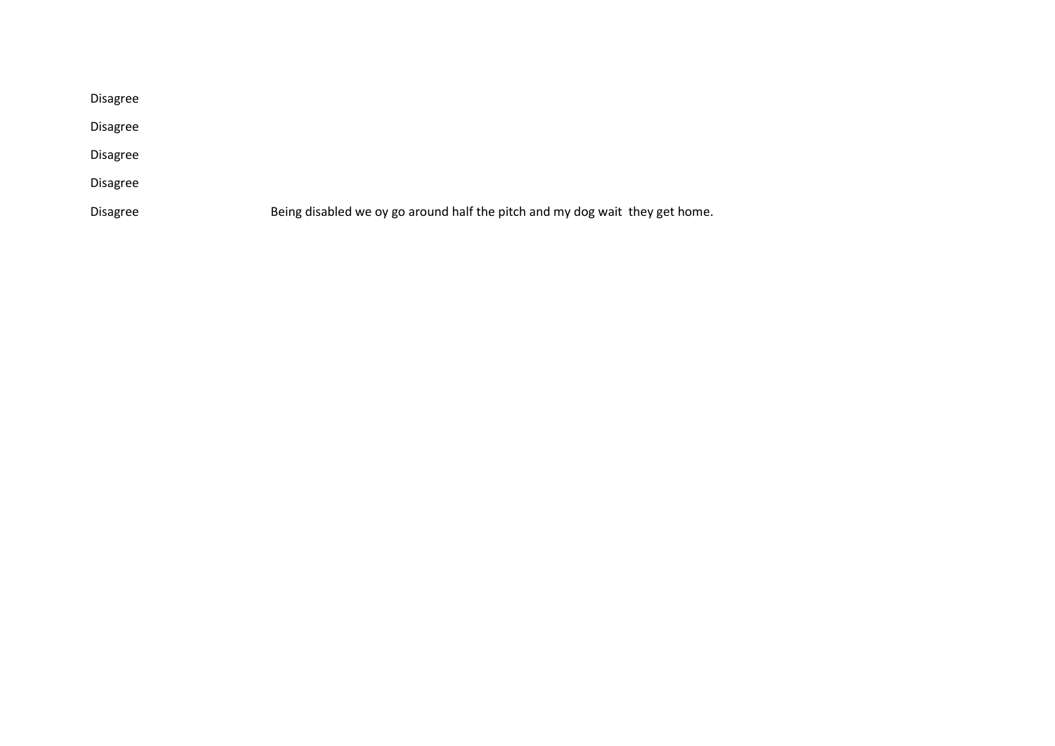| | |
|---|---|
| Disagree | |
| Disagree | |
| Disagree | |
| Disagree | |
| Disagree | Being disabled we oy go around half the pitch and my dog wait  they get home. |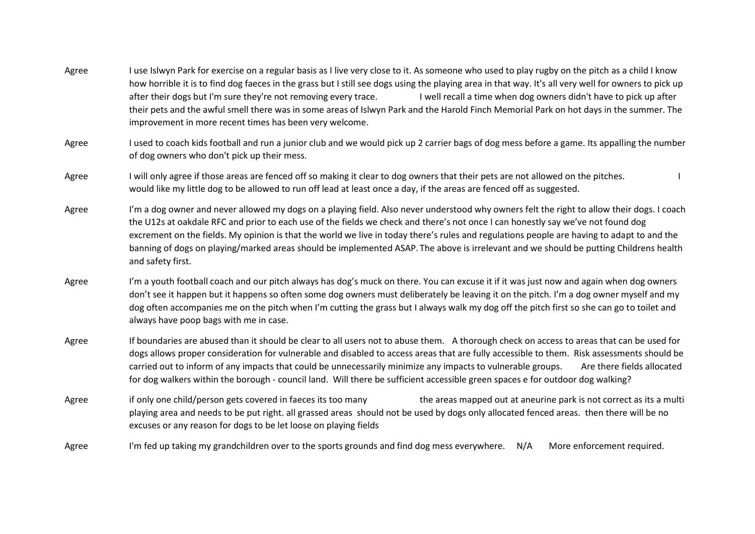| | |
|---|---|
| Agree | I use Islwyn Park for exercise on a regular basis as I live very close to it. As someone who used to play rugby on the pitch as a child I know how horrible it is to find dog faeces in the grass but I still see dogs using the playing area in that way. It's all very well for owners to pick up after their dogs but I'm sure they're not removing every trace. I well recall a time when dog owners didn't have to pick up after their pets and the awful smell there was in some areas of Islwyn Park and the Harold Finch Memorial Park on hot days in the summer. The improvement in more recent times has been very welcome. |
| Agree | I used to coach kids football and run a junior club and we would pick up 2 carrier bags of dog mess before a game. Its appalling the number of dog owners who don't pick up their mess. |
| Agree | I will only agree if those areas are fenced off so making it clear to dog owners that their pets are not allowed on the pitches. I would like my little dog to be allowed to run off lead at least once a day, if the areas are fenced off as suggested. |
| Agree | I'm a dog owner and never allowed my dogs on a playing field. Also never understood why owners felt the right to allow their dogs. I coach the U12s at oakdale RFC and prior to each use of the fields we check and there's not once I can honestly say we've not found dog excrement on the fields. My opinion is that the world we live in today there's rules and regulations people are having to adapt to and the banning of dogs on playing/marked areas should be implemented ASAP. The above is irrelevant and we should be putting Childrens health and safety first. |
| Agree | I'm a youth football coach and our pitch always has dog's muck on there. You can excuse it if it was just now and again when dog owners don't see it happen but it happens so often some dog owners must deliberately be leaving it on the pitch. I'm a dog owner myself and my dog often accompanies me on the pitch when I'm cutting the grass but I always walk my dog off the pitch first so she can go to toilet and always have poop bags with me in case. |
| Agree | If boundaries are abused than it should be clear to all users not to abuse them. A thorough check on access to areas that can be used for dogs allows proper consideration for vulnerable and disabled to access areas that are fully accessible to them. Risk assessments should be carried out to inform of any impacts that could be unnecessarily minimize any impacts to vulnerable groups. Are there fields allocated for dog walkers within the borough - council land. Will there be sufficient accessible green spaces e for outdoor dog walking? |
| Agree | if only one child/person gets covered in faeces its too many the areas mapped out at aneurine park is not correct as its a multi playing area and needs to be put right. all grassed areas should not be used by dogs only allocated fenced areas. then there will be no excuses or any reason for dogs to be let loose on playing fields |
| Agree | I'm fed up taking my grandchildren over to the sports grounds and find dog mess everywhere. N/A More enforcement required. |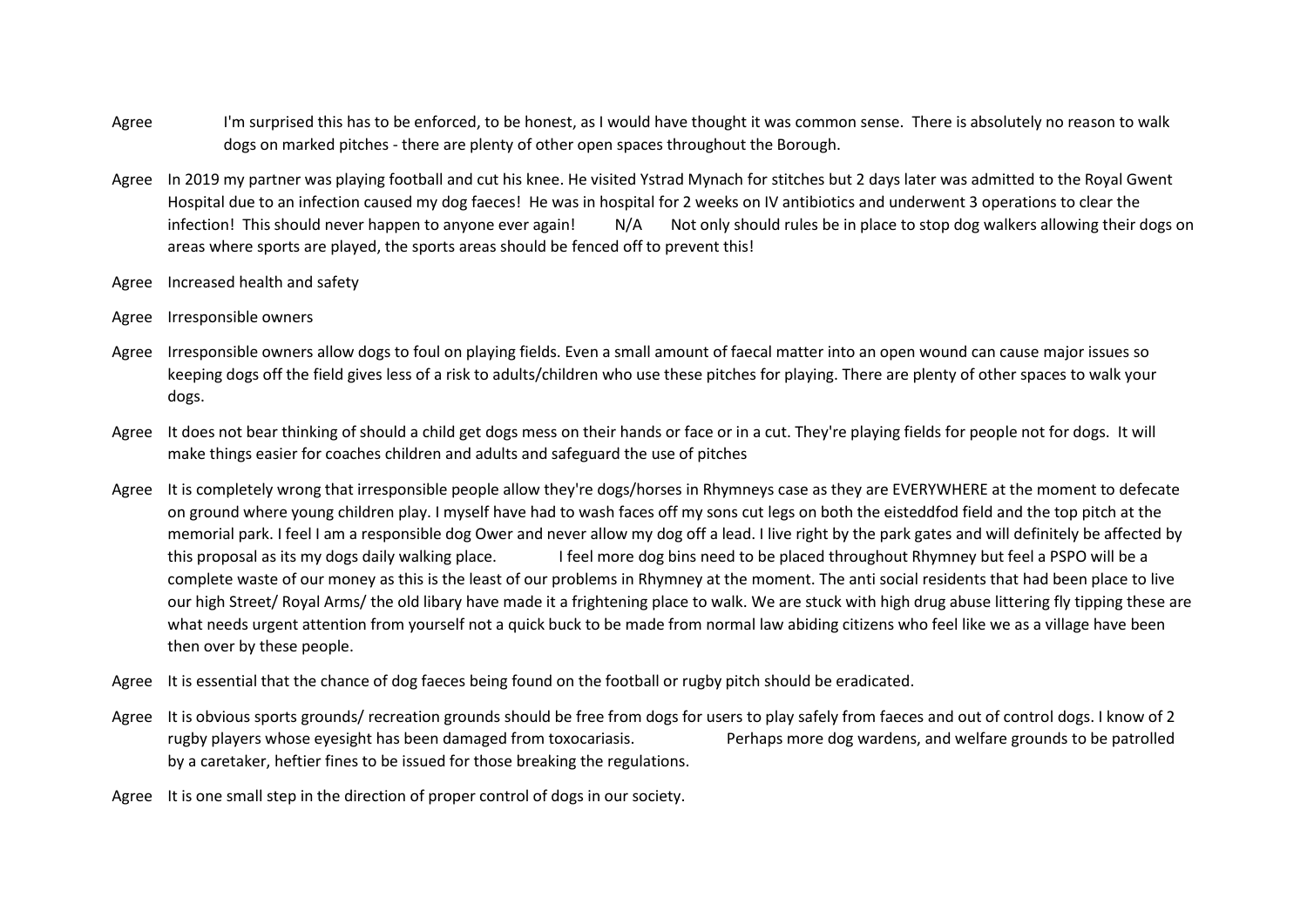Agree I'm surprised this has to be enforced, to be honest, as I would have thought it was common sense. There is absolutely no reason to walk dogs on marked pitches - there are plenty of other open spaces throughout the Borough.

Agree In 2019 my partner was playing football and cut his knee. He visited Ystrad Mynach for stitches but 2 days later was admitted to the Royal Gwent Hospital due to an infection caused my dog faeces! He was in hospital for 2 weeks on IV antibiotics and underwent 3 operations to clear the infection! This should never happen to anyone ever again! N/A Not only should rules be in place to stop dog walkers allowing their dogs on areas where sports are played, the sports areas should be fenced off to prevent this!

Agree Increased health and safety

Agree Irresponsible owners

Agree Irresponsible owners allow dogs to foul on playing fields. Even a small amount of faecal matter into an open wound can cause major issues so keeping dogs off the field gives less of a risk to adults/children who use these pitches for playing. There are plenty of other spaces to walk your dogs.

Agree It does not bear thinking of should a child get dogs mess on their hands or face or in a cut. They're playing fields for people not for dogs. It will make things easier for coaches children and adults and safeguard the use of pitches

Agree It is completely wrong that irresponsible people allow they're dogs/horses in Rhymneys case as they are EVERYWHERE at the moment to defecate on ground where young children play. I myself have had to wash faces off my sons cut legs on both the eisteddfod field and the top pitch at the memorial park. I feel I am a responsible dog Ower and never allow my dog off a lead. I live right by the park gates and will definitely be affected by this proposal as its my dogs daily walking place. I feel more dog bins need to be placed throughout Rhymney but feel a PSPO will be a complete waste of our money as this is the least of our problems in Rhymney at the moment. The anti social residents that had been place to live our high Street/ Royal Arms/ the old libary have made it a frightening place to walk. We are stuck with high drug abuse littering fly tipping these are what needs urgent attention from yourself not a quick buck to be made from normal law abiding citizens who feel like we as a village have been then over by these people.

Agree It is essential that the chance of dog faeces being found on the football or rugby pitch should be eradicated.

Agree It is obvious sports grounds/ recreation grounds should be free from dogs for users to play safely from faeces and out of control dogs. I know of 2 rugby players whose eyesight has been damaged from toxocariasis. Perhaps more dog wardens, and welfare grounds to be patrolled by a caretaker, heftier fines to be issued for those breaking the regulations.

Agree It is one small step in the direction of proper control of dogs in our society.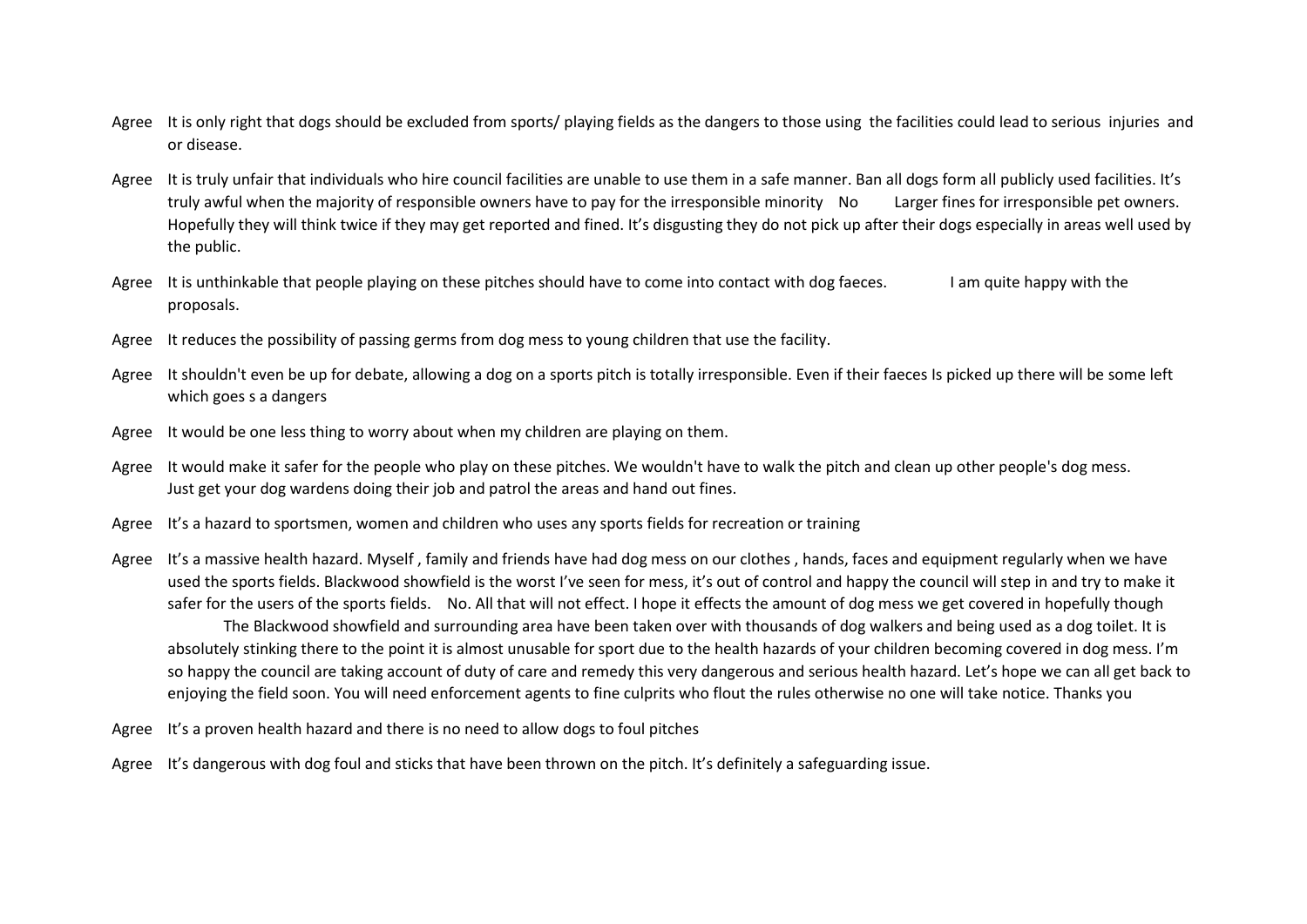Agree It is only right that dogs should be excluded from sports/ playing fields as the dangers to those using the facilities could lead to serious injuries and or disease.

Agree It is truly unfair that individuals who hire council facilities are unable to use them in a safe manner. Ban all dogs form all publicly used facilities. It's truly awful when the majority of responsible owners have to pay for the irresponsible minority No Larger fines for irresponsible pet owners. Hopefully they will think twice if they may get reported and fined. It's disgusting they do not pick up after their dogs especially in areas well used by the public.

Agree It is unthinkable that people playing on these pitches should have to come into contact with dog faeces. I am quite happy with the proposals.

Agree It reduces the possibility of passing germs from dog mess to young children that use the facility.

Agree It shouldn't even be up for debate, allowing a dog on a sports pitch is totally irresponsible. Even if their faeces Is picked up there will be some left which goes s a dangers

Agree It would be one less thing to worry about when my children are playing on them.

Agree It would make it safer for the people who play on these pitches. We wouldn't have to walk the pitch and clean up other people's dog mess. Just get your dog wardens doing their job and patrol the areas and hand out fines.

Agree It's a hazard to sportsmen, women and children who uses any sports fields for recreation or training

Agree It's a massive health hazard. Myself , family and friends have had dog mess on our clothes , hands, faces and equipment regularly when we have used the sports fields. Blackwood showfield is the worst I've seen for mess, it's out of control and happy the council will step in and try to make it safer for the users of the sports fields. No. All that will not effect. I hope it effects the amount of dog mess we get covered in hopefully though The Blackwood showfield and surrounding area have been taken over with thousands of dog walkers and being used as a dog toilet. It is absolutely stinking there to the point it is almost unusable for sport due to the health hazards of your children becoming covered in dog mess. I'm so happy the council are taking account of duty of care and remedy this very dangerous and serious health hazard. Let's hope we can all get back to enjoying the field soon. You will need enforcement agents to fine culprits who flout the rules otherwise no one will take notice. Thanks you

Agree It's a proven health hazard and there is no need to allow dogs to foul pitches

Agree It's dangerous with dog foul and sticks that have been thrown on the pitch. It's definitely a safeguarding issue.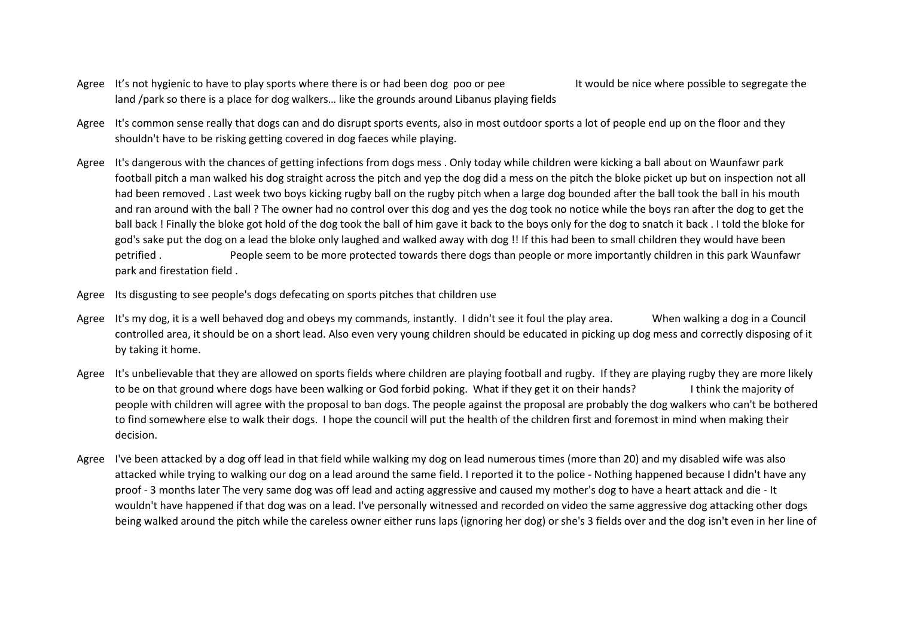| | |
|---|---|
| Agree | It's not hygienic to have to play sports where there is or had been dog poo or pee It would be nice where possible to segregate the land /park so there is a place for dog walkers… like the grounds around Libanus playing fields |
| Agree | It's common sense really that dogs can and do disrupt sports events, also in most outdoor sports a lot of people end up on the floor and they shouldn't have to be risking getting covered in dog faeces while playing. |
| Agree | It's dangerous with the chances of getting infections from dogs mess . Only today while children were kicking a ball about on Waunfawr park football pitch a man walked his dog straight across the pitch and yep the dog did a mess on the pitch the bloke picket up but on inspection not all had been removed . Last week two boys kicking rugby ball on the rugby pitch when a large dog bounded after the ball took the ball in his mouth and ran around with the ball ? The owner had no control over this dog and yes the dog took no notice while the boys ran after the dog to get the ball back ! Finally the bloke got hold of the dog took the ball of him gave it back to the boys only for the dog to snatch it back . I told the bloke for god's sake put the dog on a lead the bloke only laughed and walked away with dog !! If this had been to small children they would have been petrified . People seem to be more protected towards there dogs than people or more importantly children in this park Waunfawr park and firestation field . |
| Agree | Its disgusting to see people's dogs defecating on sports pitches that children use |
| Agree | It's my dog, it is a well behaved dog and obeys my commands, instantly. I didn't see it foul the play area. When walking a dog in a Council controlled area, it should be on a short lead. Also even very young children should be educated in picking up dog mess and correctly disposing of it by taking it home. |
| Agree | It's unbelievable that they are allowed on sports fields where children are playing football and rugby. If they are playing rugby they are more likely to be on that ground where dogs have been walking or God forbid poking. What if they get it on their hands? I think the majority of people with children will agree with the proposal to ban dogs. The people against the proposal are probably the dog walkers who can't be bothered to find somewhere else to walk their dogs. I hope the council will put the health of the children first and foremost in mind when making their decision. |
| Agree | I've been attacked by a dog off lead in that field while walking my dog on lead numerous times (more than 20) and my disabled wife was also attacked while trying to walking our dog on a lead around the same field. I reported it to the police - Nothing happened because I didn't have any proof - 3 months later The very same dog was off lead and acting aggressive and caused my mother's dog to have a heart attack and die - It wouldn't have happened if that dog was on a lead. I've personally witnessed and recorded on video the same aggressive dog attacking other dogs being walked around the pitch while the careless owner either runs laps (ignoring her dog) or she's 3 fields over and the dog isn't even in her line of |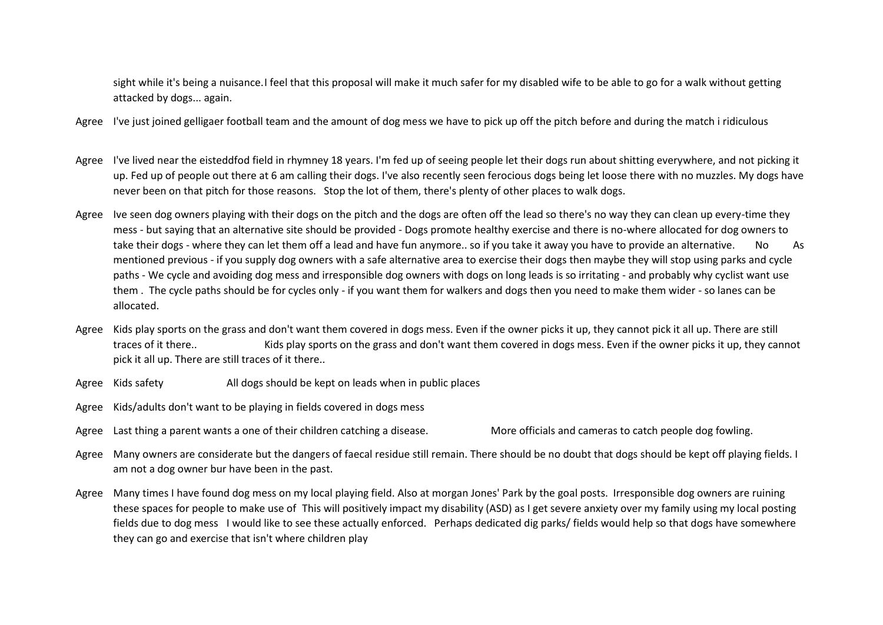sight while it's being a nuisance.I feel that this proposal will make it much safer for my disabled wife to be able to go for a walk without getting attacked by dogs... again.

Agree I've just joined gelligaer football team and the amount of dog mess we have to pick up off the pitch before and during the match i ridiculous

Agree I've lived near the eisteddfod field in rhymney 18 years. I'm fed up of seeing people let their dogs run about shitting everywhere, and not picking it up. Fed up of people out there at 6 am calling their dogs. I've also recently seen ferocious dogs being let loose there with no muzzles. My dogs have never been on that pitch for those reasons. Stop the lot of them, there's plenty of other places to walk dogs.

Agree Ive seen dog owners playing with their dogs on the pitch and the dogs are often off the lead so there's no way they can clean up every-time they mess - but saying that an alternative site should be provided - Dogs promote healthy exercise and there is no-where allocated for dog owners to take their dogs - where they can let them off a lead and have fun anymore.. so if you take it away you have to provide an alternative. No As mentioned previous - if you supply dog owners with a safe alternative area to exercise their dogs then maybe they will stop using parks and cycle paths - We cycle and avoiding dog mess and irresponsible dog owners with dogs on long leads is so irritating - and probably why cyclist want use them . The cycle paths should be for cycles only - if you want them for walkers and dogs then you need to make them wider - so lanes can be allocated.

Agree Kids play sports on the grass and don't want them covered in dogs mess. Even if the owner picks it up, they cannot pick it all up. There are still traces of it there.. Kids play sports on the grass and don't want them covered in dogs mess. Even if the owner picks it up, they cannot pick it all up. There are still traces of it there..

Agree Kids safety All dogs should be kept on leads when in public places

Agree Kids/adults don't want to be playing in fields covered in dogs mess

Agree Last thing a parent wants a one of their children catching a disease. More officials and cameras to catch people dog fowling.

Agree Many owners are considerate but the dangers of faecal residue still remain. There should be no doubt that dogs should be kept off playing fields. I am not a dog owner bur have been in the past.

Agree Many times I have found dog mess on my local playing field. Also at morgan Jones' Park by the goal posts. Irresponsible dog owners are ruining these spaces for people to make use of This will positively impact my disability (ASD) as I get severe anxiety over my family using my local posting fields due to dog mess I would like to see these actually enforced. Perhaps dedicated dig parks/ fields would help so that dogs have somewhere they can go and exercise that isn't where children play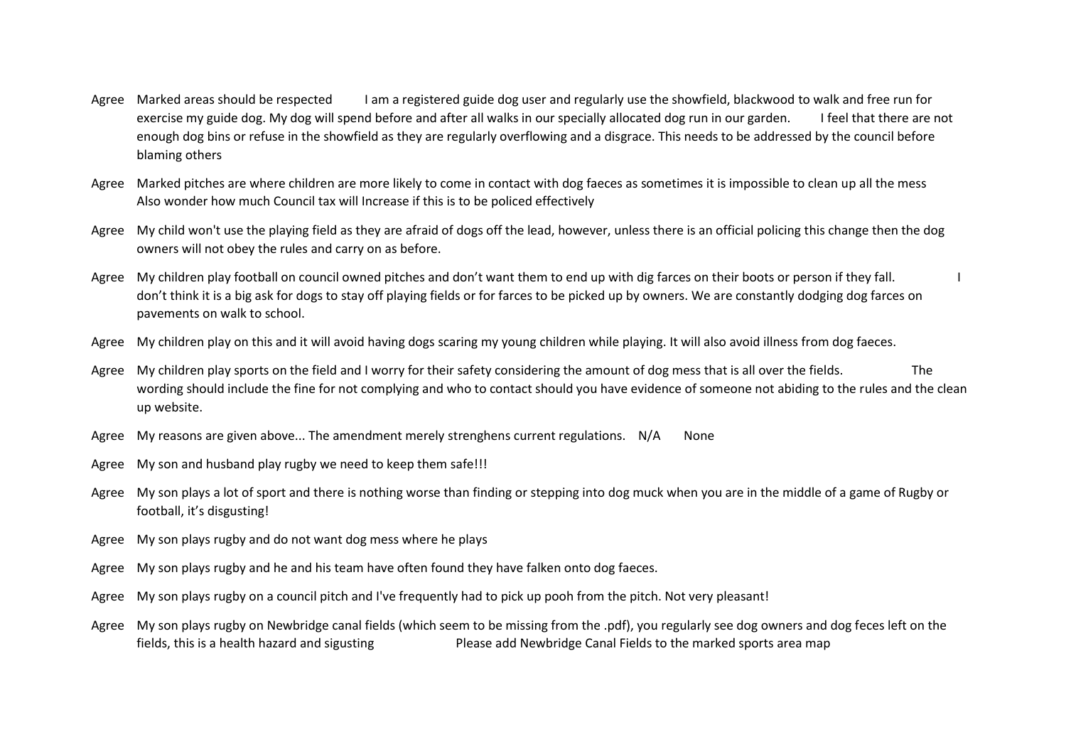Agree Marked areas should be respected I am a registered guide dog user and regularly use the showfield, blackwood to walk and free run for exercise my guide dog. My dog will spend before and after all walks in our specially allocated dog run in our garden. I feel that there are not enough dog bins or refuse in the showfield as they are regularly overflowing and a disgrace. This needs to be addressed by the council before blaming others

Agree Marked pitches are where children are more likely to come in contact with dog faeces as sometimes it is impossible to clean up all the mess Also wonder how much Council tax will Increase if this is to be policed effectively

Agree My child won't use the playing field as they are afraid of dogs off the lead, however, unless there is an official policing this change then the dog owners will not obey the rules and carry on as before.

Agree My children play football on council owned pitches and don't want them to end up with dig farces on their boots or person if they fall. I don't think it is a big ask for dogs to stay off playing fields or for farces to be picked up by owners. We are constantly dodging dog farces on pavements on walk to school.

Agree My children play on this and it will avoid having dogs scaring my young children while playing. It will also avoid illness from dog faeces.

Agree My children play sports on the field and I worry for their safety considering the amount of dog mess that is all over the fields. The wording should include the fine for not complying and who to contact should you have evidence of someone not abiding to the rules and the clean up website.

Agree My reasons are given above... The amendment merely strenghens current regulations. N/A None

Agree My son and husband play rugby we need to keep them safe!!!

Agree My son plays a lot of sport and there is nothing worse than finding or stepping into dog muck when you are in the middle of a game of Rugby or football, it's disgusting!

Agree My son plays rugby and do not want dog mess where he plays

Agree My son plays rugby and he and his team have often found they have falken onto dog faeces.

Agree My son plays rugby on a council pitch and I've frequently had to pick up pooh from the pitch. Not very pleasant!

Agree My son plays rugby on Newbridge canal fields (which seem to be missing from the .pdf), you regularly see dog owners and dog feces left on the fields, this is a health hazard and sigusting Please add Newbridge Canal Fields to the marked sports area map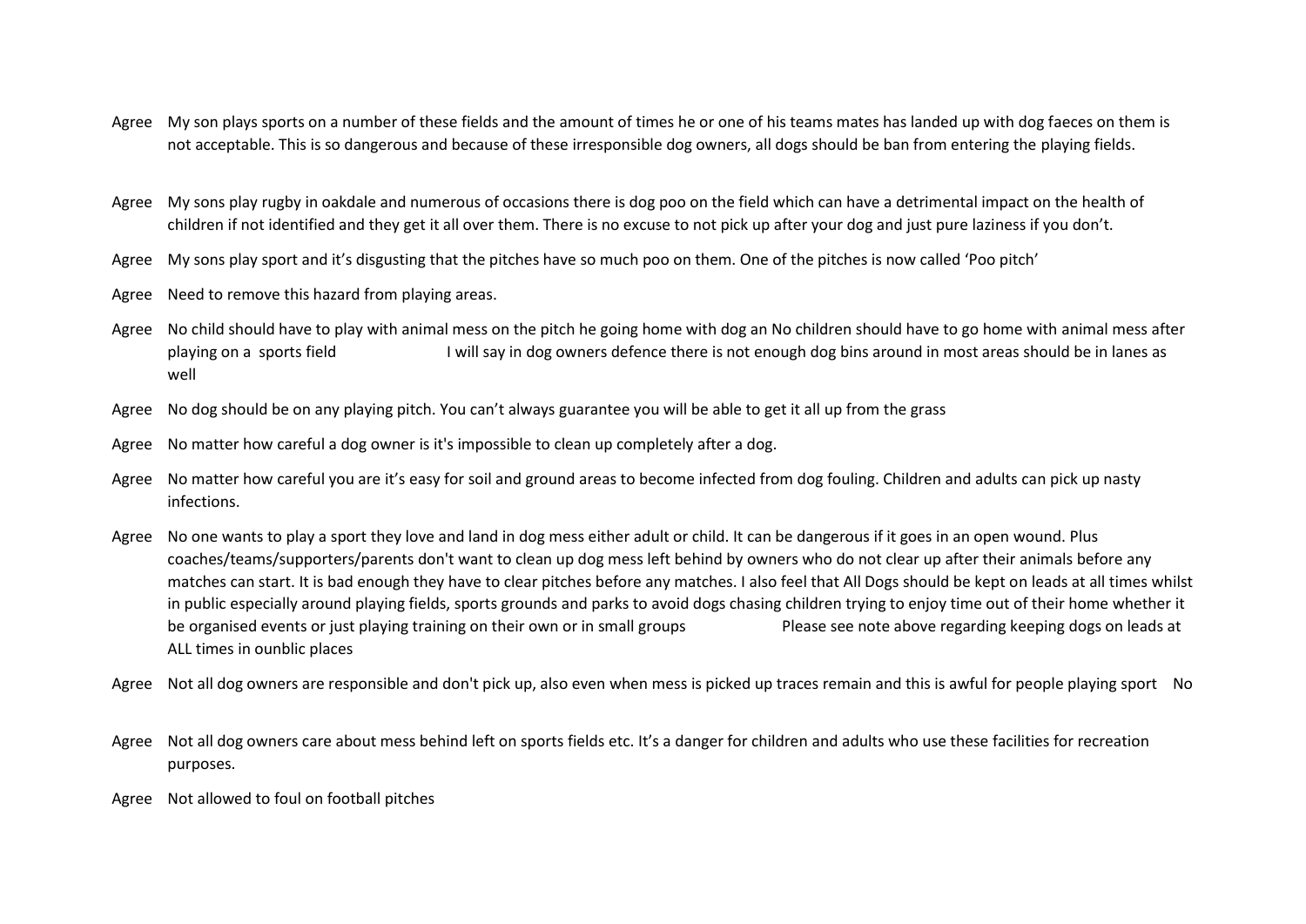Agree My son plays sports on a number of these fields and the amount of times he or one of his teams mates has landed up with dog faeces on them is not acceptable. This is so dangerous and because of these irresponsible dog owners, all dogs should be ban from entering the playing fields.

Agree My sons play rugby in oakdale and numerous of occasions there is dog poo on the field which can have a detrimental impact on the health of children if not identified and they get it all over them. There is no excuse to not pick up after your dog and just pure laziness if you don't.

Agree My sons play sport and it's disgusting that the pitches have so much poo on them. One of the pitches is now called 'Poo pitch'

Agree Need to remove this hazard from playing areas.

Agree No child should have to play with animal mess on the pitch he going home with dog an No children should have to go home with animal mess after playing on a sports field I will say in dog owners defence there is not enough dog bins around in most areas should be in lanes as well

Agree No dog should be on any playing pitch. You can't always guarantee you will be able to get it all up from the grass

Agree No matter how careful a dog owner is it's impossible to clean up completely after a dog.

Agree No matter how careful you are it's easy for soil and ground areas to become infected from dog fouling. Children and adults can pick up nasty infections.

Agree No one wants to play a sport they love and land in dog mess either adult or child. It can be dangerous if it goes in an open wound. Plus coaches/teams/supporters/parents don't want to clean up dog mess left behind by owners who do not clear up after their animals before any matches can start. It is bad enough they have to clear pitches before any matches. I also feel that All Dogs should be kept on leads at all times whilst in public especially around playing fields, sports grounds and parks to avoid dogs chasing children trying to enjoy time out of their home whether it be organised events or just playing training on their own or in small groups Please see note above regarding keeping dogs on leads at ALL times in ounblic places

Agree Not all dog owners are responsible and don't pick up, also even when mess is picked up traces remain and this is awful for people playing sport No

Agree Not all dog owners care about mess behind left on sports fields etc. It's a danger for children and adults who use these facilities for recreation purposes.

Agree Not allowed to foul on football pitches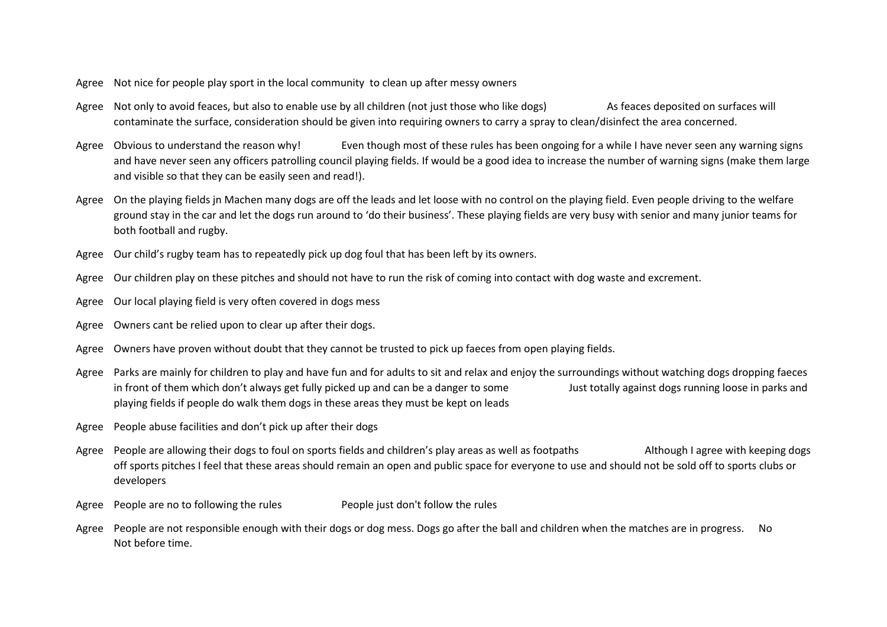Agree Not nice for people play sport in the local community to clean up after messy owners

Agree Not only to avoid feaces, but also to enable use by all children (not just those who like dogs) As feaces deposited on surfaces will contaminate the surface, consideration should be given into requiring owners to carry a spray to clean/disinfect the area concerned.

Agree Obvious to understand the reason why! Even though most of these rules has been ongoing for a while I have never seen any warning signs and have never seen any officers patrolling council playing fields. If would be a good idea to increase the number of warning signs (make them large and visible so that they can be easily seen and read!).

Agree On the playing fields jn Machen many dogs are off the leads and let loose with no control on the playing field. Even people driving to the welfare ground stay in the car and let the dogs run around to 'do their business'. These playing fields are very busy with senior and many junior teams for both football and rugby.

Agree Our child's rugby team has to repeatedly pick up dog foul that has been left by its owners.

Agree Our children play on these pitches and should not have to run the risk of coming into contact with dog waste and excrement.

Agree Our local playing field is very often covered in dogs mess

Agree Owners cant be relied upon to clear up after their dogs.

Agree Owners have proven without doubt that they cannot be trusted to pick up faeces from open playing fields.

Agree Parks are mainly for children to play and have fun and for adults to sit and relax and enjoy the surroundings without watching dogs dropping faeces in front of them which don't always get fully picked up and can be a danger to some Just totally against dogs running loose in parks and playing fields if people do walk them dogs in these areas they must be kept on leads

Agree People abuse facilities and don't pick up after their dogs

Agree People are allowing their dogs to foul on sports fields and children's play areas as well as footpaths Although I agree with keeping dogs off sports pitches I feel that these areas should remain an open and public space for everyone to use and should not be sold off to sports clubs or developers

Agree People are no to following the rules People just don't follow the rules

Agree People are not responsible enough with their dogs or dog mess. Dogs go after the ball and children when the matches are in progress. No
Not before time.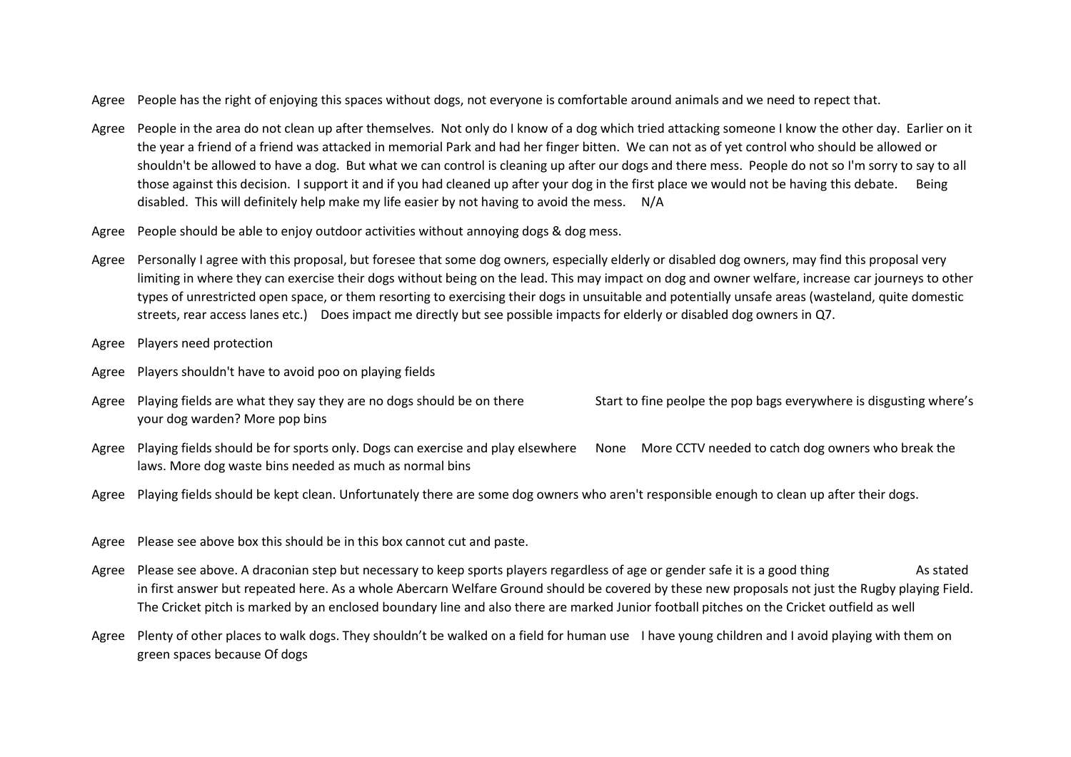Agree People has the right of enjoying this spaces without dogs, not everyone is comfortable around animals and we need to repect that.

Agree People in the area do not clean up after themselves. Not only do I know of a dog which tried attacking someone I know the other day. Earlier on it the year a friend of a friend was attacked in memorial Park and had her finger bitten. We can not as of yet control who should be allowed or shouldn't be allowed to have a dog. But what we can control is cleaning up after our dogs and there mess. People do not so I'm sorry to say to all those against this decision. I support it and if you had cleaned up after your dog in the first place we would not be having this debate. Being disabled. This will definitely help make my life easier by not having to avoid the mess. N/A

Agree People should be able to enjoy outdoor activities without annoying dogs & dog mess.

Agree Personally I agree with this proposal, but foresee that some dog owners, especially elderly or disabled dog owners, may find this proposal very limiting in where they can exercise their dogs without being on the lead. This may impact on dog and owner welfare, increase car journeys to other types of unrestricted open space, or them resorting to exercising their dogs in unsuitable and potentially unsafe areas (wasteland, quite domestic streets, rear access lanes etc.) Does impact me directly but see possible impacts for elderly or disabled dog owners in Q7.

Agree Players need protection

Agree Players shouldn't have to avoid poo on playing fields

Agree Playing fields are what they say they are no dogs should be on there Start to fine peolpe the pop bags everywhere is disgusting where's your dog warden? More pop bins

Agree Playing fields should be for sports only. Dogs can exercise and play elsewhere None More CCTV needed to catch dog owners who break the laws. More dog waste bins needed as much as normal bins

Agree Playing fields should be kept clean. Unfortunately there are some dog owners who aren't responsible enough to clean up after their dogs.

Agree Please see above box this should be in this box cannot cut and paste.

Agree Please see above. A draconian step but necessary to keep sports players regardless of age or gender safe it is a good thing As stated in first answer but repeated here. As a whole Abercarn Welfare Ground should be covered by these new proposals not just the Rugby playing Field. The Cricket pitch is marked by an enclosed boundary line and also there are marked Junior football pitches on the Cricket outfield as well

Agree Plenty of other places to walk dogs. They shouldn't be walked on a field for human use I have young children and I avoid playing with them on green spaces because Of dogs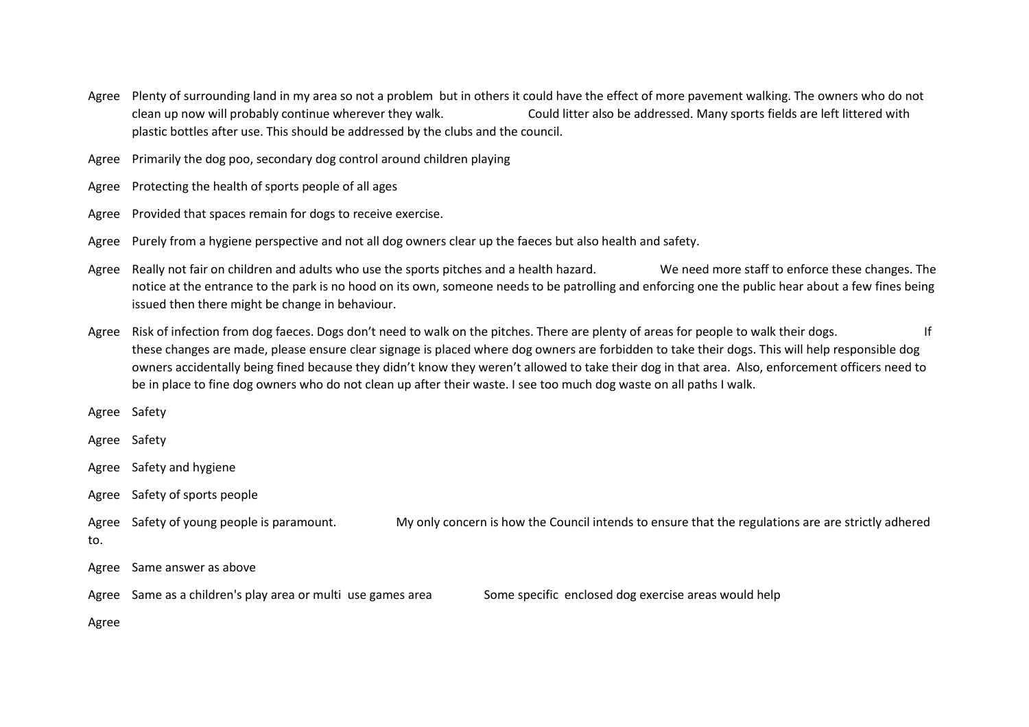Agree Plenty of surrounding land in my area so not a problem but in others it could have the effect of more pavement walking. The owners who do not clean up now will probably continue wherever they walk. Could litter also be addressed. Many sports fields are left littered with plastic bottles after use. This should be addressed by the clubs and the council.

Agree Primarily the dog poo, secondary dog control around children playing

Agree Protecting the health of sports people of all ages

Agree Provided that spaces remain for dogs to receive exercise.

Agree Purely from a hygiene perspective and not all dog owners clear up the faeces but also health and safety.

Agree Really not fair on children and adults who use the sports pitches and a health hazard. We need more staff to enforce these changes. The notice at the entrance to the park is no hood on its own, someone needs to be patrolling and enforcing one the public hear about a few fines being issued then there might be change in behaviour.

Agree Risk of infection from dog faeces. Dogs don't need to walk on the pitches. There are plenty of areas for people to walk their dogs. If these changes are made, please ensure clear signage is placed where dog owners are forbidden to take their dogs. This will help responsible dog owners accidentally being fined because they didn't know they weren't allowed to take their dog in that area. Also, enforcement officers need to be in place to fine dog owners who do not clean up after their waste. I see too much dog waste on all paths I walk.

Agree Safety

Agree Safety

Agree Safety and hygiene

Agree Safety of sports people

Agree Safety of young people is paramount. My only concern is how the Council intends to ensure that the regulations are are strictly adhered to.

Agree Same answer as above

Agree Same as a children's play area or multi use games area Some specific enclosed dog exercise areas would help

Agree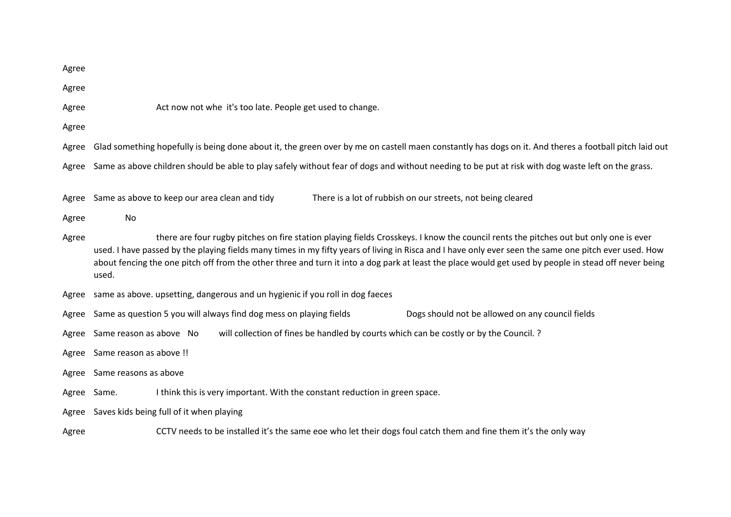Agree

Agree

Agree Act now not whe it's too late. People get used to change.

Agree

Agree Glad something hopefully is being done about it, the green over by me on castell maen constantly has dogs on it. And theres a football pitch laid out

Agree Same as above children should be able to play safely without fear of dogs and without needing to be put at risk with dog waste left on the grass.

Agree Same as above to keep our area clean and tidy There is a lot of rubbish on our streets, not being cleared

Agree No

Agree there are four rugby pitches on fire station playing fields Crosskeys. I know the council rents the pitches out but only one is ever used. I have passed by the playing fields many times in my fifty years of living in Risca and I have only ever seen the same one pitch ever used. How about fencing the one pitch off from the other three and turn it into a dog park at least the place would get used by people in stead off never being used.

Agree same as above. upsetting, dangerous and un hygienic if you roll in dog faeces

Agree Same as question 5 you will always find dog mess on playing fields Dogs should not be allowed on any council fields

Agree Same reason as above No will collection of fines be handled by courts which can be costly or by the Council. ?

Agree Same reason as above !!

Agree Same reasons as above

Agree Same. I think this is very important. With the constant reduction in green space.

Agree Saves kids being full of it when playing

Agree CCTV needs to be installed it's the same eoe who let their dogs foul catch them and fine them it's the only way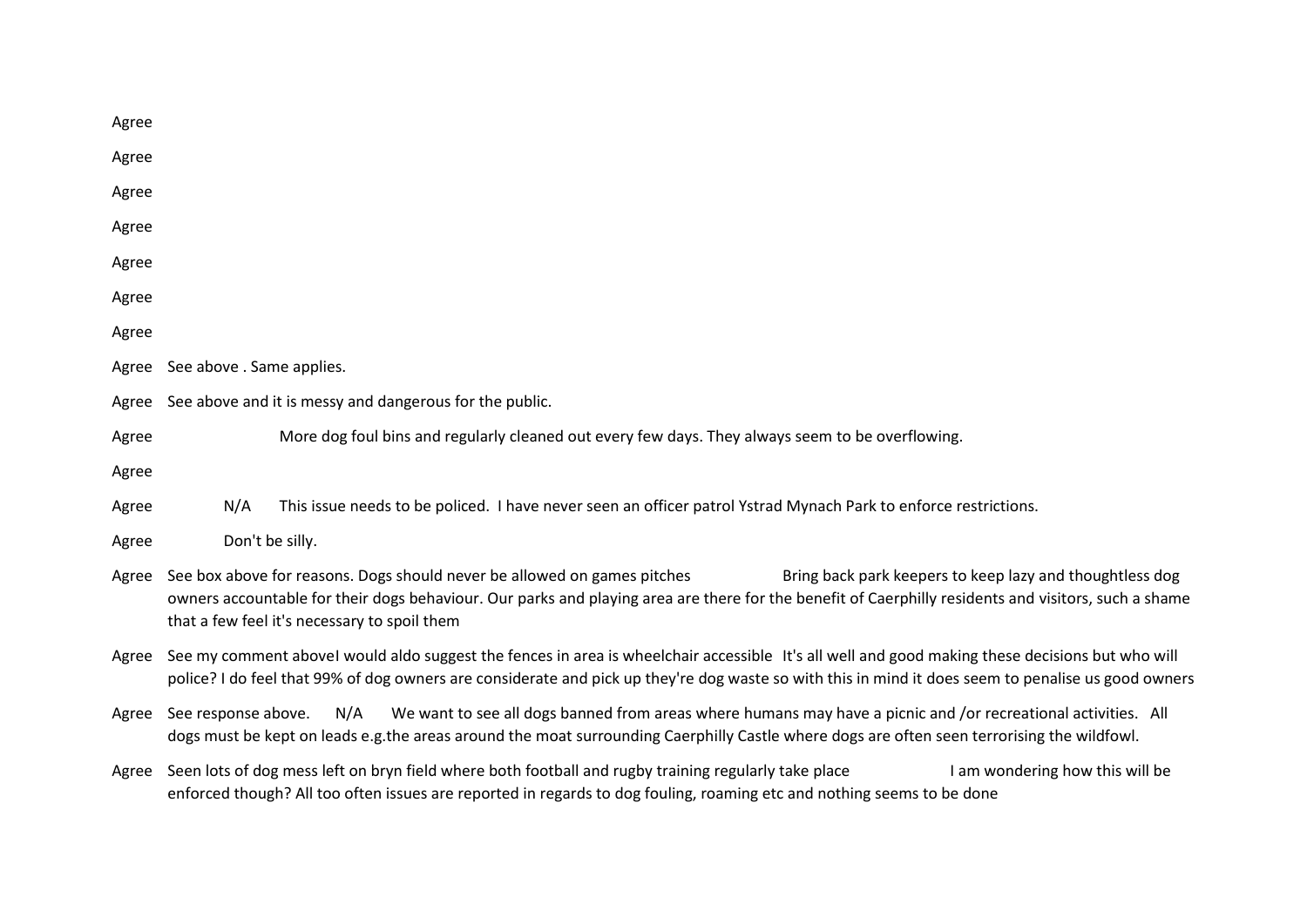Agree

Agree

Agree

Agree

Agree

Agree

Agree

Agree See above . Same applies.

Agree See above and it is messy and dangerous for the public.

Agree More dog foul bins and regularly cleaned out every few days. They always seem to be overflowing.

Agree

Agree N/A This issue needs to be policed. I have never seen an officer patrol Ystrad Mynach Park to enforce restrictions.

Agree Don't be silly.

Agree See box above for reasons. Dogs should never be allowed on games pitches Bring back park keepers to keep lazy and thoughtless dog owners accountable for their dogs behaviour. Our parks and playing area are there for the benefit of Caerphilly residents and visitors, such a shame that a few feel it's necessary to spoil them

Agree See my comment aboveI would aldo suggest the fences in area is wheelchair accessible It's all well and good making these decisions but who will police? I do feel that 99% of dog owners are considerate and pick up they're dog waste so with this in mind it does seem to penalise us good owners

Agree See response above. N/A We want to see all dogs banned from areas where humans may have a picnic and /or recreational activities. All dogs must be kept on leads e.g.the areas around the moat surrounding Caerphilly Castle where dogs are often seen terrorising the wildfowl.

Agree Seen lots of dog mess left on bryn field where both football and rugby training regularly take place I am wondering how this will be enforced though? All too often issues are reported in regards to dog fouling, roaming etc and nothing seems to be done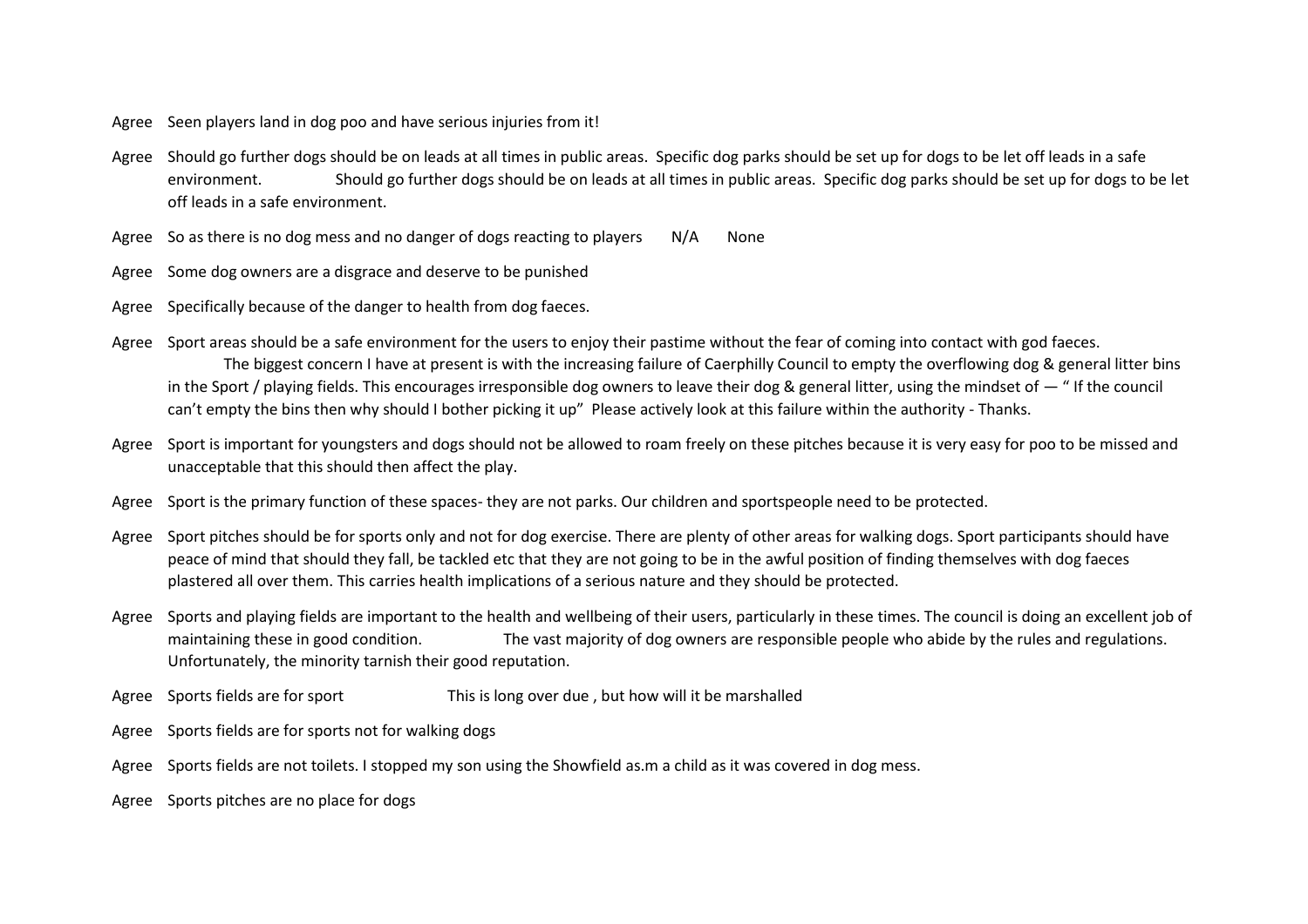Agree Seen players land in dog poo and have serious injuries from it!

Agree Should go further dogs should be on leads at all times in public areas. Specific dog parks should be set up for dogs to be let off leads in a safe environment. Should go further dogs should be on leads at all times in public areas. Specific dog parks should be set up for dogs to be let off leads in a safe environment.

Agree So as there is no dog mess and no danger of dogs reacting to players N/A None

Agree Some dog owners are a disgrace and deserve to be punished

Agree Specifically because of the danger to health from dog faeces.

Agree Sport areas should be a safe environment for the users to enjoy their pastime without the fear of coming into contact with god faeces. The biggest concern I have at present is with the increasing failure of Caerphilly Council to empty the overflowing dog & general litter bins in the Sport / playing fields. This encourages irresponsible dog owners to leave their dog & general litter, using the mindset of — " If the council can't empty the bins then why should I bother picking it up" Please actively look at this failure within the authority - Thanks.

Agree Sport is important for youngsters and dogs should not be allowed to roam freely on these pitches because it is very easy for poo to be missed and unacceptable that this should then affect the play.

Agree Sport is the primary function of these spaces- they are not parks. Our children and sportspeople need to be protected.

Agree Sport pitches should be for sports only and not for dog exercise. There are plenty of other areas for walking dogs. Sport participants should have peace of mind that should they fall, be tackled etc that they are not going to be in the awful position of finding themselves with dog faeces plastered all over them. This carries health implications of a serious nature and they should be protected.

Agree Sports and playing fields are important to the health and wellbeing of their users, particularly in these times. The council is doing an excellent job of maintaining these in good condition. The vast majority of dog owners are responsible people who abide by the rules and regulations. Unfortunately, the minority tarnish their good reputation.

Agree Sports fields are for sport This is long over due , but how will it be marshalled

Agree Sports fields are for sports not for walking dogs

Agree Sports fields are not toilets. I stopped my son using the Showfield as.m a child as it was covered in dog mess.

Agree Sports pitches are no place for dogs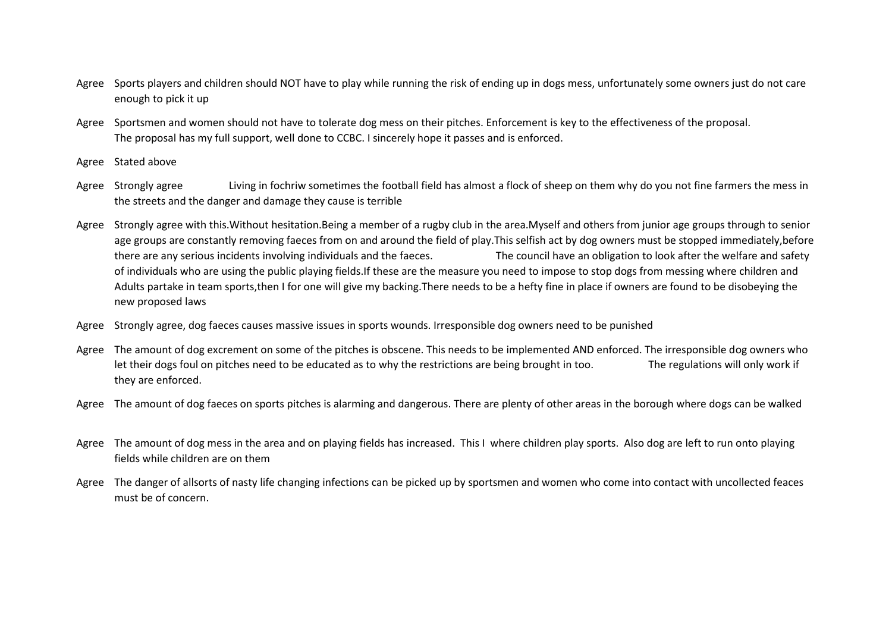| | |
|---|---|
| Agree | Sports players and children should NOT have to play while running the risk of ending up in dogs mess, unfortunately some owners just do not care enough to pick it up |
| Agree | Sportsmen and women should not have to tolerate dog mess on their pitches. Enforcement is key to the effectiveness of the proposal. The proposal has my full support, well done to CCBC. I sincerely hope it passes and is enforced. |
| Agree | Stated above |
| Agree | Strongly agree Living in fochriw sometimes the football field has almost a flock of sheep on them why do you not fine farmers the mess in the streets and the danger and damage they cause is terrible |
| Agree | Strongly agree with this.Without hesitation.Being a member of a rugby club in the area.Myself and others from junior age groups through to senior age groups are constantly removing faeces from on and around the field of play.This selfish act by dog owners must be stopped immediately,before there are any serious incidents involving individuals and the faeces. The council have an obligation to look after the welfare and safety of individuals who are using the public playing fields.If these are the measure you need to impose to stop dogs from messing where children and Adults partake in team sports,then I for one will give my backing.There needs to be a hefty fine in place if owners are found to be disobeying the new proposed laws |
| Agree | Strongly agree, dog faeces causes massive issues in sports wounds. Irresponsible dog owners need to be punished |
| Agree | The amount of dog excrement on some of the pitches is obscene. This needs to be implemented AND enforced. The irresponsible dog owners who let their dogs foul on pitches need to be educated as to why the restrictions are being brought in too. The regulations will only work if they are enforced. |
| Agree | The amount of dog faeces on sports pitches is alarming and dangerous. There are plenty of other areas in the borough where dogs can be walked |
| Agree | The amount of dog mess in the area and on playing fields has increased. This I where children play sports. Also dog are left to run onto playing fields while children are on them |
| Agree | The danger of allsorts of nasty life changing infections can be picked up by sportsmen and women who come into contact with uncollected feaces must be of concern. |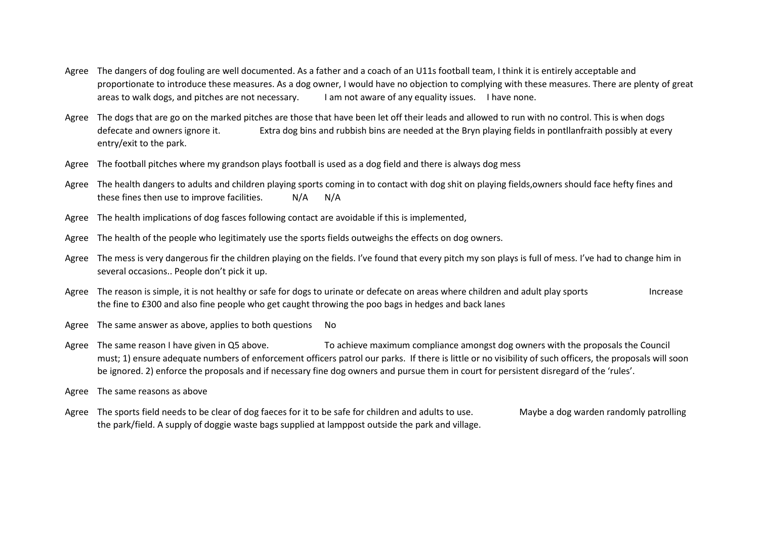Agree The dangers of dog fouling are well documented. As a father and a coach of an U11s football team, I think it is entirely acceptable and proportionate to introduce these measures. As a dog owner, I would have no objection to complying with these measures. There are plenty of great areas to walk dogs, and pitches are not necessary. I am not aware of any equality issues. I have none.

Agree The dogs that are go on the marked pitches are those that have been let off their leads and allowed to run with no control. This is when dogs defecate and owners ignore it. Extra dog bins and rubbish bins are needed at the Bryn playing fields in pontllanfraith possibly at every entry/exit to the park.

Agree The football pitches where my grandson plays football is used as a dog field and there is always dog mess

Agree The health dangers to adults and children playing sports coming in to contact with dog shit on playing fields,owners should face hefty fines and these fines then use to improve facilities. N/A N/A

Agree The health implications of dog fasces following contact are avoidable if this is implemented,

Agree The health of the people who legitimately use the sports fields outweighs the effects on dog owners.

Agree The mess is very dangerous fir the children playing on the fields. I've found that every pitch my son plays is full of mess. I've had to change him in several occasions.. People don't pick it up.

Agree The reason is simple, it is not healthy or safe for dogs to urinate or defecate on areas where children and adult play sports Increase the fine to £300 and also fine people who get caught throwing the poo bags in hedges and back lanes

Agree The same answer as above, applies to both questions No

Agree The same reason I have given in Q5 above. To achieve maximum compliance amongst dog owners with the proposals the Council must; 1) ensure adequate numbers of enforcement officers patrol our parks. If there is little or no visibility of such officers, the proposals will soon be ignored. 2) enforce the proposals and if necessary fine dog owners and pursue them in court for persistent disregard of the 'rules'.

Agree The same reasons as above

Agree The sports field needs to be clear of dog faeces for it to be safe for children and adults to use. Maybe a dog warden randomly patrolling the park/field. A supply of doggie waste bags supplied at lamppost outside the park and village.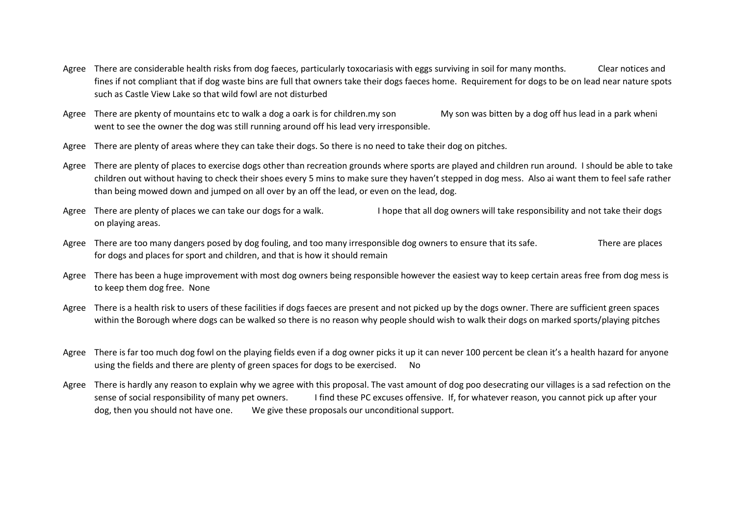Agree There are considerable health risks from dog faeces, particularly toxocariasis with eggs surviving in soil for many months. Clear notices and fines if not compliant that if dog waste bins are full that owners take their dogs faeces home. Requirement for dogs to be on lead near nature spots such as Castle View Lake so that wild fowl are not disturbed

Agree There are pkenty of mountains etc to walk a dog a oark is for children.my son My son was bitten by a dog off hus lead in a park wheni went to see the owner the dog was still running around off his lead very irresponsible.

Agree There are plenty of areas where they can take their dogs. So there is no need to take their dog on pitches.

Agree There are plenty of places to exercise dogs other than recreation grounds where sports are played and children run around. I should be able to take children out without having to check their shoes every 5 mins to make sure they haven't stepped in dog mess. Also ai want them to feel safe rather than being mowed down and jumped on all over by an off the lead, or even on the lead, dog.

Agree There are plenty of places we can take our dogs for a walk. I hope that all dog owners will take responsibility and not take their dogs on playing areas.

Agree There are too many dangers posed by dog fouling, and too many irresponsible dog owners to ensure that its safe. There are places for dogs and places for sport and children, and that is how it should remain

Agree There has been a huge improvement with most dog owners being responsible however the easiest way to keep certain areas free from dog mess is to keep them dog free. None

Agree There is a health risk to users of these facilities if dogs faeces are present and not picked up by the dogs owner. There are sufficient green spaces within the Borough where dogs can be walked so there is no reason why people should wish to walk their dogs on marked sports/playing pitches

Agree There is far too much dog fowl on the playing fields even if a dog owner picks it up it can never 100 percent be clean it's a health hazard for anyone using the fields and there are plenty of green spaces for dogs to be exercised. No

Agree There is hardly any reason to explain why we agree with this proposal. The vast amount of dog poo desecrating our villages is a sad refection on the sense of social responsibility of many pet owners. I find these PC excuses offensive. If, for whatever reason, you cannot pick up after your dog, then you should not have one. We give these proposals our unconditional support.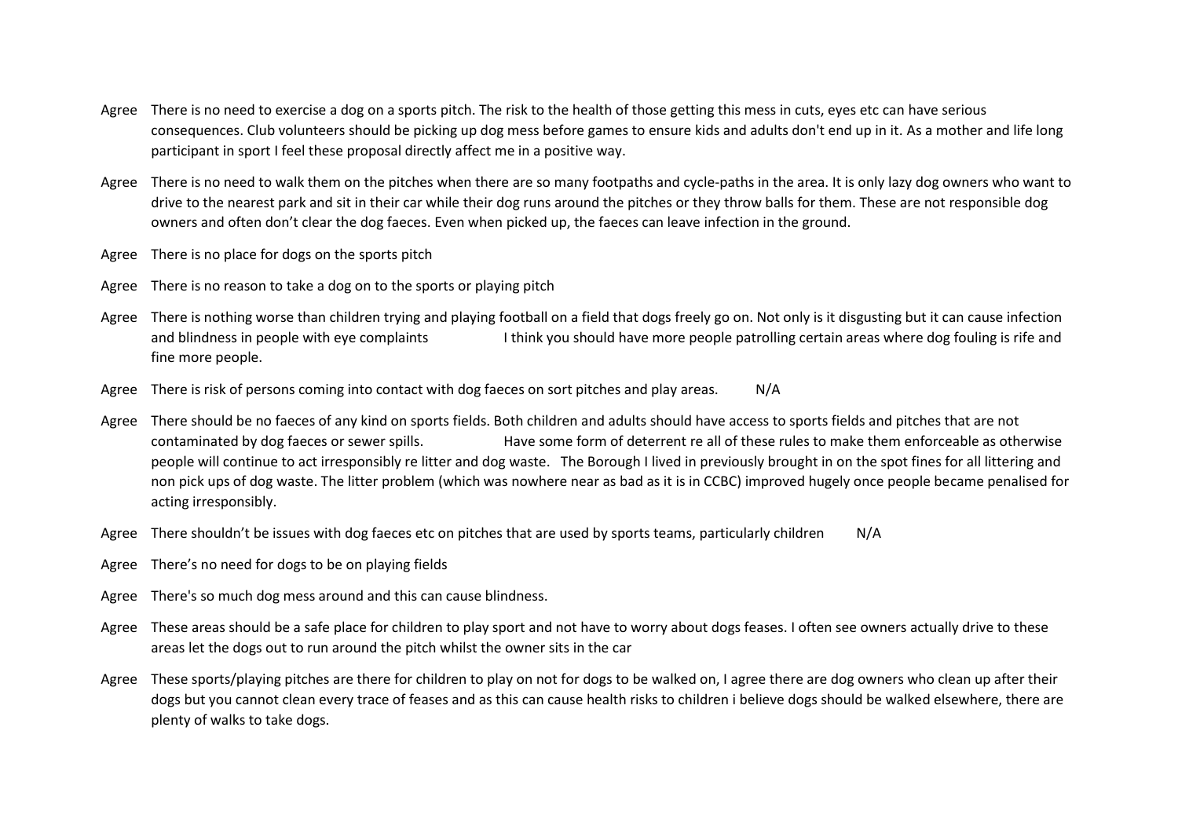| | | |
|---|---|---|
| Agree | There is no need to exercise a dog on a sports pitch. The risk to the health of those getting this mess in cuts, eyes etc can have serious consequences. Club volunteers should be picking up dog mess before games to ensure kids and adults don't end up in it. As a mother and life long participant in sport I feel these proposal directly affect me in a positive way. | |
| Agree | There is no need to walk them on the pitches when there are so many footpaths and cycle-paths in the area. It is only lazy dog owners who want to drive to the nearest park and sit in their car while their dog runs around the pitches or they throw balls for them. These are not responsible dog owners and often don't clear the dog faeces. Even when picked up, the faeces can leave infection in the ground. | |
| Agree | There is no place for dogs on the sports pitch | |
| Agree | There is no reason to take a dog on to the sports or playing pitch | |
| Agree | There is nothing worse than children trying and playing football on a field that dogs freely go on. Not only is it disgusting but it can cause infection and blindness in people with eye complaints | I think you should have more people patrolling certain areas where dog fouling is rife and fine more people. |
| Agree | There is risk of persons coming into contact with dog faeces on sort pitches and play areas. | N/A |
| Agree | There should be no faeces of any kind on sports fields. Both children and adults should have access to sports fields and pitches that are not contaminated by dog faeces or sewer spills. | Have some form of deterrent re all of these rules to make them enforceable as otherwise people will continue to act irresponsibly re litter and dog waste. The Borough I lived in previously brought in on the spot fines for all littering and non pick ups of dog waste. The litter problem (which was nowhere near as bad as it is in CCBC) improved hugely once people became penalised for acting irresponsibly. |
| Agree | There shouldn't be issues with dog faeces etc on pitches that are used by sports teams, particularly children | N/A |
| Agree | There's no need for dogs to be on playing fields | |
| Agree | There's so much dog mess around and this can cause blindness. | |
| Agree | These areas should be a safe place for children to play sport and not have to worry about dogs feases. I often see owners actually drive to these areas let the dogs out to run around the pitch whilst the owner sits in the car | |
| Agree | These sports/playing pitches are there for children to play on not for dogs to be walked on, I agree there are dog owners who clean up after their dogs but you cannot clean every trace of feases and as this can cause health risks to children i believe dogs should be walked elsewhere, there are plenty of walks to take dogs. | |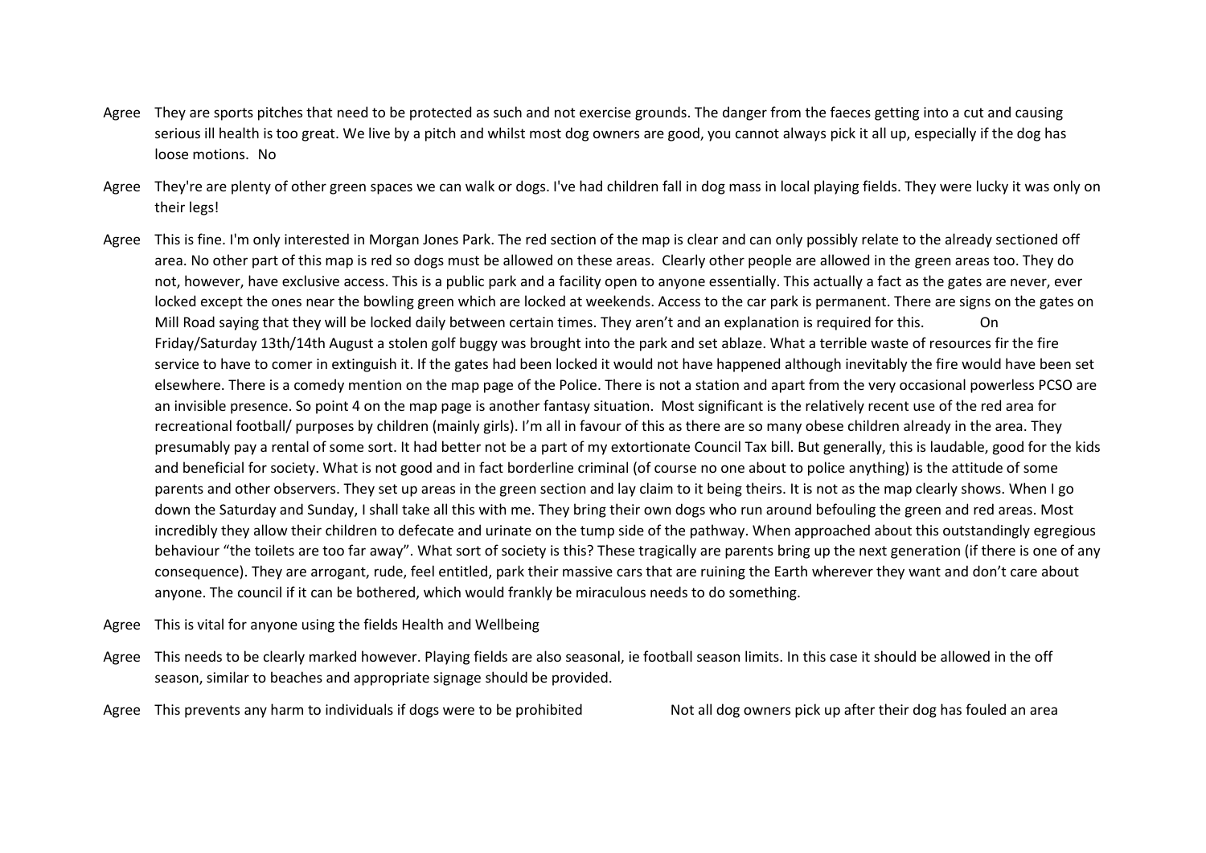| | |
|---|---|
| Agree | They are sports pitches that need to be protected as such and not exercise grounds. The danger from the faeces getting into a cut and causing serious ill health is too great. We live by a pitch and whilst most dog owners are good, you cannot always pick it all up, especially if the dog has loose motions. No |
| Agree | They're are plenty of other green spaces we can walk or dogs. I've had children fall in dog mass in local playing fields. They were lucky it was only on their legs! |
| Agree | This is fine. I'm only interested in Morgan Jones Park. The red section of the map is clear and can only possibly relate to the already sectioned off area. No other part of this map is red so dogs must be allowed on these areas. Clearly other people are allowed in the green areas too. They do not, however, have exclusive access. This is a public park and a facility open to anyone essentially. This actually a fact as the gates are never, ever locked except the ones near the bowling green which are locked at weekends. Access to the car park is permanent. There are signs on the gates on Mill Road saying that they will be locked daily between certain times. They aren't and an explanation is required for this. On Friday/Saturday 13th/14th August a stolen golf buggy was brought into the park and set ablaze. What a terrible waste of resources fir the fire service to have to comer in extinguish it. If the gates had been locked it would not have happened although inevitably the fire would have been set elsewhere. There is a comedy mention on the map page of the Police. There is not a station and apart from the very occasional powerless PCSO are an invisible presence. So point 4 on the map page is another fantasy situation. Most significant is the relatively recent use of the red area for recreational football/ purposes by children (mainly girls). I'm all in favour of this as there are so many obese children already in the area. They presumably pay a rental of some sort. It had better not be a part of my extortionate Council Tax bill. But generally, this is laudable, good for the kids and beneficial for society. What is not good and in fact borderline criminal (of course no one about to police anything) is the attitude of some parents and other observers. They set up areas in the green section and lay claim to it being theirs. It is not as the map clearly shows. When I go down the Saturday and Sunday, I shall take all this with me. They bring their own dogs who run around befouling the green and red areas. Most incredibly they allow their children to defecate and urinate on the tump side of the pathway. When approached about this outstandingly egregious behaviour "the toilets are too far away". What sort of society is this? These tragically are parents bring up the next generation (if there is one of any consequence). They are arrogant, rude, feel entitled, park their massive cars that are ruining the Earth wherever they want and don't care about anyone. The council if it can be bothered, which would frankly be miraculous needs to do something. |
| Agree | This is vital for anyone using the fields Health and Wellbeing |
| Agree | This needs to be clearly marked however. Playing fields are also seasonal, ie football season limits. In this case it should be allowed in the off season, similar to beaches and appropriate signage should be provided. |
| Agree | This prevents any harm to individuals if dogs were to be prohibited Not all dog owners pick up after their dog has fouled an area |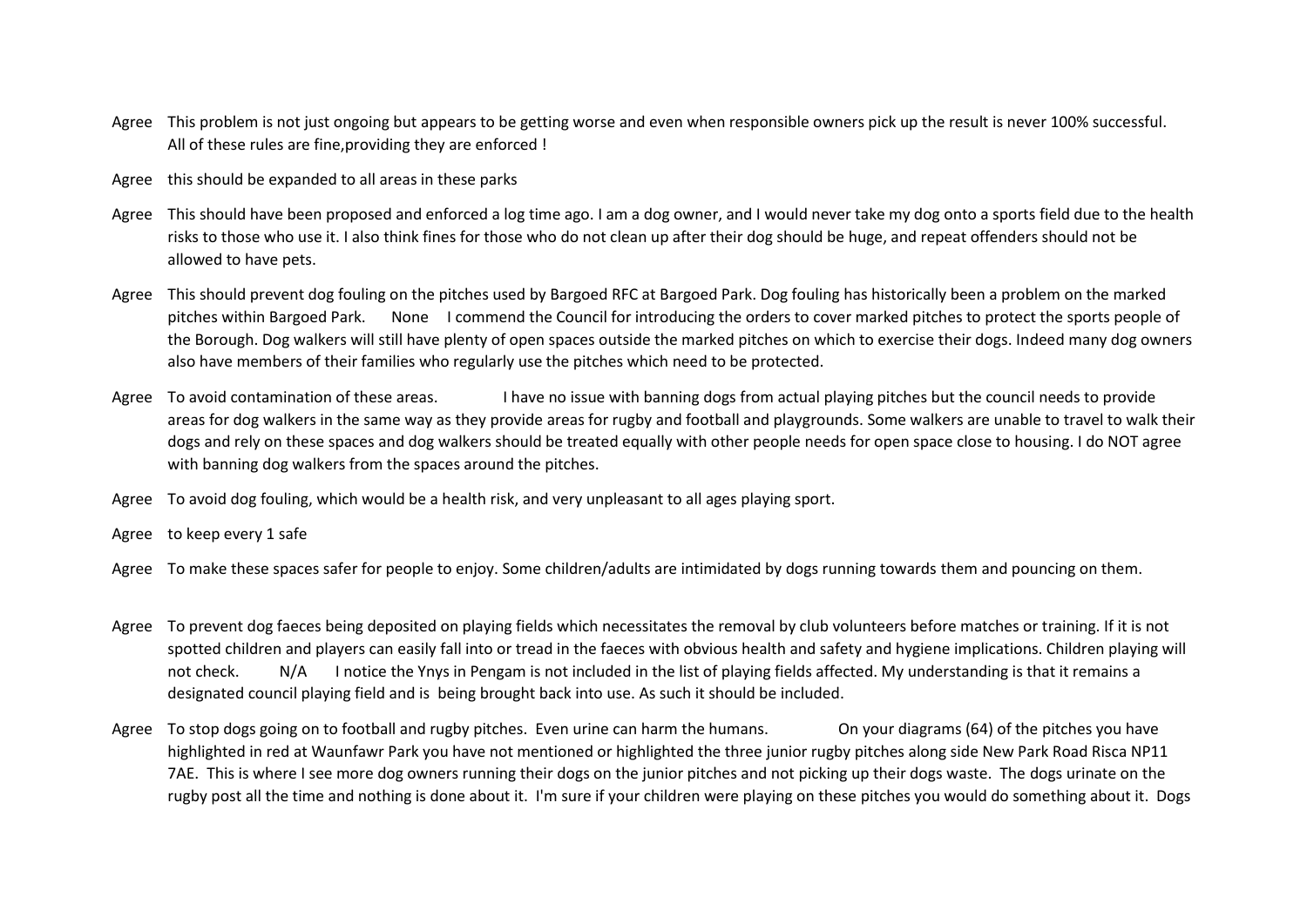Agree This problem is not just ongoing but appears to be getting worse and even when responsible owners pick up the result is never 100% successful. All of these rules are fine,providing they are enforced !

Agree this should be expanded to all areas in these parks

Agree This should have been proposed and enforced a log time ago. I am a dog owner, and I would never take my dog onto a sports field due to the health risks to those who use it. I also think fines for those who do not clean up after their dog should be huge, and repeat offenders should not be allowed to have pets.

Agree This should prevent dog fouling on the pitches used by Bargoed RFC at Bargoed Park. Dog fouling has historically been a problem on the marked pitches within Bargoed Park. None I commend the Council for introducing the orders to cover marked pitches to protect the sports people of the Borough. Dog walkers will still have plenty of open spaces outside the marked pitches on which to exercise their dogs. Indeed many dog owners also have members of their families who regularly use the pitches which need to be protected.

Agree To avoid contamination of these areas. I have no issue with banning dogs from actual playing pitches but the council needs to provide areas for dog walkers in the same way as they provide areas for rugby and football and playgrounds. Some walkers are unable to travel to walk their dogs and rely on these spaces and dog walkers should be treated equally with other people needs for open space close to housing. I do NOT agree with banning dog walkers from the spaces around the pitches.

Agree To avoid dog fouling, which would be a health risk, and very unpleasant to all ages playing sport.

Agree to keep every 1 safe

Agree To make these spaces safer for people to enjoy. Some children/adults are intimidated by dogs running towards them and pouncing on them.

Agree To prevent dog faeces being deposited on playing fields which necessitates the removal by club volunteers before matches or training. If it is not spotted children and players can easily fall into or tread in the faeces with obvious health and safety and hygiene implications. Children playing will not check. N/A I notice the Ynys in Pengam is not included in the list of playing fields affected. My understanding is that it remains a designated council playing field and is being brought back into use. As such it should be included.

Agree To stop dogs going on to football and rugby pitches. Even urine can harm the humans. On your diagrams (64) of the pitches you have highlighted in red at Waunfawr Park you have not mentioned or highlighted the three junior rugby pitches along side New Park Road Risca NP11 7AE. This is where I see more dog owners running their dogs on the junior pitches and not picking up their dogs waste. The dogs urinate on the rugby post all the time and nothing is done about it. I'm sure if your children were playing on these pitches you would do something about it. Dogs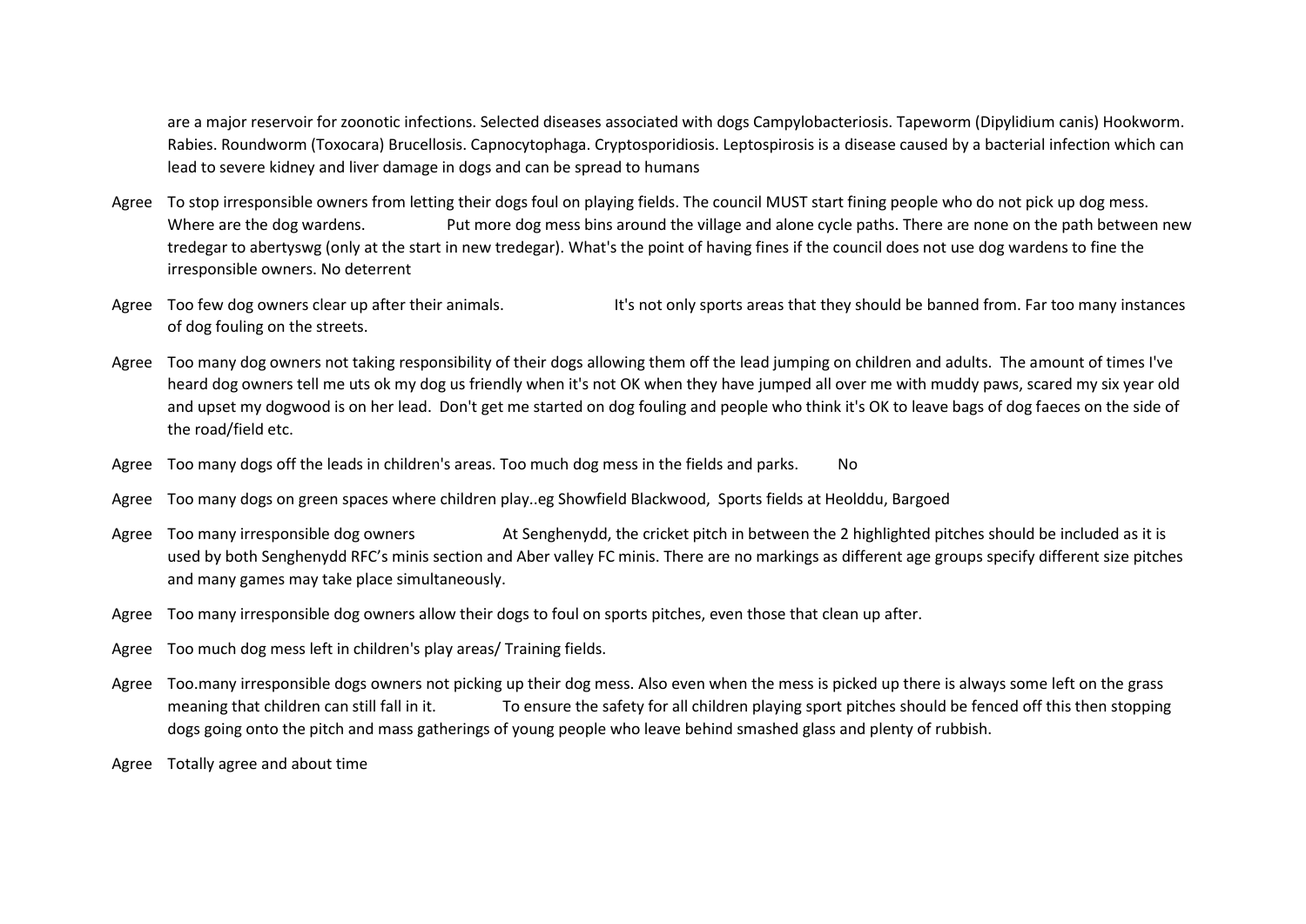are a major reservoir for zoonotic infections. Selected diseases associated with dogs Campylobacteriosis. Tapeworm (Dipylidium canis) Hookworm. Rabies. Roundworm (Toxocara) Brucellosis. Capnocytophaga. Cryptosporidiosis. Leptospirosis is a disease caused by a bacterial infection which can lead to severe kidney and liver damage in dogs and can be spread to humans

Agree To stop irresponsible owners from letting their dogs foul on playing fields. The council MUST start fining people who do not pick up dog mess. Where are the dog wardens. Put more dog mess bins around the village and alone cycle paths. There are none on the path between new tredegar to abertyswg (only at the start in new tredegar). What's the point of having fines if the council does not use dog wardens to fine the irresponsible owners. No deterrent

Agree Too few dog owners clear up after their animals. It's not only sports areas that they should be banned from. Far too many instances of dog fouling on the streets.

Agree Too many dog owners not taking responsibility of their dogs allowing them off the lead jumping on children and adults. The amount of times I've heard dog owners tell me uts ok my dog us friendly when it's not OK when they have jumped all over me with muddy paws, scared my six year old and upset my dogwood is on her lead. Don't get me started on dog fouling and people who think it's OK to leave bags of dog faeces on the side of the road/field etc.

Agree Too many dogs off the leads in children's areas. Too much dog mess in the fields and parks. No

Agree Too many dogs on green spaces where children play..eg Showfield Blackwood, Sports fields at Heolddu, Bargoed

Agree Too many irresponsible dog owners At Senghenydd, the cricket pitch in between the 2 highlighted pitches should be included as it is used by both Senghenydd RFC's minis section and Aber valley FC minis. There are no markings as different age groups specify different size pitches and many games may take place simultaneously.

Agree Too many irresponsible dog owners allow their dogs to foul on sports pitches, even those that clean up after.

Agree Too much dog mess left in children's play areas/ Training fields.

Agree Too.many irresponsible dogs owners not picking up their dog mess. Also even when the mess is picked up there is always some left on the grass meaning that children can still fall in it. To ensure the safety for all children playing sport pitches should be fenced off this then stopping dogs going onto the pitch and mass gatherings of young people who leave behind smashed glass and plenty of rubbish.

Agree Totally agree and about time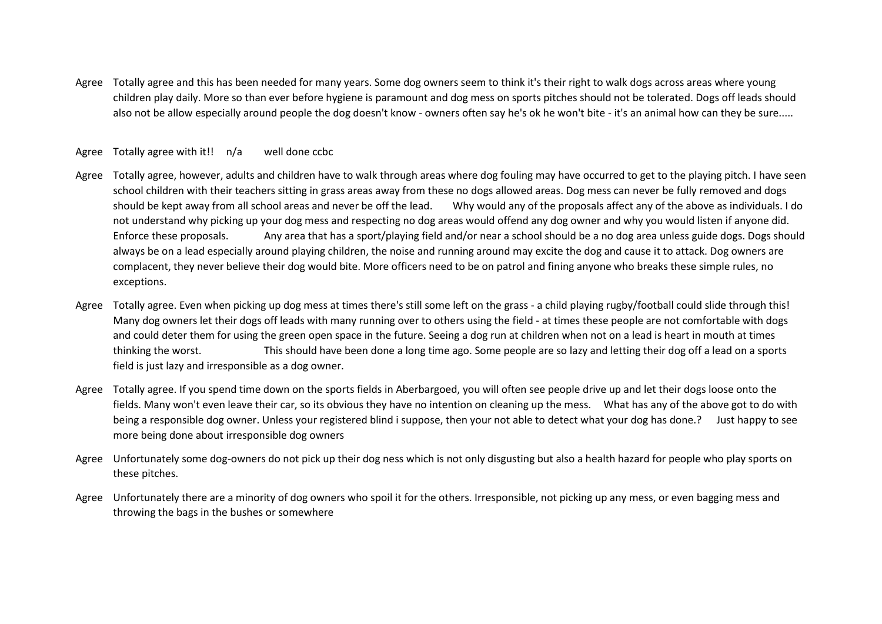Agree Totally agree and this has been needed for many years. Some dog owners seem to think it's their right to walk dogs across areas where young children play daily. More so than ever before hygiene is paramount and dog mess on sports pitches should not be tolerated. Dogs off leads should also not be allow especially around people the dog doesn't know - owners often say he's ok he won't bite - it's an animal how can they be sure.....

Agree Totally agree with it!! n/a well done ccbc

Agree Totally agree, however, adults and children have to walk through areas where dog fouling may have occurred to get to the playing pitch. I have seen school children with their teachers sitting in grass areas away from these no dogs allowed areas. Dog mess can never be fully removed and dogs should be kept away from all school areas and never be off the lead. Why would any of the proposals affect any of the above as individuals. I do not understand why picking up your dog mess and respecting no dog areas would offend any dog owner and why you would listen if anyone did. Enforce these proposals. Any area that has a sport/playing field and/or near a school should be a no dog area unless guide dogs. Dogs should always be on a lead especially around playing children, the noise and running around may excite the dog and cause it to attack. Dog owners are complacent, they never believe their dog would bite. More officers need to be on patrol and fining anyone who breaks these simple rules, no exceptions.

Agree Totally agree. Even when picking up dog mess at times there's still some left on the grass - a child playing rugby/football could slide through this! Many dog owners let their dogs off leads with many running over to others using the field - at times these people are not comfortable with dogs and could deter them for using the green open space in the future. Seeing a dog run at children when not on a lead is heart in mouth at times thinking the worst. This should have been done a long time ago. Some people are so lazy and letting their dog off a lead on a sports field is just lazy and irresponsible as a dog owner.

Agree Totally agree. If you spend time down on the sports fields in Aberbargoed, you will often see people drive up and let their dogs loose onto the fields. Many won't even leave their car, so its obvious they have no intention on cleaning up the mess. What has any of the above got to do with being a responsible dog owner. Unless your registered blind i suppose, then your not able to detect what your dog has done.? Just happy to see more being done about irresponsible dog owners

Agree Unfortunately some dog-owners do not pick up their dog ness which is not only disgusting but also a health hazard for people who play sports on these pitches.

Agree Unfortunately there are a minority of dog owners who spoil it for the others. Irresponsible, not picking up any mess, or even bagging mess and throwing the bags in the bushes or somewhere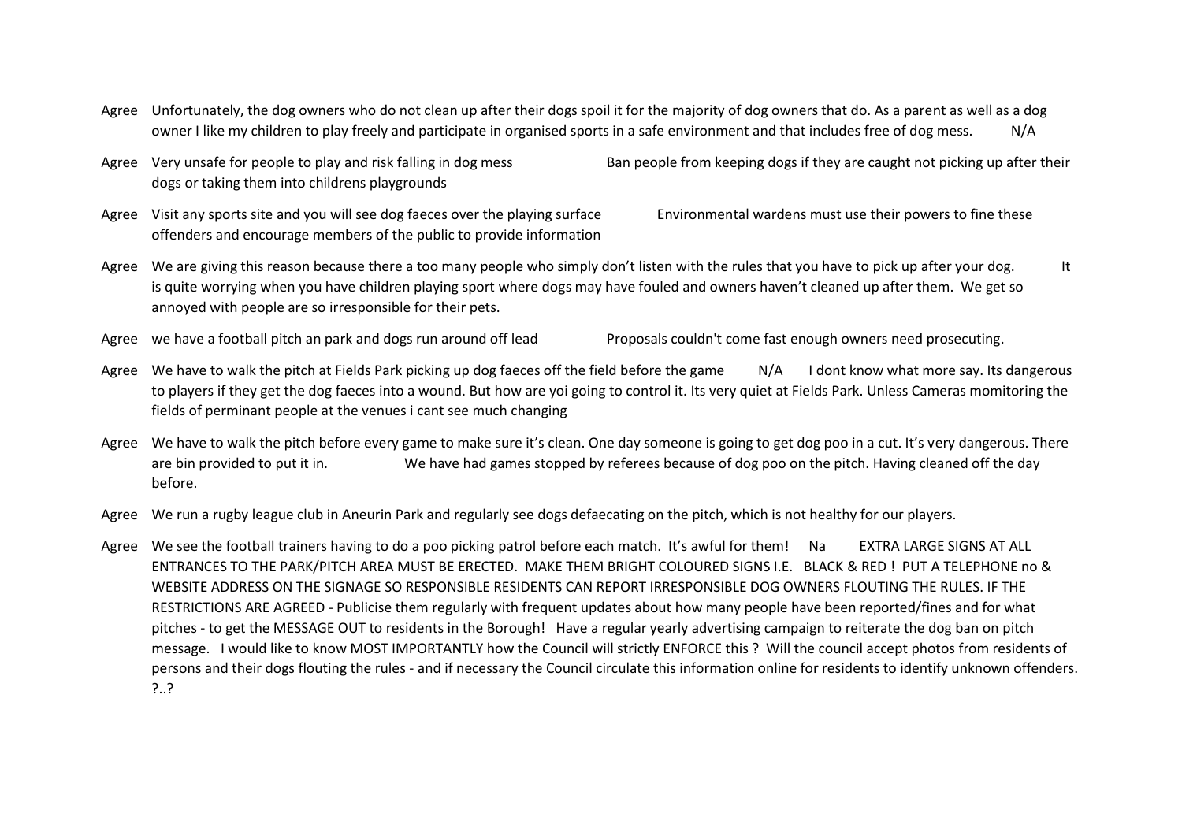Agree Unfortunately, the dog owners who do not clean up after their dogs spoil it for the majority of dog owners that do. As a parent as well as a dog owner I like my children to play freely and participate in organised sports in a safe environment and that includes free of dog mess. N/A

Agree Very unsafe for people to play and risk falling in dog mess Ban people from keeping dogs if they are caught not picking up after their dogs or taking them into childrens playgrounds

Agree Visit any sports site and you will see dog faeces over the playing surface Environmental wardens must use their powers to fine these offenders and encourage members of the public to provide information

Agree We are giving this reason because there a too many people who simply don't listen with the rules that you have to pick up after your dog. It is quite worrying when you have children playing sport where dogs may have fouled and owners haven't cleaned up after them. We get so annoyed with people are so irresponsible for their pets.

Agree we have a football pitch an park and dogs run around off lead Proposals couldn't come fast enough owners need prosecuting.

Agree We have to walk the pitch at Fields Park picking up dog faeces off the field before the game N/A I dont know what more say. Its dangerous to players if they get the dog faeces into a wound. But how are yoi going to control it. Its very quiet at Fields Park. Unless Cameras momitoring the fields of perminant people at the venues i cant see much changing

Agree We have to walk the pitch before every game to make sure it's clean. One day someone is going to get dog poo in a cut. It's very dangerous. There are bin provided to put it in. We have had games stopped by referees because of dog poo on the pitch. Having cleaned off the day before.

Agree We run a rugby league club in Aneurin Park and regularly see dogs defaecating on the pitch, which is not healthy for our players.

Agree We see the football trainers having to do a poo picking patrol before each match. It's awful for them! Na EXTRA LARGE SIGNS AT ALL ENTRANCES TO THE PARK/PITCH AREA MUST BE ERECTED. MAKE THEM BRIGHT COLOURED SIGNS I.E. BLACK & RED ! PUT A TELEPHONE no & WEBSITE ADDRESS ON THE SIGNAGE SO RESPONSIBLE RESIDENTS CAN REPORT IRRESPONSIBLE DOG OWNERS FLOUTING THE RULES. IF THE RESTRICTIONS ARE AGREED - Publicise them regularly with frequent updates about how many people have been reported/fines and for what pitches - to get the MESSAGE OUT to residents in the Borough! Have a regular yearly advertising campaign to reiterate the dog ban on pitch message. I would like to know MOST IMPORTANTLY how the Council will strictly ENFORCE this ? Will the council accept photos from residents of persons and their dogs flouting the rules - and if necessary the Council circulate this information online for residents to identify unknown offenders. ?..?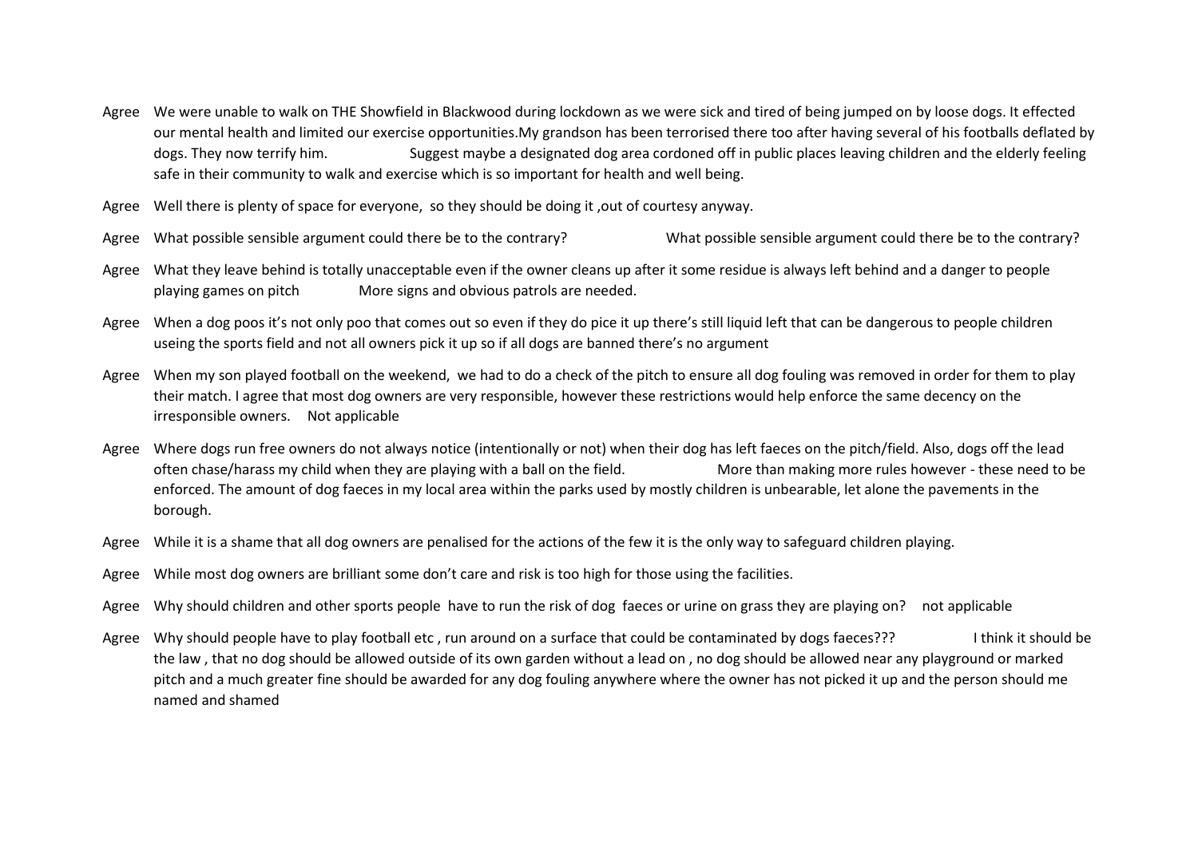| | | |
|---|---|---|
| Agree | We were unable to walk on THE Showfield in Blackwood during lockdown as we were sick and tired of being jumped on by loose dogs. It effected our mental health and limited our exercise opportunities.My grandson has been terrorised there too after having several of his footballs deflated by dogs. They now terrify him. | Suggest maybe a designated dog area cordoned off in public places leaving children and the elderly feeling safe in their community to walk and exercise which is so important for health and well being. |
| Agree | Well there is plenty of space for everyone, so they should be doing it ,out of courtesy anyway. | |
| Agree | What possible sensible argument could there be to the contrary? | What possible sensible argument could there be to the contrary? |
| Agree | What they leave behind is totally unacceptable even if the owner cleans up after it some residue is always left behind and a danger to people playing games on pitch | More signs and obvious patrols are needed. |
| Agree | When a dog poos it's not only poo that comes out so even if they do pice it up there's still liquid left that can be dangerous to people children useing the sports field and not all owners pick it up so if all dogs are banned there's no argument | |
| Agree | When my son played football on the weekend, we had to do a check of the pitch to ensure all dog fouling was removed in order for them to play their match. I agree that most dog owners are very responsible, however these restrictions would help enforce the same decency on the irresponsible owners. | Not applicable |
| Agree | Where dogs run free owners do not always notice (intentionally or not) when their dog has left faeces on the pitch/field. Also, dogs off the lead often chase/harass my child when they are playing with a ball on the field. | More than making more rules however - these need to be enforced. The amount of dog faeces in my local area within the parks used by mostly children is unbearable, let alone the pavements in the borough. |
| Agree | While it is a shame that all dog owners are penalised for the actions of the few it is the only way to safeguard children playing. | |
| Agree | While most dog owners are brilliant some don't care and risk is too high for those using the facilities. | |
| Agree | Why should children and other sports people have to run the risk of dog faeces or urine on grass they are playing on? | not applicable |
| Agree | Why should people have to play football etc , run around on a surface that could be contaminated by dogs faeces??? | I think it should be the law , that no dog should be allowed outside of its own garden without a lead on , no dog should be allowed near any playground or marked pitch and a much greater fine should be awarded for any dog fouling anywhere where the owner has not picked it up and the person should me named and shamed |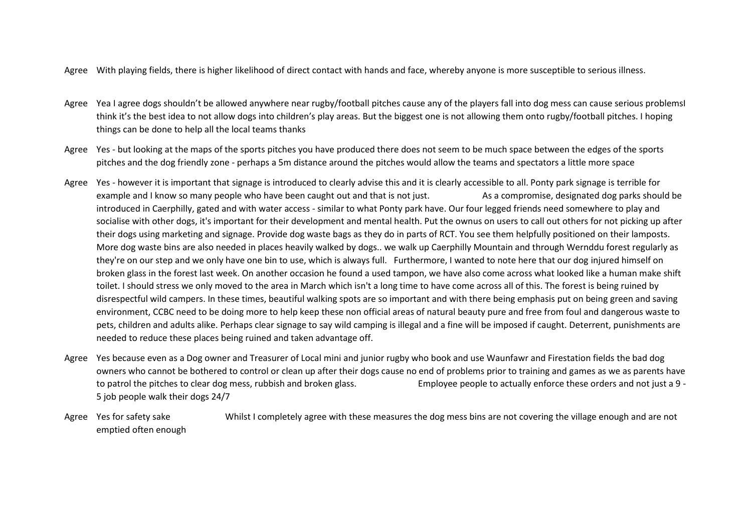| | |
|---|---|
| Agree | With playing fields, there is higher likelihood of direct contact with hands and face, whereby anyone is more susceptible to serious illness. |
| Agree | Yea I agree dogs shouldn't be allowed anywhere near rugby/football pitches cause any of the players fall into dog mess can cause serious problemsI think it's the best idea to not allow dogs into children's play areas. But the biggest one is not allowing them onto rugby/football pitches. I hoping things can be done to help all the local teams thanks |
| Agree | Yes - but looking at the maps of the sports pitches you have produced there does not seem to be much space between the edges of the sports pitches and the dog friendly zone - perhaps a 5m distance around the pitches would allow the teams and spectators a little more space |
| Agree | Yes - however it is important that signage is introduced to clearly advise this and it is clearly accessible to all. Ponty park signage is terrible for example and I know so many people who have been caught out and that is not just. As a compromise, designated dog parks should be introduced in Caerphilly, gated and with water access - similar to what Ponty park have. Our four legged friends need somewhere to play and socialise with other dogs, it's important for their development and mental health. Put the ownus on users to call out others for not picking up after their dogs using marketing and signage. Provide dog waste bags as they do in parts of RCT. You see them helpfully positioned on their lamposts. More dog waste bins are also needed in places heavily walked by dogs.. we walk up Caerphilly Mountain and through Wernddu forest regularly as they're on our step and we only have one bin to use, which is always full. Furthermore, I wanted to note here that our dog injured himself on broken glass in the forest last week. On another occasion he found a used tampon, we have also come across what looked like a human make shift toilet. I should stress we only moved to the area in March which isn't a long time to have come across all of this. The forest is being ruined by disrespectful wild campers. In these times, beautiful walking spots are so important and with there being emphasis put on being green and saving environment, CCBC need to be doing more to help keep these non official areas of natural beauty pure and free from foul and dangerous waste to pets, children and adults alike. Perhaps clear signage to say wild camping is illegal and a fine will be imposed if caught. Deterrent, punishments are needed to reduce these places being ruined and taken advantage off. |
| Agree | Yes because even as a Dog owner and Treasurer of Local mini and junior rugby who book and use Waunfawr and Firestation fields the bad dog owners who cannot be bothered to control or clean up after their dogs cause no end of problems prior to training and games as we as parents have to patrol the pitches to clear dog mess, rubbish and broken glass. Employee people to actually enforce these orders and not just a 9 - 5 job people walk their dogs 24/7 |
| Agree | Yes for safety sake Whilst I completely agree with these measures the dog mess bins are not covering the village enough and are not emptied often enough |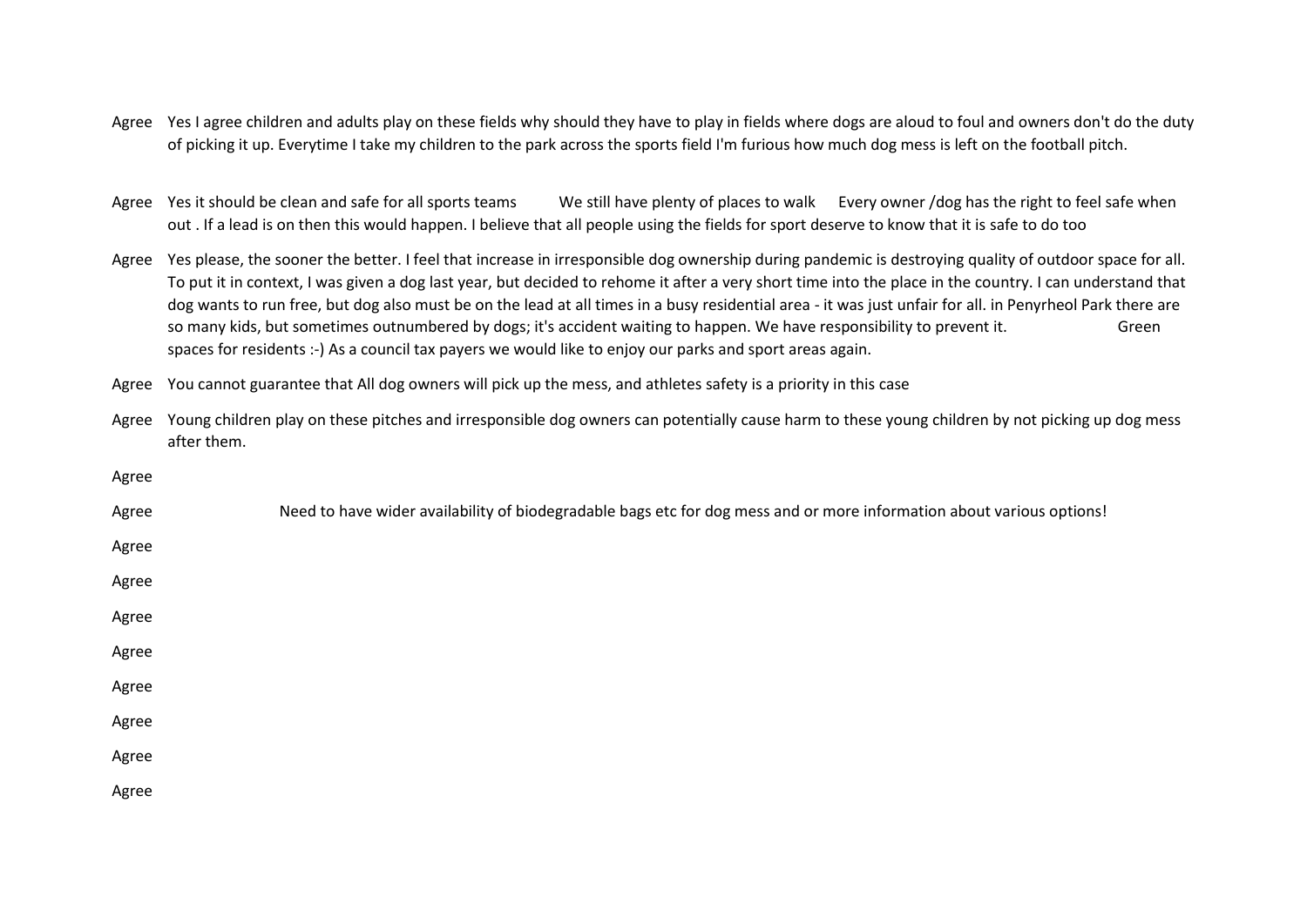| | |
|---|---|
| Agree | Yes I agree children and adults play on these fields why should they have to play in fields where dogs are aloud to foul and owners don't do the duty of picking it up. Everytime I take my children to the park across the sports field I'm furious how much dog mess is left on the football pitch. |
| Agree | Yes it should be clean and safe for all sports teams We still have plenty of places to walk Every owner /dog has the right to feel safe when out . If a lead is on then this would happen. I believe that all people using the fields for sport deserve to know that it is safe to do too |
| Agree | Yes please, the sooner the better. I feel that increase in irresponsible dog ownership during pandemic is destroying quality of outdoor space for all. To put it in context, I was given a dog last year, but decided to rehome it after a very short time into the place in the country. I can understand that dog wants to run free, but dog also must be on the lead at all times in a busy residential area - it was just unfair for all. in Penyrheol Park there are so many kids, but sometimes outnumbered by dogs; it's accident waiting to happen. We have responsibility to prevent it. Green spaces for residents :-) As a council tax payers we would like to enjoy our parks and sport areas again. |
| Agree | You cannot guarantee that All dog owners will pick up the mess, and athletes safety is a priority in this case |
| Agree | Young children play on these pitches and irresponsible dog owners can potentially cause harm to these young children by not picking up dog mess after them. |
| Agree | |
| Agree | Need to have wider availability of biodegradable bags etc for dog mess and or more information about various options! |
| Agree | |
| Agree | |
| Agree | |
| Agree | |
| Agree | |
| Agree | |
| Agree | |
| Agree | |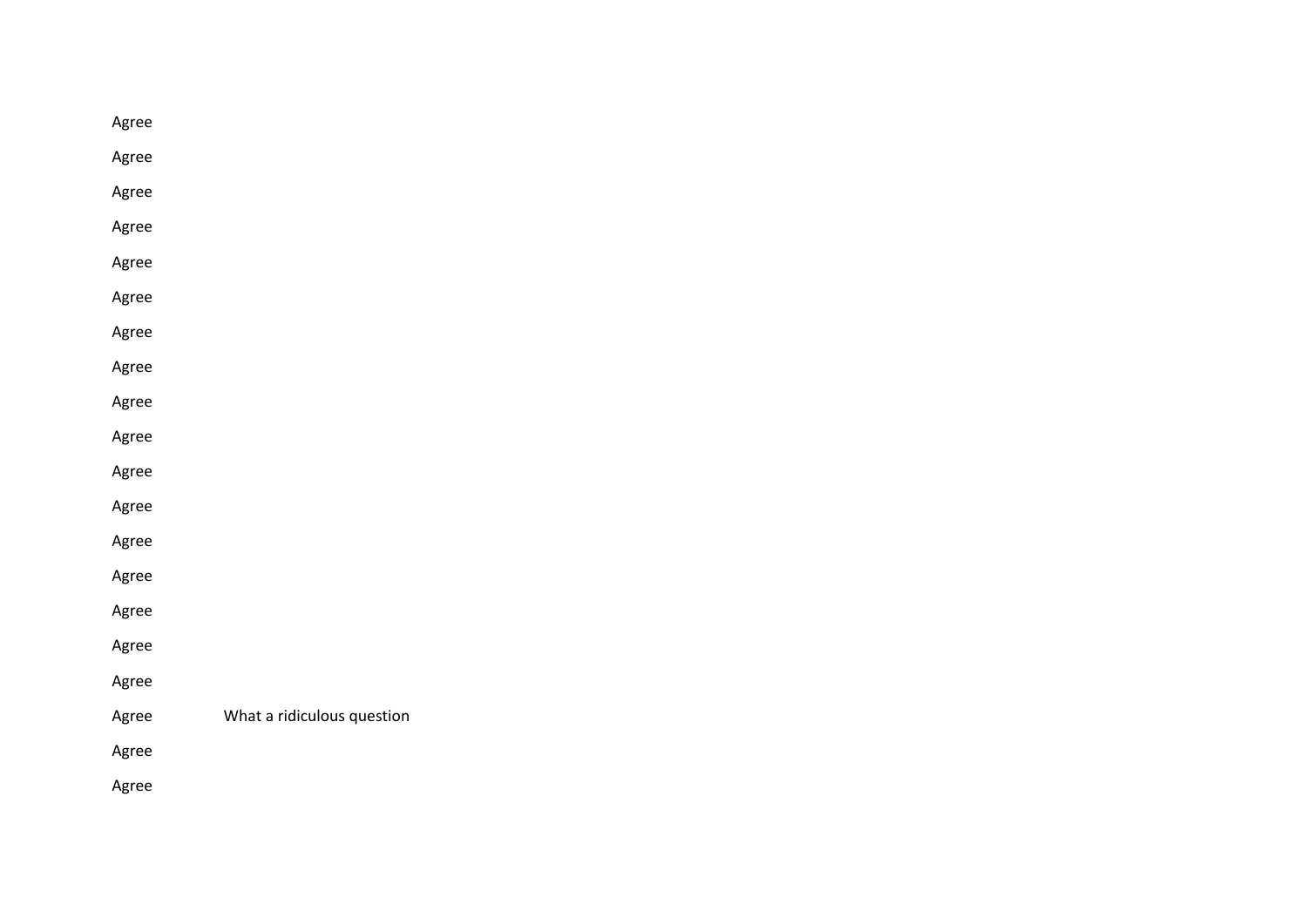| | |
|---|---|
| Agree | |
| Agree | |
| Agree | |
| Agree | |
| Agree | |
| Agree | |
| Agree | |
| Agree | |
| Agree | |
| Agree | |
| Agree | |
| Agree | |
| Agree | |
| Agree | |
| Agree | |
| Agree | |
| Agree | |
| Agree | What a ridiculous question |
| Agree | |
| Agree | |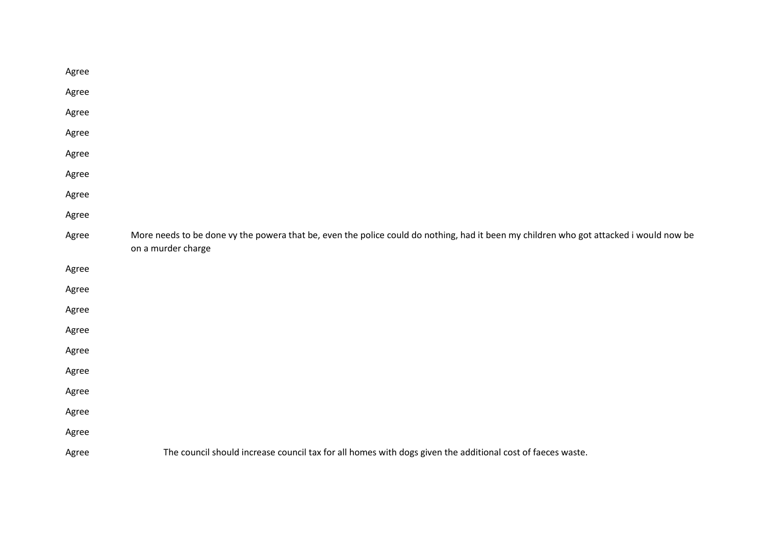| | |
|---|---|
| Agree | |
| Agree | |
| Agree | |
| Agree | |
| Agree | |
| Agree | |
| Agree | |
| Agree | |
| Agree | More needs to be done vy the powera that be, even the police could do nothing, had it been my children who got attacked i would now be on a murder charge |
| Agree | |
| Agree | |
| Agree | |
| Agree | |
| Agree | |
| Agree | |
| Agree | |
| Agree | |
| Agree | |
| Agree | The council should increase council tax for all homes with dogs given the additional cost of faeces waste. |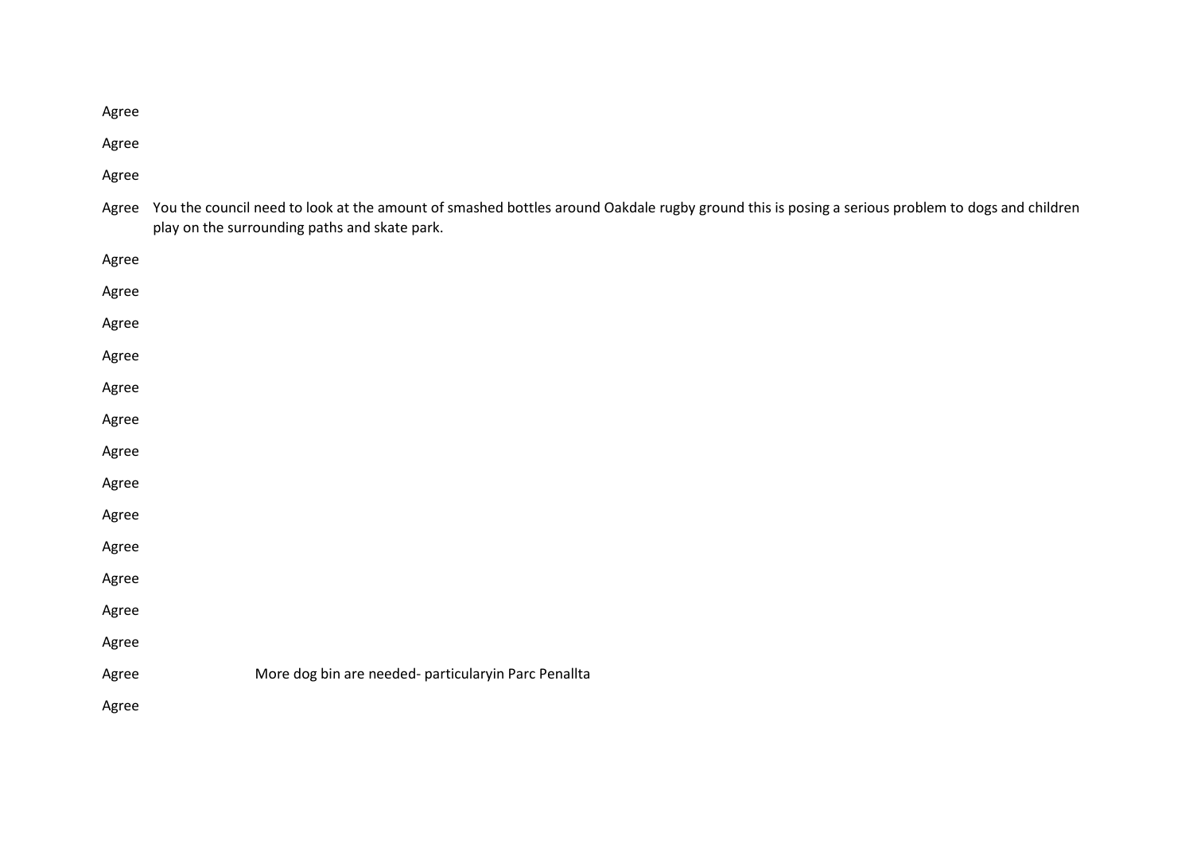| | |
|---|---|
| Agree | |
| Agree | |
| Agree | |
| Agree | You the council need to look at the amount of smashed bottles around Oakdale rugby ground this is posing a serious problem to dogs and children play on the surrounding paths and skate park. |
| Agree | |
| Agree | |
| Agree | |
| Agree | |
| Agree | |
| Agree | |
| Agree | |
| Agree | |
| Agree | |
| Agree | |
| Agree | |
| Agree | |
| Agree | |
| Agree | More dog bin are needed- particularyin Parc Penallta |
| Agree | |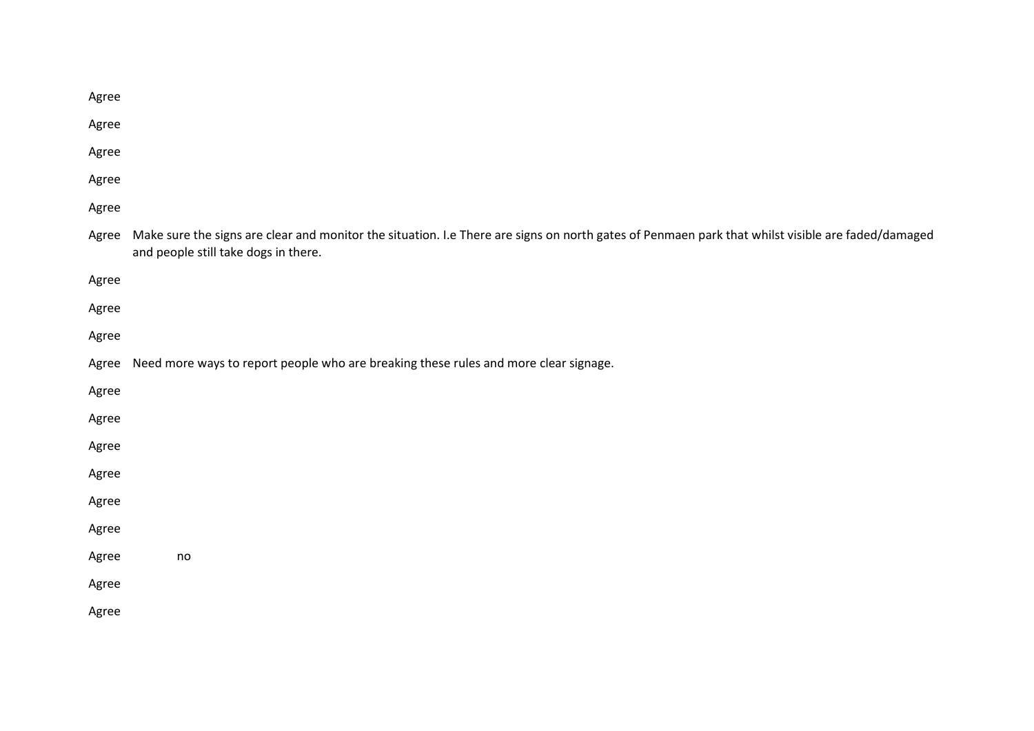| | |
|---|---|
| Agree | |
| Agree | |
| Agree | |
| Agree | |
| Agree | |
| Agree | Make sure the signs are clear and monitor the situation. I.e There are signs on north gates of Penmaen park that whilst visible are faded/damaged and people still take dogs in there. |
| Agree | |
| Agree | |
| Agree | |
| Agree | Need more ways to report people who are breaking these rules and more clear signage. |
| Agree | |
| Agree | |
| Agree | |
| Agree | |
| Agree | |
| Agree | |
| Agree | no |
| Agree | |
| Agree | |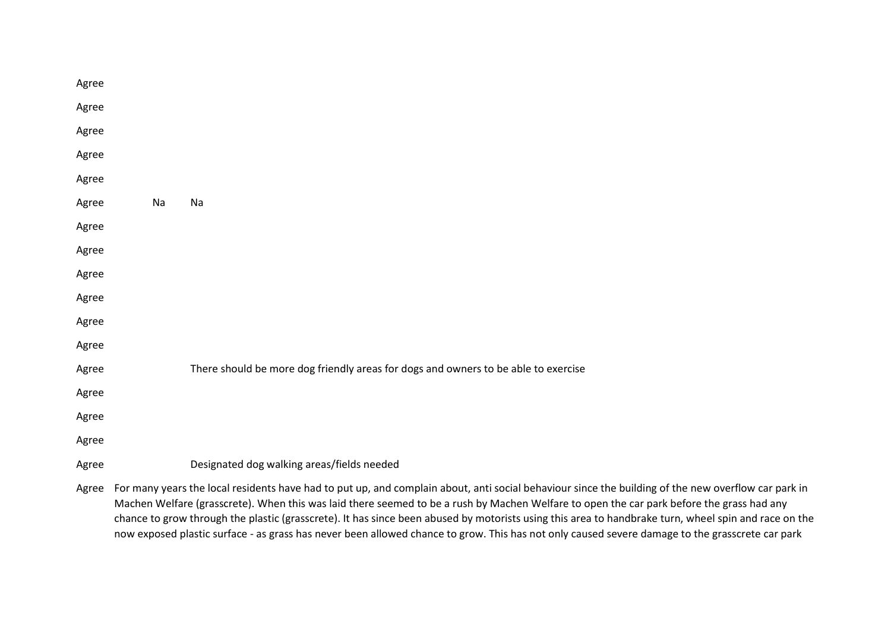| | | |
|---|---|---|
| Agree | | |
| Agree | | |
| Agree | | |
| Agree | | |
| Agree | | |
| Agree | Na | Na |
| Agree | | |
| Agree | | |
| Agree | | |
| Agree | | |
| Agree | | |
| Agree | | |
| Agree | | There should be more dog friendly areas for dogs and owners to be able to exercise |
| Agree | | |
| Agree | | |
| Agree | | |
| Agree | | Designated dog walking areas/fields needed |
| Agree | For many years the local residents have had to put up, and complain about, anti social behaviour since the building of the new overflow car park in Machen Welfare (grasscrete). When this was laid there seemed to be a rush by Machen Welfare to open the car park before the grass had any chance to grow through the plastic (grasscrete). It has since been abused by motorists using this area to handbrake turn, wheel spin and race on the now exposed plastic surface - as grass has never been allowed chance to grow. This has not only caused severe damage to the grasscrete car park | |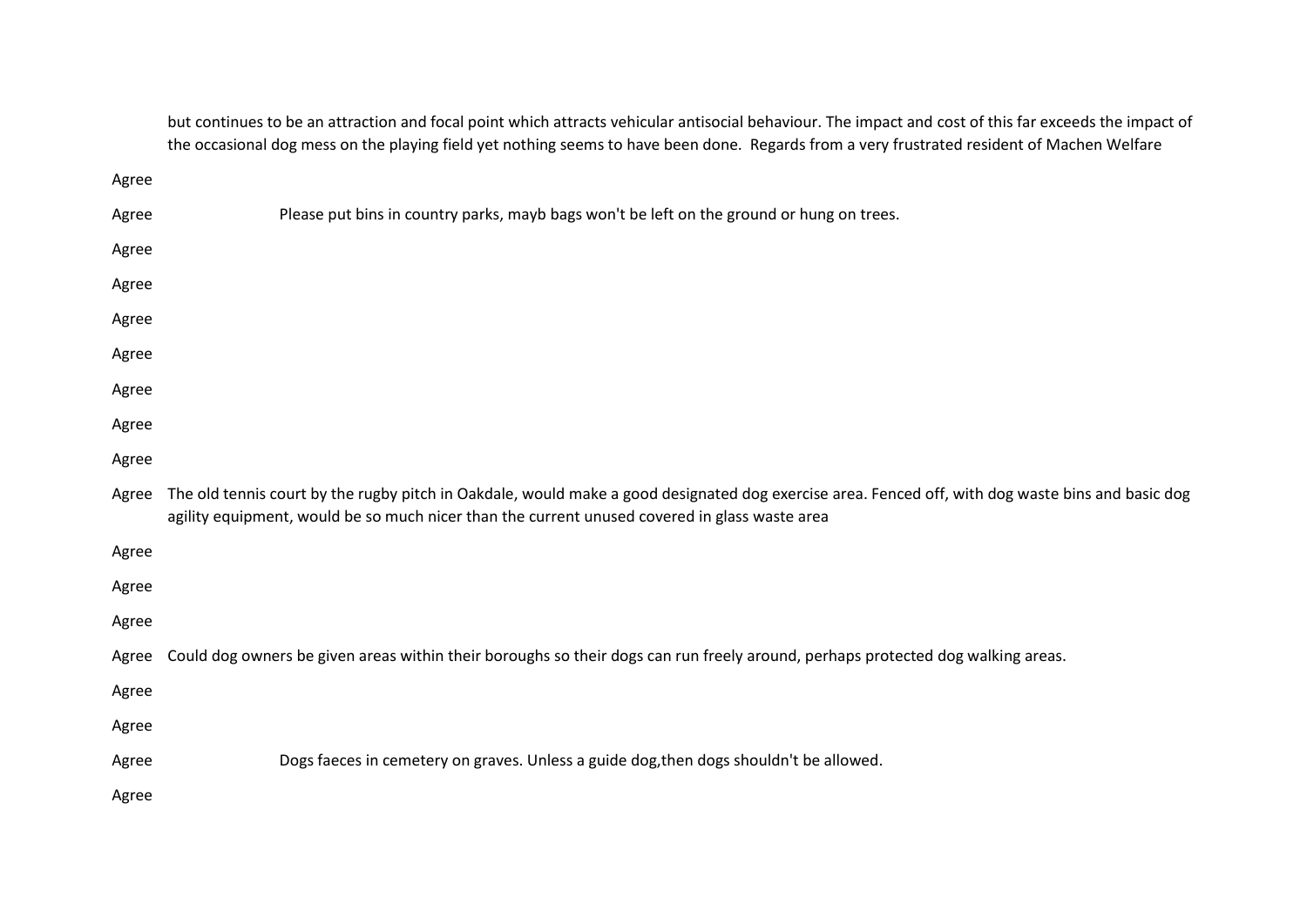| | |
|---|---|
| | but continues to be an attraction and focal point which attracts vehicular antisocial behaviour. The impact and cost of this far exceeds the impact of the occasional dog mess on the playing field yet nothing seems to have been done. Regards from a very frustrated resident of Machen Welfare |
| Agree | |
| Agree | Please put bins in country parks, mayb bags won't be left on the ground or hung on trees. |
| Agree | |
| Agree | |
| Agree | |
| Agree | |
| Agree | |
| Agree | |
| Agree | |
| Agree | The old tennis court by the rugby pitch in Oakdale, would make a good designated dog exercise area. Fenced off, with dog waste bins and basic dog agility equipment, would be so much nicer than the current unused covered in glass waste area |
| Agree | |
| Agree | |
| Agree | |
| Agree | Could dog owners be given areas within their boroughs so their dogs can run freely around, perhaps protected dog walking areas. |
| Agree | |
| Agree | |
| Agree | Dogs faeces in cemetery on graves. Unless a guide dog,then dogs shouldn't be allowed. |
| Agree | |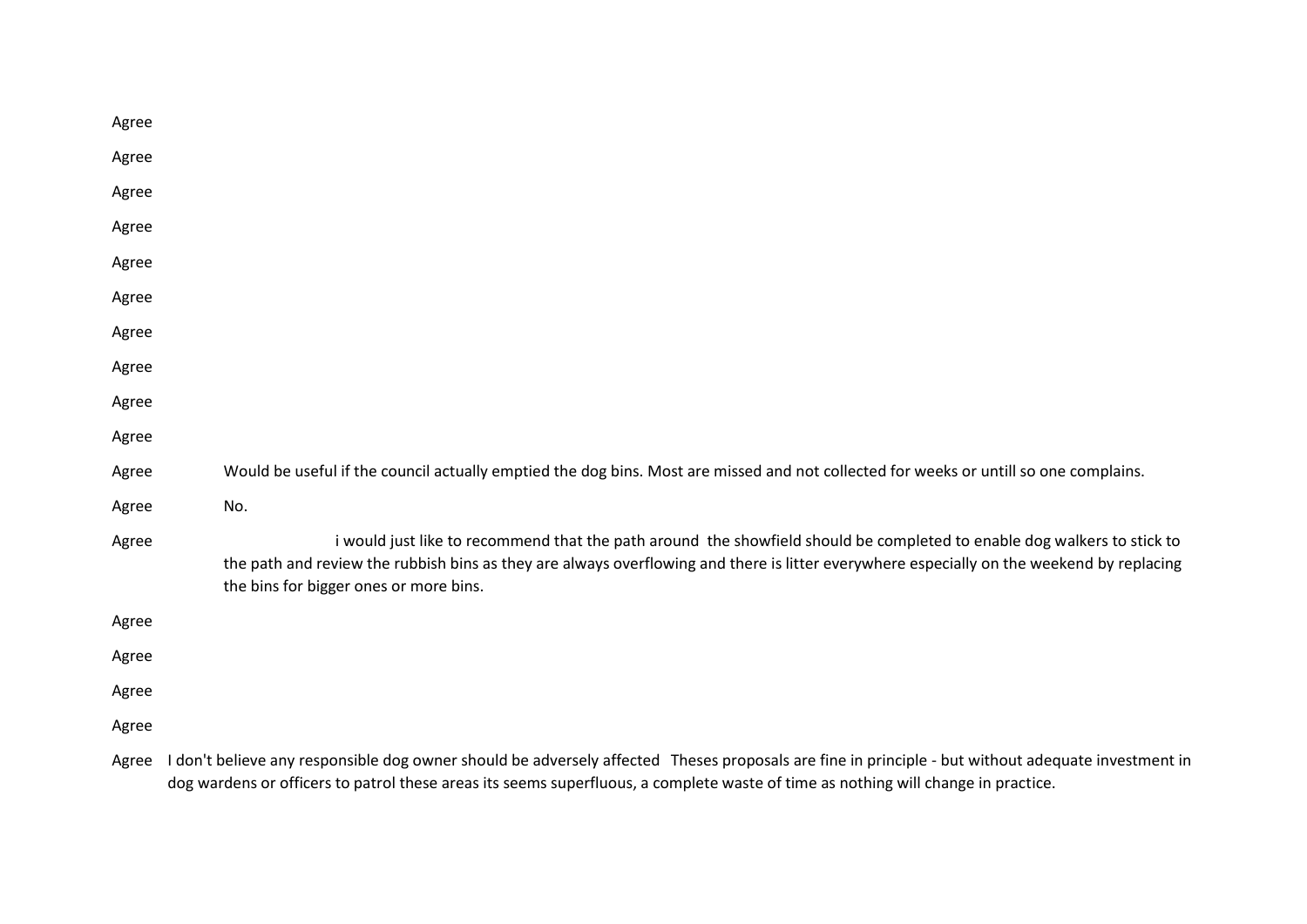| | |
|---|---|
| Agree | |
| Agree | |
| Agree | |
| Agree | |
| Agree | |
| Agree | |
| Agree | |
| Agree | |
| Agree | |
| Agree | |
| Agree | Would be useful if the council actually emptied the dog bins. Most are missed and not collected for weeks or untill so one complains. |
| Agree | No. |
| Agree | i would just like to recommend that the path around the showfield should be completed to enable dog walkers to stick to the path and review the rubbish bins as they are always overflowing and there is litter everywhere especially on the weekend by replacing the bins for bigger ones or more bins. |
| Agree | |
| Agree | |
| Agree | |
| Agree | |
| Agree | I don't believe any responsible dog owner should be adversely affected Theses proposals are fine in principle - but without adequate investment in dog wardens or officers to patrol these areas its seems superfluous, a complete waste of time as nothing will change in practice. |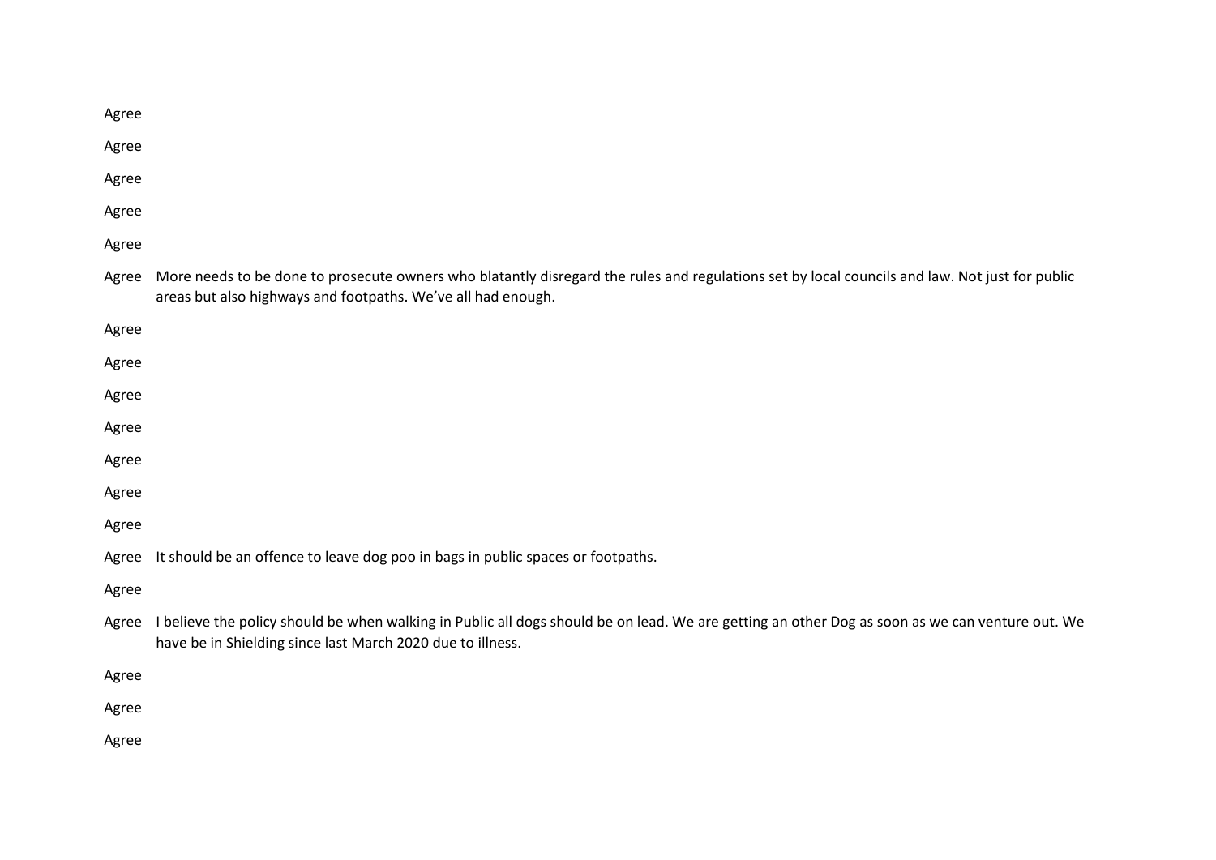| | |
|---|---|
| Agree | |
| Agree | |
| Agree | |
| Agree | |
| Agree | |
| Agree | More needs to be done to prosecute owners who blatantly disregard the rules and regulations set by local councils and law. Not just for public areas but also highways and footpaths. We've all had enough. |
| Agree | |
| Agree | |
| Agree | |
| Agree | |
| Agree | |
| Agree | |
| Agree | |
| Agree | It should be an offence to leave dog poo in bags in public spaces or footpaths. |
| Agree | |
| Agree | I believe the policy should be when walking in Public all dogs should be on lead. We are getting an other Dog as soon as we can venture out. We have be in Shielding since last March 2020 due to illness. |
| Agree | |
| Agree | |
| Agree | |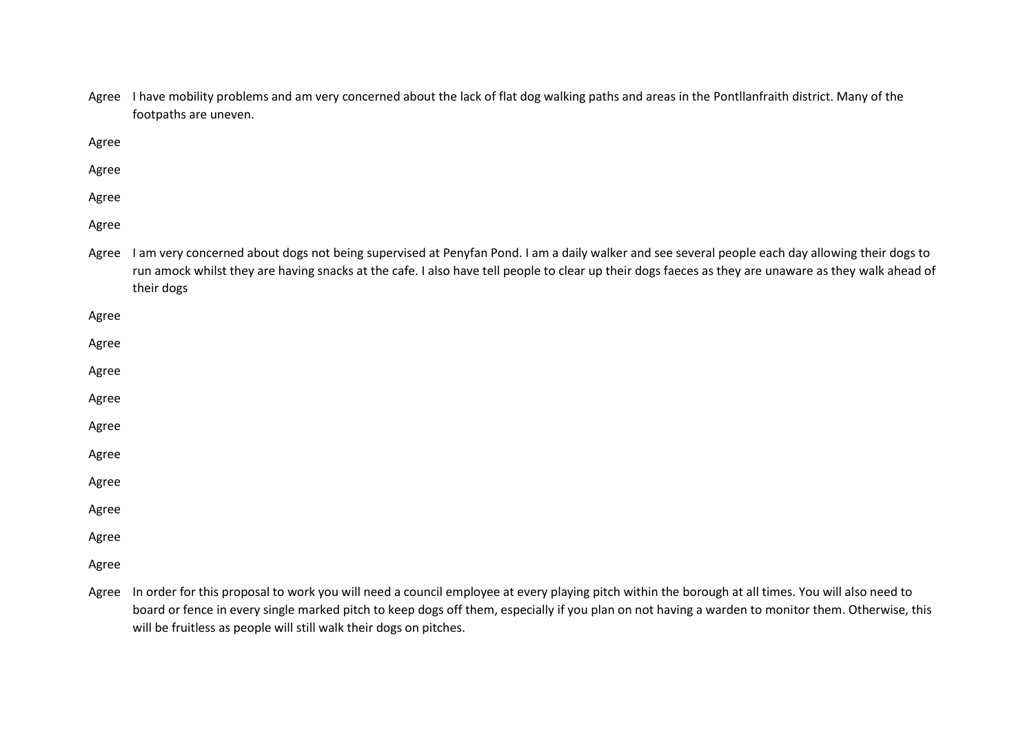| | |
|---|---|
| Agree | I have mobility problems and am very concerned about the lack of flat dog walking paths and areas in the Pontllanfraith district. Many of the footpaths are uneven. |
| Agree | |
| Agree | |
| Agree | |
| Agree | |
| Agree | I am very concerned about dogs not being supervised at Penyfan Pond. I am a daily walker and see several people each day allowing their dogs to run amock whilst they are having snacks at the cafe. I also have tell people to clear up their dogs faeces as they are unaware as they walk ahead of their dogs |
| Agree | |
| Agree | |
| Agree | |
| Agree | |
| Agree | |
| Agree | |
| Agree | |
| Agree | |
| Agree | |
| Agree | |
| Agree | In order for this proposal to work you will need a council employee at every playing pitch within the borough at all times. You will also need to board or fence in every single marked pitch to keep dogs off them, especially if you plan on not having a warden to monitor them. Otherwise, this will be fruitless as people will still walk their dogs on pitches. |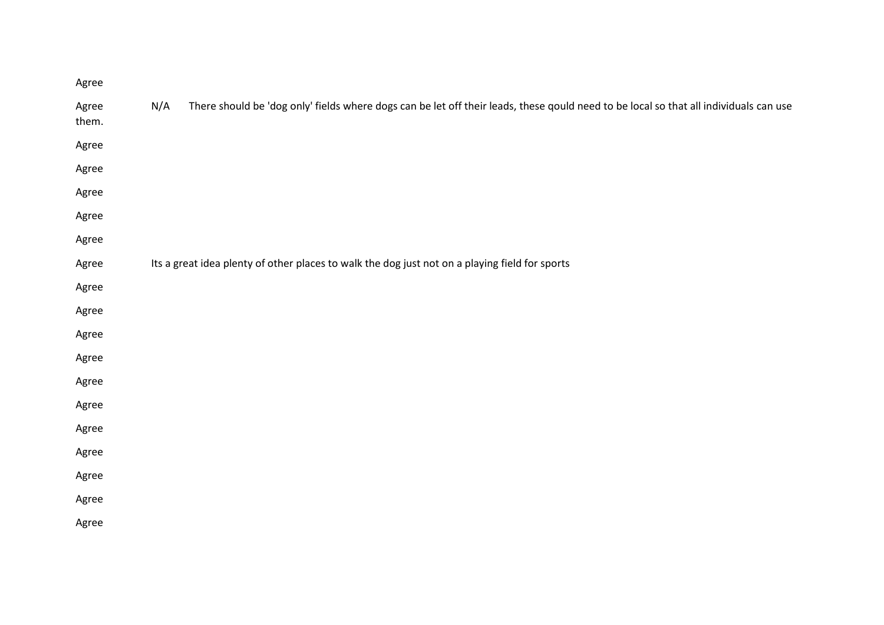Agree

Agree N/A There should be 'dog only' fields where dogs can be let off their leads, these qould need to be local so that all individuals can use them.

Agree

Agree

Agree

Agree

Agree

Agree Its a great idea plenty of other places to walk the dog just not on a playing field for sports

Agree

Agree

Agree

Agree

Agree

Agree

Agree

Agree

Agree

Agree

Agree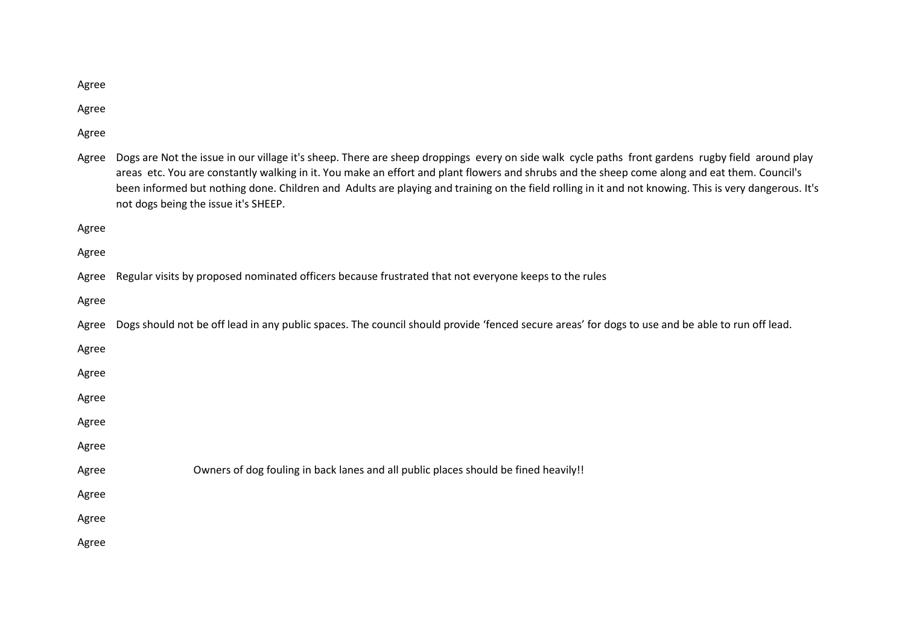| | |
|---|---|
| Agree | |
| Agree | |
| Agree | |
| Agree | Dogs are Not the issue in our village it's sheep. There are sheep droppings every on side walk cycle paths front gardens rugby field around play areas etc. You are constantly walking in it. You make an effort and plant flowers and shrubs and the sheep come along and eat them. Council's been informed but nothing done. Children and Adults are playing and training on the field rolling in it and not knowing. This is very dangerous. It's not dogs being the issue it's SHEEP. |
| Agree | |
| Agree | |
| Agree | Regular visits by proposed nominated officers because frustrated that not everyone keeps to the rules |
| Agree | |
| Agree | Dogs should not be off lead in any public spaces. The council should provide 'fenced secure areas' for dogs to use and be able to run off lead. |
| Agree | |
| Agree | |
| Agree | |
| Agree | |
| Agree | |
| Agree | Owners of dog fouling in back lanes and all public places should be fined heavily!! |
| Agree | |
| Agree | |
| Agree | |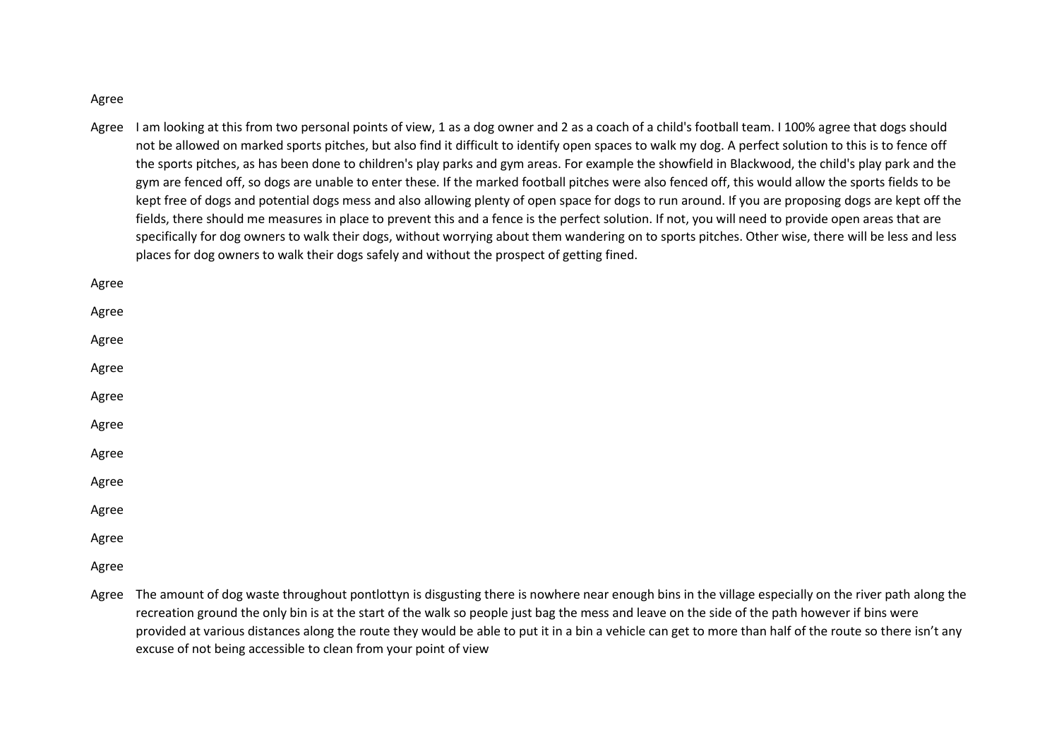| | |
|---|---|
| Agree | |
| Agree | I am looking at this from two personal points of view, 1 as a dog owner and 2 as a coach of a child's football team. I 100% agree that dogs should not be allowed on marked sports pitches, but also find it difficult to identify open spaces to walk my dog. A perfect solution to this is to fence off the sports pitches, as has been done to children's play parks and gym areas. For example the showfield in Blackwood, the child's play park and the gym are fenced off, so dogs are unable to enter these. If the marked football pitches were also fenced off, this would allow the sports fields to be kept free of dogs and potential dogs mess and also allowing plenty of open space for dogs to run around. If you are proposing dogs are kept off the fields, there should me measures in place to prevent this and a fence is the perfect solution. If not, you will need to provide open areas that are specifically for dog owners to walk their dogs, without worrying about them wandering on to sports pitches. Other wise, there will be less and less places for dog owners to walk their dogs safely and without the prospect of getting fined. |
| Agree | |
| Agree | |
| Agree | |
| Agree | |
| Agree | |
| Agree | |
| Agree | |
| Agree | |
| Agree | |
| Agree | |
| Agree | |
| Agree | |
| Agree | The amount of dog waste throughout pontlottyn is disgusting there is nowhere near enough bins in the village especially on the river path along the recreation ground the only bin is at the start of the walk so people just bag the mess and leave on the side of the path however if bins were provided at various distances along the route they would be able to put it in a bin a vehicle can get to more than half of the route so there isn't any excuse of not being accessible to clean from your point of view |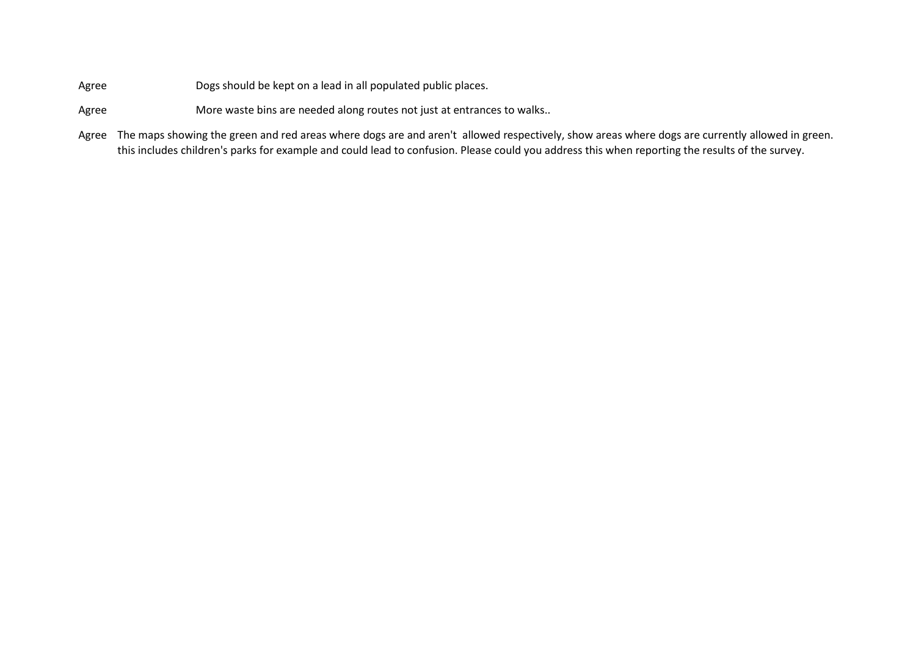| | |
|---|---|
| Agree | Dogs should be kept on a lead in all populated public places. |
| Agree | More waste bins are needed along routes not just at entrances to walks.. |
| Agree | The maps showing the green and red areas where dogs are and aren't allowed respectively, show areas where dogs are currently allowed in green. this includes children's parks for example and could lead to confusion. Please could you address this when reporting the results of the survey. |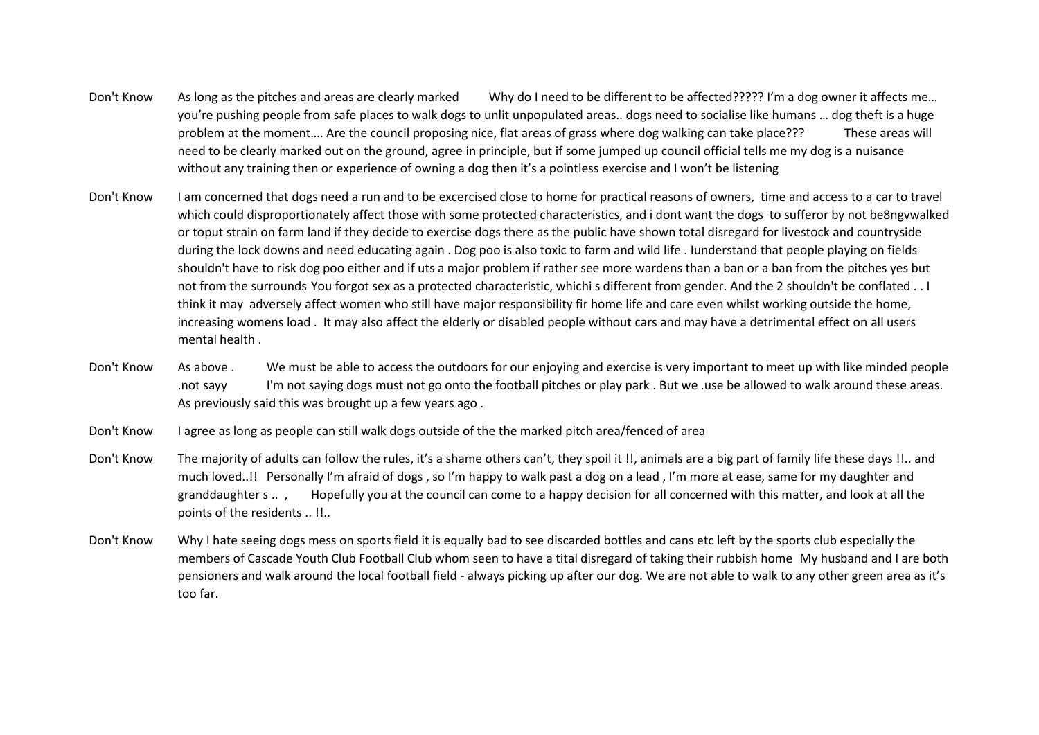| | |
|---|---|
| Don't Know | As long as the pitches and areas are clearly marked Why do I need to be different to be affected????? I'm a dog owner it affects me… you're pushing people from safe places to walk dogs to unlit unpopulated areas.. dogs need to socialise like humans … dog theft is a huge problem at the moment…. Are the council proposing nice, flat areas of grass where dog walking can take place??? These areas will need to be clearly marked out on the ground, agree in principle, but if some jumped up council official tells me my dog is a nuisance without any training then or experience of owning a dog then it's a pointless exercise and I won't be listening |
| Don't Know | I am concerned that dogs need a run and to be excercised close to home for practical reasons of owners, time and access to a car to travel which could disproportionately affect those with some protected characteristics, and i dont want the dogs to sufferor by not be8ngvwalked or toput strain on farm land if they decide to exercise dogs there as the public have shown total disregard for livestock and countryside during the lock downs and need educating again . Dog poo is also toxic to farm and wild life . Iunderstand that people playing on fields shouldn't have to risk dog poo either and if uts a major problem if rather see more wardens than a ban or a ban from the pitches yes but not from the surrounds You forgot sex as a protected characteristic, whichi s different from gender. And the 2 shouldn't be conflated . . I think it may adversely affect women who still have major responsibility fir home life and care even whilst working outside the home, increasing womens load . It may also affect the elderly or disabled people without cars and may have a detrimental effect on all users mental health . |
| Don't Know | As above . We must be able to access the outdoors for our enjoying and exercise is very important to meet up with like minded people .not sayy I'm not saying dogs must not go onto the football pitches or play park . But we .use be allowed to walk around these areas. As previously said this was brought up a few years ago . |
| Don't Know | I agree as long as people can still walk dogs outside of the the marked pitch area/fenced of area |
| Don't Know | The majority of adults can follow the rules, it's a shame others can't, they spoil it !!, animals are a big part of family life these days !!.. and much loved..!! Personally I'm afraid of dogs , so I'm happy to walk past a dog on a lead , I'm more at ease, same for my daughter and granddaughter s .. , Hopefully you at the council can come to a happy decision for all concerned with this matter, and look at all the points of the residents .. !!.. |
| Don't Know | Why I hate seeing dogs mess on sports field it is equally bad to see discarded bottles and cans etc left by the sports club especially the members of Cascade Youth Club Football Club whom seen to have a tital disregard of taking their rubbish home My husband and I are both pensioners and walk around the local football field - always picking up after our dog. We are not able to walk to any other green area as it's too far. |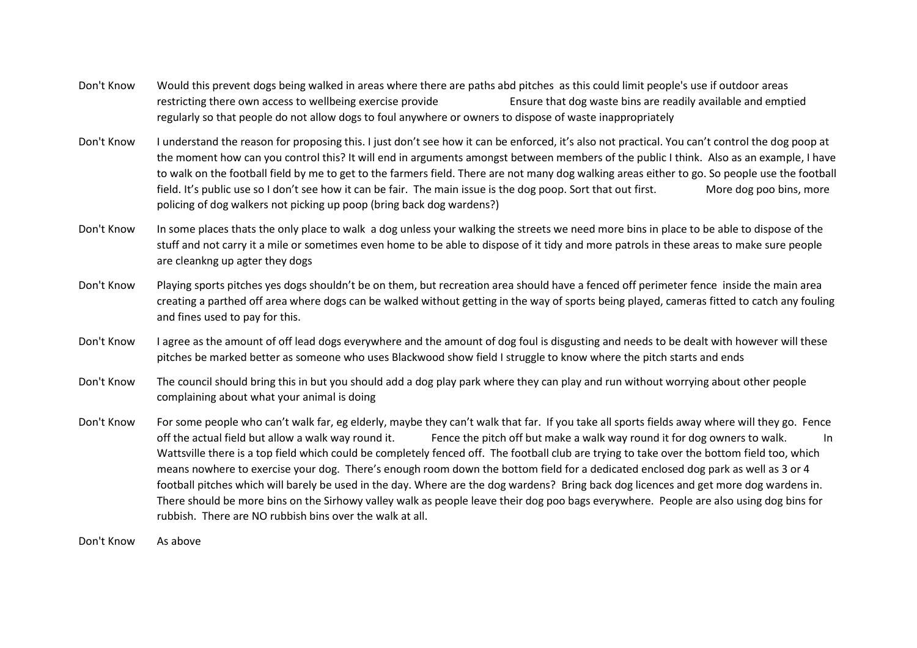| | |
|---|---|
| Don't Know | Would this prevent dogs being walked in areas where there are paths abd pitches as this could limit people's use if outdoor areas restricting there own access to wellbeing exercise provide Ensure that dog waste bins are readily available and emptied regularly so that people do not allow dogs to foul anywhere or owners to dispose of waste inappropriately |
| Don't Know | I understand the reason for proposing this. I just don't see how it can be enforced, it's also not practical. You can't control the dog poop at the moment how can you control this? It will end in arguments amongst between members of the public I think. Also as an example, I have to walk on the football field by me to get to the farmers field. There are not many dog walking areas either to go. So people use the football field. It's public use so I don't see how it can be fair. The main issue is the dog poop. Sort that out first. More dog poo bins, more policing of dog walkers not picking up poop (bring back dog wardens?) |
| Don't Know | In some places thats the only place to walk a dog unless your walking the streets we need more bins in place to be able to dispose of the stuff and not carry it a mile or sometimes even home to be able to dispose of it tidy and more patrols in these areas to make sure people are cleankng up agter they dogs |
| Don't Know | Playing sports pitches yes dogs shouldn't be on them, but recreation area should have a fenced off perimeter fence inside the main area creating a parthed off area where dogs can be walked without getting in the way of sports being played, cameras fitted to catch any fouling and fines used to pay for this. |
| Don't Know | I agree as the amount of off lead dogs everywhere and the amount of dog foul is disgusting and needs to be dealt with however will these pitches be marked better as someone who uses Blackwood show field I struggle to know where the pitch starts and ends |
| Don't Know | The council should bring this in but you should add a dog play park where they can play and run without worrying about other people complaining about what your animal is doing |
| Don't Know | For some people who can't walk far, eg elderly, maybe they can't walk that far. If you take all sports fields away where will they go. Fence off the actual field but allow a walk way round it. Fence the pitch off but make a walk way round it for dog owners to walk. In Wattsville there is a top field which could be completely fenced off. The football club are trying to take over the bottom field too, which means nowhere to exercise your dog. There's enough room down the bottom field for a dedicated enclosed dog park as well as 3 or 4 football pitches which will barely be used in the day. Where are the dog wardens? Bring back dog licences and get more dog wardens in. There should be more bins on the Sirhowy valley walk as people leave their dog poo bags everywhere. People are also using dog bins for rubbish. There are NO rubbish bins over the walk at all. |
| Don't Know | As above |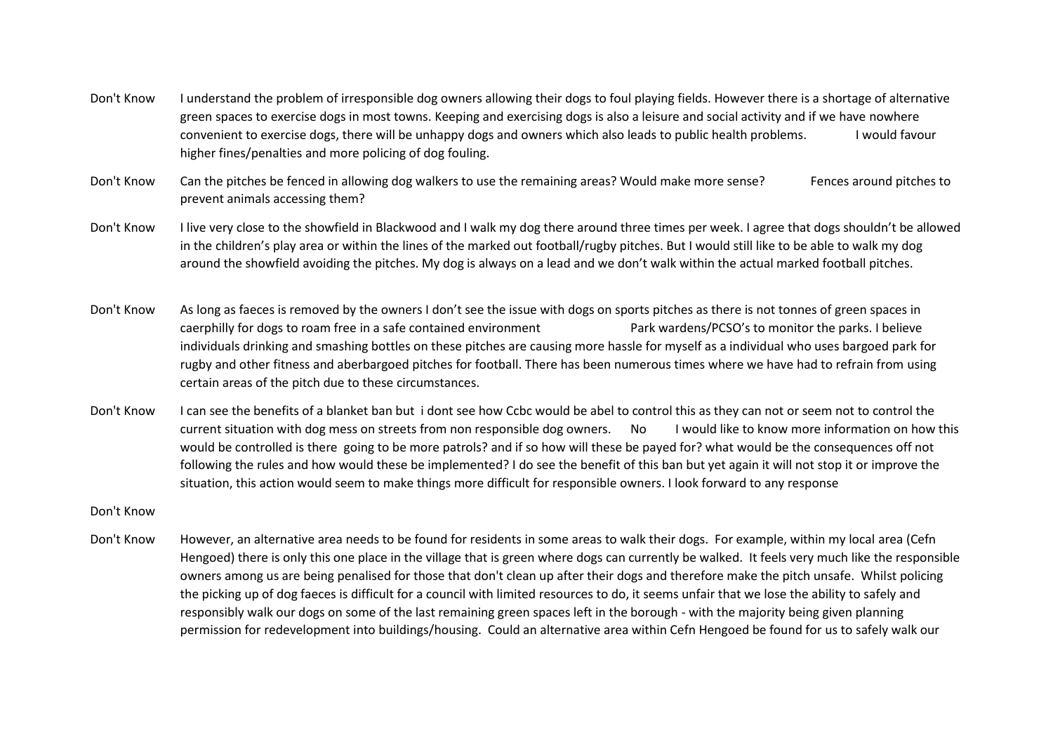| | |
|---|---|
| Don't Know | I understand the problem of irresponsible dog owners allowing their dogs to foul playing fields. However there is a shortage of alternative green spaces to exercise dogs in most towns. Keeping and exercising dogs is also a leisure and social activity and if we have nowhere convenient to exercise dogs, there will be unhappy dogs and owners which also leads to public health problems. I would favour higher fines/penalties and more policing of dog fouling. |
| Don't Know | Can the pitches be fenced in allowing dog walkers to use the remaining areas? Would make more sense? Fences around pitches to prevent animals accessing them? |
| Don't Know | I live very close to the showfield in Blackwood and I walk my dog there around three times per week. I agree that dogs shouldn't be allowed in the children's play area or within the lines of the marked out football/rugby pitches. But I would still like to be able to walk my dog around the showfield avoiding the pitches. My dog is always on a lead and we don't walk within the actual marked football pitches. |
| Don't Know | As long as faeces is removed by the owners I don't see the issue with dogs on sports pitches as there is not tonnes of green spaces in caerphilly for dogs to roam free in a safe contained environment Park wardens/PCSO's to monitor the parks. I believe individuals drinking and smashing bottles on these pitches are causing more hassle for myself as a individual who uses bargoed park for rugby and other fitness and aberbargoed pitches for football. There has been numerous times where we have had to refrain from using certain areas of the pitch due to these circumstances. |
| Don't Know | I can see the benefits of a blanket ban but i dont see how Ccbc would be abel to control this as they can not or seem not to control the current situation with dog mess on streets from non responsible dog owners. No I would like to know more information on how this would be controlled is there going to be more patrols? and if so how will these be payed for? what would be the consequences off not following the rules and how would these be implemented? I do see the benefit of this ban but yet again it will not stop it or improve the situation, this action would seem to make things more difficult for responsible owners. I look forward to any response |
| Don't Know | |
| Don't Know | However, an alternative area needs to be found for residents in some areas to walk their dogs. For example, within my local area (Cefn Hengoed) there is only this one place in the village that is green where dogs can currently be walked. It feels very much like the responsible owners among us are being penalised for those that don't clean up after their dogs and therefore make the pitch unsafe. Whilst policing the picking up of dog faeces is difficult for a council with limited resources to do, it seems unfair that we lose the ability to safely and responsibly walk our dogs on some of the last remaining green spaces left in the borough - with the majority being given planning permission for redevelopment into buildings/housing. Could an alternative area within Cefn Hengoed be found for us to safely walk our |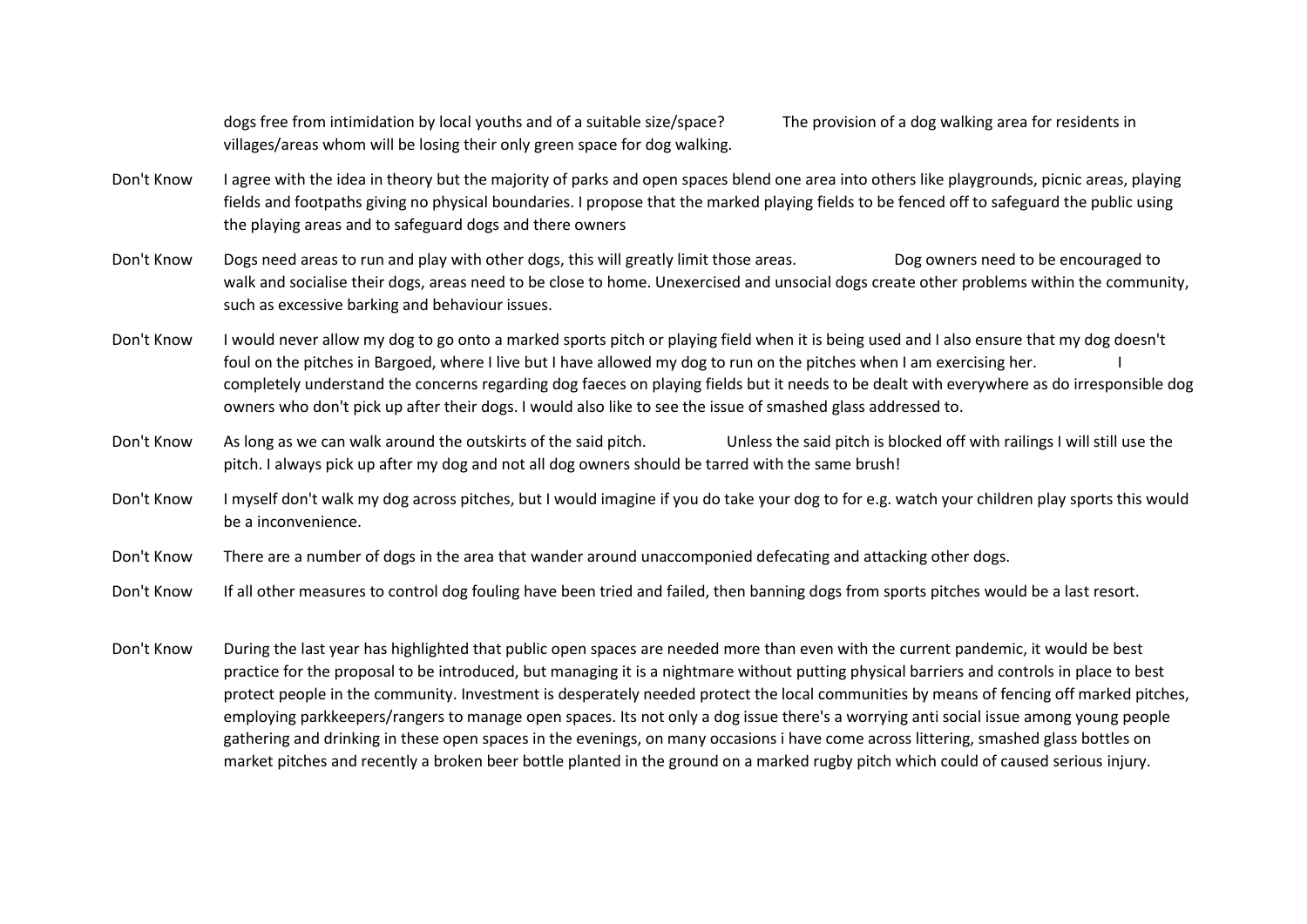| | |
|---|---|
| | dogs free from intimidation by local youths and of a suitable size/space? The provision of a dog walking area for residents in villages/areas whom will be losing their only green space for dog walking. |
| Don't Know | I agree with the idea in theory but the majority of parks and open spaces blend one area into others like playgrounds, picnic areas, playing fields and footpaths giving no physical boundaries. I propose that the marked playing fields to be fenced off to safeguard the public using the playing areas and to safeguard dogs and there owners |
| Don't Know | Dogs need areas to run and play with other dogs, this will greatly limit those areas. Dog owners need to be encouraged to walk and socialise their dogs, areas need to be close to home. Unexercised and unsocial dogs create other problems within the community, such as excessive barking and behaviour issues. |
| Don't Know | I would never allow my dog to go onto a marked sports pitch or playing field when it is being used and I also ensure that my dog doesn't foul on the pitches in Bargoed, where I live but I have allowed my dog to run on the pitches when I am exercising her. I completely understand the concerns regarding dog faeces on playing fields but it needs to be dealt with everywhere as do irresponsible dog owners who don't pick up after their dogs. I would also like to see the issue of smashed glass addressed to. |
| Don't Know | As long as we can walk around the outskirts of the said pitch. Unless the said pitch is blocked off with railings I will still use the pitch. I always pick up after my dog and not all dog owners should be tarred with the same brush! |
| Don't Know | I myself don't walk my dog across pitches, but I would imagine if you do take your dog to for e.g. watch your children play sports this would be a inconvenience. |
| Don't Know | There are a number of dogs in the area that wander around unaccomponied defecating and attacking other dogs. |
| Don't Know | If all other measures to control dog fouling have been tried and failed, then banning dogs from sports pitches would be a last resort. |
| Don't Know | During the last year has highlighted that public open spaces are needed more than even with the current pandemic, it would be best practice for the proposal to be introduced, but managing it is a nightmare without putting physical barriers and controls in place to best protect people in the community. Investment is desperately needed protect the local communities by means of fencing off marked pitches, employing parkkeepers/rangers to manage open spaces. Its not only a dog issue there's a worrying anti social issue among young people gathering and drinking in these open spaces in the evenings, on many occasions i have come across littering, smashed glass bottles on market pitches and recently a broken beer bottle planted in the ground on a marked rugby pitch which could of caused serious injury. |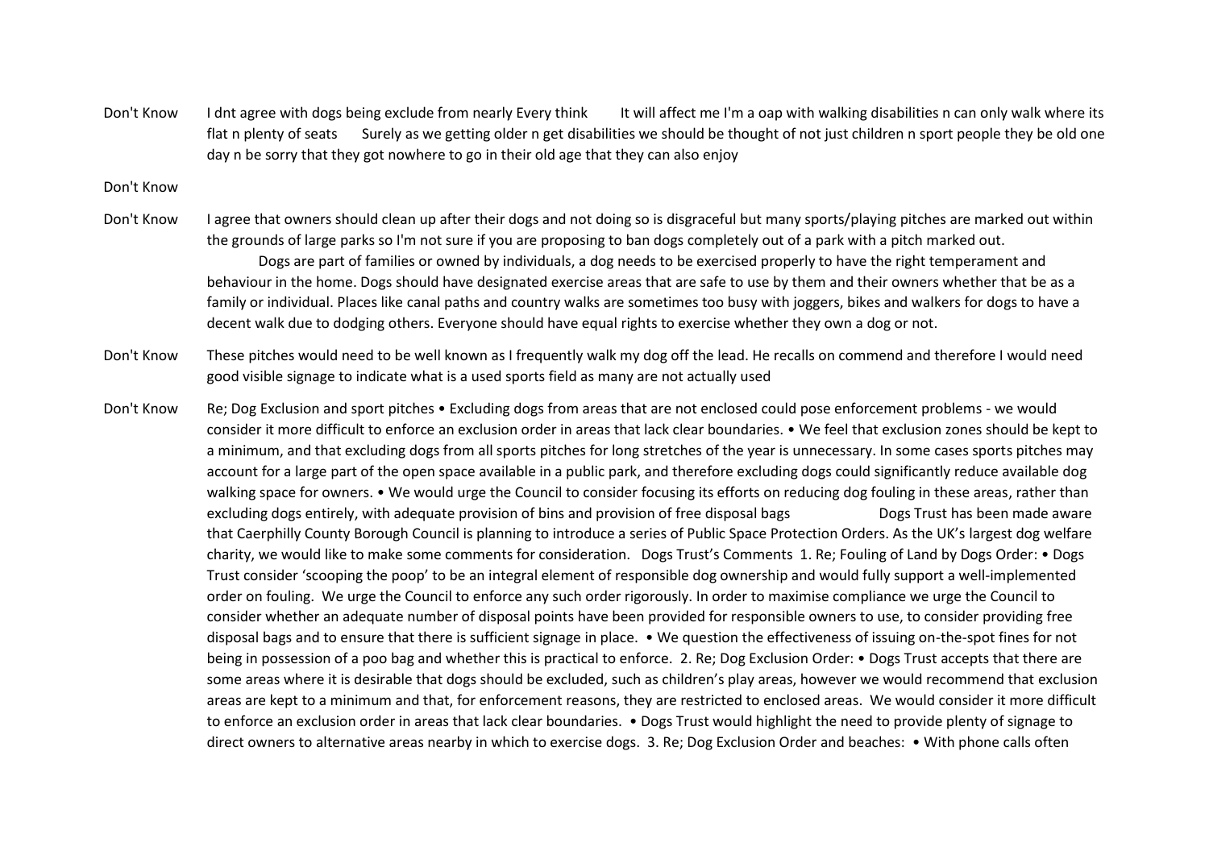| | |
|---|---|
| Don't Know | I dnt agree with dogs being exclude from nearly Every think It will affect me I'm a oap with walking disabilities n can only walk where its flat n plenty of seats Surely as we getting older n get disabilities we should be thought of not just children n sport people they be old one day n be sorry that they got nowhere to go in their old age that they can also enjoy |
| Don't Know | |
| Don't Know | I agree that owners should clean up after their dogs and not doing so is disgraceful but many sports/playing pitches are marked out within the grounds of large parks so I'm not sure if you are proposing to ban dogs completely out of a park with a pitch marked out. Dogs are part of families or owned by individuals, a dog needs to be exercised properly to have the right temperament and behaviour in the home. Dogs should have designated exercise areas that are safe to use by them and their owners whether that be as a family or individual. Places like canal paths and country walks are sometimes too busy with joggers, bikes and walkers for dogs to have a decent walk due to dodging others. Everyone should have equal rights to exercise whether they own a dog or not. |
| Don't Know | These pitches would need to be well known as I frequently walk my dog off the lead. He recalls on commend and therefore I would need good visible signage to indicate what is a used sports field as many are not actually used |
| Don't Know | Re; Dog Exclusion and sport pitches • Excluding dogs from areas that are not enclosed could pose enforcement problems - we would consider it more difficult to enforce an exclusion order in areas that lack clear boundaries. • We feel that exclusion zones should be kept to a minimum, and that excluding dogs from all sports pitches for long stretches of the year is unnecessary. In some cases sports pitches may account for a large part of the open space available in a public park, and therefore excluding dogs could significantly reduce available dog walking space for owners. • We would urge the Council to consider focusing its efforts on reducing dog fouling in these areas, rather than excluding dogs entirely, with adequate provision of bins and provision of free disposal bags Dogs Trust has been made aware that Caerphilly County Borough Council is planning to introduce a series of Public Space Protection Orders. As the UK's largest dog welfare charity, we would like to make some comments for consideration. Dogs Trust's Comments 1. Re; Fouling of Land by Dogs Order: • Dogs Trust consider 'scooping the poop' to be an integral element of responsible dog ownership and would fully support a well-implemented order on fouling. We urge the Council to enforce any such order rigorously. In order to maximise compliance we urge the Council to consider whether an adequate number of disposal points have been provided for responsible owners to use, to consider providing free disposal bags and to ensure that there is sufficient signage in place. • We question the effectiveness of issuing on-the-spot fines for not being in possession of a poo bag and whether this is practical to enforce. 2. Re; Dog Exclusion Order: • Dogs Trust accepts that there are some areas where it is desirable that dogs should be excluded, such as children's play areas, however we would recommend that exclusion areas are kept to a minimum and that, for enforcement reasons, they are restricted to enclosed areas. We would consider it more difficult to enforce an exclusion order in areas that lack clear boundaries. • Dogs Trust would highlight the need to provide plenty of signage to direct owners to alternative areas nearby in which to exercise dogs. 3. Re; Dog Exclusion Order and beaches: • With phone calls often |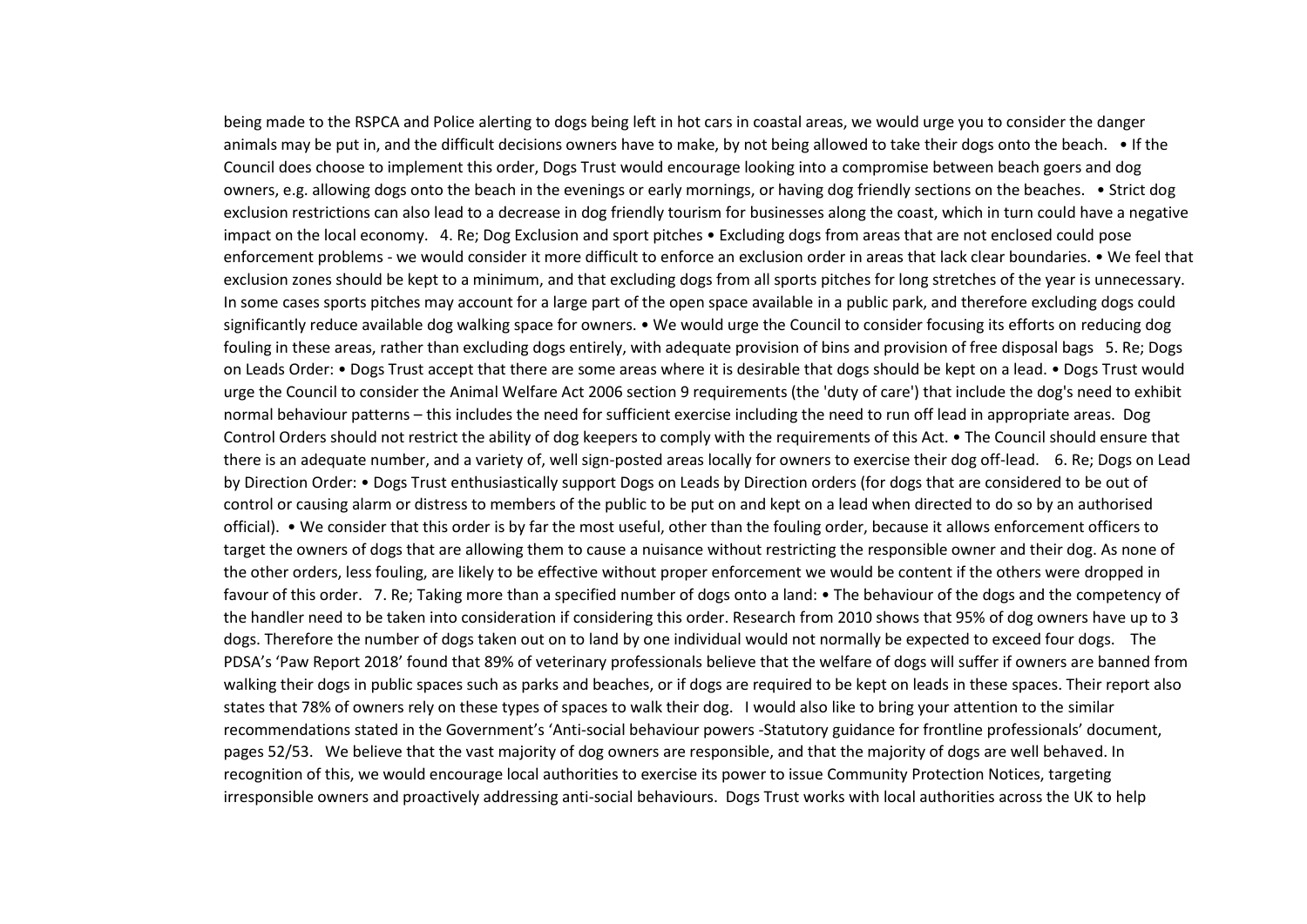being made to the RSPCA and Police alerting to dogs being left in hot cars in coastal areas, we would urge you to consider the danger animals may be put in, and the difficult decisions owners have to make, by not being allowed to take their dogs onto the beach. • If the Council does choose to implement this order, Dogs Trust would encourage looking into a compromise between beach goers and dog owners, e.g. allowing dogs onto the beach in the evenings or early mornings, or having dog friendly sections on the beaches. • Strict dog exclusion restrictions can also lead to a decrease in dog friendly tourism for businesses along the coast, which in turn could have a negative impact on the local economy. 4. Re; Dog Exclusion and sport pitches • Excluding dogs from areas that are not enclosed could pose enforcement problems - we would consider it more difficult to enforce an exclusion order in areas that lack clear boundaries. • We feel that exclusion zones should be kept to a minimum, and that excluding dogs from all sports pitches for long stretches of the year is unnecessary. In some cases sports pitches may account for a large part of the open space available in a public park, and therefore excluding dogs could significantly reduce available dog walking space for owners. • We would urge the Council to consider focusing its efforts on reducing dog fouling in these areas, rather than excluding dogs entirely, with adequate provision of bins and provision of free disposal bags 5. Re; Dogs on Leads Order: • Dogs Trust accept that there are some areas where it is desirable that dogs should be kept on a lead. • Dogs Trust would urge the Council to consider the Animal Welfare Act 2006 section 9 requirements (the 'duty of care') that include the dog's need to exhibit normal behaviour patterns – this includes the need for sufficient exercise including the need to run off lead in appropriate areas. Dog Control Orders should not restrict the ability of dog keepers to comply with the requirements of this Act. • The Council should ensure that there is an adequate number, and a variety of, well sign-posted areas locally for owners to exercise their dog off-lead. 6. Re; Dogs on Lead by Direction Order: • Dogs Trust enthusiastically support Dogs on Leads by Direction orders (for dogs that are considered to be out of control or causing alarm or distress to members of the public to be put on and kept on a lead when directed to do so by an authorised official). • We consider that this order is by far the most useful, other than the fouling order, because it allows enforcement officers to target the owners of dogs that are allowing them to cause a nuisance without restricting the responsible owner and their dog. As none of the other orders, less fouling, are likely to be effective without proper enforcement we would be content if the others were dropped in favour of this order. 7. Re; Taking more than a specified number of dogs onto a land: • The behaviour of the dogs and the competency of the handler need to be taken into consideration if considering this order. Research from 2010 shows that 95% of dog owners have up to 3 dogs. Therefore the number of dogs taken out on to land by one individual would not normally be expected to exceed four dogs. The PDSA's 'Paw Report 2018' found that 89% of veterinary professionals believe that the welfare of dogs will suffer if owners are banned from walking their dogs in public spaces such as parks and beaches, or if dogs are required to be kept on leads in these spaces. Their report also states that 78% of owners rely on these types of spaces to walk their dog. I would also like to bring your attention to the similar recommendations stated in the Government's 'Anti-social behaviour powers -Statutory guidance for frontline professionals' document, pages 52/53. We believe that the vast majority of dog owners are responsible, and that the majority of dogs are well behaved. In recognition of this, we would encourage local authorities to exercise its power to issue Community Protection Notices, targeting irresponsible owners and proactively addressing anti-social behaviours. Dogs Trust works with local authorities across the UK to help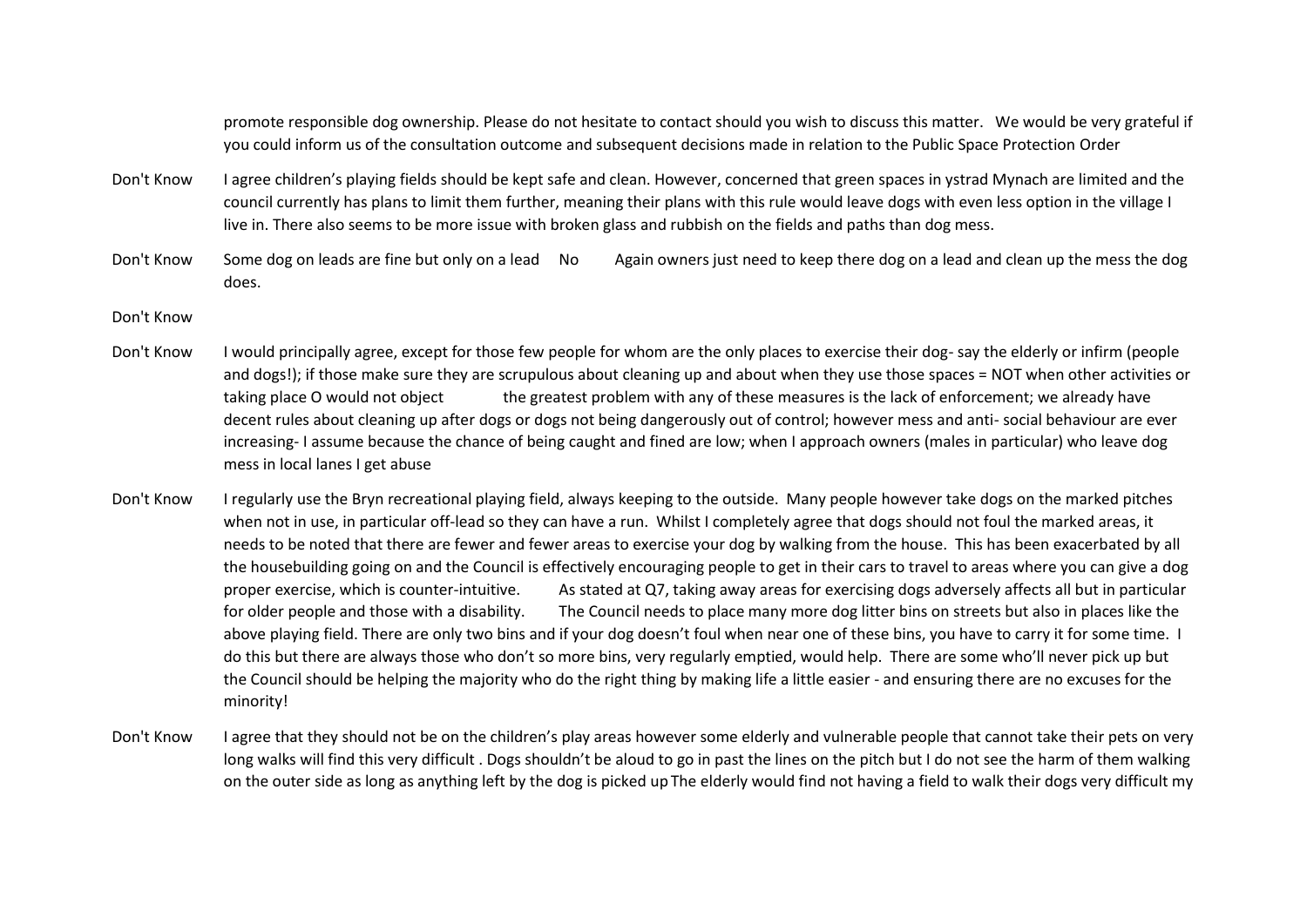| | |
|---|---|
| | promote responsible dog ownership. Please do not hesitate to contact should you wish to discuss this matter. We would be very grateful if you could inform us of the consultation outcome and subsequent decisions made in relation to the Public Space Protection Order |
| Don't Know | I agree children's playing fields should be kept safe and clean. However, concerned that green spaces in ystrad Mynach are limited and the council currently has plans to limit them further, meaning their plans with this rule would leave dogs with even less option in the village I live in. There also seems to be more issue with broken glass and rubbish on the fields and paths than dog mess. |
| Don't Know | Some dog on leads are fine but only on a lead No Again owners just need to keep there dog on a lead and clean up the mess the dog does. |
| Don't Know | |
| Don't Know | I would principally agree, except for those few people for whom are the only places to exercise their dog- say the elderly or infirm (people and dogs!); if those make sure they are scrupulous about cleaning up and about when they use those spaces = NOT when other activities or taking place O would not object the greatest problem with any of these measures is the lack of enforcement; we already have decent rules about cleaning up after dogs or dogs not being dangerously out of control; however mess and anti- social behaviour are ever increasing- I assume because the chance of being caught and fined are low; when I approach owners (males in particular) who leave dog mess in local lanes I get abuse |
| Don't Know | I regularly use the Bryn recreational playing field, always keeping to the outside. Many people however take dogs on the marked pitches when not in use, in particular off-lead so they can have a run. Whilst I completely agree that dogs should not foul the marked areas, it needs to be noted that there are fewer and fewer areas to exercise your dog by walking from the house. This has been exacerbated by all the housebuilding going on and the Council is effectively encouraging people to get in their cars to travel to areas where you can give a dog proper exercise, which is counter-intuitive. As stated at Q7, taking away areas for exercising dogs adversely affects all but in particular for older people and those with a disability. The Council needs to place many more dog litter bins on streets but also in places like the above playing field. There are only two bins and if your dog doesn't foul when near one of these bins, you have to carry it for some time. I do this but there are always those who don't so more bins, very regularly emptied, would help. There are some who'll never pick up but the Council should be helping the majority who do the right thing by making life a little easier - and ensuring there are no excuses for the minority! |
| Don't Know | I agree that they should not be on the children's play areas however some elderly and vulnerable people that cannot take their pets on very long walks will find this very difficult . Dogs shouldn't be aloud to go in past the lines on the pitch but I do not see the harm of them walking on the outer side as long as anything left by the dog is picked up The elderly would find not having a field to walk their dogs very difficult my |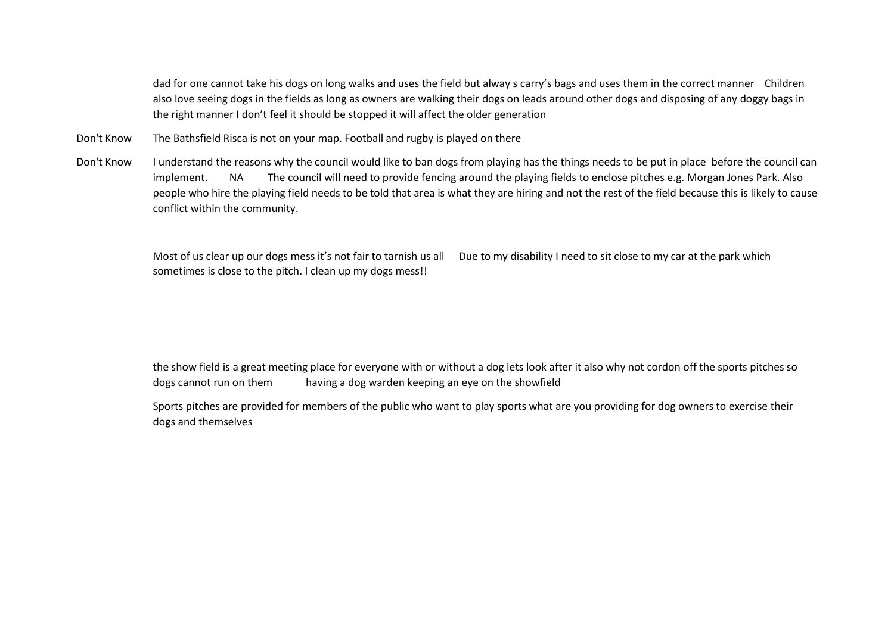| | |
|---|---|
| | dad for one cannot take his dogs on long walks and uses the field but alway s carry's bags and uses them in the correct manner    Children also love seeing dogs in the fields as long as owners are walking their dogs on leads around other dogs and disposing of any doggy bags in the right manner I don't feel it should be stopped it will affect the older generation |
| Don't Know | The Bathsfield Risca is not on your map. Football and rugby is played on there |
| Don't Know | I understand the reasons why the council would like to ban dogs from playing has the things needs to be put in place  before the council can implement.    NA    The council will need to provide fencing around the playing fields to enclose pitches e.g. Morgan Jones Park. Also people who hire the playing field needs to be told that area is what they are hiring and not the rest of the field because this is likely to cause conflict within the community. |
| | Most of us clear up our dogs mess it's not fair to tarnish us all    Due to my disability I need to sit close to my car at the park which sometimes is close to the pitch. I clean up my dogs mess!! |
| | the show field is a great meeting place for everyone with or without a dog lets look after it also why not cordon off the sports pitches so dogs cannot run on them    having a dog warden keeping an eye on the showfield |
| | Sports pitches are provided for members of the public who want to play sports what are you providing for dog owners to exercise their dogs and themselves |